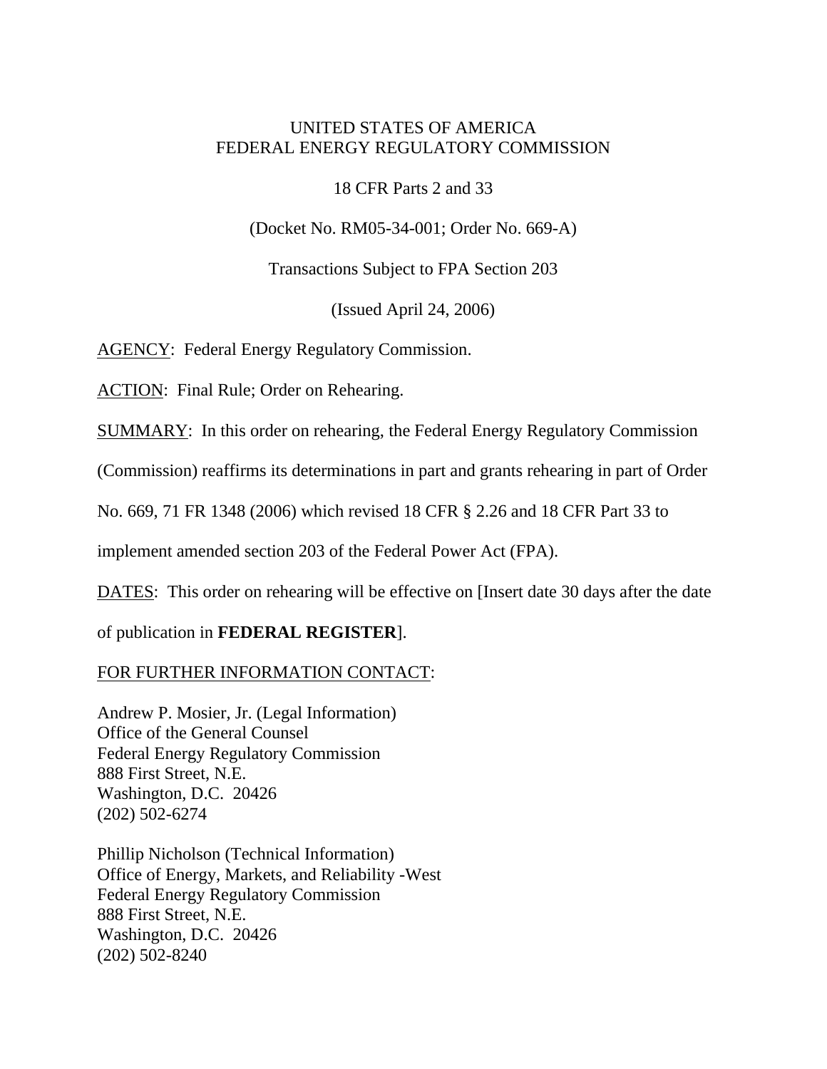UNITED STATES OF AMERICA
FEDERAL ENERGY REGULATORY COMMISSION

18 CFR Parts 2 and 33

(Docket No. RM05-34-001; Order No. 669-A)

Transactions Subject to FPA Section 203

(Issued April 24, 2006)

AGENCY: Federal Energy Regulatory Commission.

ACTION: Final Rule; Order on Rehearing.

SUMMARY: In this order on rehearing, the Federal Energy Regulatory Commission (Commission) reaffirms its determinations in part and grants rehearing in part of Order No. 669, 71 FR 1348 (2006) which revised 18 CFR § 2.26 and 18 CFR Part 33 to implement amended section 203 of the Federal Power Act (FPA).

DATES: This order on rehearing will be effective on [Insert date 30 days after the date of publication in **FEDERAL REGISTER**].

FOR FURTHER INFORMATION CONTACT:

Andrew P. Mosier, Jr. (Legal Information)
Office of the General Counsel
Federal Energy Regulatory Commission
888 First Street, N.E.
Washington, D.C. 20426
(202) 502-6274

Phillip Nicholson (Technical Information)
Office of Energy, Markets, and Reliability -West
Federal Energy Regulatory Commission
888 First Street, N.E.
Washington, D.C. 20426
(202) 502-8240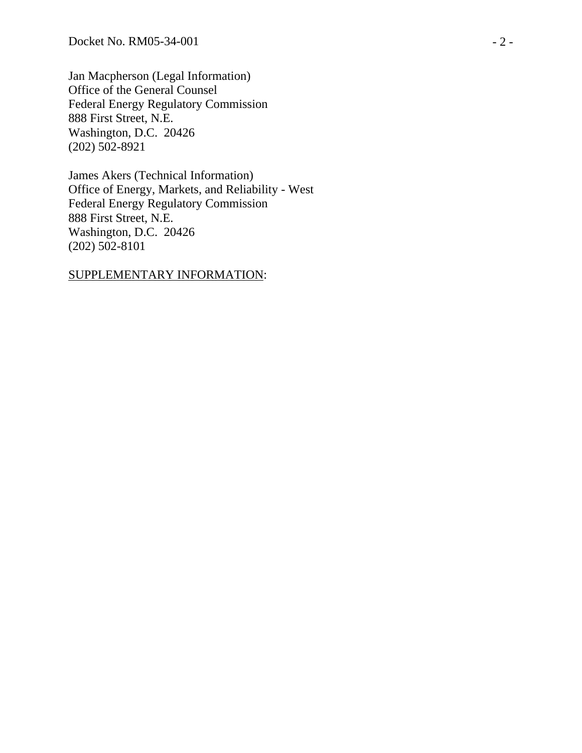Jan Macpherson (Legal Information)
Office of the General Counsel
Federal Energy Regulatory Commission
888 First Street, N.E.
Washington, D.C. 20426
(202) 502-8921

James Akers (Technical Information)
Office of Energy, Markets, and Reliability - West
Federal Energy Regulatory Commission
888 First Street, N.E.
Washington, D.C. 20426
(202) 502-8101

SUPPLEMENTARY INFORMATION: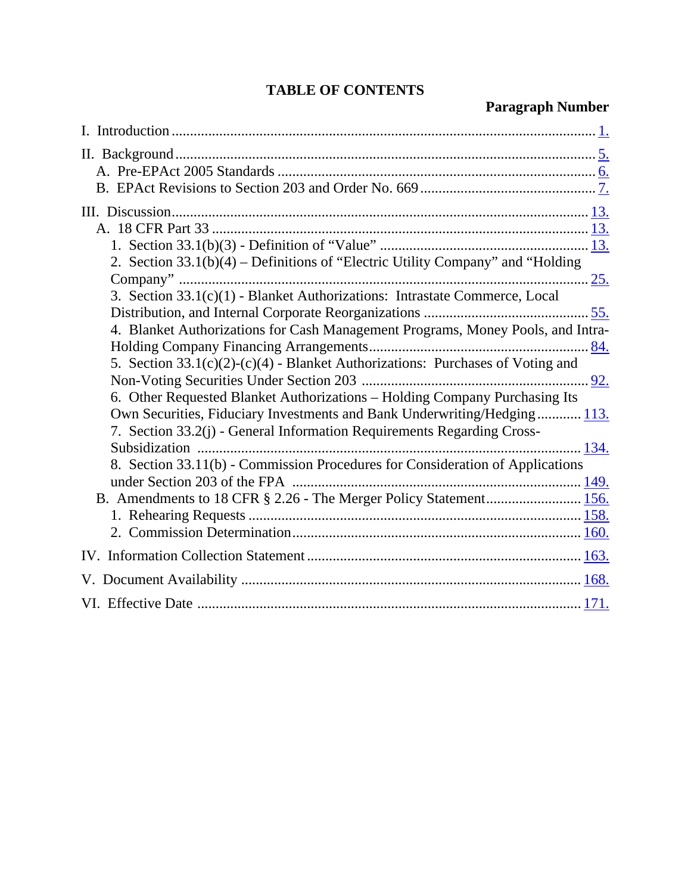**TABLE OF CONTENTS**

**Paragraph Number**

I. Introduction .......... 1.

II. Background .......... 5.
- A. Pre-EPAct 2005 Standards .......... 6.
- B. EPAct Revisions to Section 203 and Order No. 669 .......... 7.

III. Discussion .......... 13.
- A. 18 CFR Part 33 .......... 13.
  - 1. Section 33.1(b)(3) - Definition of "Value" .......... 13.
  - 2. Section 33.1(b)(4) – Definitions of "Electric Utility Company" and "Holding Company" .......... 25.
  - 3. Section 33.1(c)(1) - Blanket Authorizations: Intrastate Commerce, Local Distribution, and Internal Corporate Reorganizations .......... 55.
  - 4. Blanket Authorizations for Cash Management Programs, Money Pools, and Intra-Holding Company Financing Arrangements .......... 84.
  - 5. Section 33.1(c)(2)-(c)(4) - Blanket Authorizations: Purchases of Voting and Non-Voting Securities Under Section 203 .......... 92.
  - 6. Other Requested Blanket Authorizations – Holding Company Purchasing Its Own Securities, Fiduciary Investments and Bank Underwriting/Hedging .......... 113.
  - 7. Section 33.2(j) - General Information Requirements Regarding Cross-Subsidization .......... 134.
  - 8. Section 33.11(b) - Commission Procedures for Consideration of Applications under Section 203 of the FPA .......... 149.
- B. Amendments to 18 CFR § 2.26 - The Merger Policy Statement .......... 156.
  - 1. Rehearing Requests .......... 158.
  - 2. Commission Determination .......... 160.

IV. Information Collection Statement .......... 163.

V. Document Availability .......... 168.

VI. Effective Date .......... 171.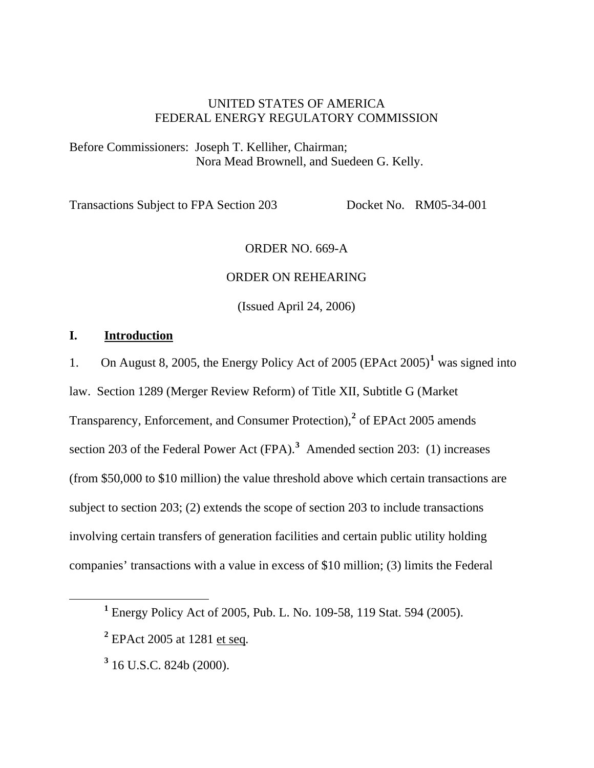UNITED STATES OF AMERICA
FEDERAL ENERGY REGULATORY COMMISSION

Before Commissioners: Joseph T. Kelliher, Chairman;
Nora Mead Brownell, and Suedeen G. Kelly.

Transactions Subject to FPA Section 203 Docket No. RM05-34-001

ORDER NO. 669-A

ORDER ON REHEARING

(Issued April 24, 2006)

## I. Introduction

1. On August 8, 2005, the Energy Policy Act of 2005 (EPAct 2005)[1] was signed into law. Section 1289 (Merger Review Reform) of Title XII, Subtitle G (Market Transparency, Enforcement, and Consumer Protection),[2] of EPAct 2005 amends section 203 of the Federal Power Act (FPA).[3] Amended section 203: (1) increases (from $50,000 to $10 million) the value threshold above which certain transactions are subject to section 203; (2) extends the scope of section 203 to include transactions involving certain transfers of generation facilities and certain public utility holding companies' transactions with a value in excess of $10 million; (3) limits the Federal

---

[1] Energy Policy Act of 2005, Pub. L. No. 109-58, 119 Stat. 594 (2005).

[2] EPAct 2005 at 1281 et seq.

[3] 16 U.S.C. 824b (2000).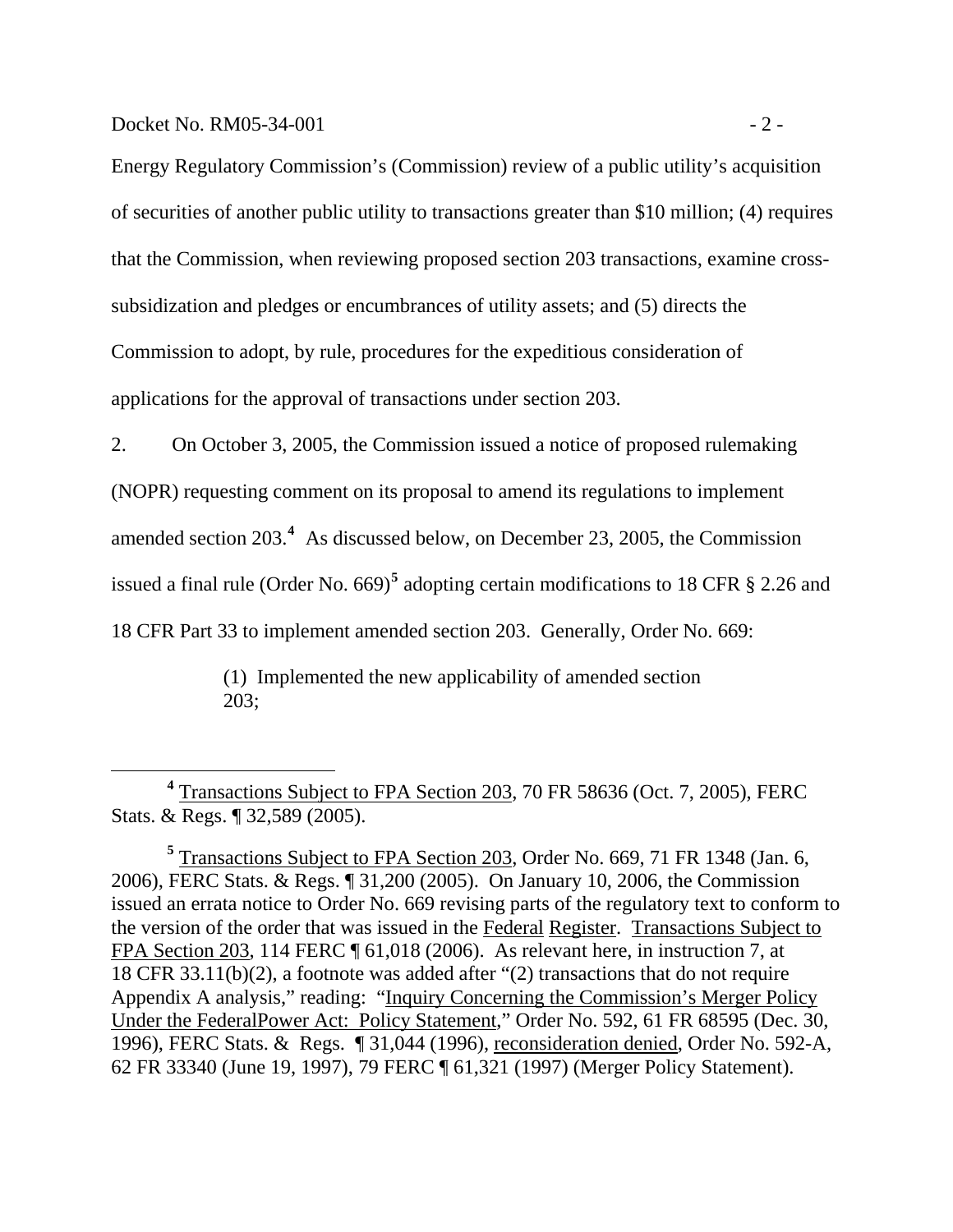Energy Regulatory Commission's (Commission) review of a public utility's acquisition of securities of another public utility to transactions greater than $10 million; (4) requires that the Commission, when reviewing proposed section 203 transactions, examine cross-subsidization and pledges or encumbrances of utility assets; and (5) directs the Commission to adopt, by rule, procedures for the expeditious consideration of applications for the approval of transactions under section 203.

2. On October 3, 2005, the Commission issued a notice of proposed rulemaking (NOPR) requesting comment on its proposal to amend its regulations to implement amended section 203.[4] As discussed below, on December 23, 2005, the Commission issued a final rule (Order No. 669)[5] adopting certain modifications to 18 CFR § 2.26 and 18 CFR Part 33 to implement amended section 203. Generally, Order No. 669:

> (1) Implemented the new applicability of amended section 203;

---

[4] Transactions Subject to FPA Section 203, 70 FR 58636 (Oct. 7, 2005), FERC Stats. & Regs. ¶ 32,589 (2005).

[5] Transactions Subject to FPA Section 203, Order No. 669, 71 FR 1348 (Jan. 6, 2006), FERC Stats. & Regs. ¶ 31,200 (2005). On January 10, 2006, the Commission issued an errata notice to Order No. 669 revising parts of the regulatory text to conform to the version of the order that was issued in the Federal Register. Transactions Subject to FPA Section 203, 114 FERC ¶ 61,018 (2006). As relevant here, in instruction 7, at 18 CFR 33.11(b)(2), a footnote was added after "(2) transactions that do not require Appendix A analysis," reading: "Inquiry Concerning the Commission's Merger Policy Under the FederalPower Act: Policy Statement," Order No. 592, 61 FR 68595 (Dec. 30, 1996), FERC Stats. & Regs. ¶ 31,044 (1996), reconsideration denied, Order No. 592-A, 62 FR 33340 (June 19, 1997), 79 FERC ¶ 61,321 (1997) (Merger Policy Statement).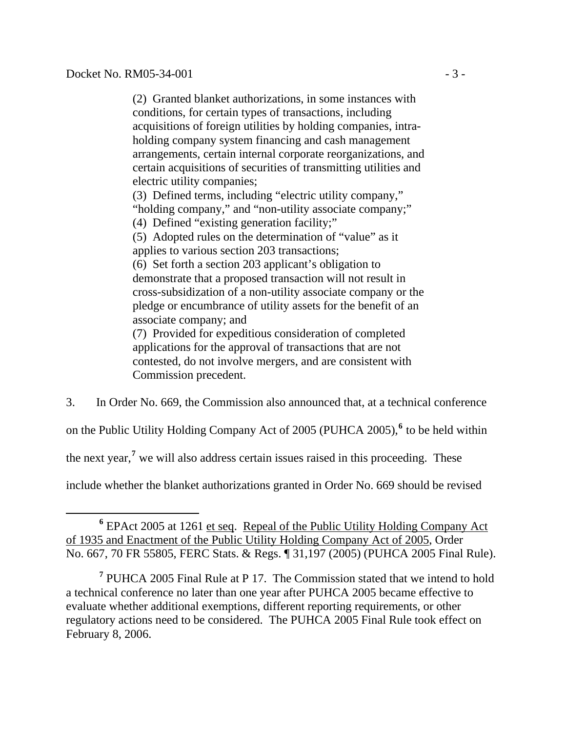(2) Granted blanket authorizations, in some instances with conditions, for certain types of transactions, including acquisitions of foreign utilities by holding companies, intra-holding company system financing and cash management arrangements, certain internal corporate reorganizations, and certain acquisitions of securities of transmitting utilities and electric utility companies;

(3) Defined terms, including "electric utility company," "holding company," and "non-utility associate company;"

(4) Defined "existing generation facility;"

(5) Adopted rules on the determination of "value" as it applies to various section 203 transactions;

(6) Set forth a section 203 applicant's obligation to demonstrate that a proposed transaction will not result in cross-subsidization of a non-utility associate company or the pledge or encumbrance of utility assets for the benefit of an associate company; and

(7) Provided for expeditious consideration of completed applications for the approval of transactions that are not contested, do not involve mergers, and are consistent with Commission precedent.

3. In Order No. 669, the Commission also announced that, at a technical conference on the Public Utility Holding Company Act of 2005 (PUHCA 2005),[6] to be held within the next year,[7] we will also address certain issues raised in this proceeding. These include whether the blanket authorizations granted in Order No. 669 should be revised

---

[6] EPAct 2005 at 1261 et seq. Repeal of the Public Utility Holding Company Act of 1935 and Enactment of the Public Utility Holding Company Act of 2005, Order No. 667, 70 FR 55805, FERC Stats. & Regs. ¶ 31,197 (2005) (PUHCA 2005 Final Rule).

[7] PUHCA 2005 Final Rule at P 17. The Commission stated that we intend to hold a technical conference no later than one year after PUHCA 2005 became effective to evaluate whether additional exemptions, different reporting requirements, or other regulatory actions need to be considered. The PUHCA 2005 Final Rule took effect on February 8, 2006.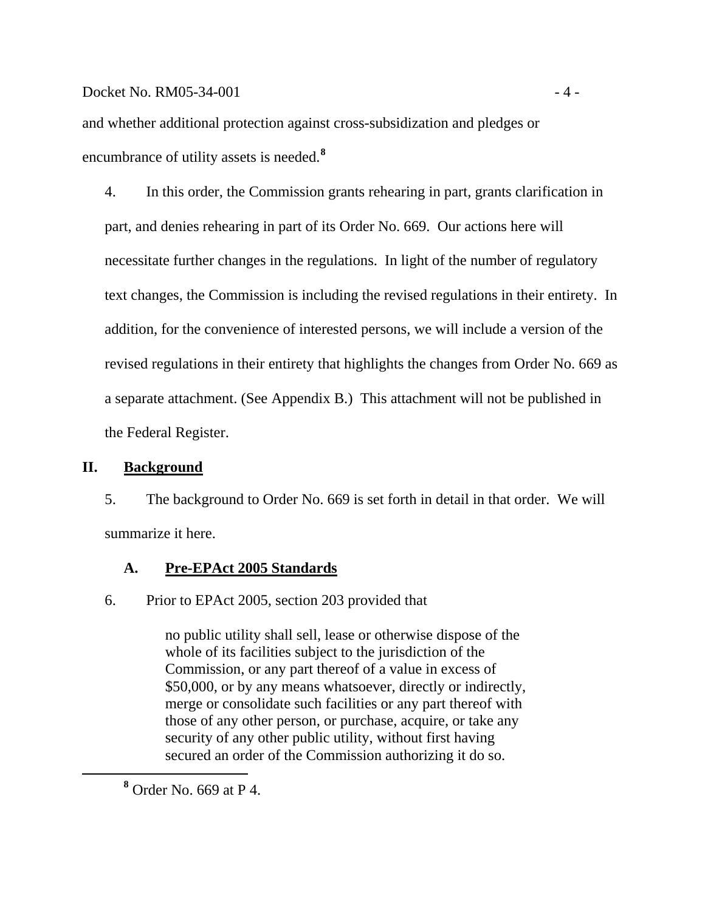and whether additional protection against cross-subsidization and pledges or encumbrance of utility assets is needed.[8]

4. In this order, the Commission grants rehearing in part, grants clarification in part, and denies rehearing in part of its Order No. 669. Our actions here will necessitate further changes in the regulations. In light of the number of regulatory text changes, the Commission is including the revised regulations in their entirety. In addition, for the convenience of interested persons, we will include a version of the revised regulations in their entirety that highlights the changes from Order No. 669 as a separate attachment. (See Appendix B.) This attachment will not be published in the Federal Register.

## II. Background

5. The background to Order No. 669 is set forth in detail in that order. We will summarize it here.

### A. Pre-EPAct 2005 Standards

6. Prior to EPAct 2005, section 203 provided that

> no public utility shall sell, lease or otherwise dispose of the whole of its facilities subject to the jurisdiction of the Commission, or any part thereof of a value in excess of $50,000, or by any means whatsoever, directly or indirectly, merge or consolidate such facilities or any part thereof with those of any other person, or purchase, acquire, or take any security of any other public utility, without first having secured an order of the Commission authorizing it do so.

[8] Order No. 669 at P 4.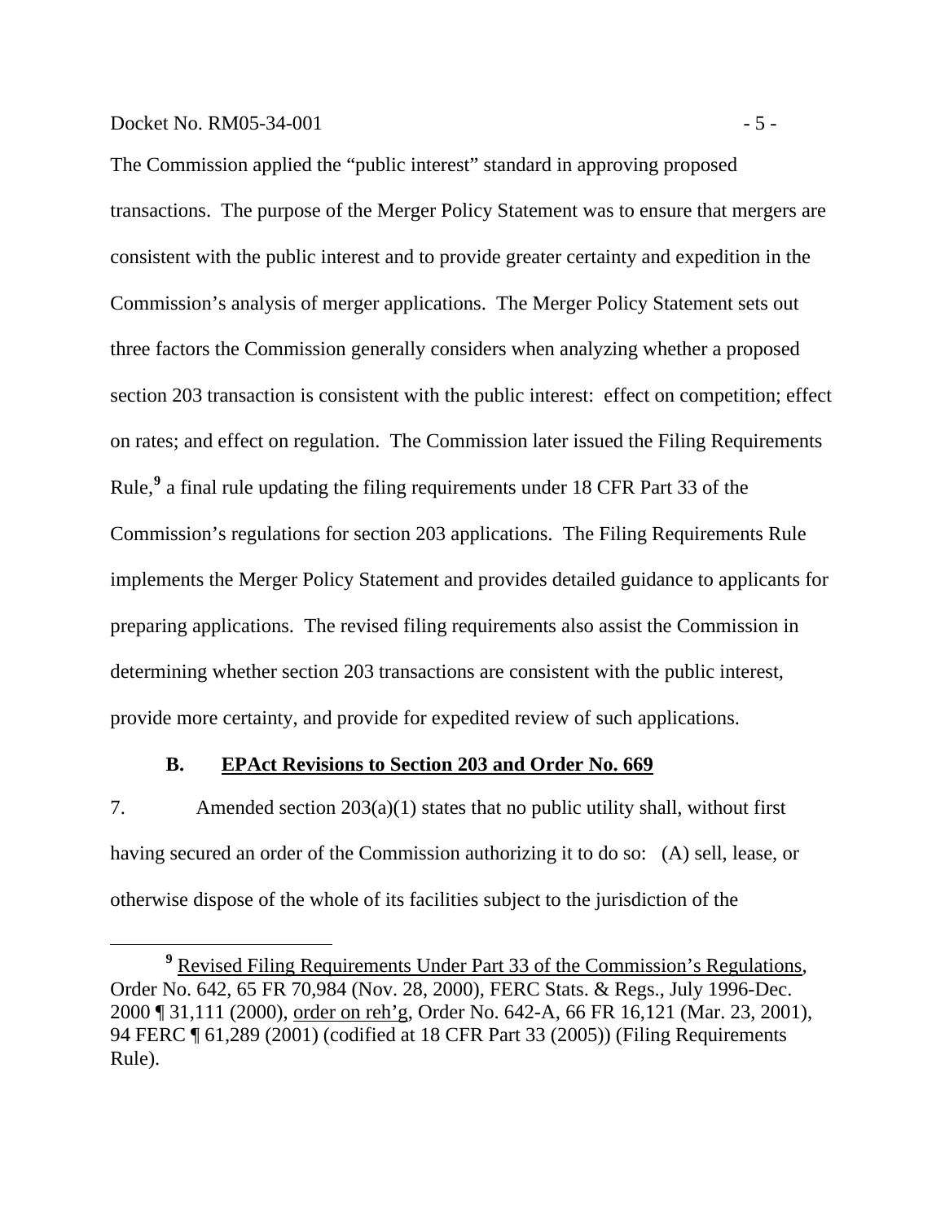The Commission applied the "public interest" standard in approving proposed transactions. The purpose of the Merger Policy Statement was to ensure that mergers are consistent with the public interest and to provide greater certainty and expedition in the Commission's analysis of merger applications. The Merger Policy Statement sets out three factors the Commission generally considers when analyzing whether a proposed section 203 transaction is consistent with the public interest: effect on competition; effect on rates; and effect on regulation. The Commission later issued the Filing Requirements Rule,[9] a final rule updating the filing requirements under 18 CFR Part 33 of the Commission's regulations for section 203 applications. The Filing Requirements Rule implements the Merger Policy Statement and provides detailed guidance to applicants for preparing applications. The revised filing requirements also assist the Commission in determining whether section 203 transactions are consistent with the public interest, provide more certainty, and provide for expedited review of such applications.

### B. EPAct Revisions to Section 203 and Order No. 669

7. Amended section 203(a)(1) states that no public utility shall, without first having secured an order of the Commission authorizing it to do so: (A) sell, lease, or otherwise dispose of the whole of its facilities subject to the jurisdiction of the

---

[9] Revised Filing Requirements Under Part 33 of the Commission's Regulations, Order No. 642, 65 FR 70,984 (Nov. 28, 2000), FERC Stats. & Regs., July 1996-Dec. 2000 ¶ 31,111 (2000), order on reh'g, Order No. 642-A, 66 FR 16,121 (Mar. 23, 2001), 94 FERC ¶ 61,289 (2001) (codified at 18 CFR Part 33 (2005)) (Filing Requirements Rule).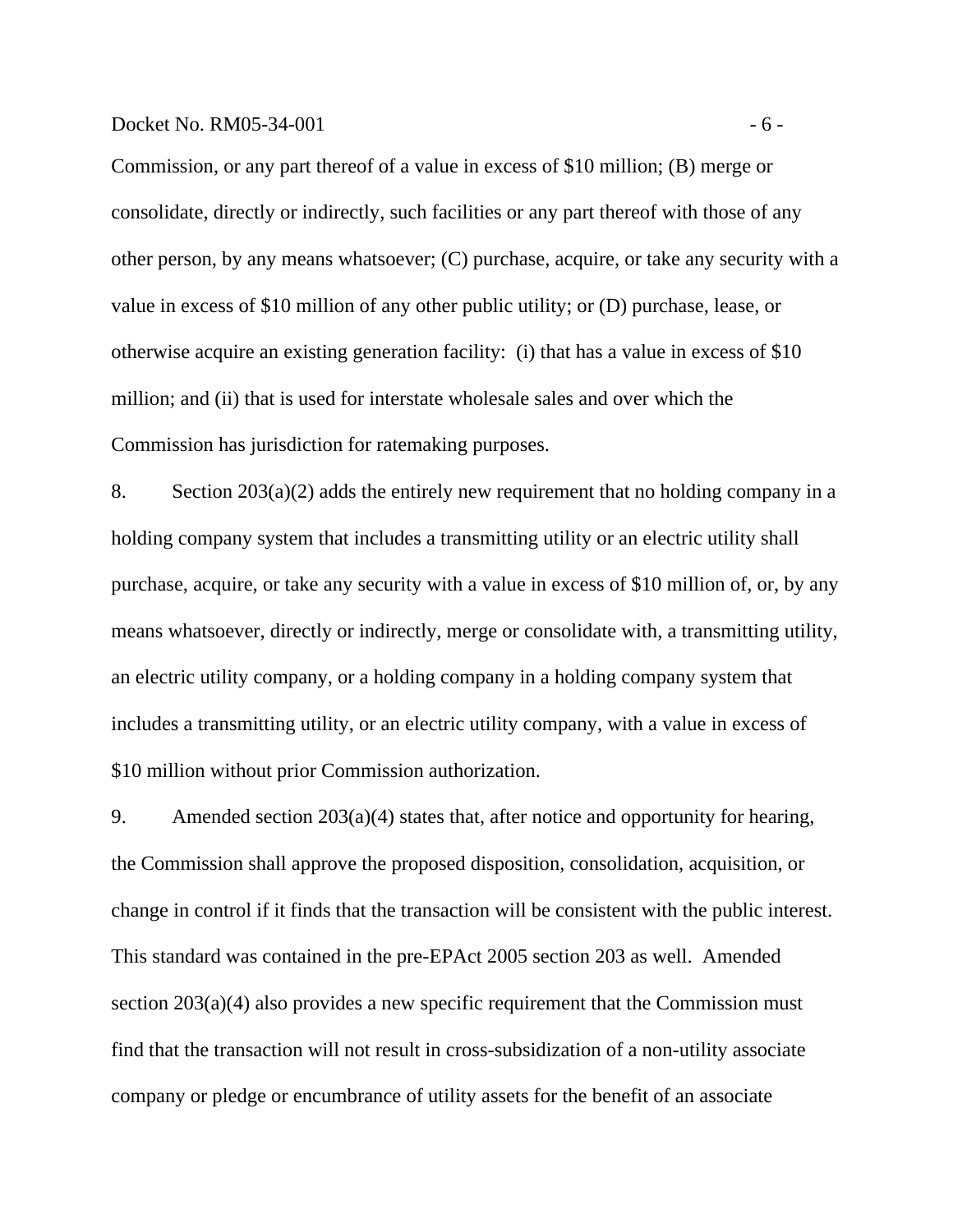Commission, or any part thereof of a value in excess of $10 million; (B) merge or consolidate, directly or indirectly, such facilities or any part thereof with those of any other person, by any means whatsoever; (C) purchase, acquire, or take any security with a value in excess of $10 million of any other public utility; or (D) purchase, lease, or otherwise acquire an existing generation facility: (i) that has a value in excess of $10 million; and (ii) that is used for interstate wholesale sales and over which the Commission has jurisdiction for ratemaking purposes.

8. Section 203(a)(2) adds the entirely new requirement that no holding company in a holding company system that includes a transmitting utility or an electric utility shall purchase, acquire, or take any security with a value in excess of $10 million of, or, by any means whatsoever, directly or indirectly, merge or consolidate with, a transmitting utility, an electric utility company, or a holding company in a holding company system that includes a transmitting utility, or an electric utility company, with a value in excess of $10 million without prior Commission authorization.

9. Amended section 203(a)(4) states that, after notice and opportunity for hearing, the Commission shall approve the proposed disposition, consolidation, acquisition, or change in control if it finds that the transaction will be consistent with the public interest. This standard was contained in the pre-EPAct 2005 section 203 as well. Amended section 203(a)(4) also provides a new specific requirement that the Commission must find that the transaction will not result in cross-subsidization of a non-utility associate company or pledge or encumbrance of utility assets for the benefit of an associate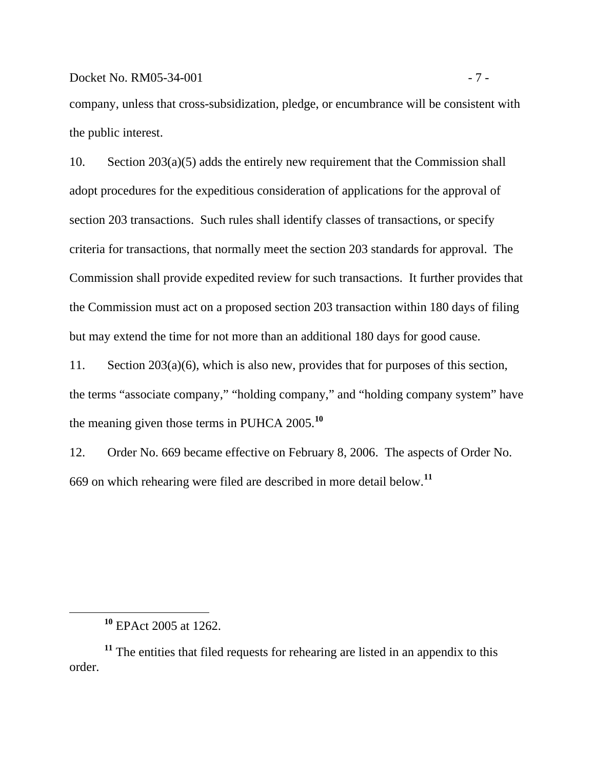company, unless that cross-subsidization, pledge, or encumbrance will be consistent with the public interest.

10. Section 203(a)(5) adds the entirely new requirement that the Commission shall adopt procedures for the expeditious consideration of applications for the approval of section 203 transactions. Such rules shall identify classes of transactions, or specify criteria for transactions, that normally meet the section 203 standards for approval. The Commission shall provide expedited review for such transactions. It further provides that the Commission must act on a proposed section 203 transaction within 180 days of filing but may extend the time for not more than an additional 180 days for good cause.

11. Section 203(a)(6), which is also new, provides that for purposes of this section, the terms "associate company," "holding company," and "holding company system" have the meaning given those terms in PUHCA 2005.[10]

12. Order No. 669 became effective on February 8, 2006. The aspects of Order No. 669 on which rehearing were filed are described in more detail below.[11]

---

[10] EPAct 2005 at 1262.

[11] The entities that filed requests for rehearing are listed in an appendix to this order.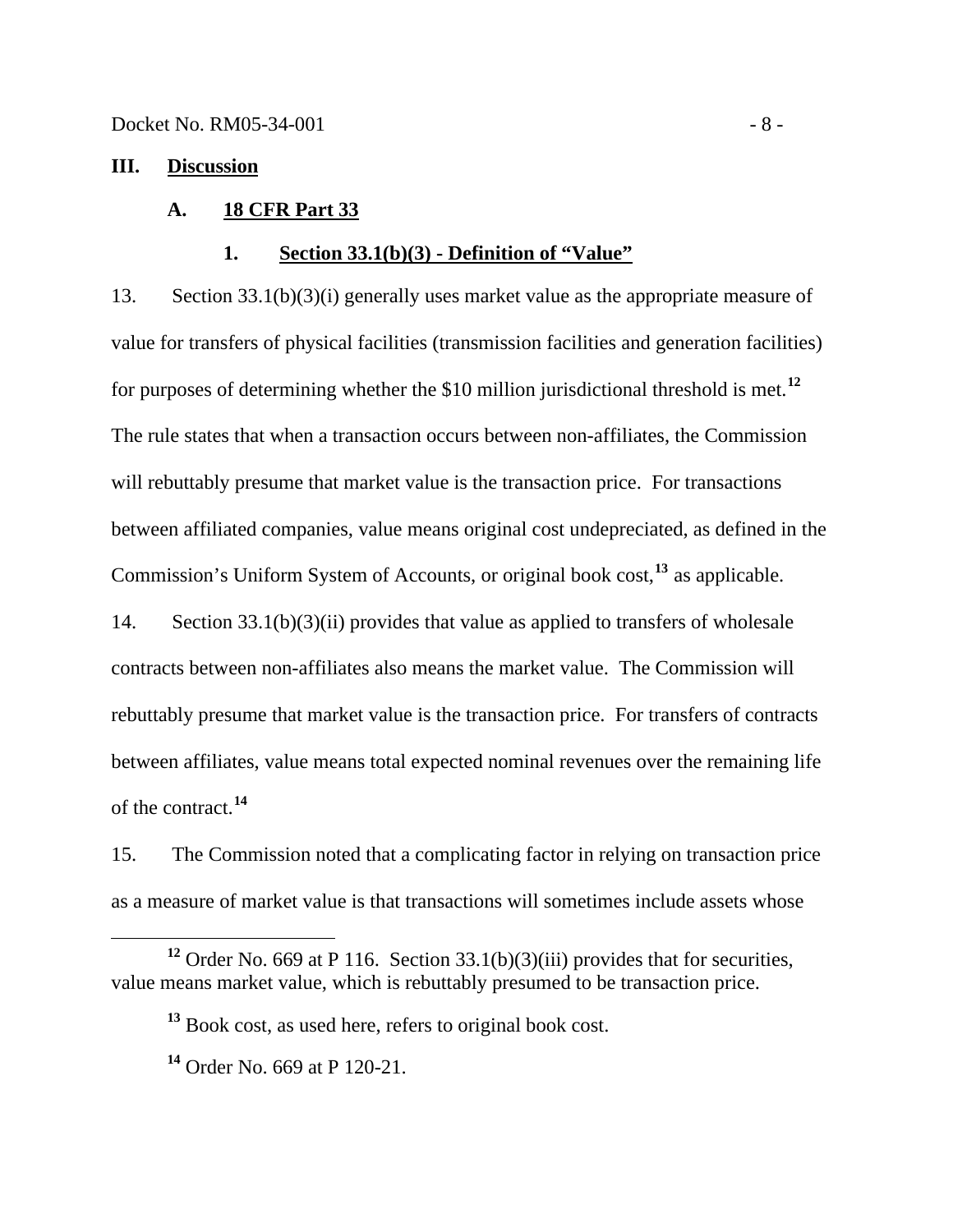## III. Discussion

### A. 18 CFR Part 33

#### 1. Section 33.1(b)(3) - Definition of "Value"

13. Section 33.1(b)(3)(i) generally uses market value as the appropriate measure of value for transfers of physical facilities (transmission facilities and generation facilities) for purposes of determining whether the $10 million jurisdictional threshold is met.[12] The rule states that when a transaction occurs between non-affiliates, the Commission will rebuttably presume that market value is the transaction price. For transactions between affiliated companies, value means original cost undepreciated, as defined in the Commission's Uniform System of Accounts, or original book cost,[13] as applicable.

14. Section 33.1(b)(3)(ii) provides that value as applied to transfers of wholesale contracts between non-affiliates also means the market value. The Commission will rebuttably presume that market value is the transaction price. For transfers of contracts between affiliates, value means total expected nominal revenues over the remaining life of the contract.[14]

15. The Commission noted that a complicating factor in relying on transaction price as a measure of market value is that transactions will sometimes include assets whose

---

[12] Order No. 669 at P 116. Section 33.1(b)(3)(iii) provides that for securities, value means market value, which is rebuttably presumed to be transaction price.

[13] Book cost, as used here, refers to original book cost.

[14] Order No. 669 at P 120-21.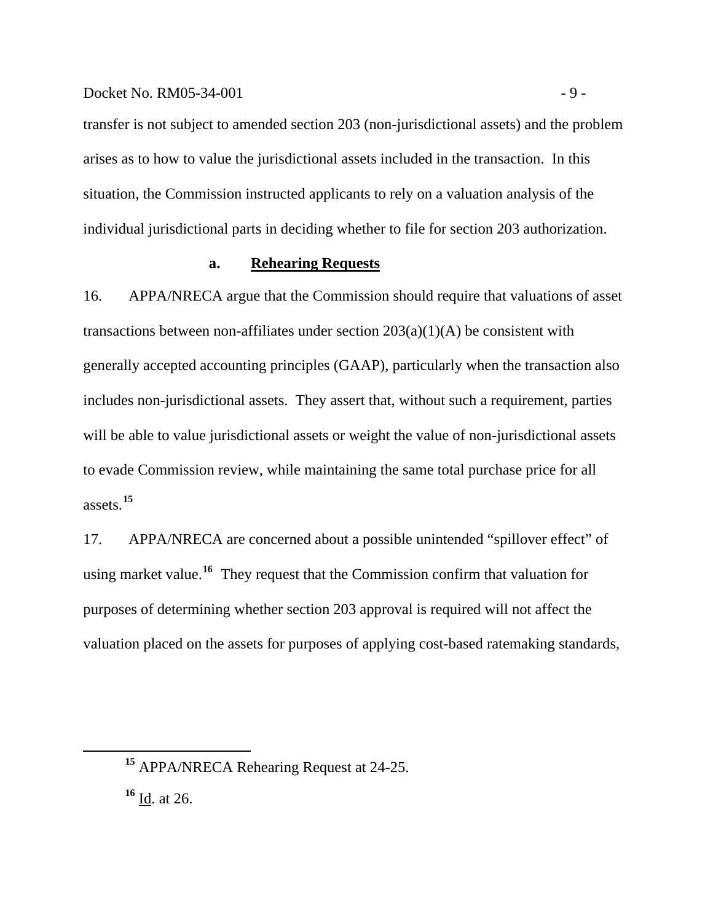transfer is not subject to amended section 203 (non-jurisdictional assets) and the problem arises as to how to value the jurisdictional assets included in the transaction. In this situation, the Commission instructed applicants to rely on a valuation analysis of the individual jurisdictional parts in deciding whether to file for section 203 authorization.

### a. Rehearing Requests

16. APPA/NRECA argue that the Commission should require that valuations of asset transactions between non-affiliates under section 203(a)(1)(A) be consistent with generally accepted accounting principles (GAAP), particularly when the transaction also includes non-jurisdictional assets. They assert that, without such a requirement, parties will be able to value jurisdictional assets or weight the value of non-jurisdictional assets to evade Commission review, while maintaining the same total purchase price for all assets.[15]

17. APPA/NRECA are concerned about a possible unintended "spillover effect" of using market value.[16] They request that the Commission confirm that valuation for purposes of determining whether section 203 approval is required will not affect the valuation placed on the assets for purposes of applying cost-based ratemaking standards,

---

[15] APPA/NRECA Rehearing Request at 24-25.

[16] Id. at 26.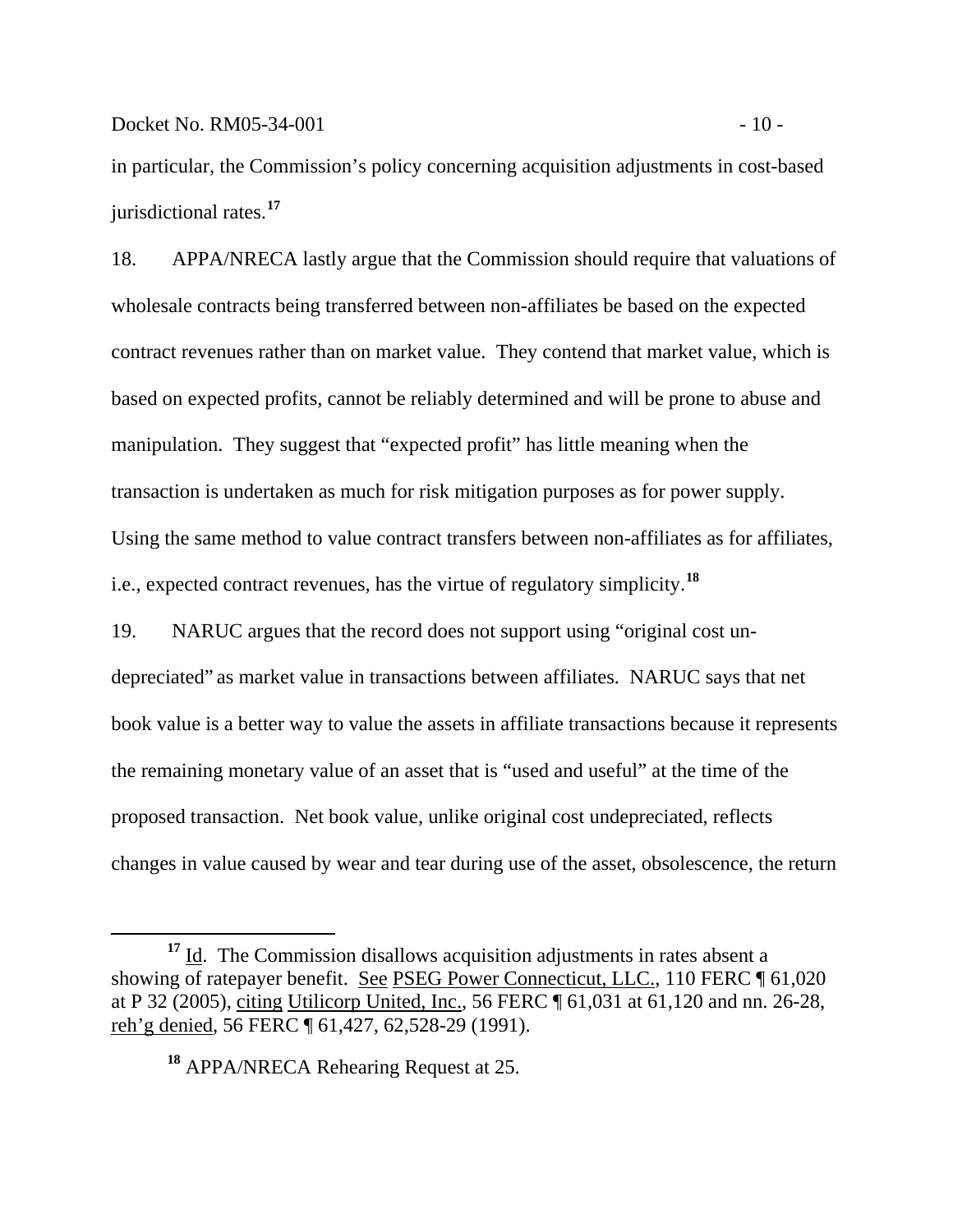in particular, the Commission's policy concerning acquisition adjustments in cost-based jurisdictional rates.[17]

18. APPA/NRECA lastly argue that the Commission should require that valuations of wholesale contracts being transferred between non-affiliates be based on the expected contract revenues rather than on market value. They contend that market value, which is based on expected profits, cannot be reliably determined and will be prone to abuse and manipulation. They suggest that "expected profit" has little meaning when the transaction is undertaken as much for risk mitigation purposes as for power supply. Using the same method to value contract transfers between non-affiliates as for affiliates, i.e., expected contract revenues, has the virtue of regulatory simplicity.[18]

19. NARUC argues that the record does not support using "original cost un-depreciated" as market value in transactions between affiliates. NARUC says that net book value is a better way to value the assets in affiliate transactions because it represents the remaining monetary value of an asset that is "used and useful" at the time of the proposed transaction. Net book value, unlike original cost undepreciated, reflects changes in value caused by wear and tear during use of the asset, obsolescence, the return

---

[17] Id. The Commission disallows acquisition adjustments in rates absent a showing of ratepayer benefit. See PSEG Power Connecticut, LLC., 110 FERC ¶ 61,020 at P 32 (2005), citing Utilicorp United, Inc., 56 FERC ¶ 61,031 at 61,120 and nn. 26-28, reh'g denied, 56 FERC ¶ 61,427, 62,528-29 (1991).

[18] APPA/NRECA Rehearing Request at 25.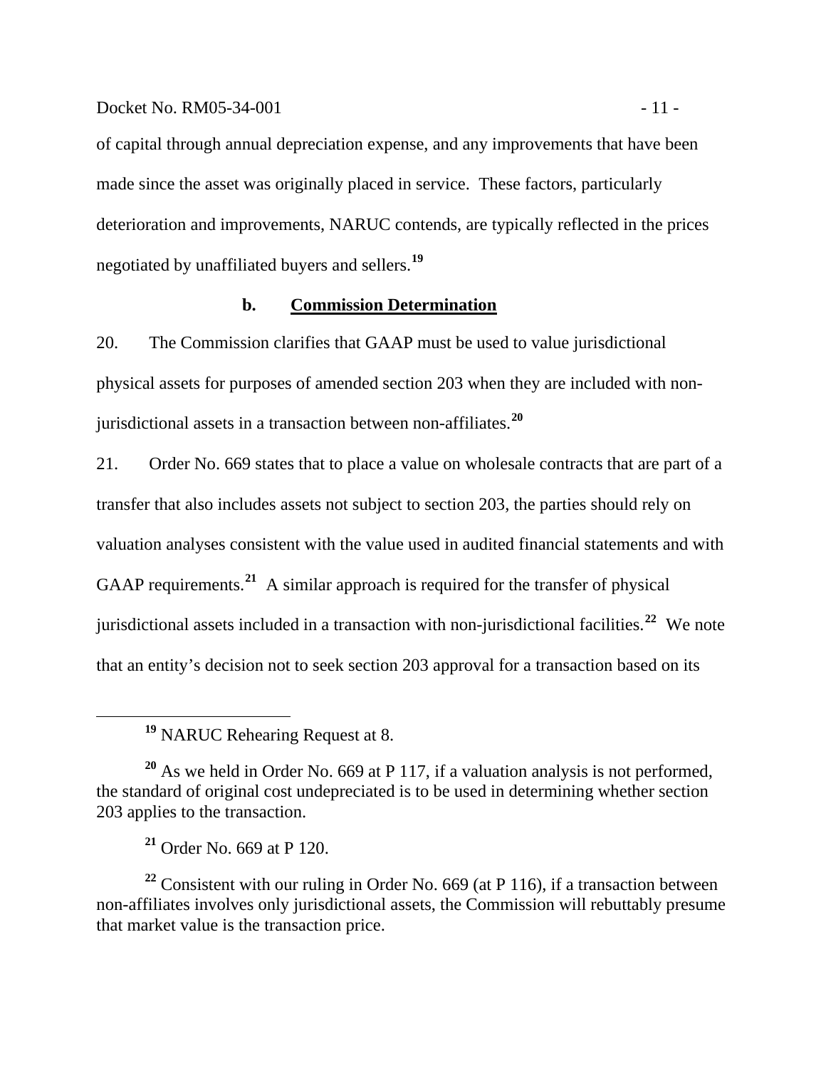of capital through annual depreciation expense, and any improvements that have been made since the asset was originally placed in service. These factors, particularly deterioration and improvements, NARUC contends, are typically reflected in the prices negotiated by unaffiliated buyers and sellers.[19]

### b. **Commission Determination**

20. The Commission clarifies that GAAP must be used to value jurisdictional physical assets for purposes of amended section 203 when they are included with non-jurisdictional assets in a transaction between non-affiliates.[20]

21. Order No. 669 states that to place a value on wholesale contracts that are part of a transfer that also includes assets not subject to section 203, the parties should rely on valuation analyses consistent with the value used in audited financial statements and with GAAP requirements.[21] A similar approach is required for the transfer of physical jurisdictional assets included in a transaction with non-jurisdictional facilities.[22] We note that an entity's decision not to seek section 203 approval for a transaction based on its

---

[19] NARUC Rehearing Request at 8.

[20] As we held in Order No. 669 at P 117, if a valuation analysis is not performed, the standard of original cost undepreciated is to be used in determining whether section 203 applies to the transaction.

[21] Order No. 669 at P 120.

[22] Consistent with our ruling in Order No. 669 (at P 116), if a transaction between non-affiliates involves only jurisdictional assets, the Commission will rebuttably presume that market value is the transaction price.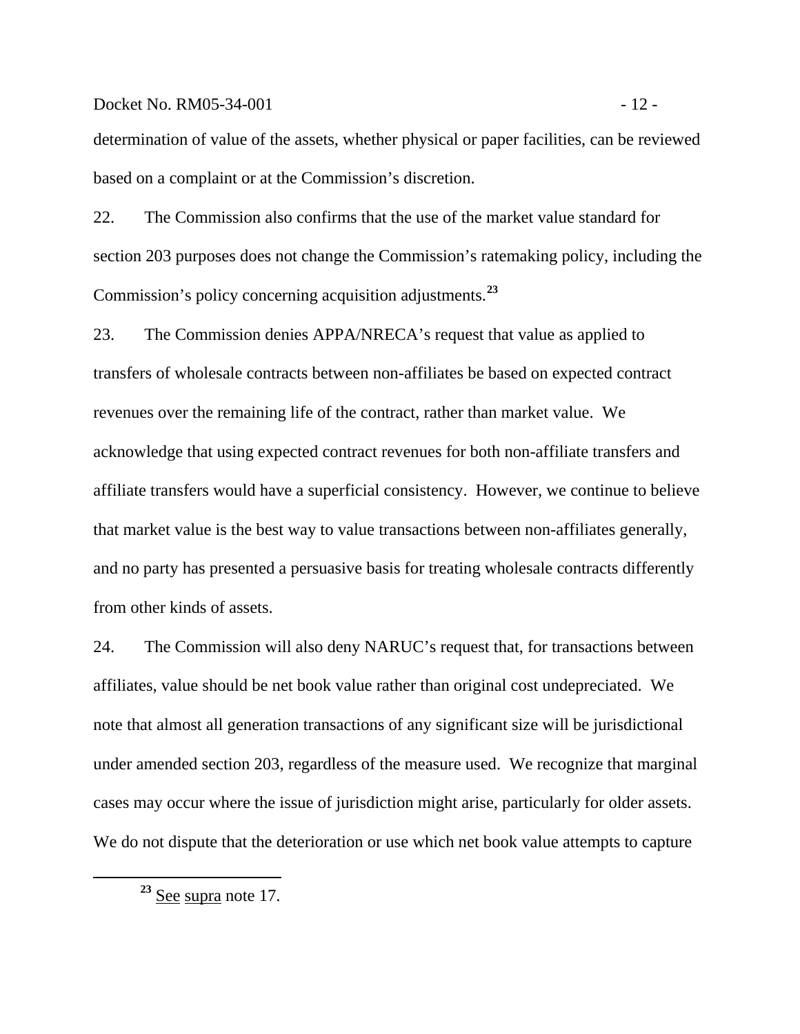determination of value of the assets, whether physical or paper facilities, can be reviewed based on a complaint or at the Commission's discretion.

22. The Commission also confirms that the use of the market value standard for section 203 purposes does not change the Commission's ratemaking policy, including the Commission's policy concerning acquisition adjustments.[23]

23. The Commission denies APPA/NRECA's request that value as applied to transfers of wholesale contracts between non-affiliates be based on expected contract revenues over the remaining life of the contract, rather than market value. We acknowledge that using expected contract revenues for both non-affiliate transfers and affiliate transfers would have a superficial consistency. However, we continue to believe that market value is the best way to value transactions between non-affiliates generally, and no party has presented a persuasive basis for treating wholesale contracts differently from other kinds of assets.

24. The Commission will also deny NARUC's request that, for transactions between affiliates, value should be net book value rather than original cost undepreciated. We note that almost all generation transactions of any significant size will be jurisdictional under amended section 203, regardless of the measure used. We recognize that marginal cases may occur where the issue of jurisdiction might arise, particularly for older assets. We do not dispute that the deterioration or use which net book value attempts to capture

[23] See supra note 17.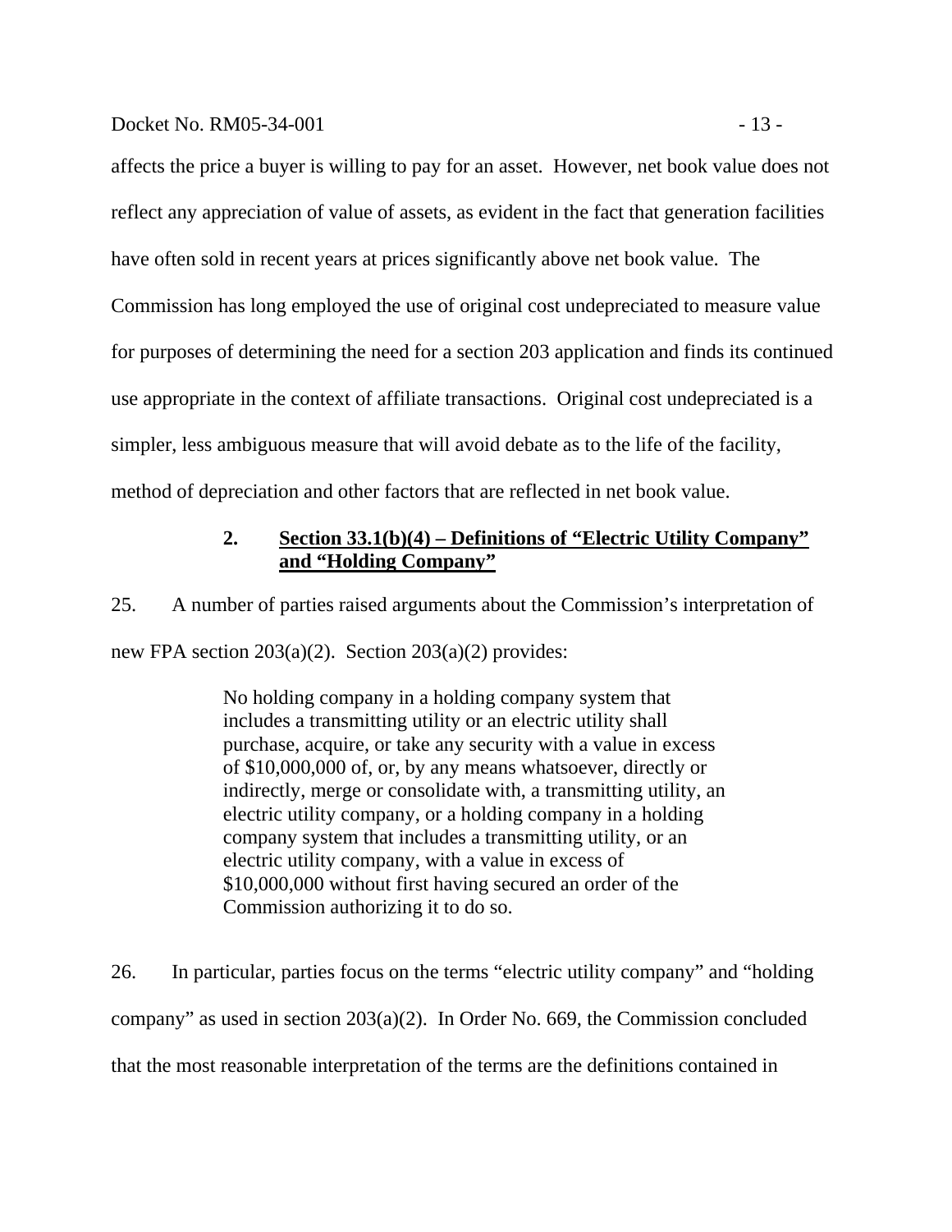affects the price a buyer is willing to pay for an asset. However, net book value does not reflect any appreciation of value of assets, as evident in the fact that generation facilities have often sold in recent years at prices significantly above net book value. The Commission has long employed the use of original cost undepreciated to measure value for purposes of determining the need for a section 203 application and finds its continued use appropriate in the context of affiliate transactions. Original cost undepreciated is a simpler, less ambiguous measure that will avoid debate as to the life of the facility, method of depreciation and other factors that are reflected in net book value.

### 2. Section 33.1(b)(4) – Definitions of "Electric Utility Company" and "Holding Company"

25. A number of parties raised arguments about the Commission's interpretation of new FPA section 203(a)(2). Section 203(a)(2) provides:

> No holding company in a holding company system that includes a transmitting utility or an electric utility shall purchase, acquire, or take any security with a value in excess of $10,000,000 of, or, by any means whatsoever, directly or indirectly, merge or consolidate with, a transmitting utility, an electric utility company, or a holding company in a holding company system that includes a transmitting utility, or an electric utility company, with a value in excess of $10,000,000 without first having secured an order of the Commission authorizing it to do so.

26. In particular, parties focus on the terms "electric utility company" and "holding company" as used in section 203(a)(2). In Order No. 669, the Commission concluded that the most reasonable interpretation of the terms are the definitions contained in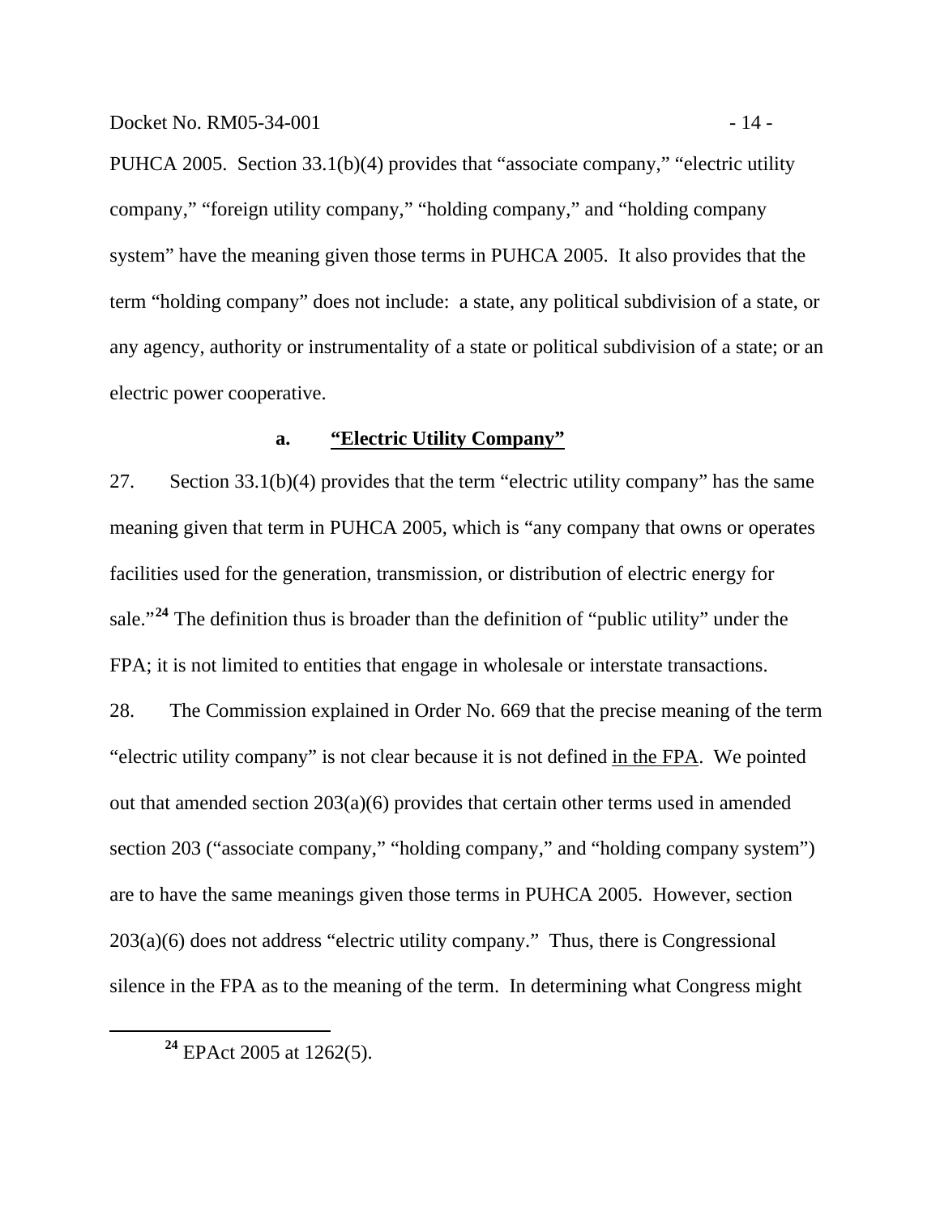PUHCA 2005. Section 33.1(b)(4) provides that "associate company," "electric utility company," "foreign utility company," "holding company," and "holding company system" have the meaning given those terms in PUHCA 2005. It also provides that the term "holding company" does not include: a state, any political subdivision of a state, or any agency, authority or instrumentality of a state or political subdivision of a state; or an electric power cooperative.

### a. "Electric Utility Company"

27. Section 33.1(b)(4) provides that the term "electric utility company" has the same meaning given that term in PUHCA 2005, which is "any company that owns or operates facilities used for the generation, transmission, or distribution of electric energy for sale."[24] The definition thus is broader than the definition of "public utility" under the FPA; it is not limited to entities that engage in wholesale or interstate transactions.

28. The Commission explained in Order No. 669 that the precise meaning of the term "electric utility company" is not clear because it is not defined in the FPA. We pointed out that amended section 203(a)(6) provides that certain other terms used in amended section 203 ("associate company," "holding company," and "holding company system") are to have the same meanings given those terms in PUHCA 2005. However, section 203(a)(6) does not address "electric utility company." Thus, there is Congressional silence in the FPA as to the meaning of the term. In determining what Congress might

---

[24] EPAct 2005 at 1262(5).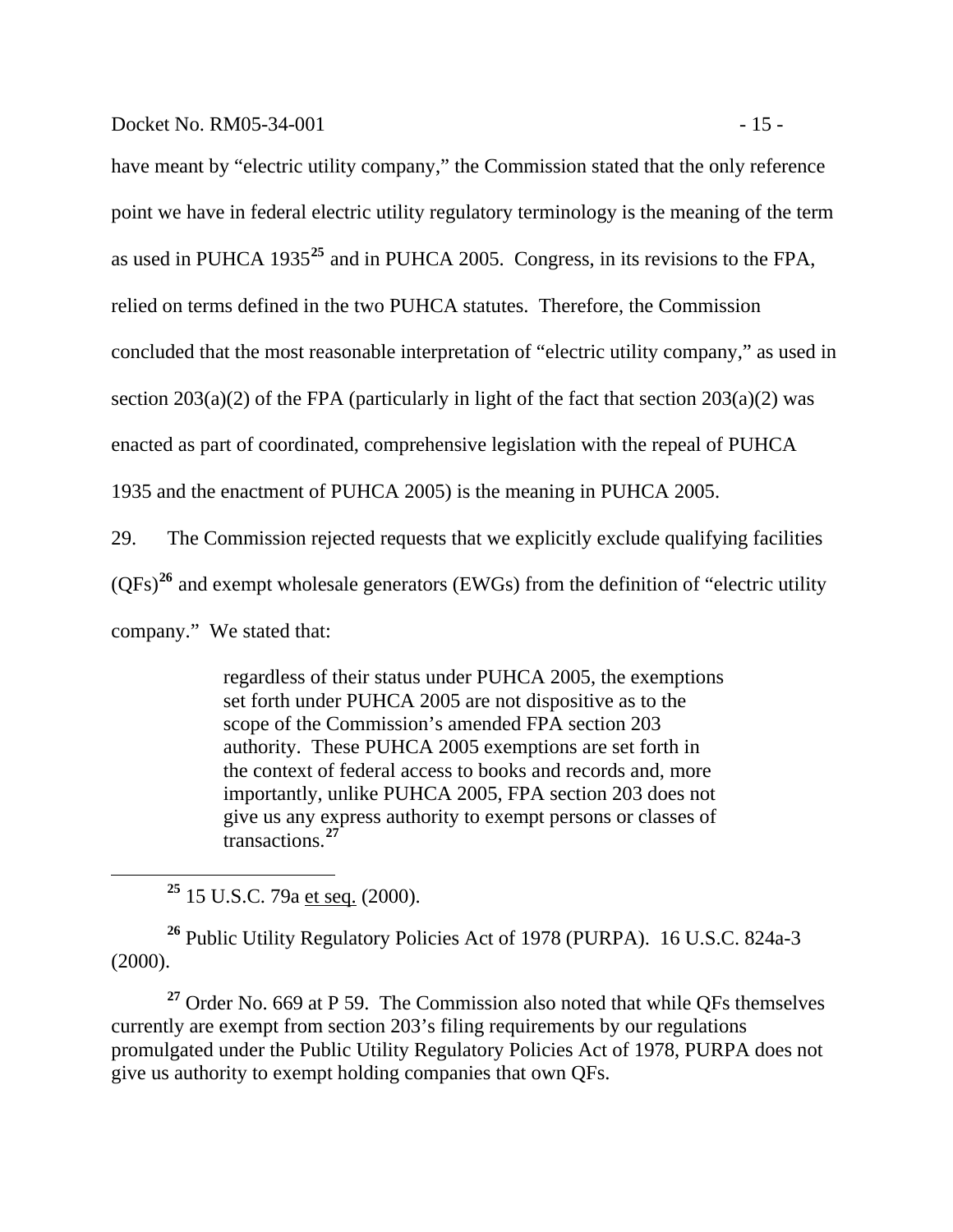have meant by "electric utility company," the Commission stated that the only reference point we have in federal electric utility regulatory terminology is the meaning of the term as used in PUHCA 1935[25] and in PUHCA 2005. Congress, in its revisions to the FPA, relied on terms defined in the two PUHCA statutes. Therefore, the Commission concluded that the most reasonable interpretation of "electric utility company," as used in section 203(a)(2) of the FPA (particularly in light of the fact that section 203(a)(2) was enacted as part of coordinated, comprehensive legislation with the repeal of PUHCA 1935 and the enactment of PUHCA 2005) is the meaning in PUHCA 2005.

29. The Commission rejected requests that we explicitly exclude qualifying facilities (QFs)[26] and exempt wholesale generators (EWGs) from the definition of "electric utility company." We stated that:

> regardless of their status under PUHCA 2005, the exemptions set forth under PUHCA 2005 are not dispositive as to the scope of the Commission's amended FPA section 203 authority. These PUHCA 2005 exemptions are set forth in the context of federal access to books and records and, more importantly, unlike PUHCA 2005, FPA section 203 does not give us any express authority to exempt persons or classes of transactions.[27]

---

[25] 15 U.S.C. 79a et seq. (2000).

[26] Public Utility Regulatory Policies Act of 1978 (PURPA). 16 U.S.C. 824a-3 (2000).

[27] Order No. 669 at P 59. The Commission also noted that while QFs themselves currently are exempt from section 203's filing requirements by our regulations promulgated under the Public Utility Regulatory Policies Act of 1978, PURPA does not give us authority to exempt holding companies that own QFs.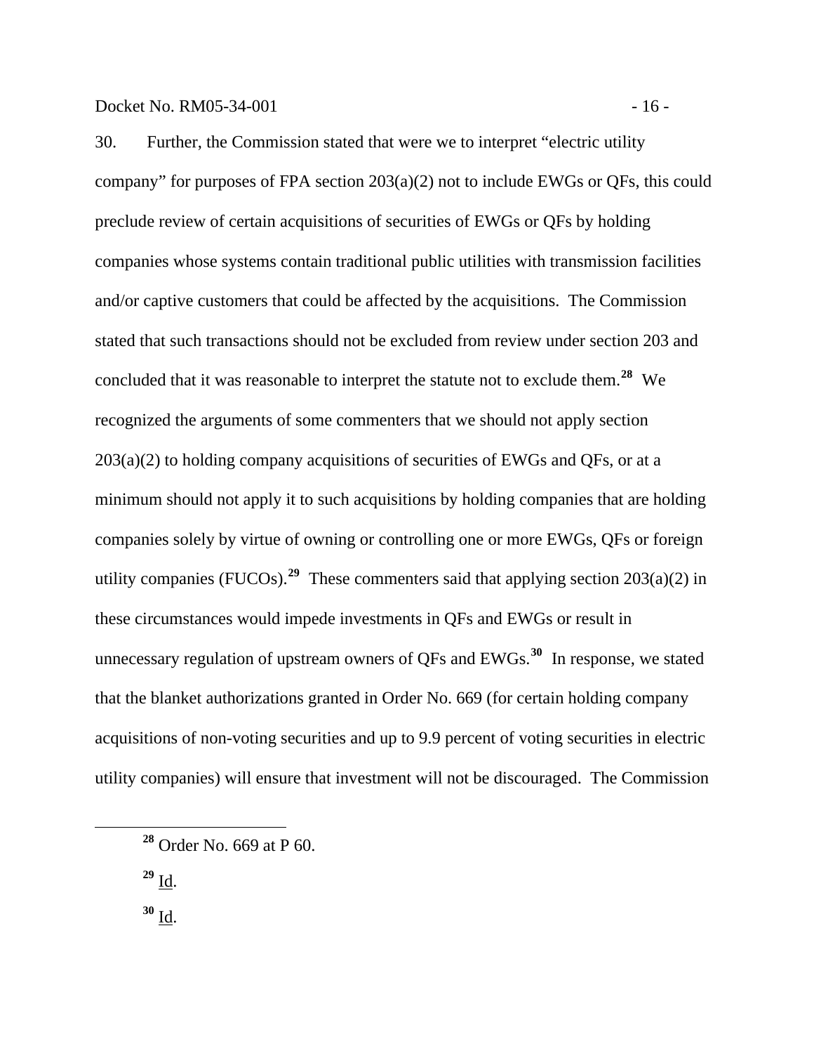30. Further, the Commission stated that were we to interpret "electric utility company" for purposes of FPA section 203(a)(2) not to include EWGs or QFs, this could preclude review of certain acquisitions of securities of EWGs or QFs by holding companies whose systems contain traditional public utilities with transmission facilities and/or captive customers that could be affected by the acquisitions. The Commission stated that such transactions should not be excluded from review under section 203 and concluded that it was reasonable to interpret the statute not to exclude them.[28] We recognized the arguments of some commenters that we should not apply section 203(a)(2) to holding company acquisitions of securities of EWGs and QFs, or at a minimum should not apply it to such acquisitions by holding companies that are holding companies solely by virtue of owning or controlling one or more EWGs, QFs or foreign utility companies (FUCOs).[29] These commenters said that applying section 203(a)(2) in these circumstances would impede investments in QFs and EWGs or result in unnecessary regulation of upstream owners of QFs and EWGs.[30] In response, we stated that the blanket authorizations granted in Order No. 669 (for certain holding company acquisitions of non-voting securities and up to 9.9 percent of voting securities in electric utility companies) will ensure that investment will not be discouraged. The Commission

---

[28] Order No. 669 at P 60.

[29] Id.

[30] Id.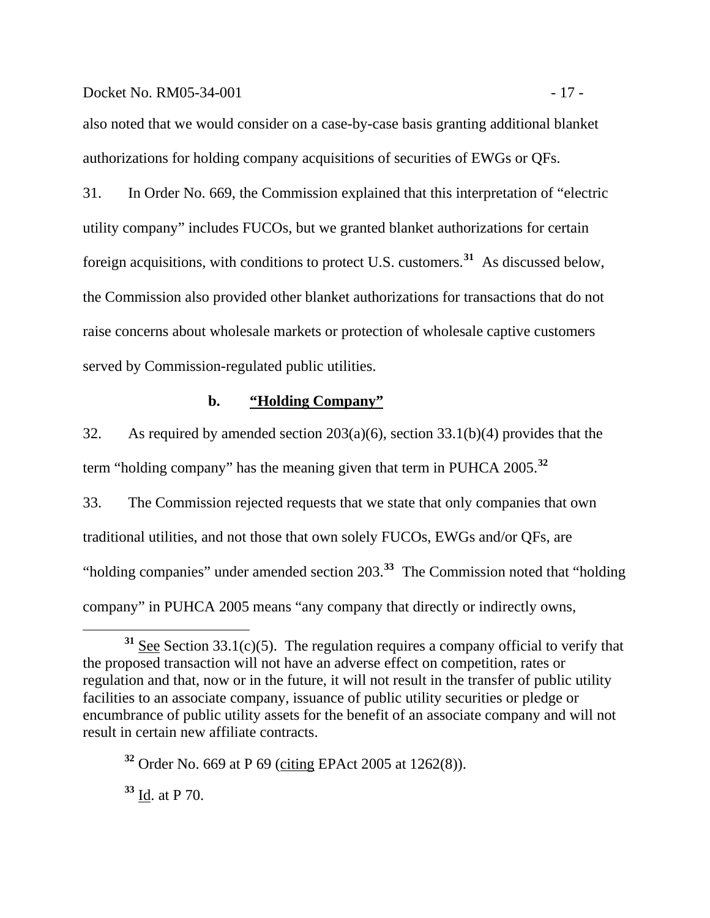also noted that we would consider on a case-by-case basis granting additional blanket authorizations for holding company acquisitions of securities of EWGs or QFs.

31. In Order No. 669, the Commission explained that this interpretation of "electric utility company" includes FUCOs, but we granted blanket authorizations for certain foreign acquisitions, with conditions to protect U.S. customers.[31] As discussed below, the Commission also provided other blanket authorizations for transactions that do not raise concerns about wholesale markets or protection of wholesale captive customers served by Commission-regulated public utilities.

### b. "Holding Company"

32. As required by amended section 203(a)(6), section 33.1(b)(4) provides that the term "holding company" has the meaning given that term in PUHCA 2005.[32]

33. The Commission rejected requests that we state that only companies that own traditional utilities, and not those that own solely FUCOs, EWGs and/or QFs, are "holding companies" under amended section 203.[33] The Commission noted that "holding company" in PUHCA 2005 means "any company that directly or indirectly owns,

---

[31] See Section 33.1(c)(5). The regulation requires a company official to verify that the proposed transaction will not have an adverse effect on competition, rates or regulation and that, now or in the future, it will not result in the transfer of public utility facilities to an associate company, issuance of public utility securities or pledge or encumbrance of public utility assets for the benefit of an associate company and will not result in certain new affiliate contracts.

[32] Order No. 669 at P 69 (citing EPAct 2005 at 1262(8)).

[33] Id. at P 70.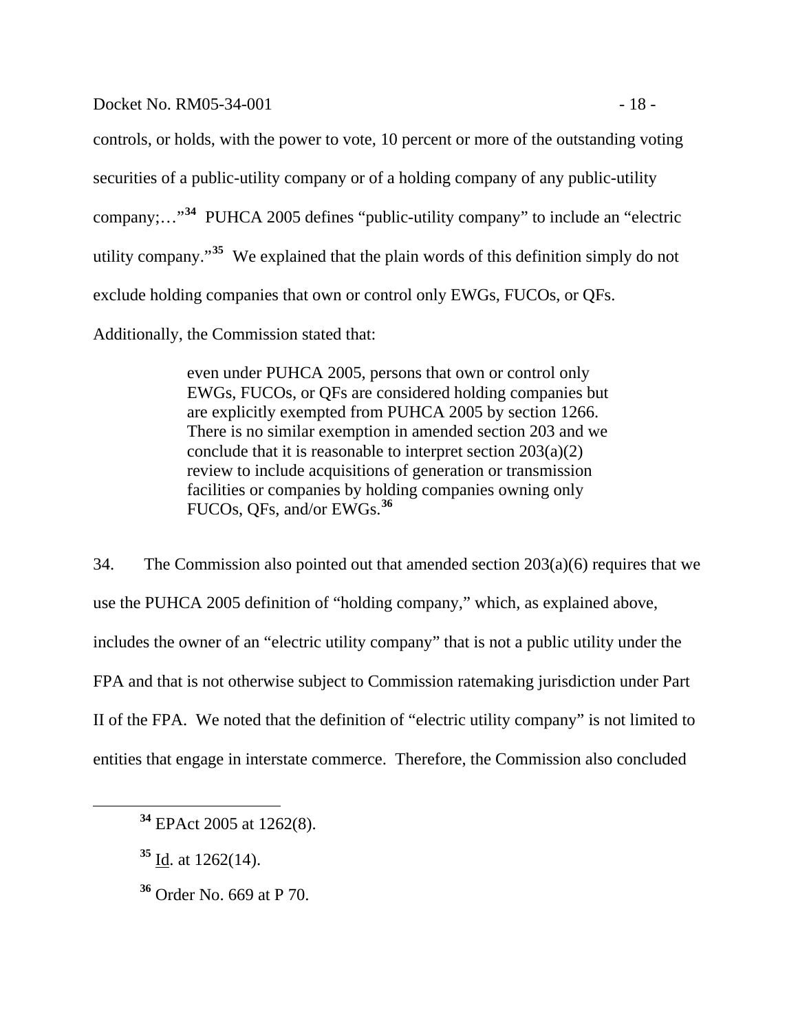controls, or holds, with the power to vote, 10 percent or more of the outstanding voting securities of a public-utility company or of a holding company of any public-utility company;…"[34] PUHCA 2005 defines "public-utility company" to include an "electric utility company."[35] We explained that the plain words of this definition simply do not exclude holding companies that own or control only EWGs, FUCOs, or QFs. Additionally, the Commission stated that:

> even under PUHCA 2005, persons that own or control only EWGs, FUCOs, or QFs are considered holding companies but are explicitly exempted from PUHCA 2005 by section 1266. There is no similar exemption in amended section 203 and we conclude that it is reasonable to interpret section 203(a)(2) review to include acquisitions of generation or transmission facilities or companies by holding companies owning only FUCOs, QFs, and/or EWGs.[36]

34. The Commission also pointed out that amended section 203(a)(6) requires that we use the PUHCA 2005 definition of "holding company," which, as explained above, includes the owner of an "electric utility company" that is not a public utility under the FPA and that is not otherwise subject to Commission ratemaking jurisdiction under Part II of the FPA. We noted that the definition of "electric utility company" is not limited to entities that engage in interstate commerce. Therefore, the Commission also concluded

---

[34] EPAct 2005 at 1262(8).

[35] Id. at 1262(14).

[36] Order No. 669 at P 70.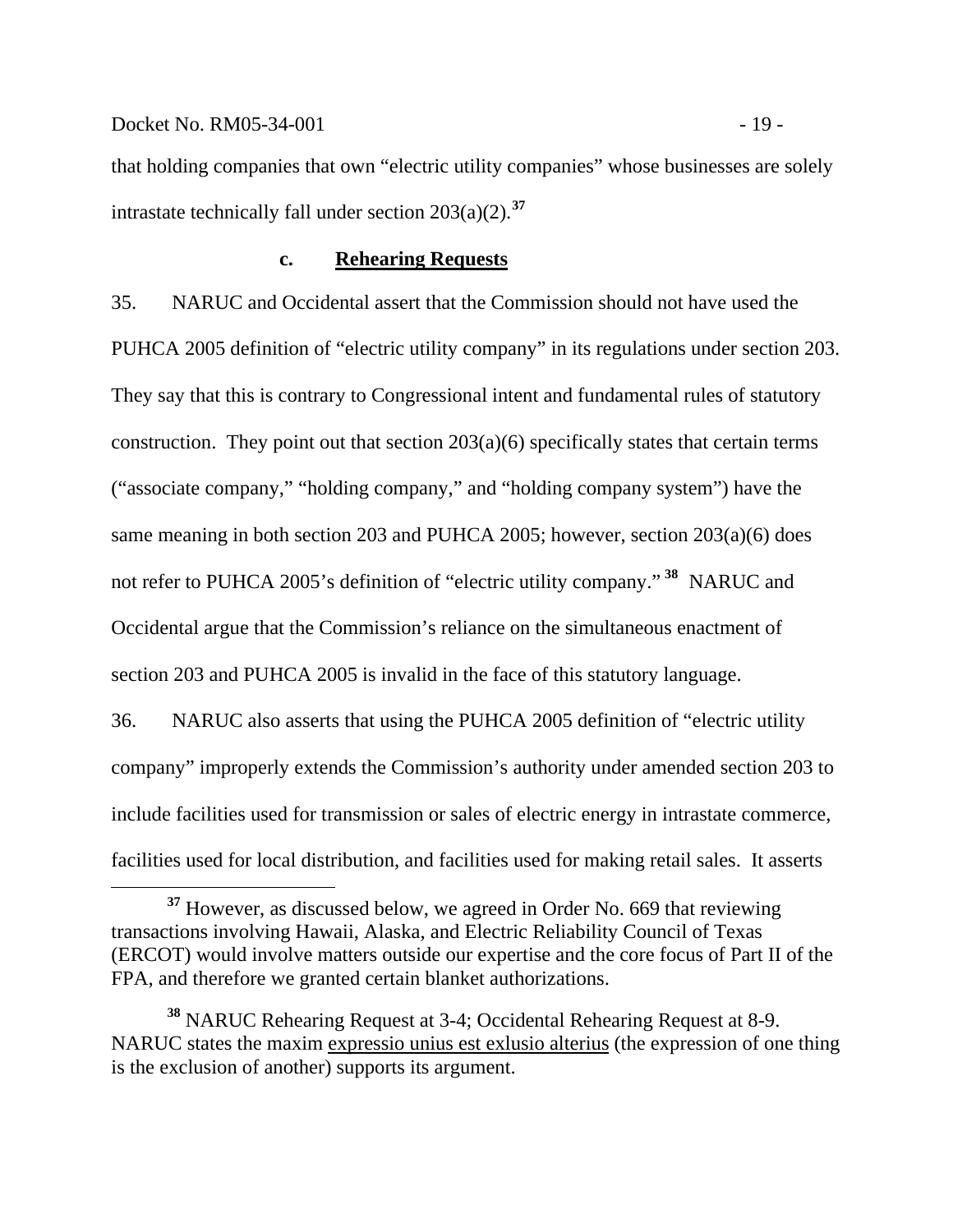that holding companies that own "electric utility companies" whose businesses are solely intrastate technically fall under section 203(a)(2).[37]

#### c. Rehearing Requests

35. NARUC and Occidental assert that the Commission should not have used the PUHCA 2005 definition of "electric utility company" in its regulations under section 203. They say that this is contrary to Congressional intent and fundamental rules of statutory construction. They point out that section 203(a)(6) specifically states that certain terms ("associate company," "holding company," and "holding company system") have the same meaning in both section 203 and PUHCA 2005; however, section 203(a)(6) does not refer to PUHCA 2005's definition of "electric utility company."[38] NARUC and Occidental argue that the Commission's reliance on the simultaneous enactment of section 203 and PUHCA 2005 is invalid in the face of this statutory language.

36. NARUC also asserts that using the PUHCA 2005 definition of "electric utility company" improperly extends the Commission's authority under amended section 203 to include facilities used for transmission or sales of electric energy in intrastate commerce, facilities used for local distribution, and facilities used for making retail sales. It asserts

---

[37] However, as discussed below, we agreed in Order No. 669 that reviewing transactions involving Hawaii, Alaska, and Electric Reliability Council of Texas (ERCOT) would involve matters outside our expertise and the core focus of Part II of the FPA, and therefore we granted certain blanket authorizations.

[38] NARUC Rehearing Request at 3-4; Occidental Rehearing Request at 8-9. NARUC states the maxim expressio unius est exlusio alterius (the expression of one thing is the exclusion of another) supports its argument.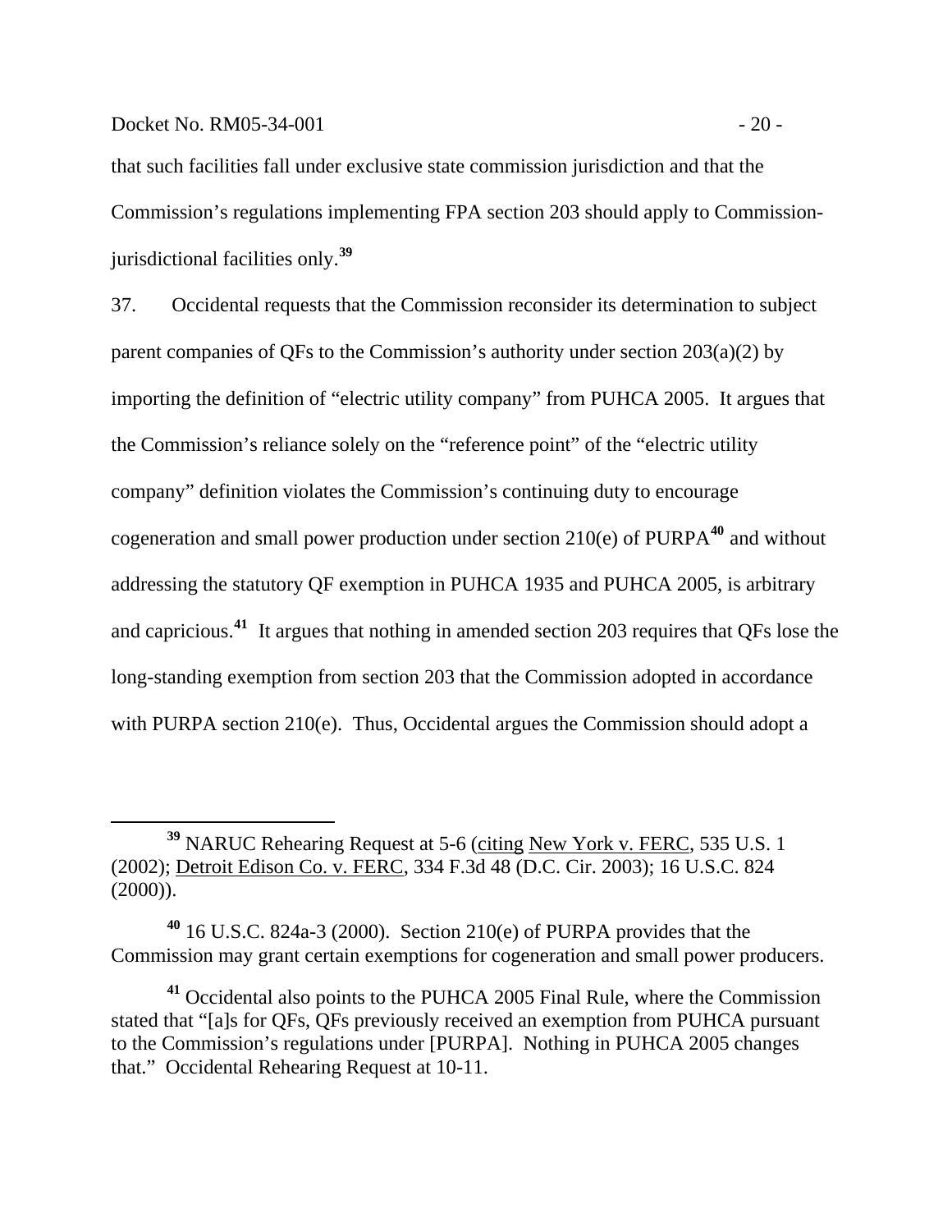that such facilities fall under exclusive state commission jurisdiction and that the Commission's regulations implementing FPA section 203 should apply to Commission-jurisdictional facilities only.[39]

37. Occidental requests that the Commission reconsider its determination to subject parent companies of QFs to the Commission's authority under section 203(a)(2) by importing the definition of "electric utility company" from PUHCA 2005. It argues that the Commission's reliance solely on the "reference point" of the "electric utility company" definition violates the Commission's continuing duty to encourage cogeneration and small power production under section 210(e) of PURPA[40] and without addressing the statutory QF exemption in PUHCA 1935 and PUHCA 2005, is arbitrary and capricious.[41] It argues that nothing in amended section 203 requires that QFs lose the long-standing exemption from section 203 that the Commission adopted in accordance with PURPA section 210(e). Thus, Occidental argues the Commission should adopt a

---

[39] NARUC Rehearing Request at 5-6 (citing New York v. FERC, 535 U.S. 1 (2002); Detroit Edison Co. v. FERC, 334 F.3d 48 (D.C. Cir. 2003); 16 U.S.C. 824 (2000)).

[40] 16 U.S.C. 824a-3 (2000). Section 210(e) of PURPA provides that the Commission may grant certain exemptions for cogeneration and small power producers.

[41] Occidental also points to the PUHCA 2005 Final Rule, where the Commission stated that "[a]s for QFs, QFs previously received an exemption from PUHCA pursuant to the Commission's regulations under [PURPA]. Nothing in PUHCA 2005 changes that." Occidental Rehearing Request at 10-11.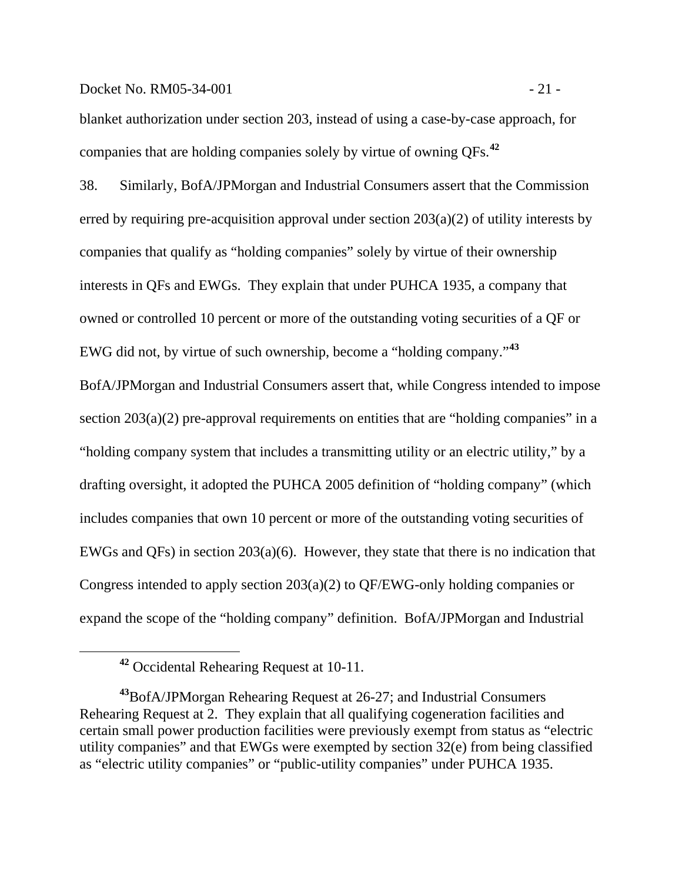blanket authorization under section 203, instead of using a case-by-case approach, for companies that are holding companies solely by virtue of owning QFs.[42]

38. Similarly, BofA/JPMorgan and Industrial Consumers assert that the Commission erred by requiring pre-acquisition approval under section 203(a)(2) of utility interests by companies that qualify as "holding companies" solely by virtue of their ownership interests in QFs and EWGs. They explain that under PUHCA 1935, a company that owned or controlled 10 percent or more of the outstanding voting securities of a QF or EWG did not, by virtue of such ownership, become a "holding company."[43] BofA/JPMorgan and Industrial Consumers assert that, while Congress intended to impose section 203(a)(2) pre-approval requirements on entities that are "holding companies" in a "holding company system that includes a transmitting utility or an electric utility," by a drafting oversight, it adopted the PUHCA 2005 definition of "holding company" (which includes companies that own 10 percent or more of the outstanding voting securities of EWGs and QFs) in section 203(a)(6). However, they state that there is no indication that Congress intended to apply section 203(a)(2) to QF/EWG-only holding companies or expand the scope of the "holding company" definition. BofA/JPMorgan and Industrial

---

[42] Occidental Rehearing Request at 10-11.

[43] BofA/JPMorgan Rehearing Request at 26-27; and Industrial Consumers Rehearing Request at 2. They explain that all qualifying cogeneration facilities and certain small power production facilities were previously exempt from status as "electric utility companies" and that EWGs were exempted by section 32(e) from being classified as "electric utility companies" or "public-utility companies" under PUHCA 1935.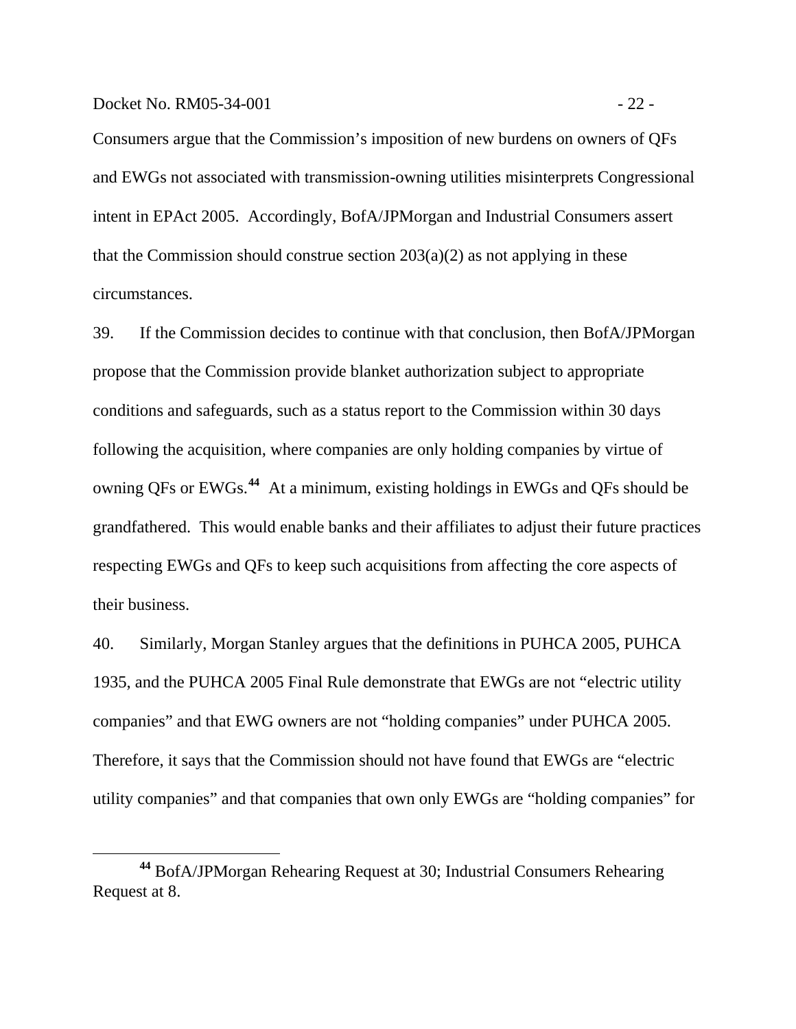Consumers argue that the Commission's imposition of new burdens on owners of QFs and EWGs not associated with transmission-owning utilities misinterprets Congressional intent in EPAct 2005. Accordingly, BofA/JPMorgan and Industrial Consumers assert that the Commission should construe section 203(a)(2) as not applying in these circumstances.

39. If the Commission decides to continue with that conclusion, then BofA/JPMorgan propose that the Commission provide blanket authorization subject to appropriate conditions and safeguards, such as a status report to the Commission within 30 days following the acquisition, where companies are only holding companies by virtue of owning QFs or EWGs.[44] At a minimum, existing holdings in EWGs and QFs should be grandfathered. This would enable banks and their affiliates to adjust their future practices respecting EWGs and QFs to keep such acquisitions from affecting the core aspects of their business.

40. Similarly, Morgan Stanley argues that the definitions in PUHCA 2005, PUHCA 1935, and the PUHCA 2005 Final Rule demonstrate that EWGs are not "electric utility companies" and that EWG owners are not "holding companies" under PUHCA 2005. Therefore, it says that the Commission should not have found that EWGs are "electric utility companies" and that companies that own only EWGs are "holding companies" for

[44] BofA/JPMorgan Rehearing Request at 30; Industrial Consumers Rehearing Request at 8.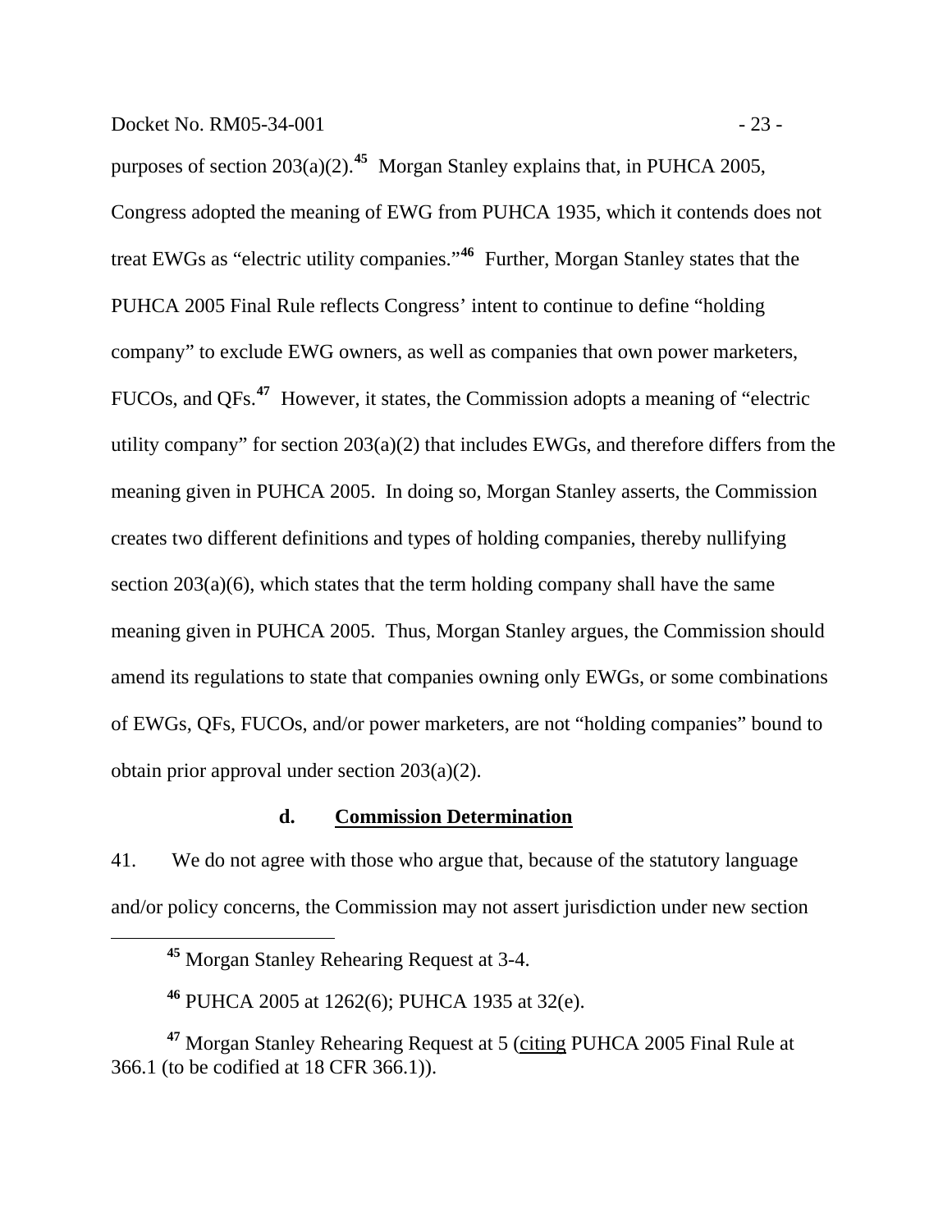purposes of section 203(a)(2).[45] Morgan Stanley explains that, in PUHCA 2005, Congress adopted the meaning of EWG from PUHCA 1935, which it contends does not treat EWGs as "electric utility companies."[46] Further, Morgan Stanley states that the PUHCA 2005 Final Rule reflects Congress' intent to continue to define "holding company" to exclude EWG owners, as well as companies that own power marketers, FUCOs, and QFs.[47] However, it states, the Commission adopts a meaning of "electric utility company" for section 203(a)(2) that includes EWGs, and therefore differs from the meaning given in PUHCA 2005. In doing so, Morgan Stanley asserts, the Commission creates two different definitions and types of holding companies, thereby nullifying section 203(a)(6), which states that the term holding company shall have the same meaning given in PUHCA 2005. Thus, Morgan Stanley argues, the Commission should amend its regulations to state that companies owning only EWGs, or some combinations of EWGs, QFs, FUCOs, and/or power marketers, are not "holding companies" bound to obtain prior approval under section 203(a)(2).

#### d. **Commission Determination**

41. We do not agree with those who argue that, because of the statutory language and/or policy concerns, the Commission may not assert jurisdiction under new section

---

[45] Morgan Stanley Rehearing Request at 3-4.

[46] PUHCA 2005 at 1262(6); PUHCA 1935 at 32(e).

[47] Morgan Stanley Rehearing Request at 5 (citing PUHCA 2005 Final Rule at 366.1 (to be codified at 18 CFR 366.1)).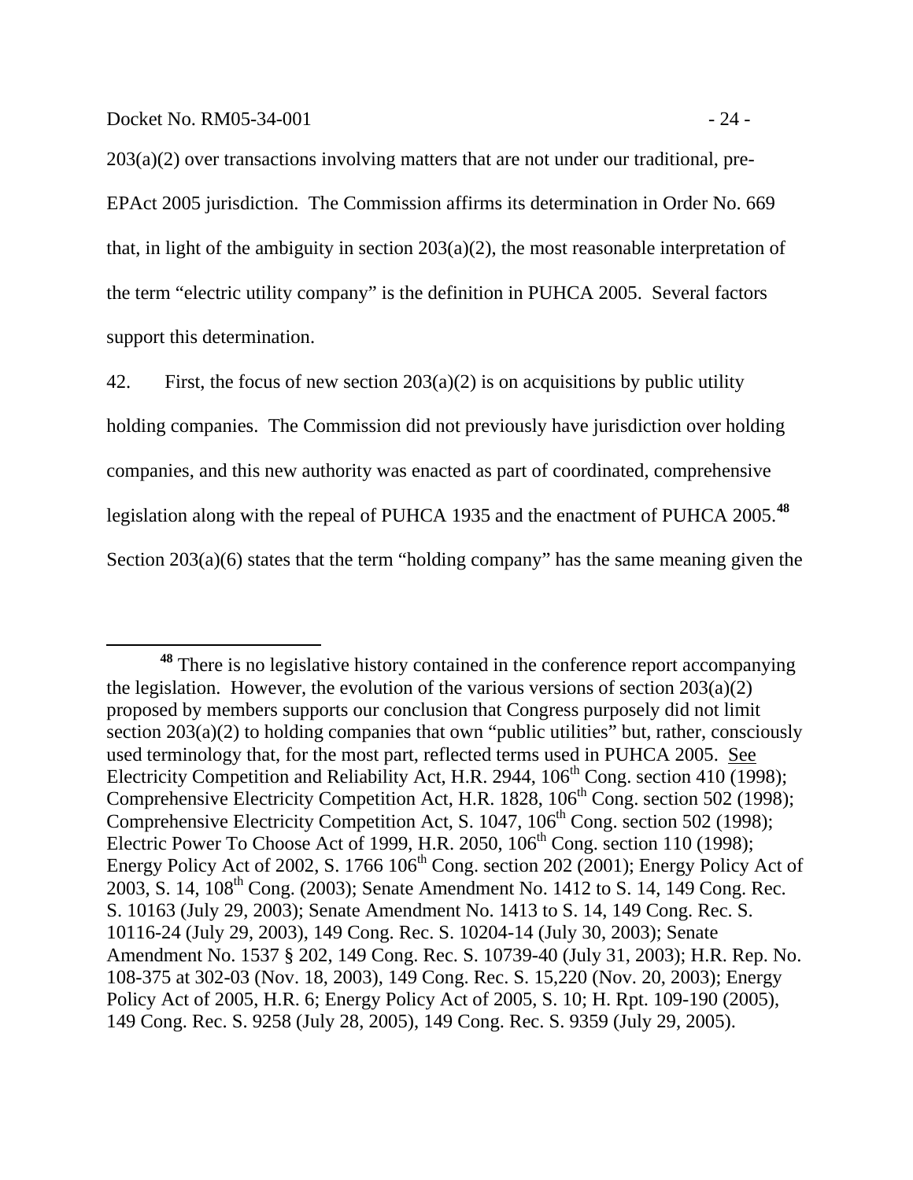203(a)(2) over transactions involving matters that are not under our traditional, pre-EPAct 2005 jurisdiction. The Commission affirms its determination in Order No. 669 that, in light of the ambiguity in section 203(a)(2), the most reasonable interpretation of the term "electric utility company" is the definition in PUHCA 2005. Several factors support this determination.

42. First, the focus of new section 203(a)(2) is on acquisitions by public utility holding companies. The Commission did not previously have jurisdiction over holding companies, and this new authority was enacted as part of coordinated, comprehensive legislation along with the repeal of PUHCA 1935 and the enactment of PUHCA 2005.[48] Section 203(a)(6) states that the term "holding company" has the same meaning given the

---

[48] There is no legislative history contained in the conference report accompanying the legislation. However, the evolution of the various versions of section 203(a)(2) proposed by members supports our conclusion that Congress purposely did not limit section 203(a)(2) to holding companies that own "public utilities" but, rather, consciously used terminology that, for the most part, reflected terms used in PUHCA 2005. See Electricity Competition and Reliability Act, H.R. 2944, 106th Cong. section 410 (1998); Comprehensive Electricity Competition Act, H.R. 1828, 106th Cong. section 502 (1998); Comprehensive Electricity Competition Act, S. 1047, 106th Cong. section 502 (1998); Electric Power To Choose Act of 1999, H.R. 2050, 106th Cong. section 110 (1998); Energy Policy Act of 2002, S. 1766 106th Cong. section 202 (2001); Energy Policy Act of 2003, S. 14, 108th Cong. (2003); Senate Amendment No. 1412 to S. 14, 149 Cong. Rec. S. 10163 (July 29, 2003); Senate Amendment No. 1413 to S. 14, 149 Cong. Rec. S. 10116-24 (July 29, 2003), 149 Cong. Rec. S. 10204-14 (July 30, 2003); Senate Amendment No. 1537 § 202, 149 Cong. Rec. S. 10739-40 (July 31, 2003); H.R. Rep. No. 108-375 at 302-03 (Nov. 18, 2003), 149 Cong. Rec. S. 15,220 (Nov. 20, 2003); Energy Policy Act of 2005, H.R. 6; Energy Policy Act of 2005, S. 10; H. Rpt. 109-190 (2005), 149 Cong. Rec. S. 9258 (July 28, 2005), 149 Cong. Rec. S. 9359 (July 29, 2005).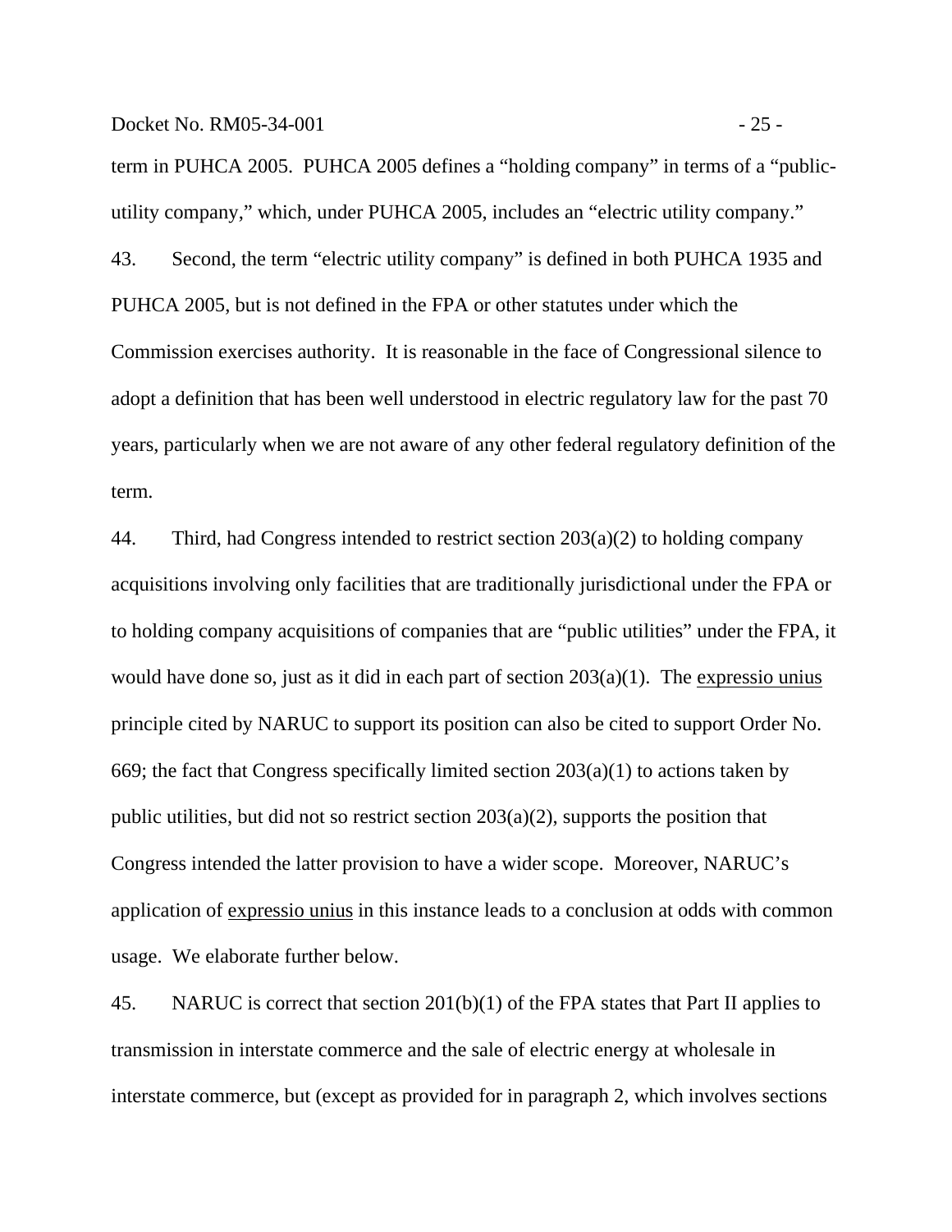term in PUHCA 2005. PUHCA 2005 defines a "holding company" in terms of a "public-utility company," which, under PUHCA 2005, includes an "electric utility company."

43. Second, the term "electric utility company" is defined in both PUHCA 1935 and PUHCA 2005, but is not defined in the FPA or other statutes under which the Commission exercises authority. It is reasonable in the face of Congressional silence to adopt a definition that has been well understood in electric regulatory law for the past 70 years, particularly when we are not aware of any other federal regulatory definition of the term.

44. Third, had Congress intended to restrict section 203(a)(2) to holding company acquisitions involving only facilities that are traditionally jurisdictional under the FPA or to holding company acquisitions of companies that are "public utilities" under the FPA, it would have done so, just as it did in each part of section 203(a)(1). The expressio unius principle cited by NARUC to support its position can also be cited to support Order No. 669; the fact that Congress specifically limited section 203(a)(1) to actions taken by public utilities, but did not so restrict section 203(a)(2), supports the position that Congress intended the latter provision to have a wider scope. Moreover, NARUC's application of expressio unius in this instance leads to a conclusion at odds with common usage. We elaborate further below.

45. NARUC is correct that section 201(b)(1) of the FPA states that Part II applies to transmission in interstate commerce and the sale of electric energy at wholesale in interstate commerce, but (except as provided for in paragraph 2, which involves sections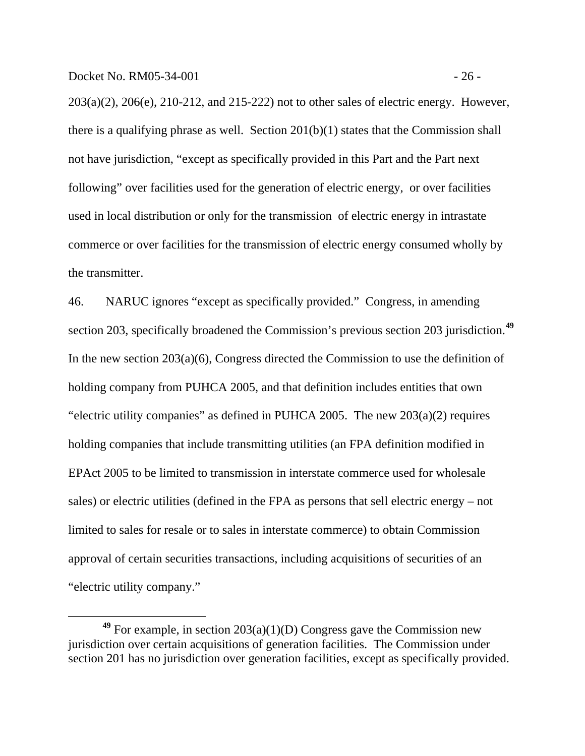203(a)(2), 206(e), 210-212, and 215-222) not to other sales of electric energy. However, there is a qualifying phrase as well. Section 201(b)(1) states that the Commission shall not have jurisdiction, "except as specifically provided in this Part and the Part next following" over facilities used for the generation of electric energy, or over facilities used in local distribution or only for the transmission of electric energy in intrastate commerce or over facilities for the transmission of electric energy consumed wholly by the transmitter.

46. NARUC ignores "except as specifically provided." Congress, in amending section 203, specifically broadened the Commission's previous section 203 jurisdiction.[49] In the new section 203(a)(6), Congress directed the Commission to use the definition of holding company from PUHCA 2005, and that definition includes entities that own "electric utility companies" as defined in PUHCA 2005. The new 203(a)(2) requires holding companies that include transmitting utilities (an FPA definition modified in EPAct 2005 to be limited to transmission in interstate commerce used for wholesale sales) or electric utilities (defined in the FPA as persons that sell electric energy – not limited to sales for resale or to sales in interstate commerce) to obtain Commission approval of certain securities transactions, including acquisitions of securities of an "electric utility company."

---

[49] For example, in section 203(a)(1)(D) Congress gave the Commission new jurisdiction over certain acquisitions of generation facilities. The Commission under section 201 has no jurisdiction over generation facilities, except as specifically provided.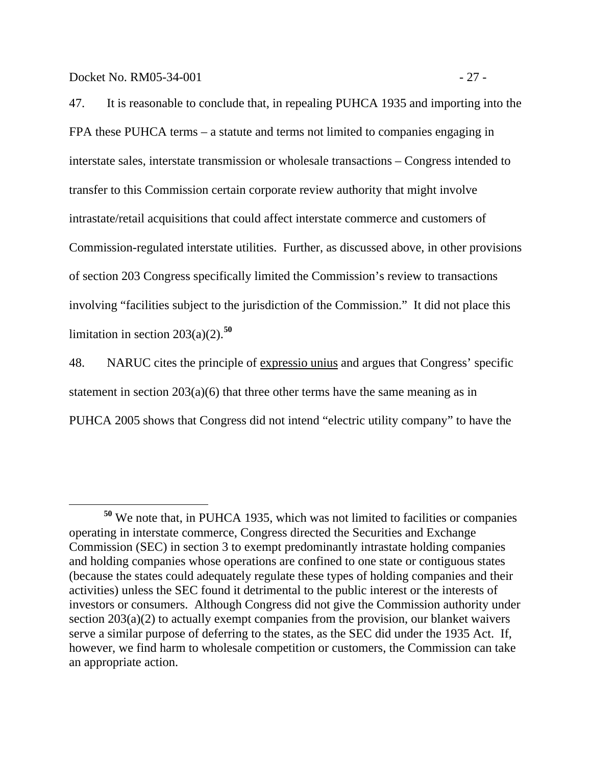47. It is reasonable to conclude that, in repealing PUHCA 1935 and importing into the FPA these PUHCA terms – a statute and terms not limited to companies engaging in interstate sales, interstate transmission or wholesale transactions – Congress intended to transfer to this Commission certain corporate review authority that might involve intrastate/retail acquisitions that could affect interstate commerce and customers of Commission-regulated interstate utilities. Further, as discussed above, in other provisions of section 203 Congress specifically limited the Commission's review to transactions involving "facilities subject to the jurisdiction of the Commission." It did not place this limitation in section 203(a)(2).[50]

48. NARUC cites the principle of expressio unius and argues that Congress' specific statement in section 203(a)(6) that three other terms have the same meaning as in PUHCA 2005 shows that Congress did not intend "electric utility company" to have the

---

[50] We note that, in PUHCA 1935, which was not limited to facilities or companies operating in interstate commerce, Congress directed the Securities and Exchange Commission (SEC) in section 3 to exempt predominantly intrastate holding companies and holding companies whose operations are confined to one state or contiguous states (because the states could adequately regulate these types of holding companies and their activities) unless the SEC found it detrimental to the public interest or the interests of investors or consumers. Although Congress did not give the Commission authority under section 203(a)(2) to actually exempt companies from the provision, our blanket waivers serve a similar purpose of deferring to the states, as the SEC did under the 1935 Act. If, however, we find harm to wholesale competition or customers, the Commission can take an appropriate action.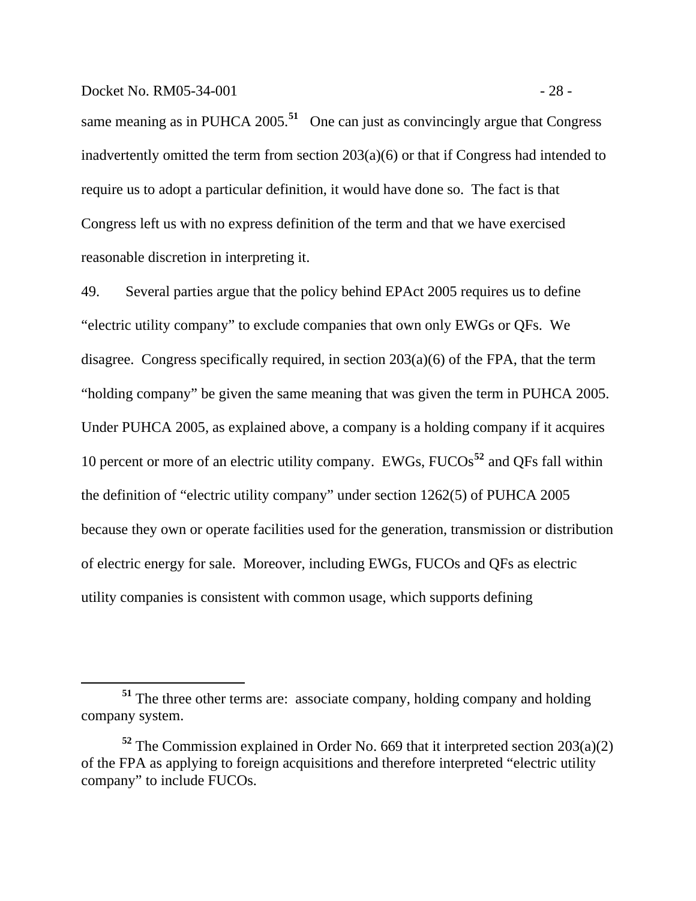same meaning as in PUHCA 2005.[51] One can just as convincingly argue that Congress inadvertently omitted the term from section 203(a)(6) or that if Congress had intended to require us to adopt a particular definition, it would have done so. The fact is that Congress left us with no express definition of the term and that we have exercised reasonable discretion in interpreting it.

49. Several parties argue that the policy behind EPAct 2005 requires us to define "electric utility company" to exclude companies that own only EWGs or QFs. We disagree. Congress specifically required, in section 203(a)(6) of the FPA, that the term "holding company" be given the same meaning that was given the term in PUHCA 2005. Under PUHCA 2005, as explained above, a company is a holding company if it acquires 10 percent or more of an electric utility company. EWGs, FUCOs[52] and QFs fall within the definition of "electric utility company" under section 1262(5) of PUHCA 2005 because they own or operate facilities used for the generation, transmission or distribution of electric energy for sale. Moreover, including EWGs, FUCOs and QFs as electric utility companies is consistent with common usage, which supports defining

---

[51] The three other terms are: associate company, holding company and holding company system.

[52] The Commission explained in Order No. 669 that it interpreted section 203(a)(2) of the FPA as applying to foreign acquisitions and therefore interpreted "electric utility company" to include FUCOs.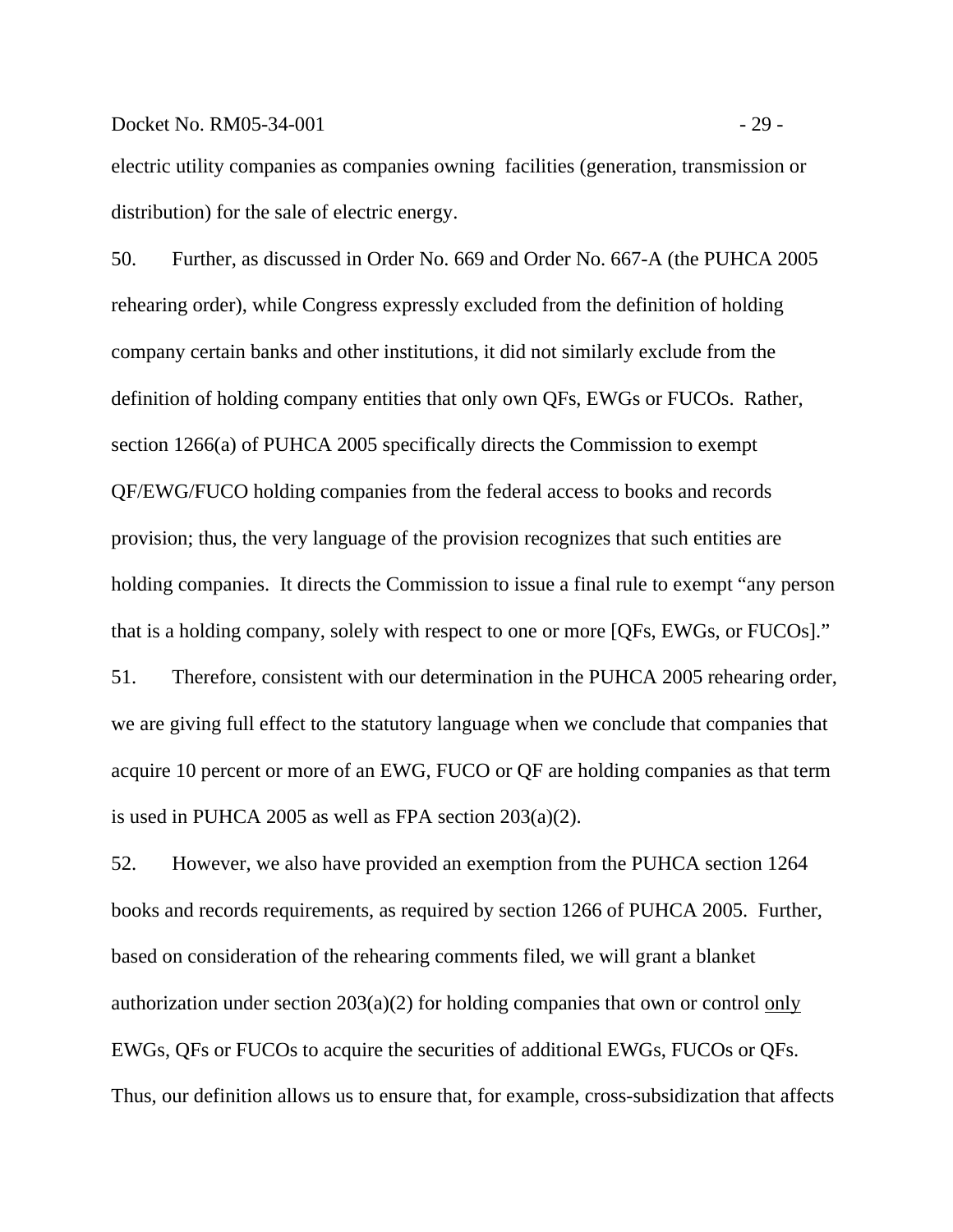electric utility companies as companies owning facilities (generation, transmission or distribution) for the sale of electric energy.

50. Further, as discussed in Order No. 669 and Order No. 667-A (the PUHCA 2005 rehearing order), while Congress expressly excluded from the definition of holding company certain banks and other institutions, it did not similarly exclude from the definition of holding company entities that only own QFs, EWGs or FUCOs. Rather, section 1266(a) of PUHCA 2005 specifically directs the Commission to exempt QF/EWG/FUCO holding companies from the federal access to books and records provision; thus, the very language of the provision recognizes that such entities are holding companies. It directs the Commission to issue a final rule to exempt "any person that is a holding company, solely with respect to one or more [QFs, EWGs, or FUCOs]."

51. Therefore, consistent with our determination in the PUHCA 2005 rehearing order, we are giving full effect to the statutory language when we conclude that companies that acquire 10 percent or more of an EWG, FUCO or QF are holding companies as that term is used in PUHCA 2005 as well as FPA section 203(a)(2).

52. However, we also have provided an exemption from the PUHCA section 1264 books and records requirements, as required by section 1266 of PUHCA 2005. Further, based on consideration of the rehearing comments filed, we will grant a blanket authorization under section 203(a)(2) for holding companies that own or control only EWGs, QFs or FUCOs to acquire the securities of additional EWGs, FUCOs or QFs. Thus, our definition allows us to ensure that, for example, cross-subsidization that affects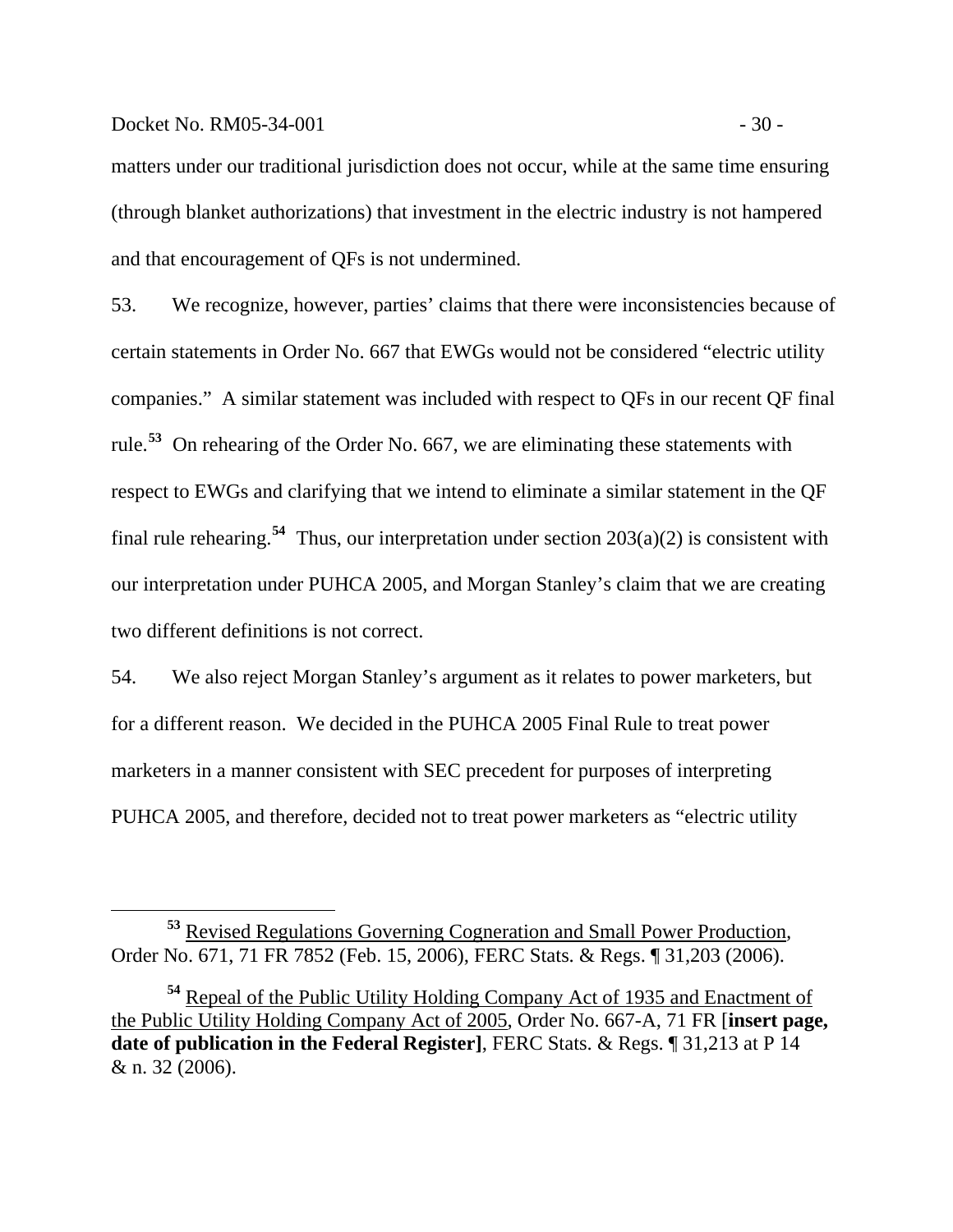matters under our traditional jurisdiction does not occur, while at the same time ensuring (through blanket authorizations) that investment in the electric industry is not hampered and that encouragement of QFs is not undermined.

53. We recognize, however, parties' claims that there were inconsistencies because of certain statements in Order No. 667 that EWGs would not be considered "electric utility companies." A similar statement was included with respect to QFs in our recent QF final rule.[53] On rehearing of the Order No. 667, we are eliminating these statements with respect to EWGs and clarifying that we intend to eliminate a similar statement in the QF final rule rehearing.[54] Thus, our interpretation under section 203(a)(2) is consistent with our interpretation under PUHCA 2005, and Morgan Stanley's claim that we are creating two different definitions is not correct.

54. We also reject Morgan Stanley's argument as it relates to power marketers, but for a different reason. We decided in the PUHCA 2005 Final Rule to treat power marketers in a manner consistent with SEC precedent for purposes of interpreting PUHCA 2005, and therefore, decided not to treat power marketers as "electric utility

---

[53] Revised Regulations Governing Cogneration and Small Power Production, Order No. 671, 71 FR 7852 (Feb. 15, 2006), FERC Stats. & Regs. ¶ 31,203 (2006).

[54] Repeal of the Public Utility Holding Company Act of 1935 and Enactment of the Public Utility Holding Company Act of 2005, Order No. 667-A, 71 FR [**insert page, date of publication in the Federal Register]**, FERC Stats. & Regs. ¶ 31,213 at P 14 & n. 32 (2006).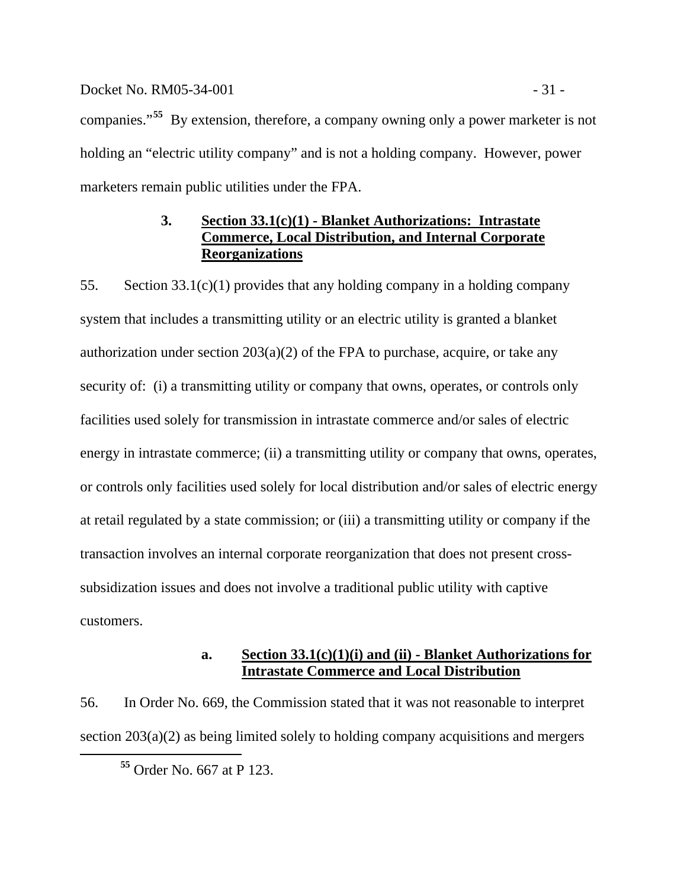companies."[55] By extension, therefore, a company owning only a power marketer is not holding an "electric utility company" and is not a holding company. However, power marketers remain public utilities under the FPA.

### 3. Section 33.1(c)(1) - Blanket Authorizations: Intrastate Commerce, Local Distribution, and Internal Corporate Reorganizations

55. Section 33.1(c)(1) provides that any holding company in a holding company system that includes a transmitting utility or an electric utility is granted a blanket authorization under section 203(a)(2) of the FPA to purchase, acquire, or take any security of: (i) a transmitting utility or company that owns, operates, or controls only facilities used solely for transmission in intrastate commerce and/or sales of electric energy in intrastate commerce; (ii) a transmitting utility or company that owns, operates, or controls only facilities used solely for local distribution and/or sales of electric energy at retail regulated by a state commission; or (iii) a transmitting utility or company if the transaction involves an internal corporate reorganization that does not present cross-subsidization issues and does not involve a traditional public utility with captive customers.

#### a. Section 33.1(c)(1)(i) and (ii) - Blanket Authorizations for Intrastate Commerce and Local Distribution

56. In Order No. 669, the Commission stated that it was not reasonable to interpret section 203(a)(2) as being limited solely to holding company acquisitions and mergers

[55] Order No. 667 at P 123.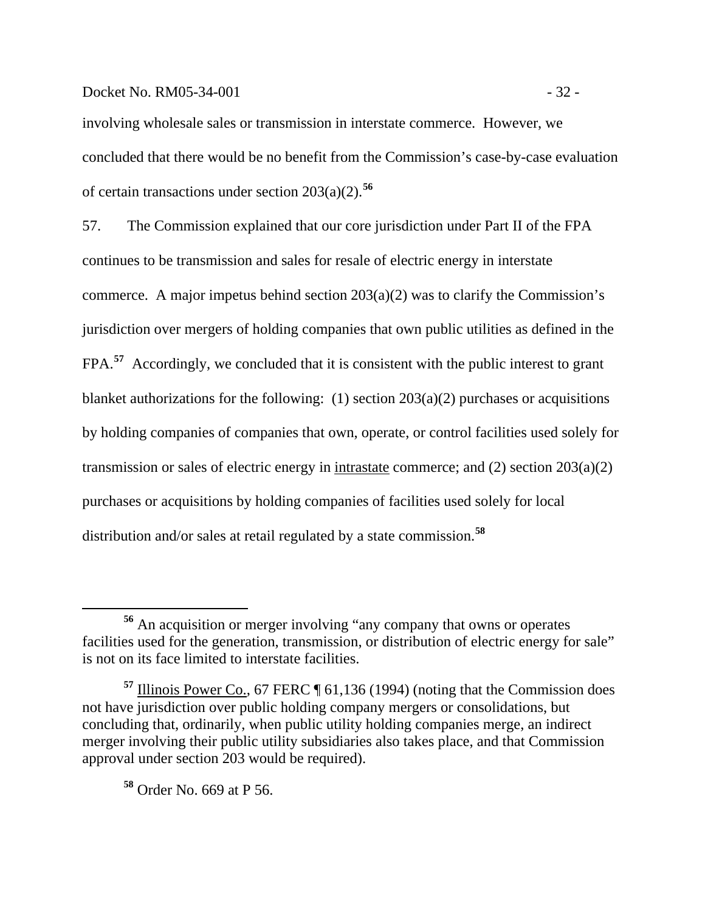involving wholesale sales or transmission in interstate commerce. However, we concluded that there would be no benefit from the Commission's case-by-case evaluation of certain transactions under section 203(a)(2).[56]

57. The Commission explained that our core jurisdiction under Part II of the FPA continues to be transmission and sales for resale of electric energy in interstate commerce. A major impetus behind section 203(a)(2) was to clarify the Commission's jurisdiction over mergers of holding companies that own public utilities as defined in the FPA.[57] Accordingly, we concluded that it is consistent with the public interest to grant blanket authorizations for the following: (1) section 203(a)(2) purchases or acquisitions by holding companies of companies that own, operate, or control facilities used solely for transmission or sales of electric energy in intrastate commerce; and (2) section 203(a)(2) purchases or acquisitions by holding companies of facilities used solely for local distribution and/or sales at retail regulated by a state commission.[58]

---

[56] An acquisition or merger involving "any company that owns or operates facilities used for the generation, transmission, or distribution of electric energy for sale" is not on its face limited to interstate facilities.

[57] Illinois Power Co., 67 FERC ¶ 61,136 (1994) (noting that the Commission does not have jurisdiction over public holding company mergers or consolidations, but concluding that, ordinarily, when public utility holding companies merge, an indirect merger involving their public utility subsidiaries also takes place, and that Commission approval under section 203 would be required).

[58] Order No. 669 at P 56.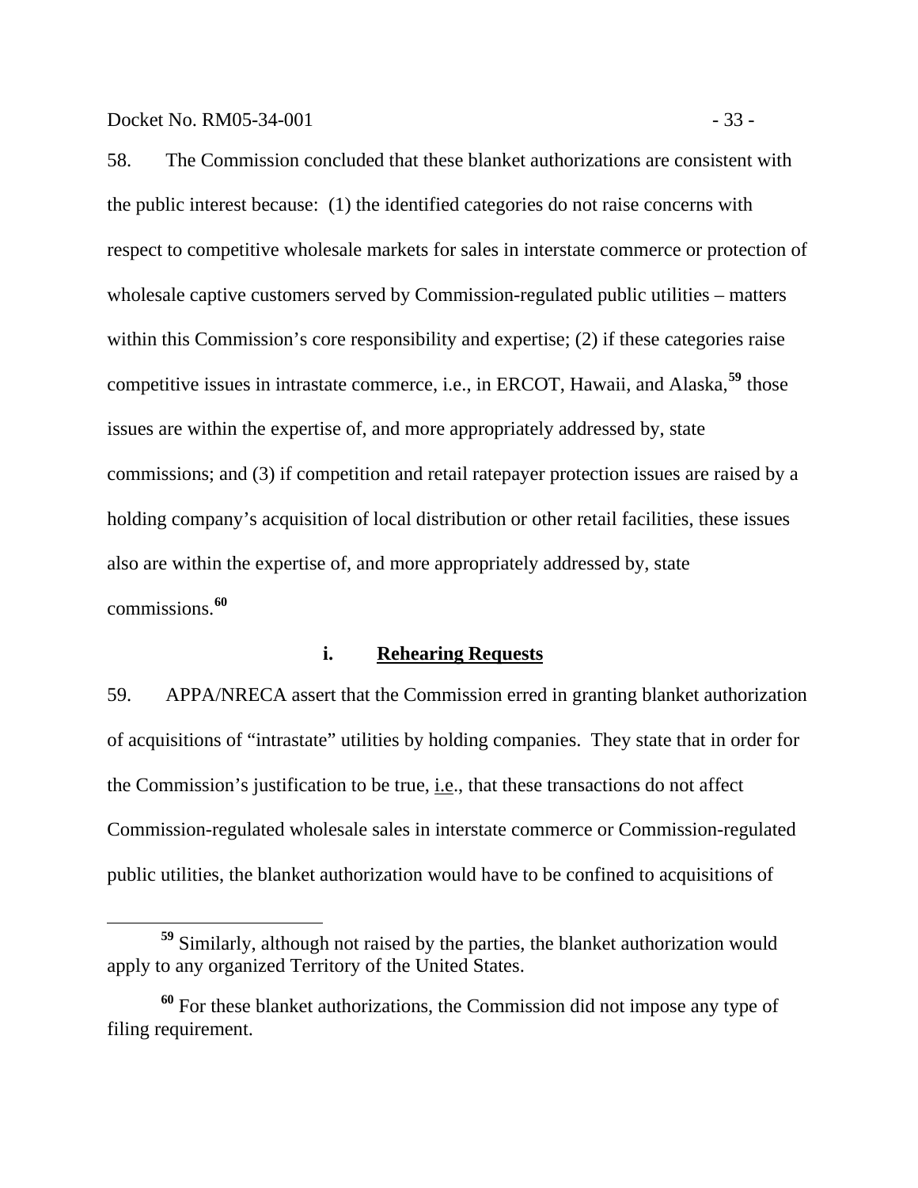58. The Commission concluded that these blanket authorizations are consistent with the public interest because: (1) the identified categories do not raise concerns with respect to competitive wholesale markets for sales in interstate commerce or protection of wholesale captive customers served by Commission-regulated public utilities – matters within this Commission's core responsibility and expertise; (2) if these categories raise competitive issues in intrastate commerce, i.e., in ERCOT, Hawaii, and Alaska,[59] those issues are within the expertise of, and more appropriately addressed by, state commissions; and (3) if competition and retail ratepayer protection issues are raised by a holding company's acquisition of local distribution or other retail facilities, these issues also are within the expertise of, and more appropriately addressed by, state commissions.[60]

#### i. Rehearing Requests

59. APPA/NRECA assert that the Commission erred in granting blanket authorization of acquisitions of "intrastate" utilities by holding companies. They state that in order for the Commission's justification to be true, i.e., that these transactions do not affect Commission-regulated wholesale sales in interstate commerce or Commission-regulated public utilities, the blanket authorization would have to be confined to acquisitions of

---

[59] Similarly, although not raised by the parties, the blanket authorization would apply to any organized Territory of the United States.

[60] For these blanket authorizations, the Commission did not impose any type of filing requirement.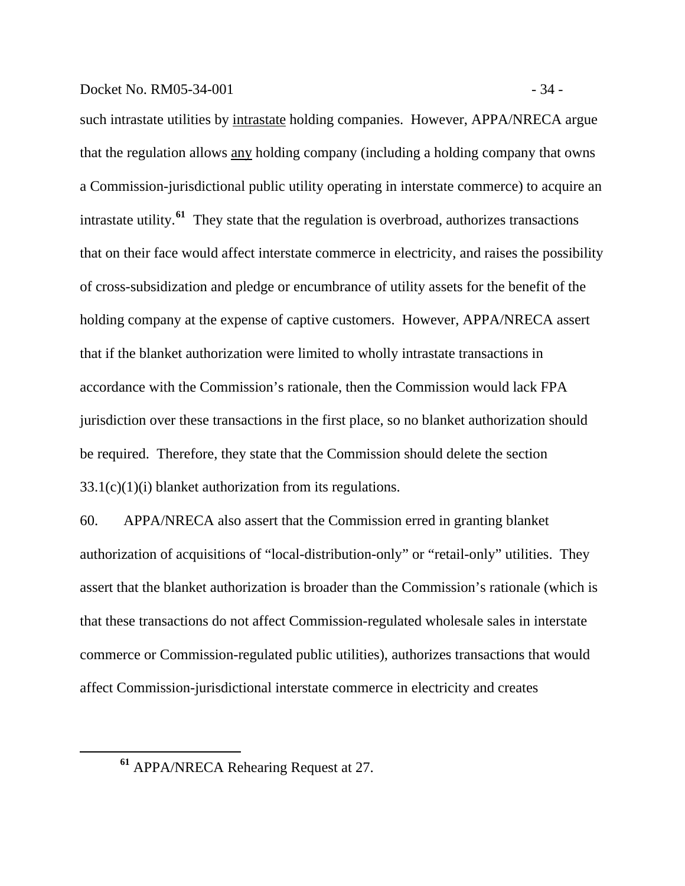such intrastate utilities by intrastate holding companies. However, APPA/NRECA argue that the regulation allows any holding company (including a holding company that owns a Commission-jurisdictional public utility operating in interstate commerce) to acquire an intrastate utility.[61] They state that the regulation is overbroad, authorizes transactions that on their face would affect interstate commerce in electricity, and raises the possibility of cross-subsidization and pledge or encumbrance of utility assets for the benefit of the holding company at the expense of captive customers. However, APPA/NRECA assert that if the blanket authorization were limited to wholly intrastate transactions in accordance with the Commission's rationale, then the Commission would lack FPA jurisdiction over these transactions in the first place, so no blanket authorization should be required. Therefore, they state that the Commission should delete the section 33.1(c)(1)(i) blanket authorization from its regulations.

60. APPA/NRECA also assert that the Commission erred in granting blanket authorization of acquisitions of "local-distribution-only" or "retail-only" utilities. They assert that the blanket authorization is broader than the Commission's rationale (which is that these transactions do not affect Commission-regulated wholesale sales in interstate commerce or Commission-regulated public utilities), authorizes transactions that would affect Commission-jurisdictional interstate commerce in electricity and creates

[61] APPA/NRECA Rehearing Request at 27.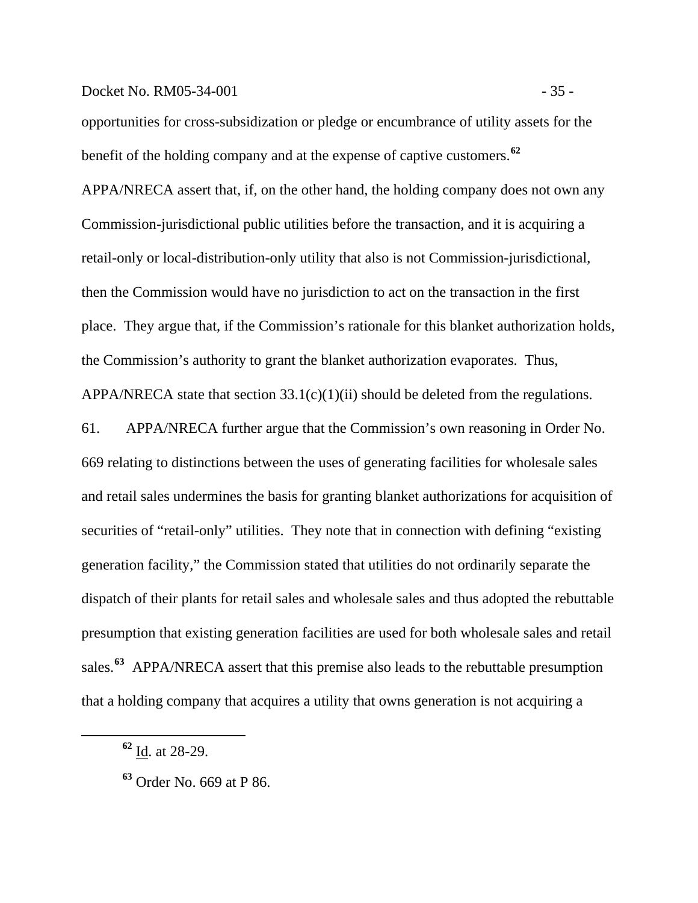opportunities for cross-subsidization or pledge or encumbrance of utility assets for the benefit of the holding company and at the expense of captive customers.[62] APPA/NRECA assert that, if, on the other hand, the holding company does not own any Commission-jurisdictional public utilities before the transaction, and it is acquiring a retail-only or local-distribution-only utility that also is not Commission-jurisdictional, then the Commission would have no jurisdiction to act on the transaction in the first place. They argue that, if the Commission's rationale for this blanket authorization holds, the Commission's authority to grant the blanket authorization evaporates. Thus, APPA/NRECA state that section 33.1(c)(1)(ii) should be deleted from the regulations.

61. APPA/NRECA further argue that the Commission's own reasoning in Order No. 669 relating to distinctions between the uses of generating facilities for wholesale sales and retail sales undermines the basis for granting blanket authorizations for acquisition of securities of "retail-only" utilities. They note that in connection with defining "existing generation facility," the Commission stated that utilities do not ordinarily separate the dispatch of their plants for retail sales and wholesale sales and thus adopted the rebuttable presumption that existing generation facilities are used for both wholesale sales and retail sales.[63] APPA/NRECA assert that this premise also leads to the rebuttable presumption that a holding company that acquires a utility that owns generation is not acquiring a

---

[62] Id. at 28-29.

[63] Order No. 669 at P 86.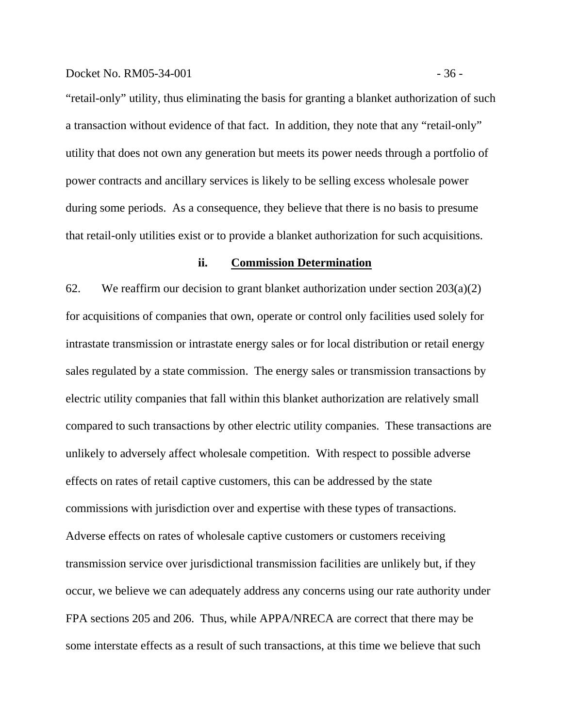"retail-only" utility, thus eliminating the basis for granting a blanket authorization of such a transaction without evidence of that fact. In addition, they note that any "retail-only" utility that does not own any generation but meets its power needs through a portfolio of power contracts and ancillary services is likely to be selling excess wholesale power during some periods. As a consequence, they believe that there is no basis to presume that retail-only utilities exist or to provide a blanket authorization for such acquisitions.

### ii. <u>Commission Determination</u>

62. We reaffirm our decision to grant blanket authorization under section 203(a)(2) for acquisitions of companies that own, operate or control only facilities used solely for intrastate transmission or intrastate energy sales or for local distribution or retail energy sales regulated by a state commission. The energy sales or transmission transactions by electric utility companies that fall within this blanket authorization are relatively small compared to such transactions by other electric utility companies. These transactions are unlikely to adversely affect wholesale competition. With respect to possible adverse effects on rates of retail captive customers, this can be addressed by the state commissions with jurisdiction over and expertise with these types of transactions. Adverse effects on rates of wholesale captive customers or customers receiving transmission service over jurisdictional transmission facilities are unlikely but, if they occur, we believe we can adequately address any concerns using our rate authority under FPA sections 205 and 206. Thus, while APPA/NRECA are correct that there may be some interstate effects as a result of such transactions, at this time we believe that such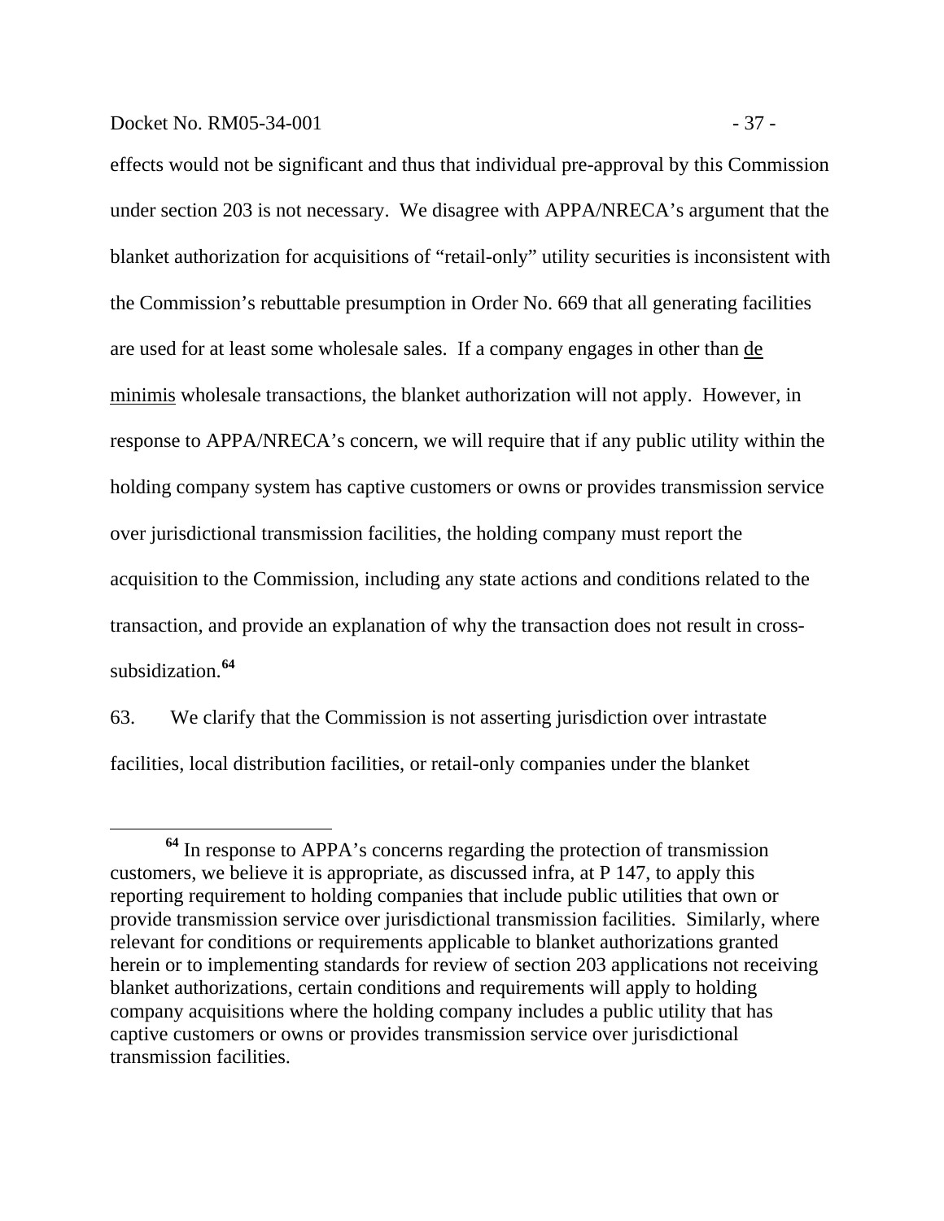effects would not be significant and thus that individual pre-approval by this Commission under section 203 is not necessary. We disagree with APPA/NRECA's argument that the blanket authorization for acquisitions of "retail-only" utility securities is inconsistent with the Commission's rebuttable presumption in Order No. 669 that all generating facilities are used for at least some wholesale sales. If a company engages in other than de minimis wholesale transactions, the blanket authorization will not apply. However, in response to APPA/NRECA's concern, we will require that if any public utility within the holding company system has captive customers or owns or provides transmission service over jurisdictional transmission facilities, the holding company must report the acquisition to the Commission, including any state actions and conditions related to the transaction, and provide an explanation of why the transaction does not result in cross-subsidization.[64]

63. We clarify that the Commission is not asserting jurisdiction over intrastate facilities, local distribution facilities, or retail-only companies under the blanket

---

[64] In response to APPA's concerns regarding the protection of transmission customers, we believe it is appropriate, as discussed infra, at P 147, to apply this reporting requirement to holding companies that include public utilities that own or provide transmission service over jurisdictional transmission facilities. Similarly, where relevant for conditions or requirements applicable to blanket authorizations granted herein or to implementing standards for review of section 203 applications not receiving blanket authorizations, certain conditions and requirements will apply to holding company acquisitions where the holding company includes a public utility that has captive customers or owns or provides transmission service over jurisdictional transmission facilities.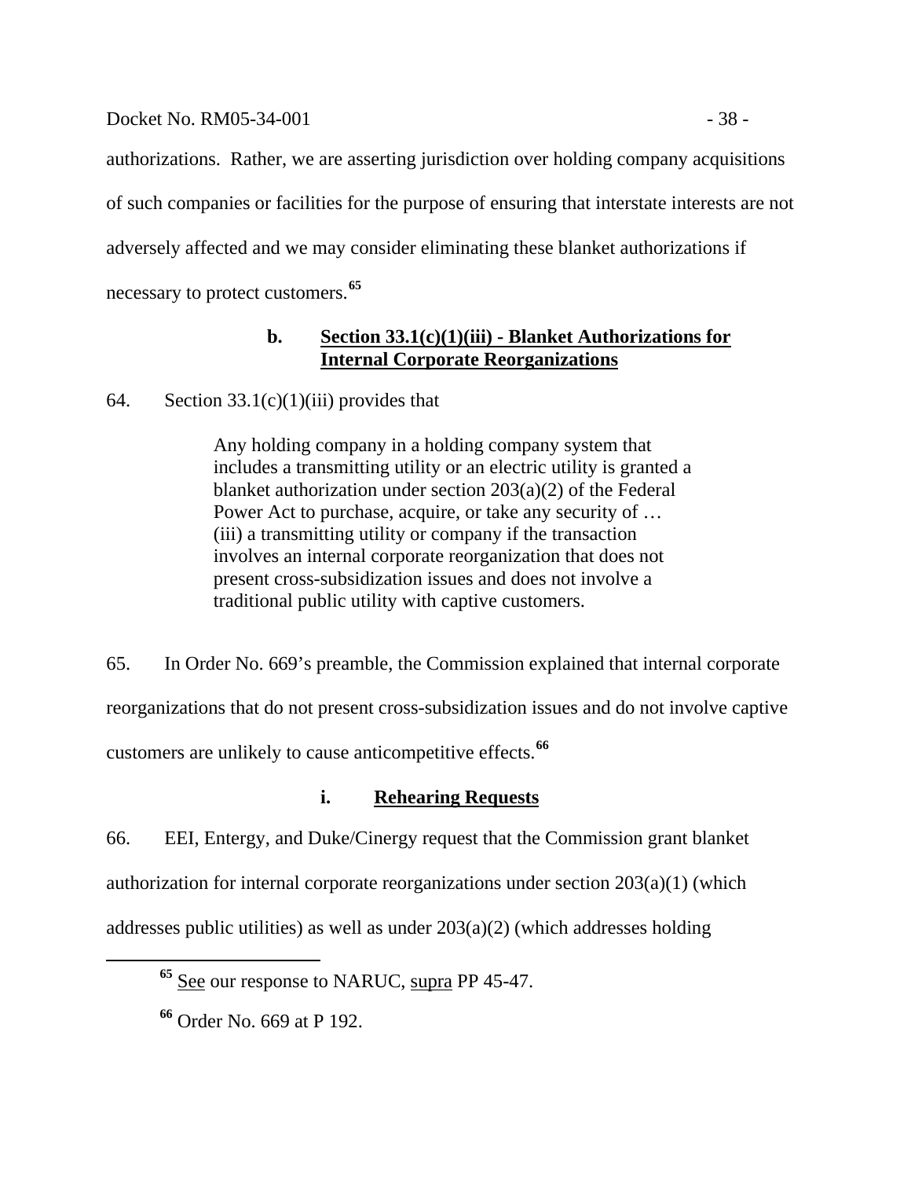authorizations. Rather, we are asserting jurisdiction over holding company acquisitions of such companies or facilities for the purpose of ensuring that interstate interests are not adversely affected and we may consider eliminating these blanket authorizations if necessary to protect customers.[65]

### b. Section 33.1(c)(1)(iii) - Blanket Authorizations for Internal Corporate Reorganizations

64. Section 33.1(c)(1)(iii) provides that

> Any holding company in a holding company system that includes a transmitting utility or an electric utility is granted a blanket authorization under section 203(a)(2) of the Federal Power Act to purchase, acquire, or take any security of … (iii) a transmitting utility or company if the transaction involves an internal corporate reorganization that does not present cross-subsidization issues and does not involve a traditional public utility with captive customers.

65. In Order No. 669's preamble, the Commission explained that internal corporate reorganizations that do not present cross-subsidization issues and do not involve captive customers are unlikely to cause anticompetitive effects.[66]

#### i. Rehearing Requests

66. EEI, Entergy, and Duke/Cinergy request that the Commission grant blanket authorization for internal corporate reorganizations under section 203(a)(1) (which addresses public utilities) as well as under 203(a)(2) (which addresses holding

---

[65] See our response to NARUC, supra PP 45-47.

[66] Order No. 669 at P 192.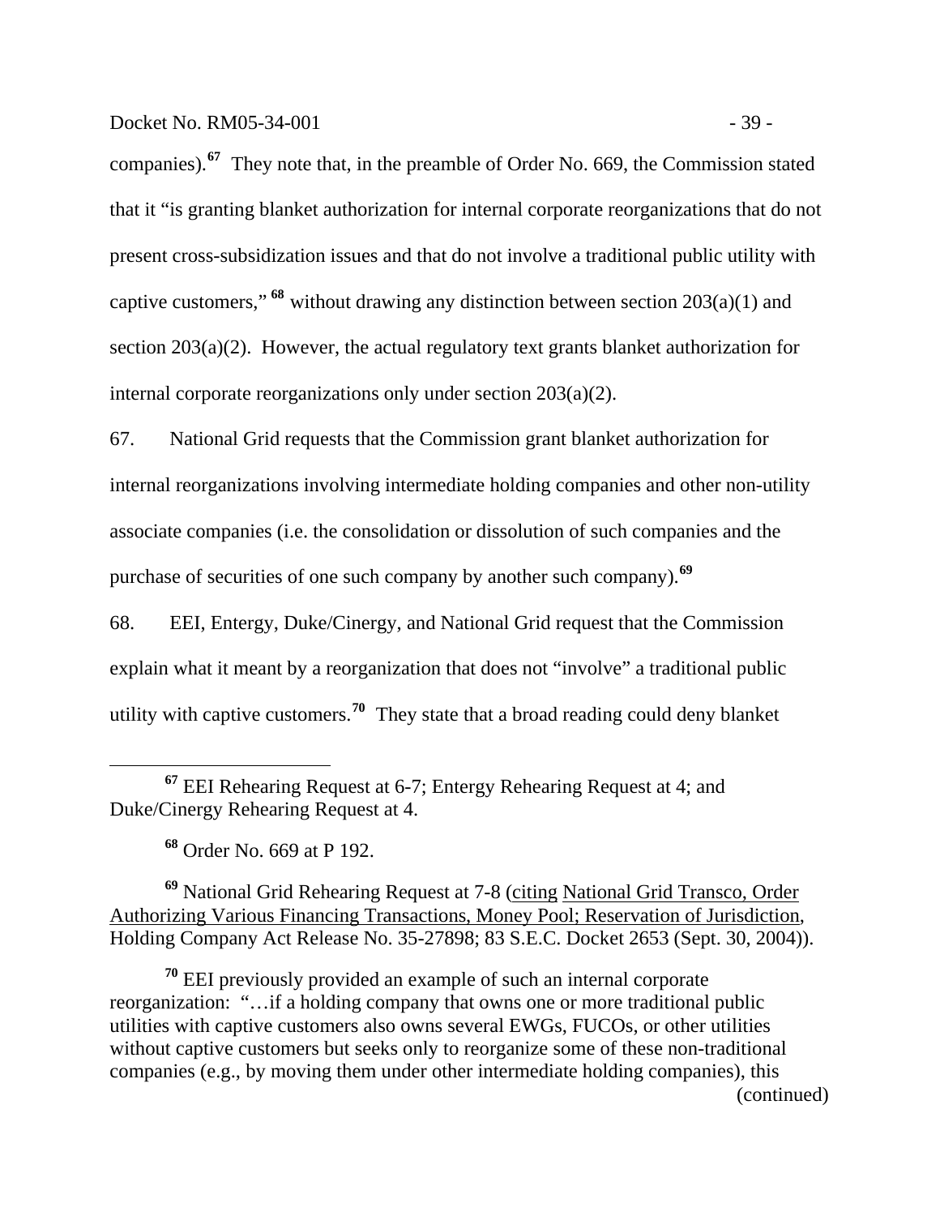companies).[67] They note that, in the preamble of Order No. 669, the Commission stated that it "is granting blanket authorization for internal corporate reorganizations that do not present cross-subsidization issues and that do not involve a traditional public utility with captive customers,"[68] without drawing any distinction between section 203(a)(1) and section 203(a)(2). However, the actual regulatory text grants blanket authorization for internal corporate reorganizations only under section 203(a)(2).

67. National Grid requests that the Commission grant blanket authorization for internal reorganizations involving intermediate holding companies and other non-utility associate companies (i.e. the consolidation or dissolution of such companies and the purchase of securities of one such company by another such company).[69]

68. EEI, Entergy, Duke/Cinergy, and National Grid request that the Commission explain what it meant by a reorganization that does not "involve" a traditional public utility with captive customers.[70] They state that a broad reading could deny blanket

---

[67] EEI Rehearing Request at 6-7; Entergy Rehearing Request at 4; and Duke/Cinergy Rehearing Request at 4.

[68] Order No. 669 at P 192.

[69] National Grid Rehearing Request at 7-8 (citing National Grid Transco, Order Authorizing Various Financing Transactions, Money Pool; Reservation of Jurisdiction, Holding Company Act Release No. 35-27898; 83 S.E.C. Docket 2653 (Sept. 30, 2004)).

[70] EEI previously provided an example of such an internal corporate reorganization: "…if a holding company that owns one or more traditional public utilities with captive customers also owns several EWGs, FUCOs, or other utilities without captive customers but seeks only to reorganize some of these non-traditional companies (e.g., by moving them under other intermediate holding companies), this

(continued)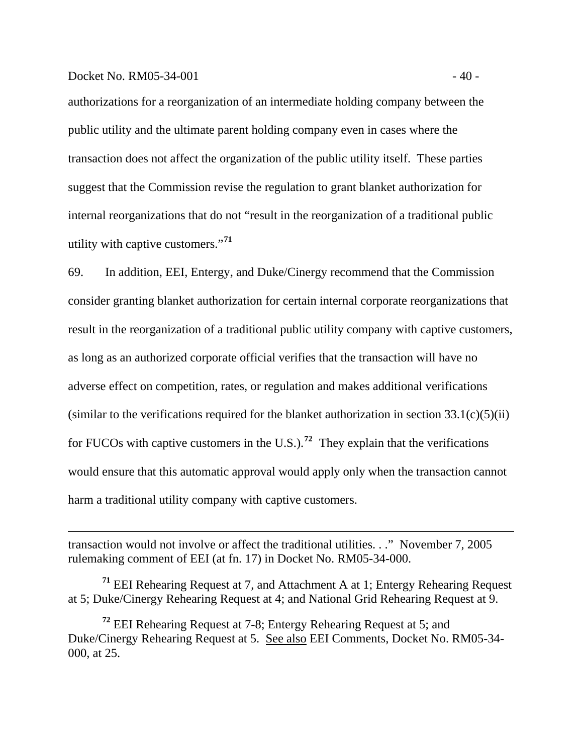authorizations for a reorganization of an intermediate holding company between the public utility and the ultimate parent holding company even in cases where the transaction does not affect the organization of the public utility itself. These parties suggest that the Commission revise the regulation to grant blanket authorization for internal reorganizations that do not "result in the reorganization of a traditional public utility with captive customers."[71]

69. In addition, EEI, Entergy, and Duke/Cinergy recommend that the Commission consider granting blanket authorization for certain internal corporate reorganizations that result in the reorganization of a traditional public utility company with captive customers, as long as an authorized corporate official verifies that the transaction will have no adverse effect on competition, rates, or regulation and makes additional verifications (similar to the verifications required for the blanket authorization in section 33.1(c)(5)(ii) for FUCOs with captive customers in the U.S.).[72] They explain that the verifications would ensure that this automatic approval would apply only when the transaction cannot harm a traditional utility company with captive customers.

---

transaction would not involve or affect the traditional utilities. . ." November 7, 2005 rulemaking comment of EEI (at fn. 17) in Docket No. RM05-34-000.

[71] EEI Rehearing Request at 7, and Attachment A at 1; Entergy Rehearing Request at 5; Duke/Cinergy Rehearing Request at 4; and National Grid Rehearing Request at 9.

[72] EEI Rehearing Request at 7-8; Entergy Rehearing Request at 5; and Duke/Cinergy Rehearing Request at 5. See also EEI Comments, Docket No. RM05-34-000, at 25.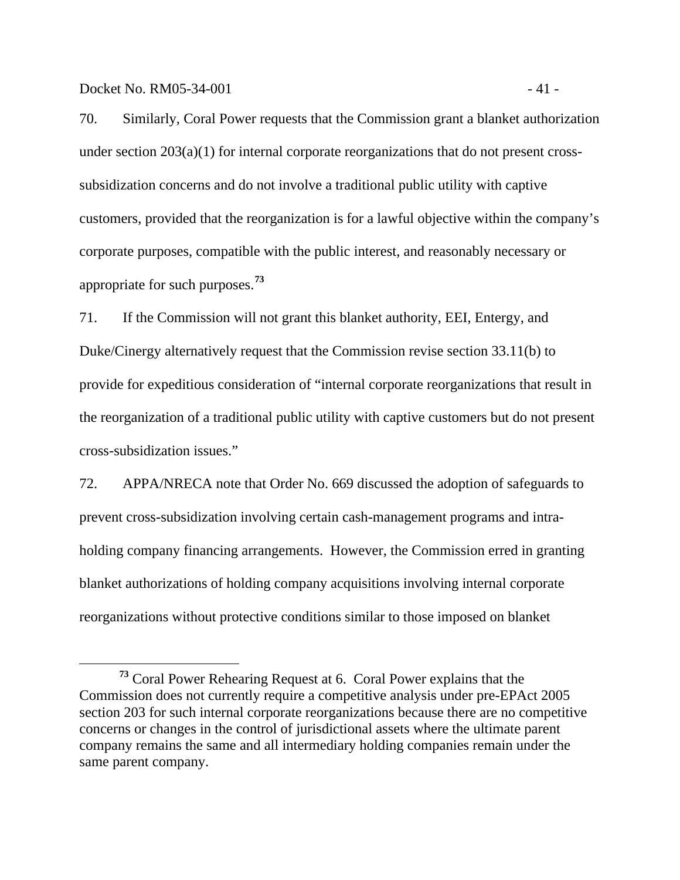70. Similarly, Coral Power requests that the Commission grant a blanket authorization under section 203(a)(1) for internal corporate reorganizations that do not present cross-subsidization concerns and do not involve a traditional public utility with captive customers, provided that the reorganization is for a lawful objective within the company's corporate purposes, compatible with the public interest, and reasonably necessary or appropriate for such purposes.[73]

71. If the Commission will not grant this blanket authority, EEI, Entergy, and Duke/Cinergy alternatively request that the Commission revise section 33.11(b) to provide for expeditious consideration of "internal corporate reorganizations that result in the reorganization of a traditional public utility with captive customers but do not present cross-subsidization issues."

72. APPA/NRECA note that Order No. 669 discussed the adoption of safeguards to prevent cross-subsidization involving certain cash-management programs and intra-holding company financing arrangements. However, the Commission erred in granting blanket authorizations of holding company acquisitions involving internal corporate reorganizations without protective conditions similar to those imposed on blanket

[73] Coral Power Rehearing Request at 6. Coral Power explains that the Commission does not currently require a competitive analysis under pre-EPAct 2005 section 203 for such internal corporate reorganizations because there are no competitive concerns or changes in the control of jurisdictional assets where the ultimate parent company remains the same and all intermediary holding companies remain under the same parent company.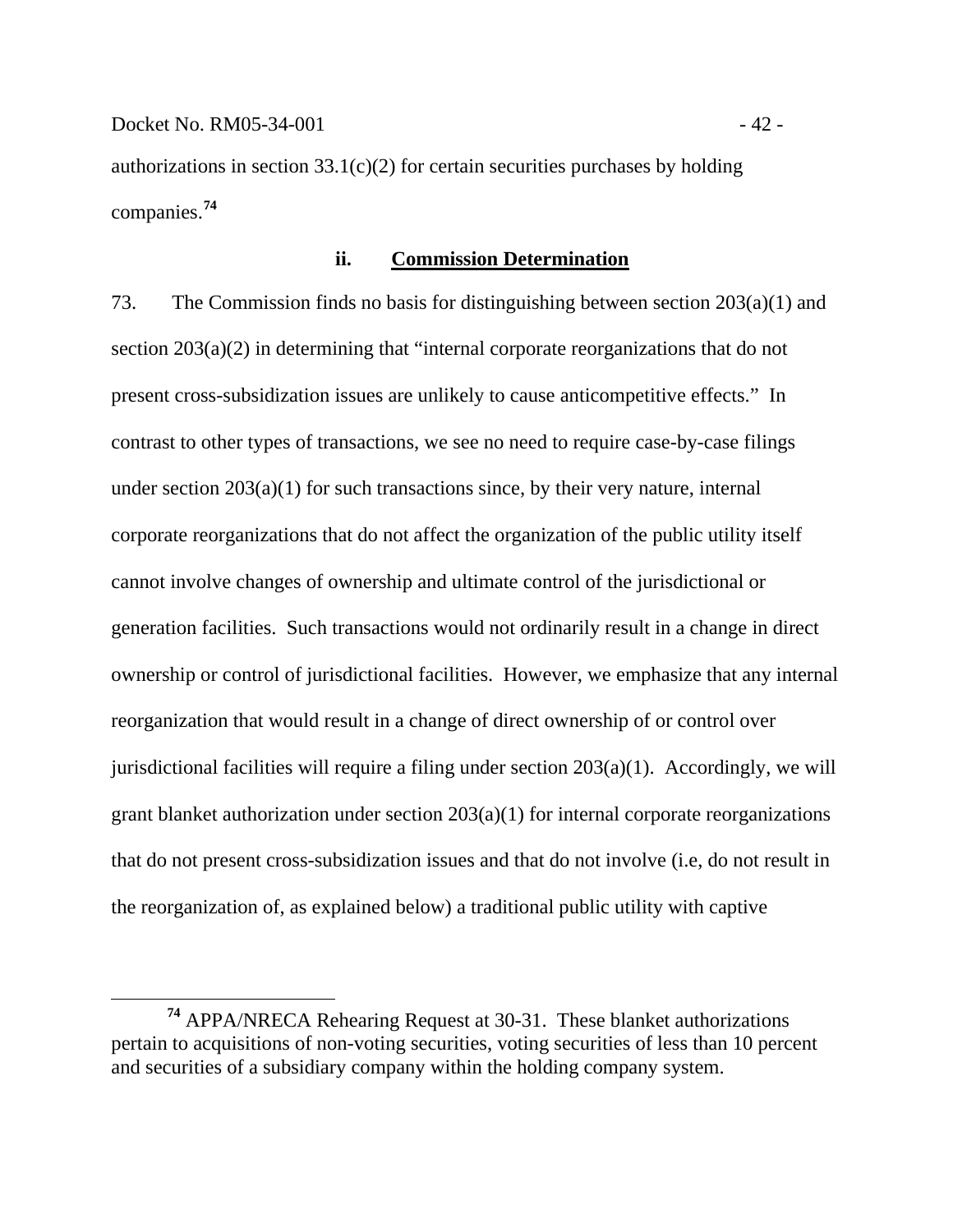authorizations in section 33.1(c)(2) for certain securities purchases by holding companies.[74]

### ii. Commission Determination

73. The Commission finds no basis for distinguishing between section 203(a)(1) and section 203(a)(2) in determining that "internal corporate reorganizations that do not present cross-subsidization issues are unlikely to cause anticompetitive effects." In contrast to other types of transactions, we see no need to require case-by-case filings under section 203(a)(1) for such transactions since, by their very nature, internal corporate reorganizations that do not affect the organization of the public utility itself cannot involve changes of ownership and ultimate control of the jurisdictional or generation facilities. Such transactions would not ordinarily result in a change in direct ownership or control of jurisdictional facilities. However, we emphasize that any internal reorganization that would result in a change of direct ownership of or control over jurisdictional facilities will require a filing under section 203(a)(1). Accordingly, we will grant blanket authorization under section 203(a)(1) for internal corporate reorganizations that do not present cross-subsidization issues and that do not involve (i.e, do not result in the reorganization of, as explained below) a traditional public utility with captive

[74] APPA/NRECA Rehearing Request at 30-31. These blanket authorizations pertain to acquisitions of non-voting securities, voting securities of less than 10 percent and securities of a subsidiary company within the holding company system.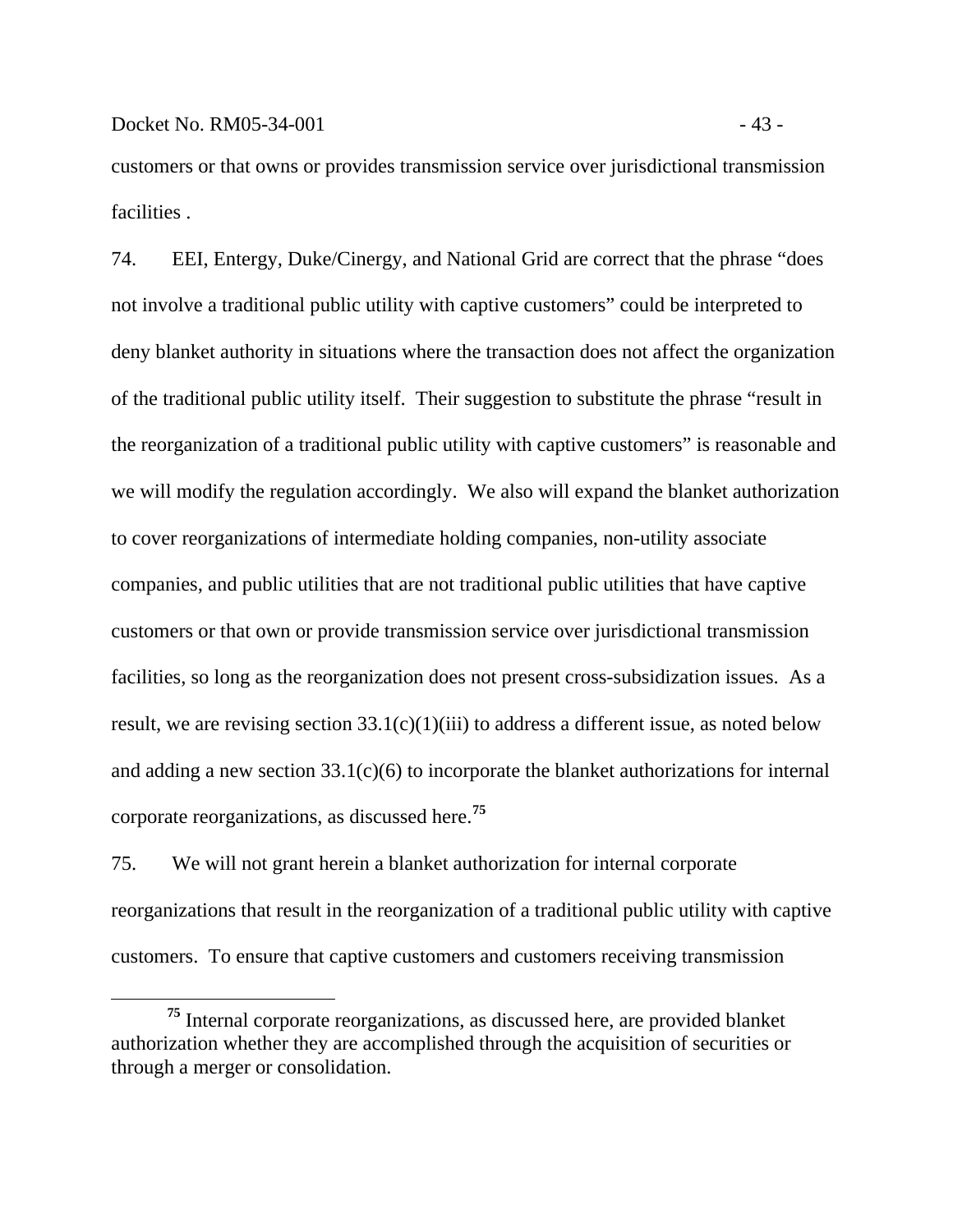customers or that owns or provides transmission service over jurisdictional transmission facilities .

74. EEI, Entergy, Duke/Cinergy, and National Grid are correct that the phrase "does not involve a traditional public utility with captive customers" could be interpreted to deny blanket authority in situations where the transaction does not affect the organization of the traditional public utility itself. Their suggestion to substitute the phrase "result in the reorganization of a traditional public utility with captive customers" is reasonable and we will modify the regulation accordingly. We also will expand the blanket authorization to cover reorganizations of intermediate holding companies, non-utility associate companies, and public utilities that are not traditional public utilities that have captive customers or that own or provide transmission service over jurisdictional transmission facilities, so long as the reorganization does not present cross-subsidization issues. As a result, we are revising section 33.1(c)(1)(iii) to address a different issue, as noted below and adding a new section 33.1(c)(6) to incorporate the blanket authorizations for internal corporate reorganizations, as discussed here.[75]

75. We will not grant herein a blanket authorization for internal corporate reorganizations that result in the reorganization of a traditional public utility with captive customers. To ensure that captive customers and customers receiving transmission

[75] Internal corporate reorganizations, as discussed here, are provided blanket authorization whether they are accomplished through the acquisition of securities or through a merger or consolidation.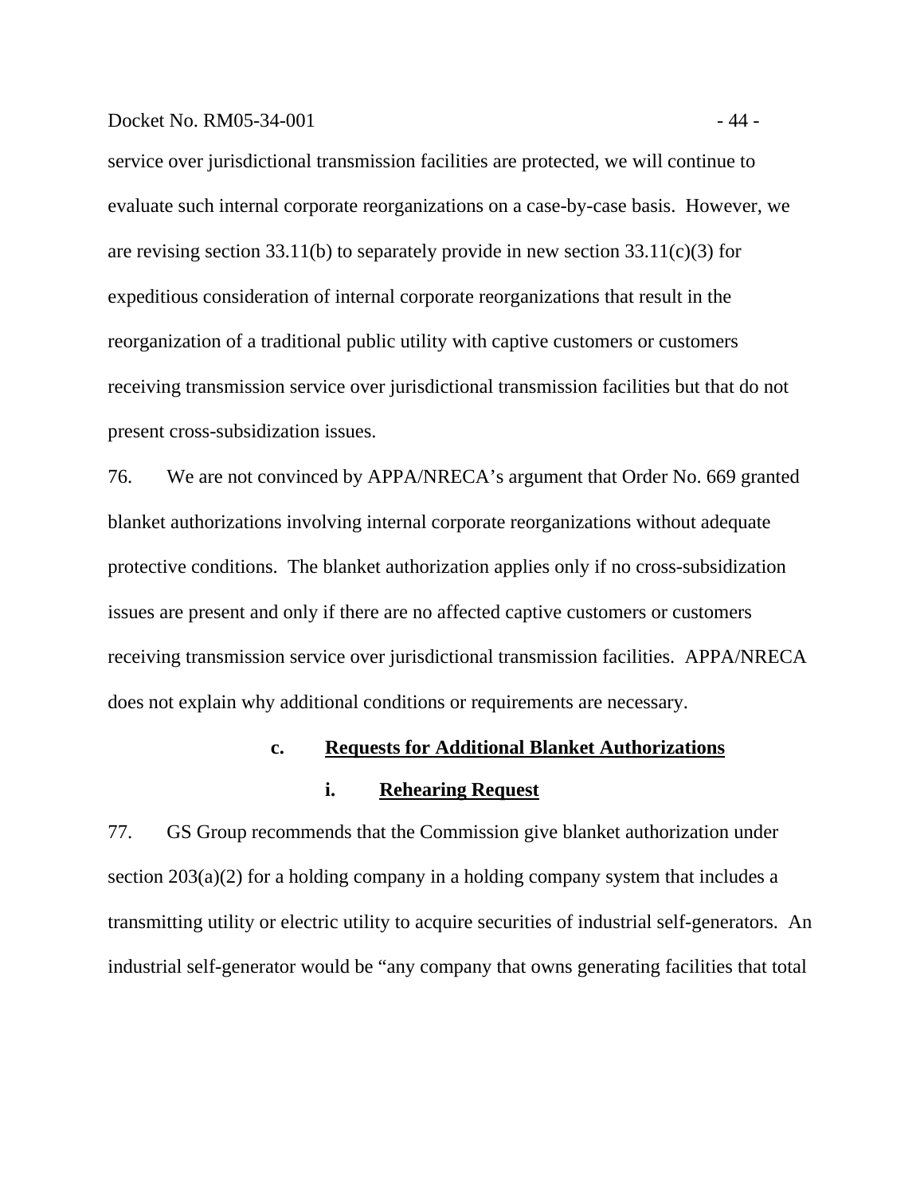service over jurisdictional transmission facilities are protected, we will continue to evaluate such internal corporate reorganizations on a case-by-case basis. However, we are revising section 33.11(b) to separately provide in new section 33.11(c)(3) for expeditious consideration of internal corporate reorganizations that result in the reorganization of a traditional public utility with captive customers or customers receiving transmission service over jurisdictional transmission facilities but that do not present cross-subsidization issues.

76. We are not convinced by APPA/NRECA's argument that Order No. 669 granted blanket authorizations involving internal corporate reorganizations without adequate protective conditions. The blanket authorization applies only if no cross-subsidization issues are present and only if there are no affected captive customers or customers receiving transmission service over jurisdictional transmission facilities. APPA/NRECA does not explain why additional conditions or requirements are necessary.

#### c. Requests for Additional Blanket Authorizations

##### i. Rehearing Request

77. GS Group recommends that the Commission give blanket authorization under section 203(a)(2) for a holding company in a holding company system that includes a transmitting utility or electric utility to acquire securities of industrial self-generators. An industrial self-generator would be "any company that owns generating facilities that total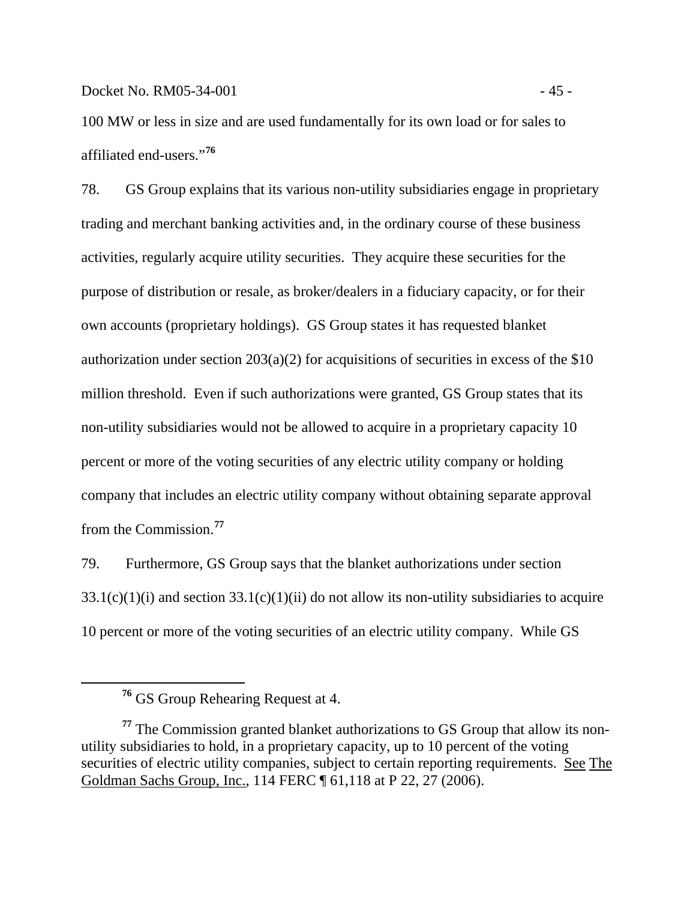100 MW or less in size and are used fundamentally for its own load or for sales to affiliated end-users."[76]

78. GS Group explains that its various non-utility subsidiaries engage in proprietary trading and merchant banking activities and, in the ordinary course of these business activities, regularly acquire utility securities. They acquire these securities for the purpose of distribution or resale, as broker/dealers in a fiduciary capacity, or for their own accounts (proprietary holdings). GS Group states it has requested blanket authorization under section 203(a)(2) for acquisitions of securities in excess of the $10 million threshold. Even if such authorizations were granted, GS Group states that its non-utility subsidiaries would not be allowed to acquire in a proprietary capacity 10 percent or more of the voting securities of any electric utility company or holding company that includes an electric utility company without obtaining separate approval from the Commission.[77]

79. Furthermore, GS Group says that the blanket authorizations under section 33.1(c)(1)(i) and section 33.1(c)(1)(ii) do not allow its non-utility subsidiaries to acquire 10 percent or more of the voting securities of an electric utility company. While GS

---

[76] GS Group Rehearing Request at 4.

[77] The Commission granted blanket authorizations to GS Group that allow its non-utility subsidiaries to hold, in a proprietary capacity, up to 10 percent of the voting securities of electric utility companies, subject to certain reporting requirements. See The Goldman Sachs Group, Inc., 114 FERC ¶ 61,118 at P 22, 27 (2006).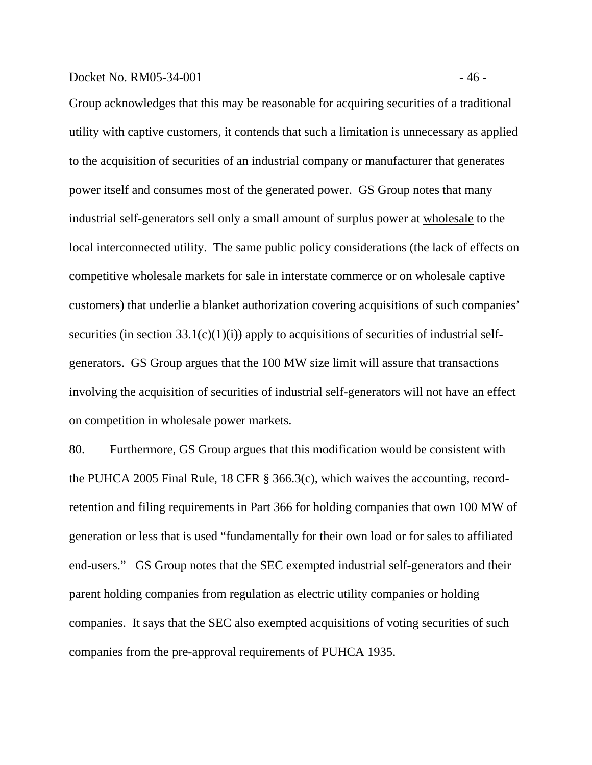Group acknowledges that this may be reasonable for acquiring securities of a traditional utility with captive customers, it contends that such a limitation is unnecessary as applied to the acquisition of securities of an industrial company or manufacturer that generates power itself and consumes most of the generated power. GS Group notes that many industrial self-generators sell only a small amount of surplus power at wholesale to the local interconnected utility. The same public policy considerations (the lack of effects on competitive wholesale markets for sale in interstate commerce or on wholesale captive customers) that underlie a blanket authorization covering acquisitions of such companies' securities (in section 33.1(c)(1)(i)) apply to acquisitions of securities of industrial self-generators. GS Group argues that the 100 MW size limit will assure that transactions involving the acquisition of securities of industrial self-generators will not have an effect on competition in wholesale power markets.

80. Furthermore, GS Group argues that this modification would be consistent with the PUHCA 2005 Final Rule, 18 CFR § 366.3(c), which waives the accounting, record-retention and filing requirements in Part 366 for holding companies that own 100 MW of generation or less that is used "fundamentally for their own load or for sales to affiliated end-users." GS Group notes that the SEC exempted industrial self-generators and their parent holding companies from regulation as electric utility companies or holding companies. It says that the SEC also exempted acquisitions of voting securities of such companies from the pre-approval requirements of PUHCA 1935.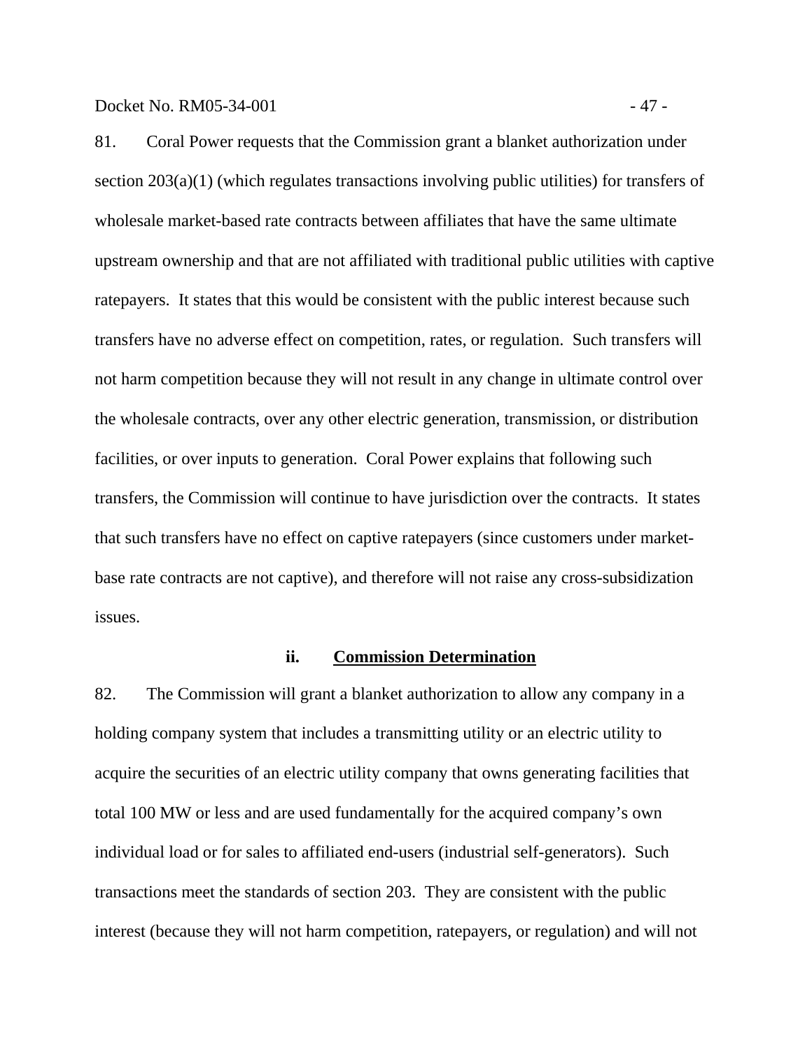81. Coral Power requests that the Commission grant a blanket authorization under section 203(a)(1) (which regulates transactions involving public utilities) for transfers of wholesale market-based rate contracts between affiliates that have the same ultimate upstream ownership and that are not affiliated with traditional public utilities with captive ratepayers. It states that this would be consistent with the public interest because such transfers have no adverse effect on competition, rates, or regulation. Such transfers will not harm competition because they will not result in any change in ultimate control over the wholesale contracts, over any other electric generation, transmission, or distribution facilities, or over inputs to generation. Coral Power explains that following such transfers, the Commission will continue to have jurisdiction over the contracts. It states that such transfers have no effect on captive ratepayers (since customers under market-base rate contracts are not captive), and therefore will not raise any cross-subsidization issues.

#### ii. Commission Determination

82. The Commission will grant a blanket authorization to allow any company in a holding company system that includes a transmitting utility or an electric utility to acquire the securities of an electric utility company that owns generating facilities that total 100 MW or less and are used fundamentally for the acquired company's own individual load or for sales to affiliated end-users (industrial self-generators). Such transactions meet the standards of section 203. They are consistent with the public interest (because they will not harm competition, ratepayers, or regulation) and will not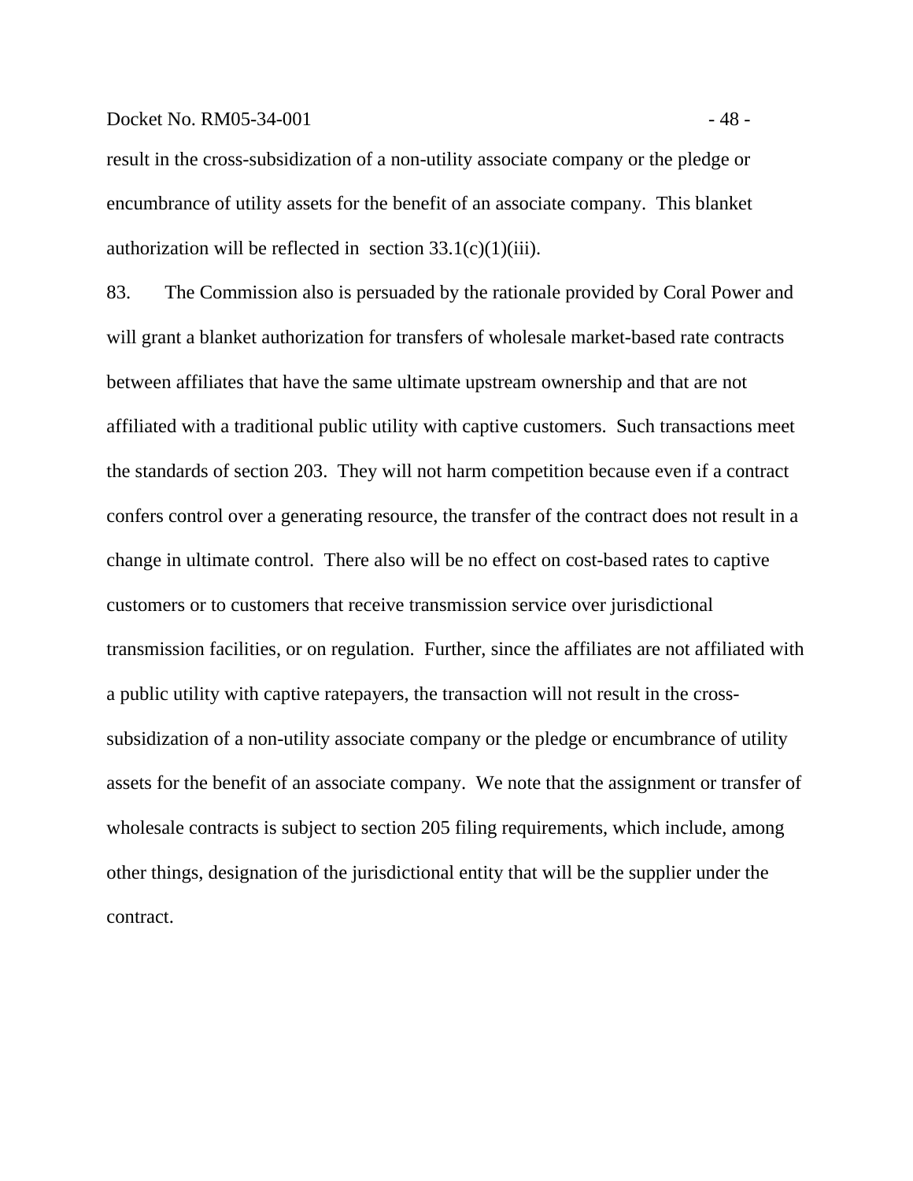result in the cross-subsidization of a non-utility associate company or the pledge or encumbrance of utility assets for the benefit of an associate company. This blanket authorization will be reflected in section 33.1(c)(1)(iii).

83. The Commission also is persuaded by the rationale provided by Coral Power and will grant a blanket authorization for transfers of wholesale market-based rate contracts between affiliates that have the same ultimate upstream ownership and that are not affiliated with a traditional public utility with captive customers. Such transactions meet the standards of section 203. They will not harm competition because even if a contract confers control over a generating resource, the transfer of the contract does not result in a change in ultimate control. There also will be no effect on cost-based rates to captive customers or to customers that receive transmission service over jurisdictional transmission facilities, or on regulation. Further, since the affiliates are not affiliated with a public utility with captive ratepayers, the transaction will not result in the cross-subsidization of a non-utility associate company or the pledge or encumbrance of utility assets for the benefit of an associate company. We note that the assignment or transfer of wholesale contracts is subject to section 205 filing requirements, which include, among other things, designation of the jurisdictional entity that will be the supplier under the contract.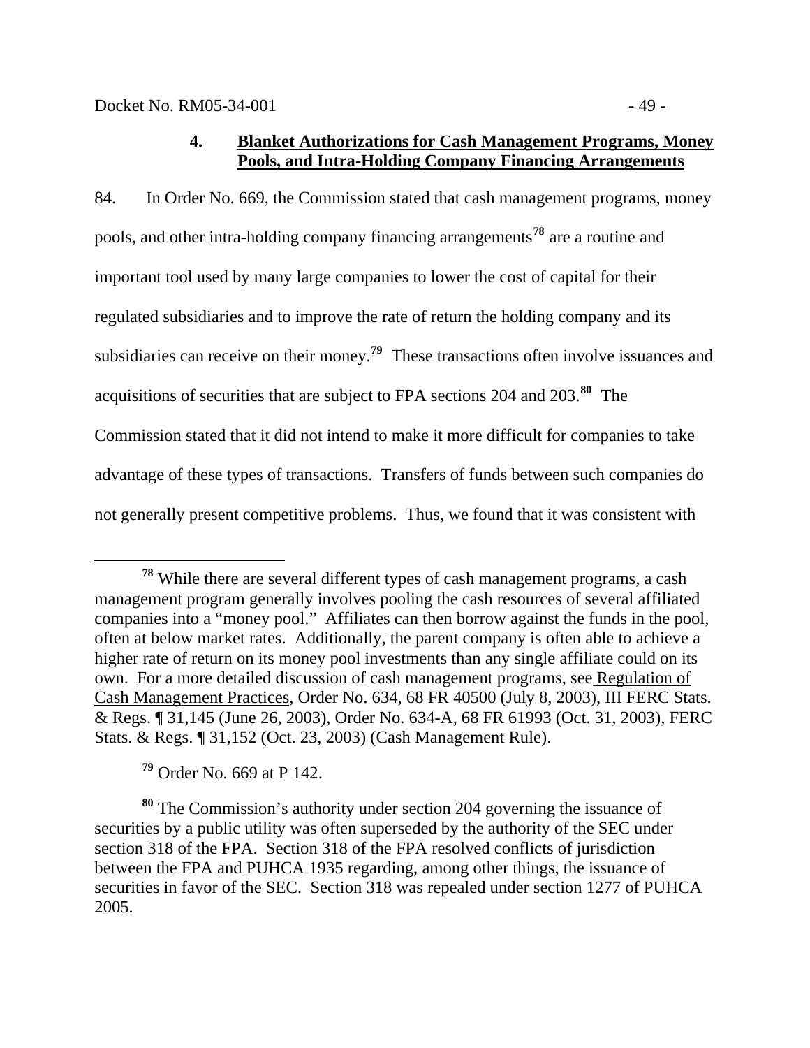#### 4. Blanket Authorizations for Cash Management Programs, Money Pools, and Intra-Holding Company Financing Arrangements

84. In Order No. 669, the Commission stated that cash management programs, money pools, and other intra-holding company financing arrangements[78] are a routine and important tool used by many large companies to lower the cost of capital for their regulated subsidiaries and to improve the rate of return the holding company and its subsidiaries can receive on their money.[79] These transactions often involve issuances and acquisitions of securities that are subject to FPA sections 204 and 203.[80] The Commission stated that it did not intend to make it more difficult for companies to take advantage of these types of transactions. Transfers of funds between such companies do not generally present competitive problems. Thus, we found that it was consistent with

---

[78] While there are several different types of cash management programs, a cash management program generally involves pooling the cash resources of several affiliated companies into a "money pool." Affiliates can then borrow against the funds in the pool, often at below market rates. Additionally, the parent company is often able to achieve a higher rate of return on its money pool investments than any single affiliate could on its own. For a more detailed discussion of cash management programs, see Regulation of Cash Management Practices, Order No. 634, 68 FR 40500 (July 8, 2003), III FERC Stats. & Regs. ¶ 31,145 (June 26, 2003), Order No. 634-A, 68 FR 61993 (Oct. 31, 2003), FERC Stats. & Regs. ¶ 31,152 (Oct. 23, 2003) (Cash Management Rule).

[79] Order No. 669 at P 142.

[80] The Commission's authority under section 204 governing the issuance of securities by a public utility was often superseded by the authority of the SEC under section 318 of the FPA. Section 318 of the FPA resolved conflicts of jurisdiction between the FPA and PUHCA 1935 regarding, among other things, the issuance of securities in favor of the SEC. Section 318 was repealed under section 1277 of PUHCA 2005.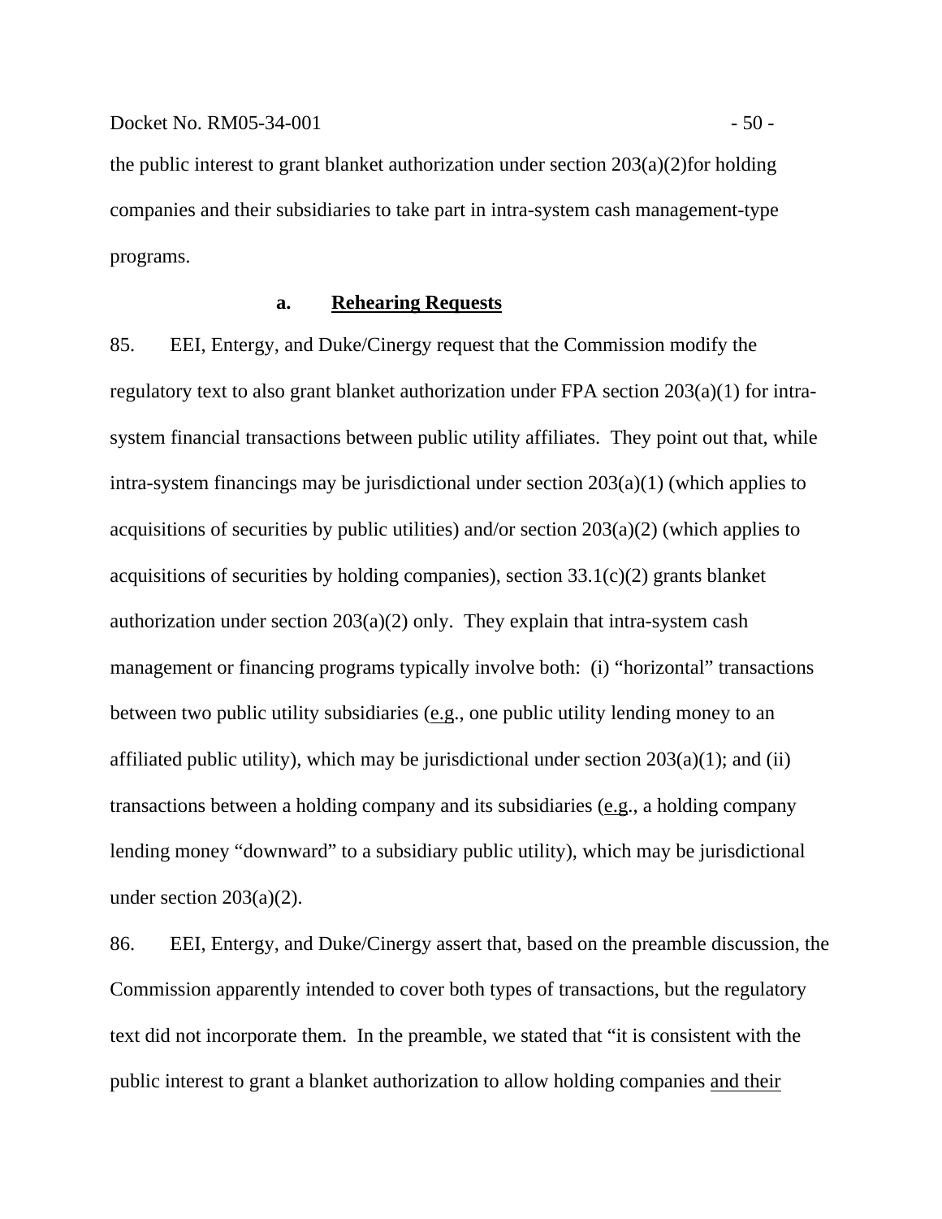the public interest to grant blanket authorization under section 203(a)(2)for holding companies and their subsidiaries to take part in intra-system cash management-type programs.

### a. Rehearing Requests

85. EEI, Entergy, and Duke/Cinergy request that the Commission modify the regulatory text to also grant blanket authorization under FPA section 203(a)(1) for intra-system financial transactions between public utility affiliates. They point out that, while intra-system financings may be jurisdictional under section 203(a)(1) (which applies to acquisitions of securities by public utilities) and/or section 203(a)(2) (which applies to acquisitions of securities by holding companies), section 33.1(c)(2) grants blanket authorization under section 203(a)(2) only. They explain that intra-system cash management or financing programs typically involve both: (i) "horizontal" transactions between two public utility subsidiaries (e.g., one public utility lending money to an affiliated public utility), which may be jurisdictional under section 203(a)(1); and (ii) transactions between a holding company and its subsidiaries (e.g., a holding company lending money "downward" to a subsidiary public utility), which may be jurisdictional under section 203(a)(2).

86. EEI, Entergy, and Duke/Cinergy assert that, based on the preamble discussion, the Commission apparently intended to cover both types of transactions, but the regulatory text did not incorporate them. In the preamble, we stated that "it is consistent with the public interest to grant a blanket authorization to allow holding companies and their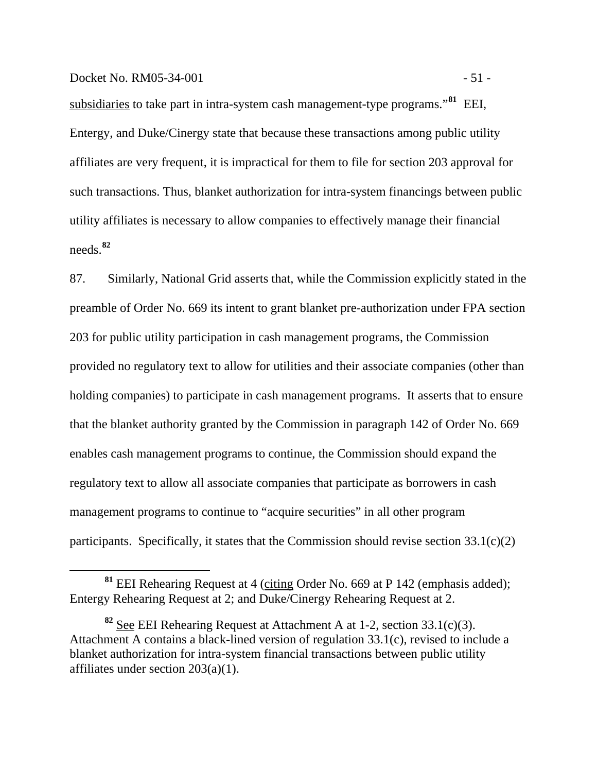subsidiaries to take part in intra-system cash management-type programs."[81] EEI, Entergy, and Duke/Cinergy state that because these transactions among public utility affiliates are very frequent, it is impractical for them to file for section 203 approval for such transactions. Thus, blanket authorization for intra-system financings between public utility affiliates is necessary to allow companies to effectively manage their financial needs.[82]

87. Similarly, National Grid asserts that, while the Commission explicitly stated in the preamble of Order No. 669 its intent to grant blanket pre-authorization under FPA section 203 for public utility participation in cash management programs, the Commission provided no regulatory text to allow for utilities and their associate companies (other than holding companies) to participate in cash management programs. It asserts that to ensure that the blanket authority granted by the Commission in paragraph 142 of Order No. 669 enables cash management programs to continue, the Commission should expand the regulatory text to allow all associate companies that participate as borrowers in cash management programs to continue to "acquire securities" in all other program participants. Specifically, it states that the Commission should revise section 33.1(c)(2)

---

[81] EEI Rehearing Request at 4 (citing Order No. 669 at P 142 (emphasis added); Entergy Rehearing Request at 2; and Duke/Cinergy Rehearing Request at 2.

[82] See EEI Rehearing Request at Attachment A at 1-2, section 33.1(c)(3). Attachment A contains a black-lined version of regulation 33.1(c), revised to include a blanket authorization for intra-system financial transactions between public utility affiliates under section 203(a)(1).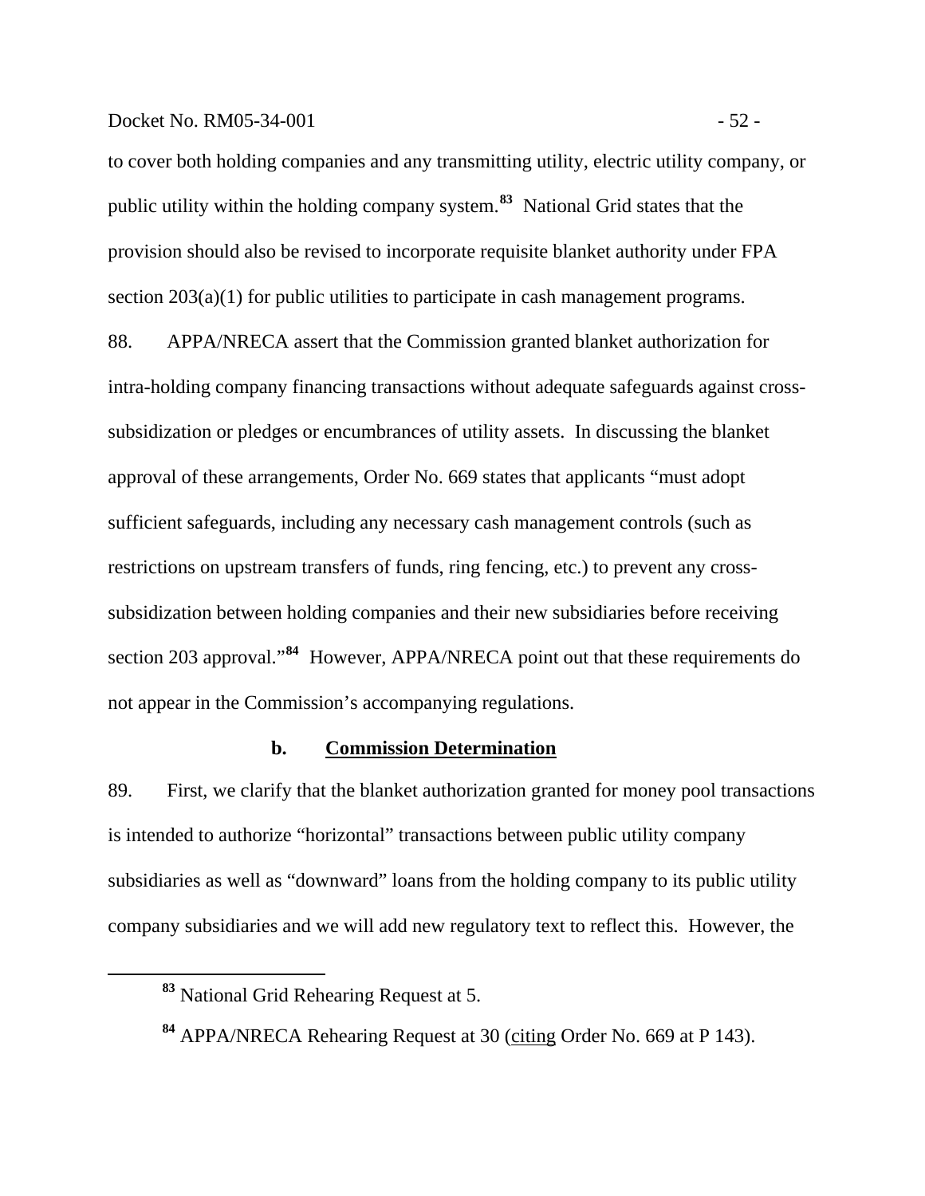to cover both holding companies and any transmitting utility, electric utility company, or public utility within the holding company system.[83] National Grid states that the provision should also be revised to incorporate requisite blanket authority under FPA section 203(a)(1) for public utilities to participate in cash management programs.

88. APPA/NRECA assert that the Commission granted blanket authorization for intra-holding company financing transactions without adequate safeguards against cross-subsidization or pledges or encumbrances of utility assets. In discussing the blanket approval of these arrangements, Order No. 669 states that applicants "must adopt sufficient safeguards, including any necessary cash management controls (such as restrictions on upstream transfers of funds, ring fencing, etc.) to prevent any cross-subsidization between holding companies and their new subsidiaries before receiving section 203 approval."[84] However, APPA/NRECA point out that these requirements do not appear in the Commission's accompanying regulations.

### b. Commission Determination

89. First, we clarify that the blanket authorization granted for money pool transactions is intended to authorize "horizontal" transactions between public utility company subsidiaries as well as "downward" loans from the holding company to its public utility company subsidiaries and we will add new regulatory text to reflect this. However, the

[83] National Grid Rehearing Request at 5.

[84] APPA/NRECA Rehearing Request at 30 (citing Order No. 669 at P 143).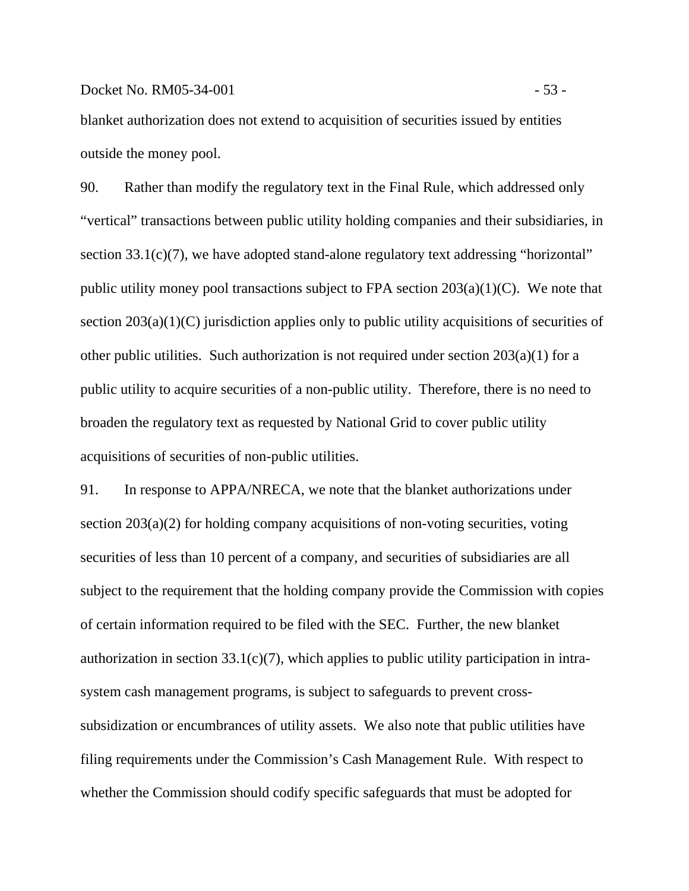blanket authorization does not extend to acquisition of securities issued by entities outside the money pool.

90. Rather than modify the regulatory text in the Final Rule, which addressed only "vertical" transactions between public utility holding companies and their subsidiaries, in section 33.1(c)(7), we have adopted stand-alone regulatory text addressing "horizontal" public utility money pool transactions subject to FPA section 203(a)(1)(C). We note that section 203(a)(1)(C) jurisdiction applies only to public utility acquisitions of securities of other public utilities. Such authorization is not required under section 203(a)(1) for a public utility to acquire securities of a non-public utility. Therefore, there is no need to broaden the regulatory text as requested by National Grid to cover public utility acquisitions of securities of non-public utilities.

91. In response to APPA/NRECA, we note that the blanket authorizations under section 203(a)(2) for holding company acquisitions of non-voting securities, voting securities of less than 10 percent of a company, and securities of subsidiaries are all subject to the requirement that the holding company provide the Commission with copies of certain information required to be filed with the SEC. Further, the new blanket authorization in section 33.1(c)(7), which applies to public utility participation in intra-system cash management programs, is subject to safeguards to prevent cross-subsidization or encumbrances of utility assets. We also note that public utilities have filing requirements under the Commission's Cash Management Rule. With respect to whether the Commission should codify specific safeguards that must be adopted for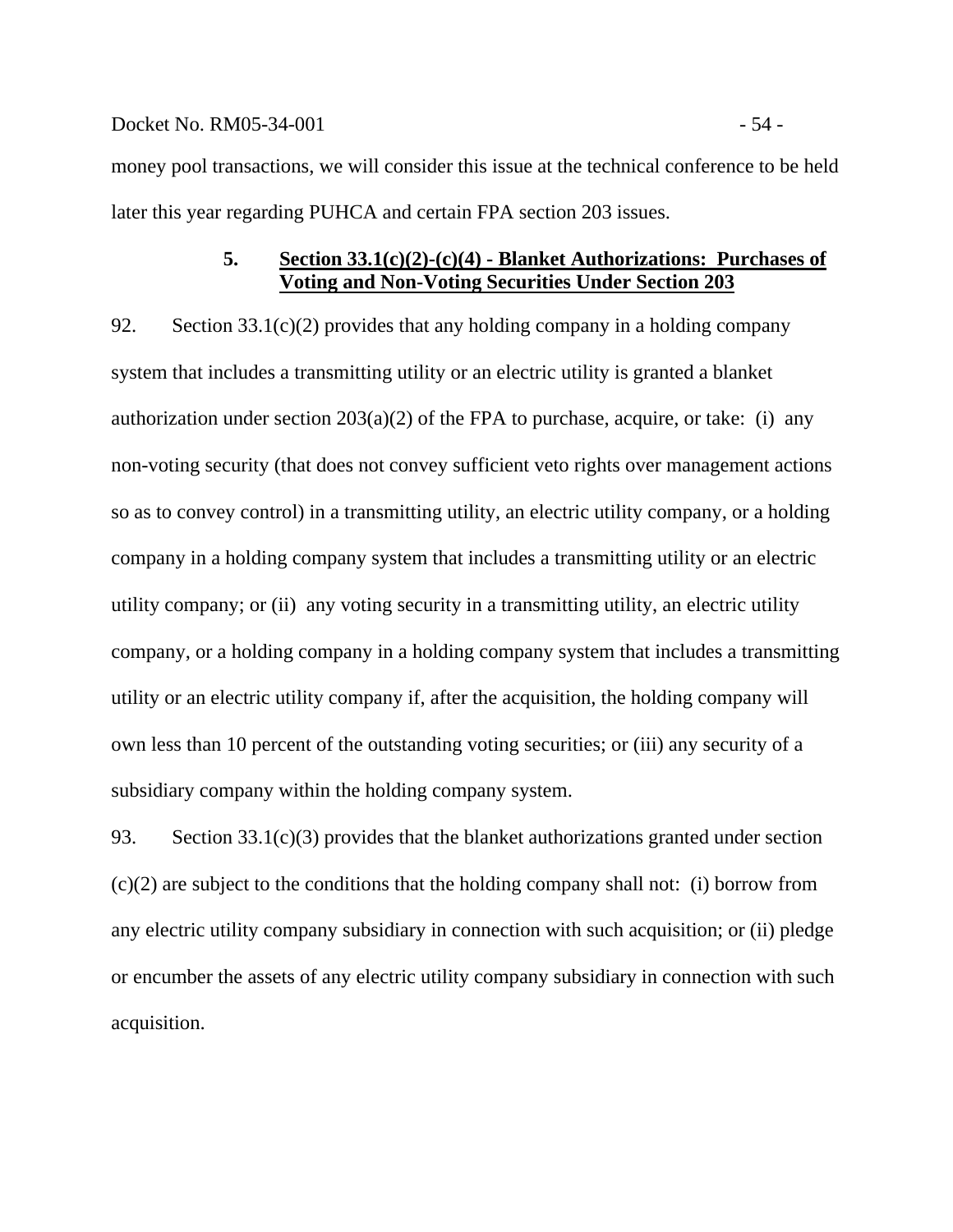money pool transactions, we will consider this issue at the technical conference to be held later this year regarding PUHCA and certain FPA section 203 issues.

### 5. Section 33.1(c)(2)-(c)(4) - Blanket Authorizations: Purchases of Voting and Non-Voting Securities Under Section 203

92. Section 33.1(c)(2) provides that any holding company in a holding company system that includes a transmitting utility or an electric utility is granted a blanket authorization under section 203(a)(2) of the FPA to purchase, acquire, or take: (i) any non-voting security (that does not convey sufficient veto rights over management actions so as to convey control) in a transmitting utility, an electric utility company, or a holding company in a holding company system that includes a transmitting utility or an electric utility company; or (ii) any voting security in a transmitting utility, an electric utility company, or a holding company in a holding company system that includes a transmitting utility or an electric utility company if, after the acquisition, the holding company will own less than 10 percent of the outstanding voting securities; or (iii) any security of a subsidiary company within the holding company system.

93. Section 33.1(c)(3) provides that the blanket authorizations granted under section (c)(2) are subject to the conditions that the holding company shall not: (i) borrow from any electric utility company subsidiary in connection with such acquisition; or (ii) pledge or encumber the assets of any electric utility company subsidiary in connection with such acquisition.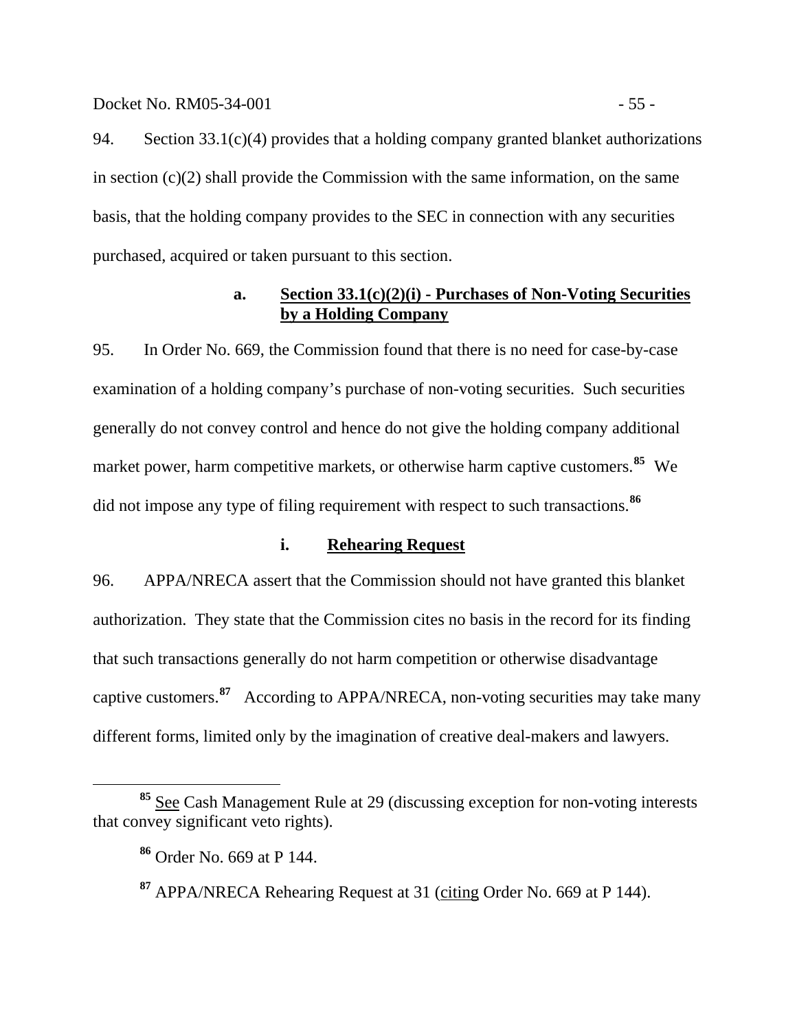94. Section 33.1(c)(4) provides that a holding company granted blanket authorizations in section (c)(2) shall provide the Commission with the same information, on the same basis, that the holding company provides to the SEC in connection with any securities purchased, acquired or taken pursuant to this section.

### a. Section 33.1(c)(2)(i) - Purchases of Non-Voting Securities by a Holding Company

95. In Order No. 669, the Commission found that there is no need for case-by-case examination of a holding company's purchase of non-voting securities. Such securities generally do not convey control and hence do not give the holding company additional market power, harm competitive markets, or otherwise harm captive customers.[85] We did not impose any type of filing requirement with respect to such transactions.[86]

#### i. Rehearing Request

96. APPA/NRECA assert that the Commission should not have granted this blanket authorization. They state that the Commission cites no basis in the record for its finding that such transactions generally do not harm competition or otherwise disadvantage captive customers.[87] According to APPA/NRECA, non-voting securities may take many different forms, limited only by the imagination of creative deal-makers and lawyers.

---

[85] See Cash Management Rule at 29 (discussing exception for non-voting interests that convey significant veto rights).

[86] Order No. 669 at P 144.

[87] APPA/NRECA Rehearing Request at 31 (citing Order No. 669 at P 144).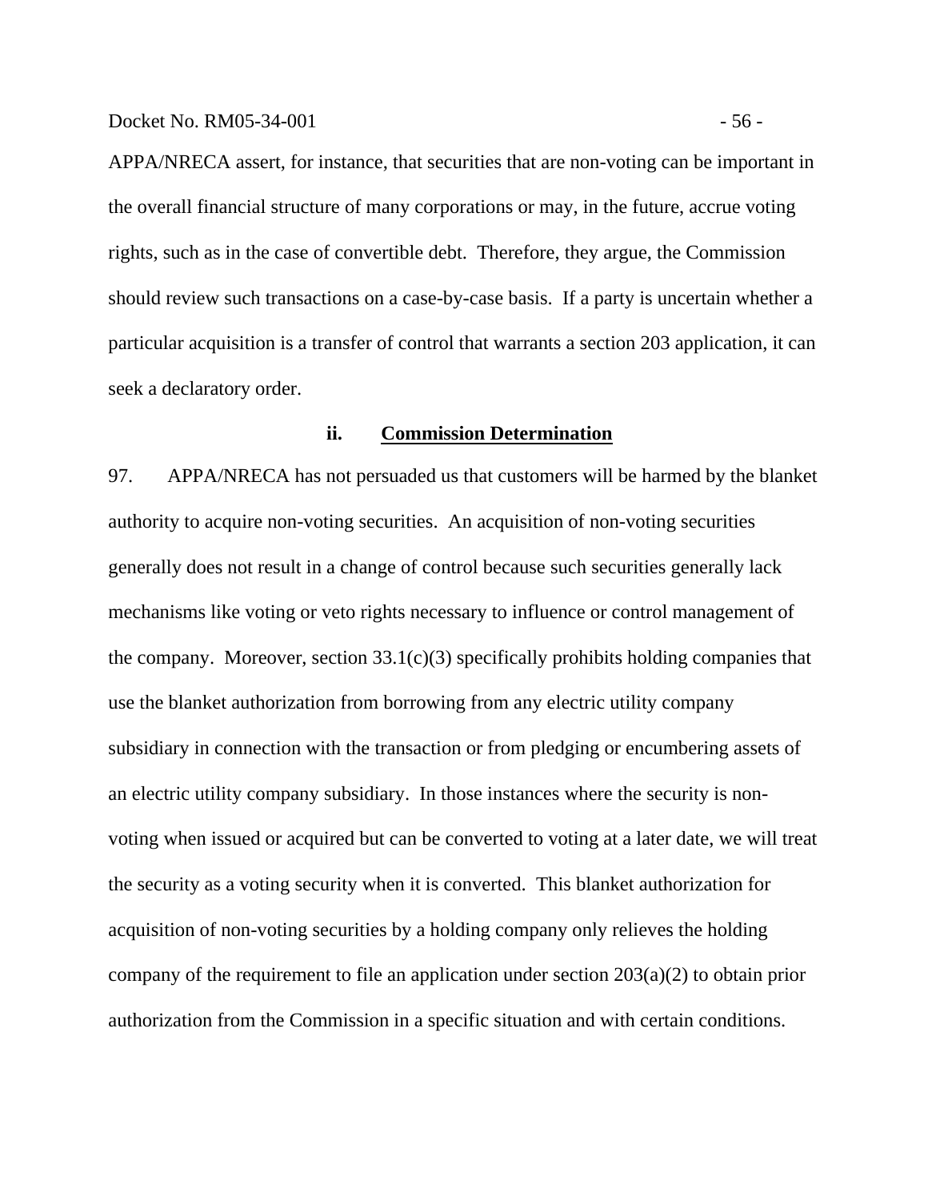APPA/NRECA assert, for instance, that securities that are non-voting can be important in the overall financial structure of many corporations or may, in the future, accrue voting rights, such as in the case of convertible debt. Therefore, they argue, the Commission should review such transactions on a case-by-case basis. If a party is uncertain whether a particular acquisition is a transfer of control that warrants a section 203 application, it can seek a declaratory order.

#### ii. Commission Determination

97. APPA/NRECA has not persuaded us that customers will be harmed by the blanket authority to acquire non-voting securities. An acquisition of non-voting securities generally does not result in a change of control because such securities generally lack mechanisms like voting or veto rights necessary to influence or control management of the company. Moreover, section 33.1(c)(3) specifically prohibits holding companies that use the blanket authorization from borrowing from any electric utility company subsidiary in connection with the transaction or from pledging or encumbering assets of an electric utility company subsidiary. In those instances where the security is non-voting when issued or acquired but can be converted to voting at a later date, we will treat the security as a voting security when it is converted. This blanket authorization for acquisition of non-voting securities by a holding company only relieves the holding company of the requirement to file an application under section 203(a)(2) to obtain prior authorization from the Commission in a specific situation and with certain conditions.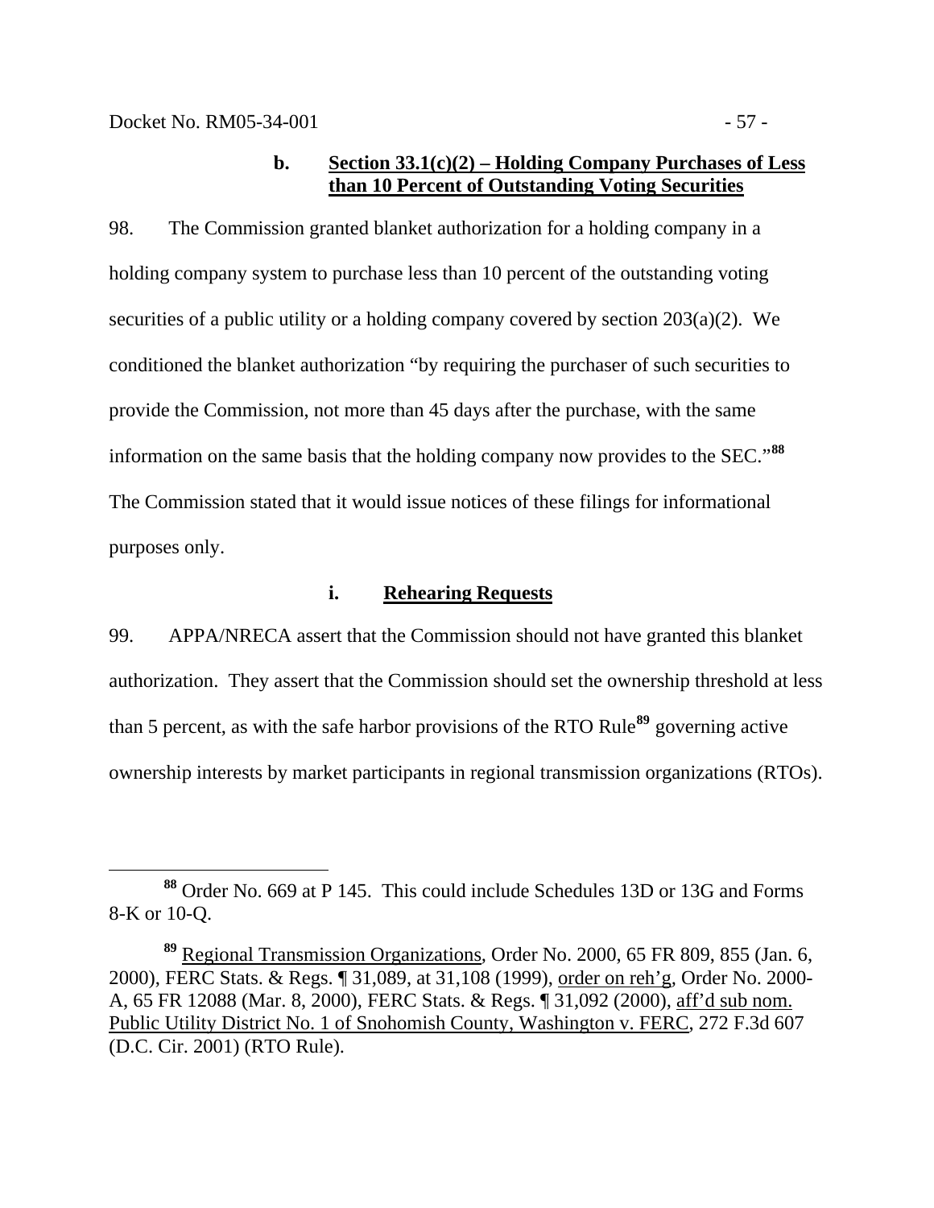### b. Section 33.1(c)(2) – Holding Company Purchases of Less than 10 Percent of Outstanding Voting Securities

98. The Commission granted blanket authorization for a holding company in a holding company system to purchase less than 10 percent of the outstanding voting securities of a public utility or a holding company covered by section 203(a)(2). We conditioned the blanket authorization "by requiring the purchaser of such securities to provide the Commission, not more than 45 days after the purchase, with the same information on the same basis that the holding company now provides to the SEC."[88] The Commission stated that it would issue notices of these filings for informational purposes only.

#### i. Rehearing Requests

99. APPA/NRECA assert that the Commission should not have granted this blanket authorization. They assert that the Commission should set the ownership threshold at less than 5 percent, as with the safe harbor provisions of the RTO Rule[89] governing active ownership interests by market participants in regional transmission organizations (RTOs).

---

[88] Order No. 669 at P 145. This could include Schedules 13D or 13G and Forms 8-K or 10-Q.

[89] Regional Transmission Organizations, Order No. 2000, 65 FR 809, 855 (Jan. 6, 2000), FERC Stats. & Regs. ¶ 31,089, at 31,108 (1999), order on reh'g, Order No. 2000-A, 65 FR 12088 (Mar. 8, 2000), FERC Stats. & Regs. ¶ 31,092 (2000), aff'd sub nom. Public Utility District No. 1 of Snohomish County, Washington v. FERC, 272 F.3d 607 (D.C. Cir. 2001) (RTO Rule).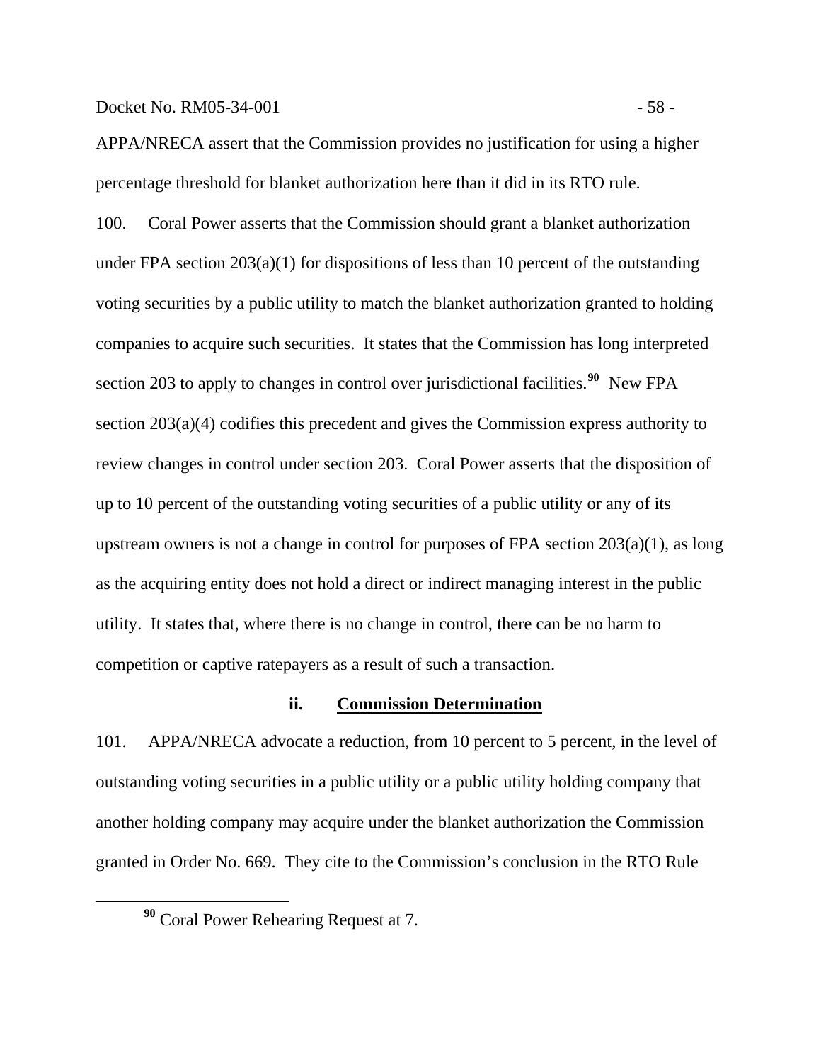APPA/NRECA assert that the Commission provides no justification for using a higher percentage threshold for blanket authorization here than it did in its RTO rule.

100. Coral Power asserts that the Commission should grant a blanket authorization under FPA section 203(a)(1) for dispositions of less than 10 percent of the outstanding voting securities by a public utility to match the blanket authorization granted to holding companies to acquire such securities. It states that the Commission has long interpreted section 203 to apply to changes in control over jurisdictional facilities.[90] New FPA section 203(a)(4) codifies this precedent and gives the Commission express authority to review changes in control under section 203. Coral Power asserts that the disposition of up to 10 percent of the outstanding voting securities of a public utility or any of its upstream owners is not a change in control for purposes of FPA section 203(a)(1), as long as the acquiring entity does not hold a direct or indirect managing interest in the public utility. It states that, where there is no change in control, there can be no harm to competition or captive ratepayers as a result of such a transaction.

#### ii. Commission Determination

101. APPA/NRECA advocate a reduction, from 10 percent to 5 percent, in the level of outstanding voting securities in a public utility or a public utility holding company that another holding company may acquire under the blanket authorization the Commission granted in Order No. 669. They cite to the Commission's conclusion in the RTO Rule

---

[90] Coral Power Rehearing Request at 7.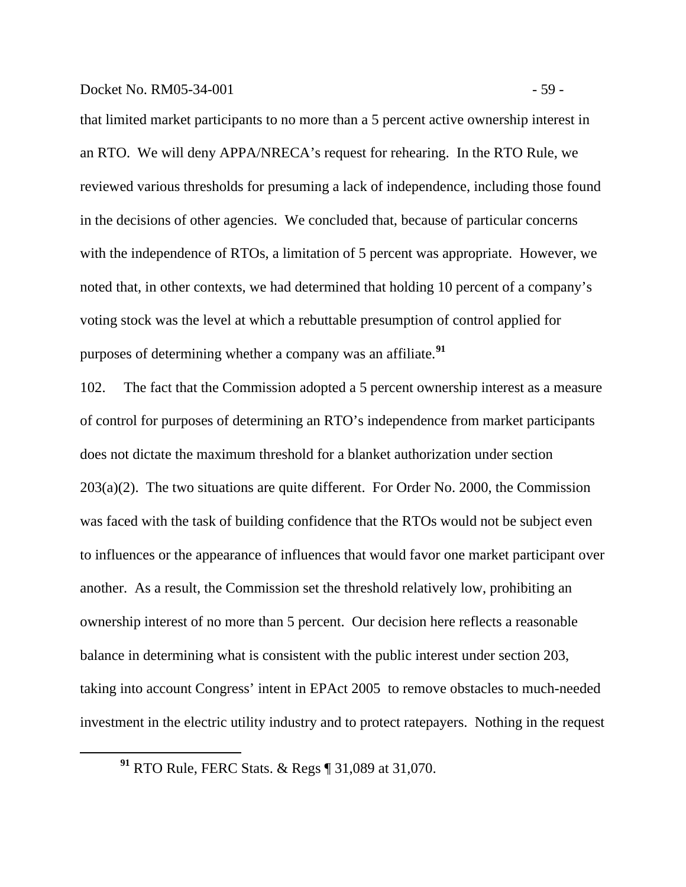that limited market participants to no more than a 5 percent active ownership interest in an RTO. We will deny APPA/NRECA's request for rehearing. In the RTO Rule, we reviewed various thresholds for presuming a lack of independence, including those found in the decisions of other agencies. We concluded that, because of particular concerns with the independence of RTOs, a limitation of 5 percent was appropriate. However, we noted that, in other contexts, we had determined that holding 10 percent of a company's voting stock was the level at which a rebuttable presumption of control applied for purposes of determining whether a company was an affiliate.[91]

102. The fact that the Commission adopted a 5 percent ownership interest as a measure of control for purposes of determining an RTO's independence from market participants does not dictate the maximum threshold for a blanket authorization under section 203(a)(2). The two situations are quite different. For Order No. 2000, the Commission was faced with the task of building confidence that the RTOs would not be subject even to influences or the appearance of influences that would favor one market participant over another. As a result, the Commission set the threshold relatively low, prohibiting an ownership interest of no more than 5 percent. Our decision here reflects a reasonable balance in determining what is consistent with the public interest under section 203, taking into account Congress' intent in EPAct 2005 to remove obstacles to much-needed investment in the electric utility industry and to protect ratepayers. Nothing in the request

[91] RTO Rule, FERC Stats. & Regs ¶ 31,089 at 31,070.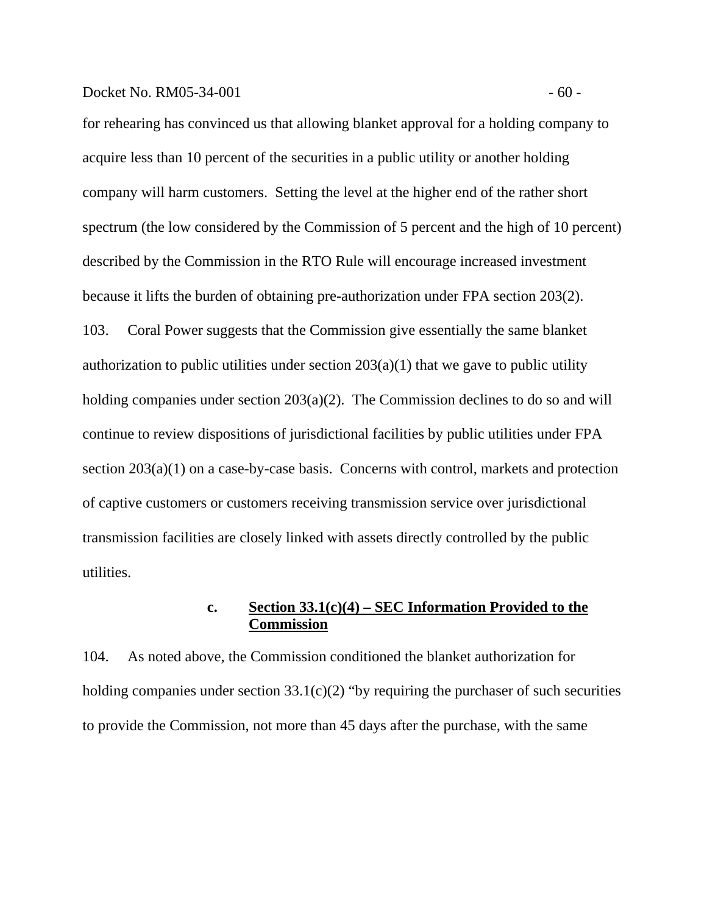for rehearing has convinced us that allowing blanket approval for a holding company to acquire less than 10 percent of the securities in a public utility or another holding company will harm customers. Setting the level at the higher end of the rather short spectrum (the low considered by the Commission of 5 percent and the high of 10 percent) described by the Commission in the RTO Rule will encourage increased investment because it lifts the burden of obtaining pre-authorization under FPA section 203(2).

103. Coral Power suggests that the Commission give essentially the same blanket authorization to public utilities under section 203(a)(1) that we gave to public utility holding companies under section 203(a)(2). The Commission declines to do so and will continue to review dispositions of jurisdictional facilities by public utilities under FPA section 203(a)(1) on a case-by-case basis. Concerns with control, markets and protection of captive customers or customers receiving transmission service over jurisdictional transmission facilities are closely linked with assets directly controlled by the public utilities.

### c. Section 33.1(c)(4) – SEC Information Provided to the Commission

104. As noted above, the Commission conditioned the blanket authorization for holding companies under section 33.1(c)(2) "by requiring the purchaser of such securities to provide the Commission, not more than 45 days after the purchase, with the same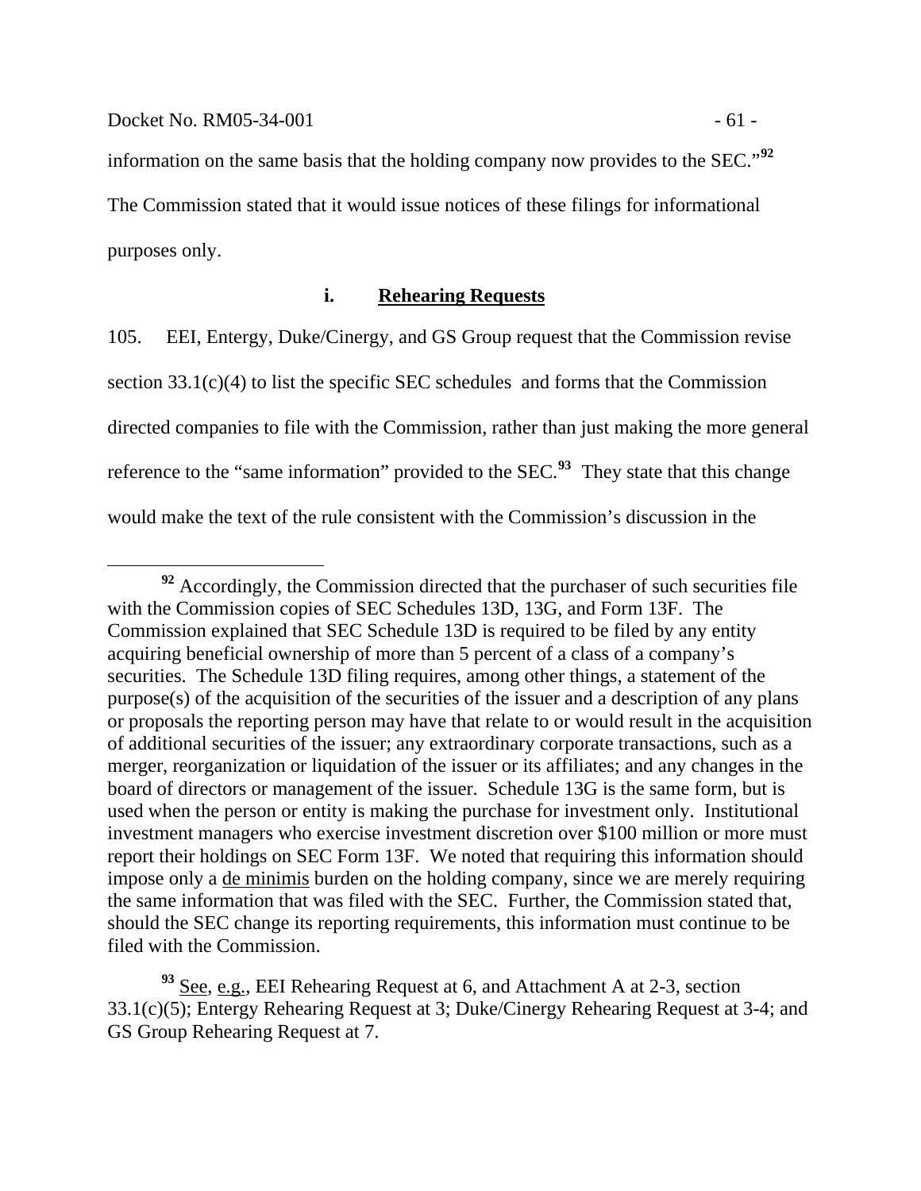information on the same basis that the holding company now provides to the SEC."[92] The Commission stated that it would issue notices of these filings for informational purposes only.

### i. Rehearing Requests

105. EEI, Entergy, Duke/Cinergy, and GS Group request that the Commission revise section 33.1(c)(4) to list the specific SEC schedules and forms that the Commission directed companies to file with the Commission, rather than just making the more general reference to the "same information" provided to the SEC.[93] They state that this change would make the text of the rule consistent with the Commission's discussion in the

---

[92] Accordingly, the Commission directed that the purchaser of such securities file with the Commission copies of SEC Schedules 13D, 13G, and Form 13F. The Commission explained that SEC Schedule 13D is required to be filed by any entity acquiring beneficial ownership of more than 5 percent of a class of a company's securities. The Schedule 13D filing requires, among other things, a statement of the purpose(s) of the acquisition of the securities of the issuer and a description of any plans or proposals the reporting person may have that relate to or would result in the acquisition of additional securities of the issuer; any extraordinary corporate transactions, such as a merger, reorganization or liquidation of the issuer or its affiliates; and any changes in the board of directors or management of the issuer. Schedule 13G is the same form, but is used when the person or entity is making the purchase for investment only. Institutional investment managers who exercise investment discretion over $100 million or more must report their holdings on SEC Form 13F. We noted that requiring this information should impose only a de minimis burden on the holding company, since we are merely requiring the same information that was filed with the SEC. Further, the Commission stated that, should the SEC change its reporting requirements, this information must continue to be filed with the Commission.

[93] See, e.g., EEI Rehearing Request at 6, and Attachment A at 2-3, section 33.1(c)(5); Entergy Rehearing Request at 3; Duke/Cinergy Rehearing Request at 3-4; and GS Group Rehearing Request at 7.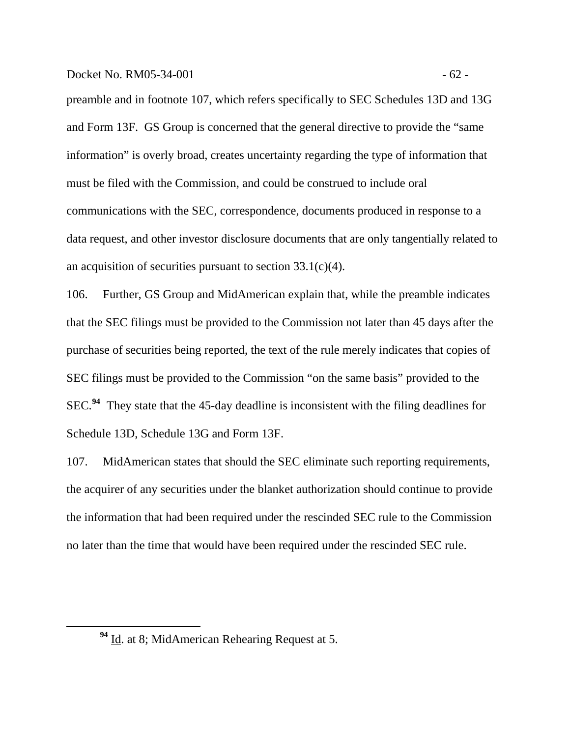preamble and in footnote 107, which refers specifically to SEC Schedules 13D and 13G and Form 13F. GS Group is concerned that the general directive to provide the "same information" is overly broad, creates uncertainty regarding the type of information that must be filed with the Commission, and could be construed to include oral communications with the SEC, correspondence, documents produced in response to a data request, and other investor disclosure documents that are only tangentially related to an acquisition of securities pursuant to section 33.1(c)(4).

106. Further, GS Group and MidAmerican explain that, while the preamble indicates that the SEC filings must be provided to the Commission not later than 45 days after the purchase of securities being reported, the text of the rule merely indicates that copies of SEC filings must be provided to the Commission "on the same basis" provided to the SEC.[94] They state that the 45-day deadline is inconsistent with the filing deadlines for Schedule 13D, Schedule 13G and Form 13F.

107. MidAmerican states that should the SEC eliminate such reporting requirements, the acquirer of any securities under the blanket authorization should continue to provide the information that had been required under the rescinded SEC rule to the Commission no later than the time that would have been required under the rescinded SEC rule.

---

[94] Id. at 8; MidAmerican Rehearing Request at 5.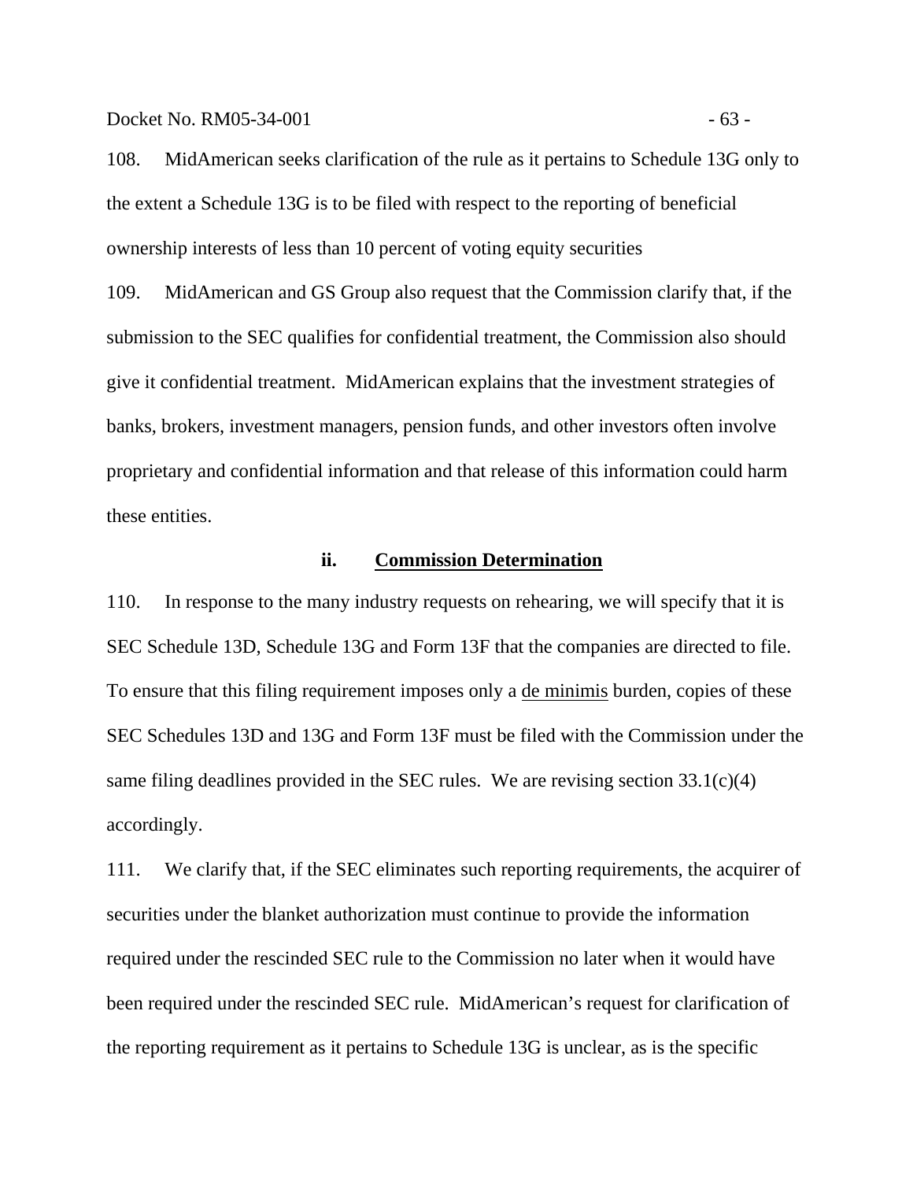108. MidAmerican seeks clarification of the rule as it pertains to Schedule 13G only to the extent a Schedule 13G is to be filed with respect to the reporting of beneficial ownership interests of less than 10 percent of voting equity securities

109. MidAmerican and GS Group also request that the Commission clarify that, if the submission to the SEC qualifies for confidential treatment, the Commission also should give it confidential treatment. MidAmerican explains that the investment strategies of banks, brokers, investment managers, pension funds, and other investors often involve proprietary and confidential information and that release of this information could harm these entities.

### ii. Commission Determination

110. In response to the many industry requests on rehearing, we will specify that it is SEC Schedule 13D, Schedule 13G and Form 13F that the companies are directed to file. To ensure that this filing requirement imposes only a de minimis burden, copies of these SEC Schedules 13D and 13G and Form 13F must be filed with the Commission under the same filing deadlines provided in the SEC rules. We are revising section 33.1(c)(4) accordingly.

111. We clarify that, if the SEC eliminates such reporting requirements, the acquirer of securities under the blanket authorization must continue to provide the information required under the rescinded SEC rule to the Commission no later when it would have been required under the rescinded SEC rule. MidAmerican's request for clarification of the reporting requirement as it pertains to Schedule 13G is unclear, as is the specific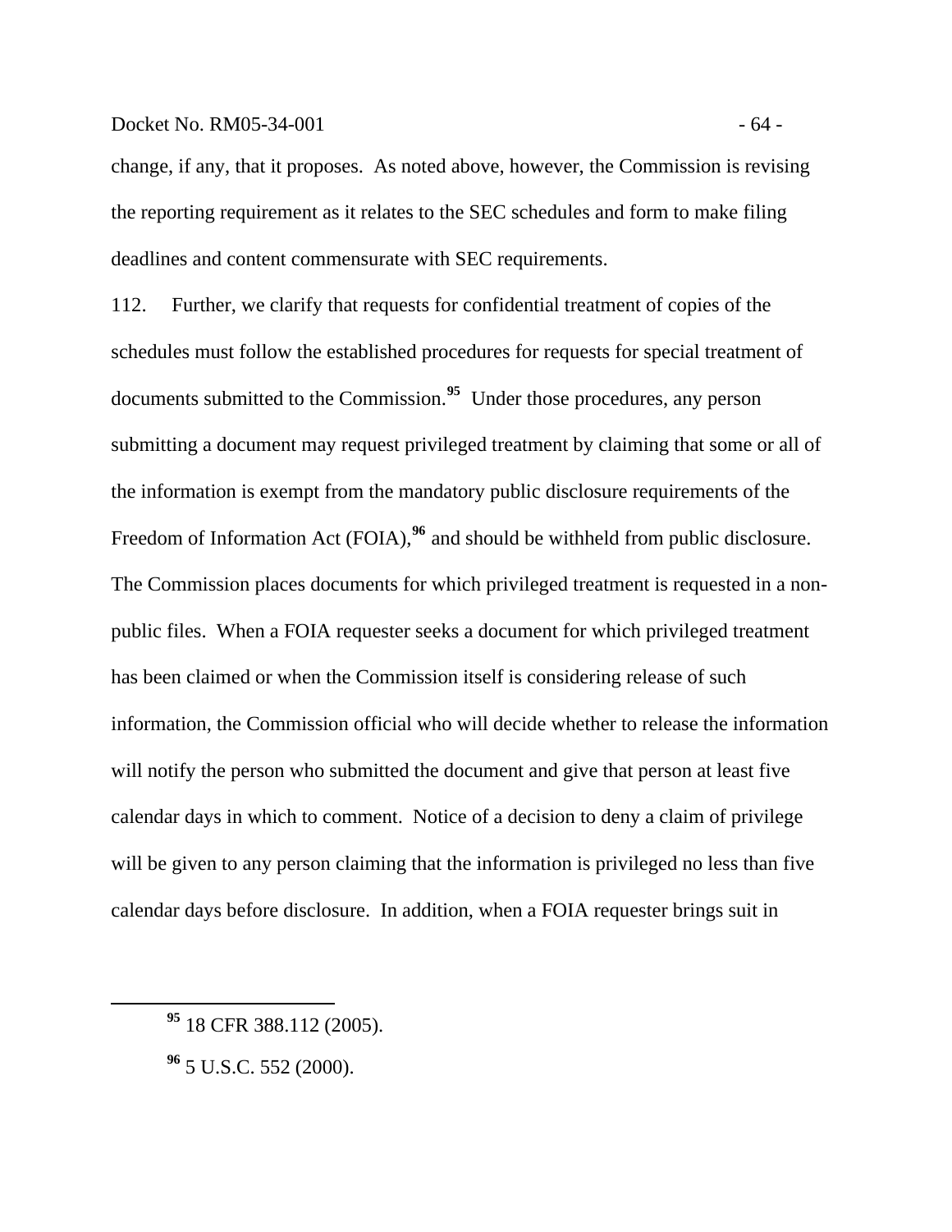change, if any, that it proposes. As noted above, however, the Commission is revising the reporting requirement as it relates to the SEC schedules and form to make filing deadlines and content commensurate with SEC requirements.

112. Further, we clarify that requests for confidential treatment of copies of the schedules must follow the established procedures for requests for special treatment of documents submitted to the Commission.[95] Under those procedures, any person submitting a document may request privileged treatment by claiming that some or all of the information is exempt from the mandatory public disclosure requirements of the Freedom of Information Act (FOIA),[96] and should be withheld from public disclosure. The Commission places documents for which privileged treatment is requested in a non-public files. When a FOIA requester seeks a document for which privileged treatment has been claimed or when the Commission itself is considering release of such information, the Commission official who will decide whether to release the information will notify the person who submitted the document and give that person at least five calendar days in which to comment. Notice of a decision to deny a claim of privilege will be given to any person claiming that the information is privileged no less than five calendar days before disclosure. In addition, when a FOIA requester brings suit in

---

[95] 18 CFR 388.112 (2005).

[96] 5 U.S.C. 552 (2000).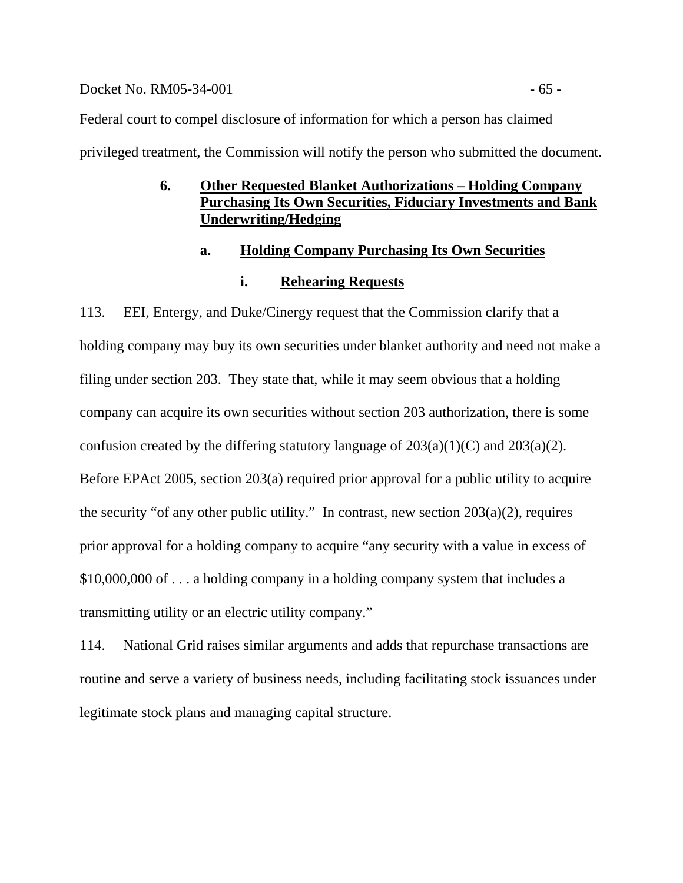Federal court to compel disclosure of information for which a person has claimed privileged treatment, the Commission will notify the person who submitted the document.

### 6. Other Requested Blanket Authorizations – Holding Company Purchasing Its Own Securities, Fiduciary Investments and Bank Underwriting/Hedging

#### a. Holding Company Purchasing Its Own Securities

##### i. Rehearing Requests

113. EEI, Entergy, and Duke/Cinergy request that the Commission clarify that a holding company may buy its own securities under blanket authority and need not make a filing under section 203. They state that, while it may seem obvious that a holding company can acquire its own securities without section 203 authorization, there is some confusion created by the differing statutory language of 203(a)(1)(C) and 203(a)(2). Before EPAct 2005, section 203(a) required prior approval for a public utility to acquire the security "of <u>any other</u> public utility." In contrast, new section 203(a)(2), requires prior approval for a holding company to acquire "any security with a value in excess of $10,000,000 of . . . a holding company in a holding company system that includes a transmitting utility or an electric utility company."

114. National Grid raises similar arguments and adds that repurchase transactions are routine and serve a variety of business needs, including facilitating stock issuances under legitimate stock plans and managing capital structure.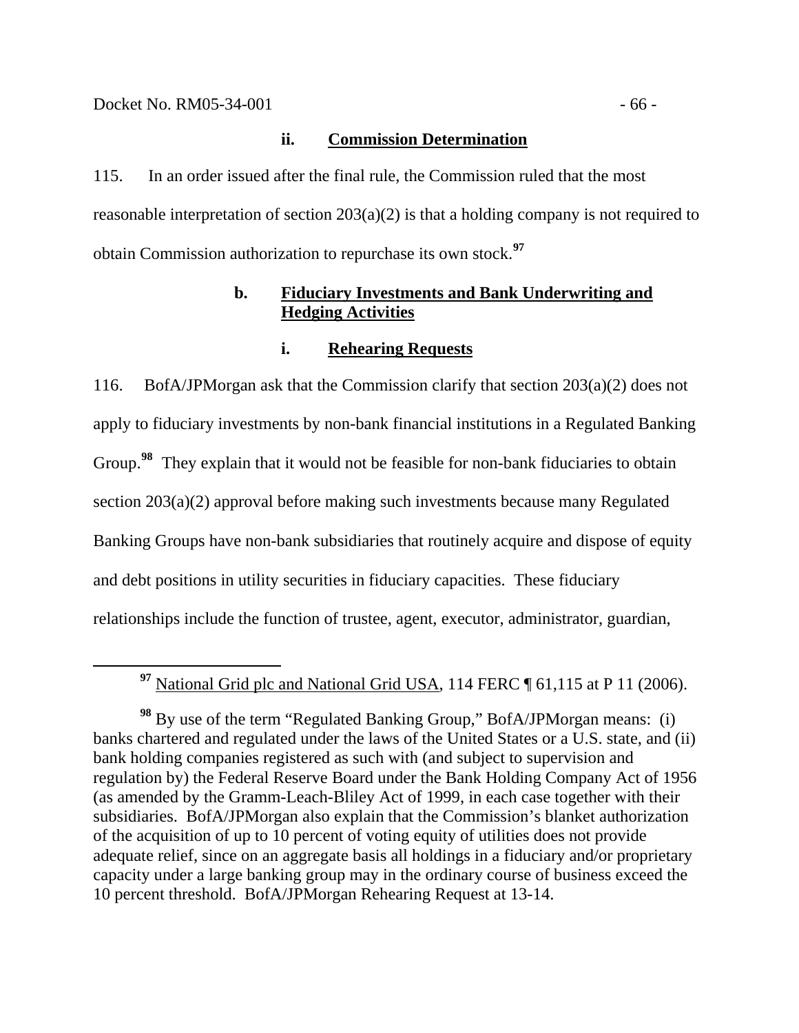#### ii. Commission Determination

115. In an order issued after the final rule, the Commission ruled that the most reasonable interpretation of section 203(a)(2) is that a holding company is not required to obtain Commission authorization to repurchase its own stock.[97]

### b. Fiduciary Investments and Bank Underwriting and Hedging Activities

#### i. Rehearing Requests

116. BofA/JPMorgan ask that the Commission clarify that section 203(a)(2) does not apply to fiduciary investments by non-bank financial institutions in a Regulated Banking Group.[98] They explain that it would not be feasible for non-bank fiduciaries to obtain section 203(a)(2) approval before making such investments because many Regulated Banking Groups have non-bank subsidiaries that routinely acquire and dispose of equity and debt positions in utility securities in fiduciary capacities. These fiduciary relationships include the function of trustee, agent, executor, administrator, guardian,

---

[97] National Grid plc and National Grid USA, 114 FERC ¶ 61,115 at P 11 (2006).

[98] By use of the term "Regulated Banking Group," BofA/JPMorgan means: (i) banks chartered and regulated under the laws of the United States or a U.S. state, and (ii) bank holding companies registered as such with (and subject to supervision and regulation by) the Federal Reserve Board under the Bank Holding Company Act of 1956 (as amended by the Gramm-Leach-Bliley Act of 1999, in each case together with their subsidiaries. BofA/JPMorgan also explain that the Commission's blanket authorization of the acquisition of up to 10 percent of voting equity of utilities does not provide adequate relief, since on an aggregate basis all holdings in a fiduciary and/or proprietary capacity under a large banking group may in the ordinary course of business exceed the 10 percent threshold. BofA/JPMorgan Rehearing Request at 13-14.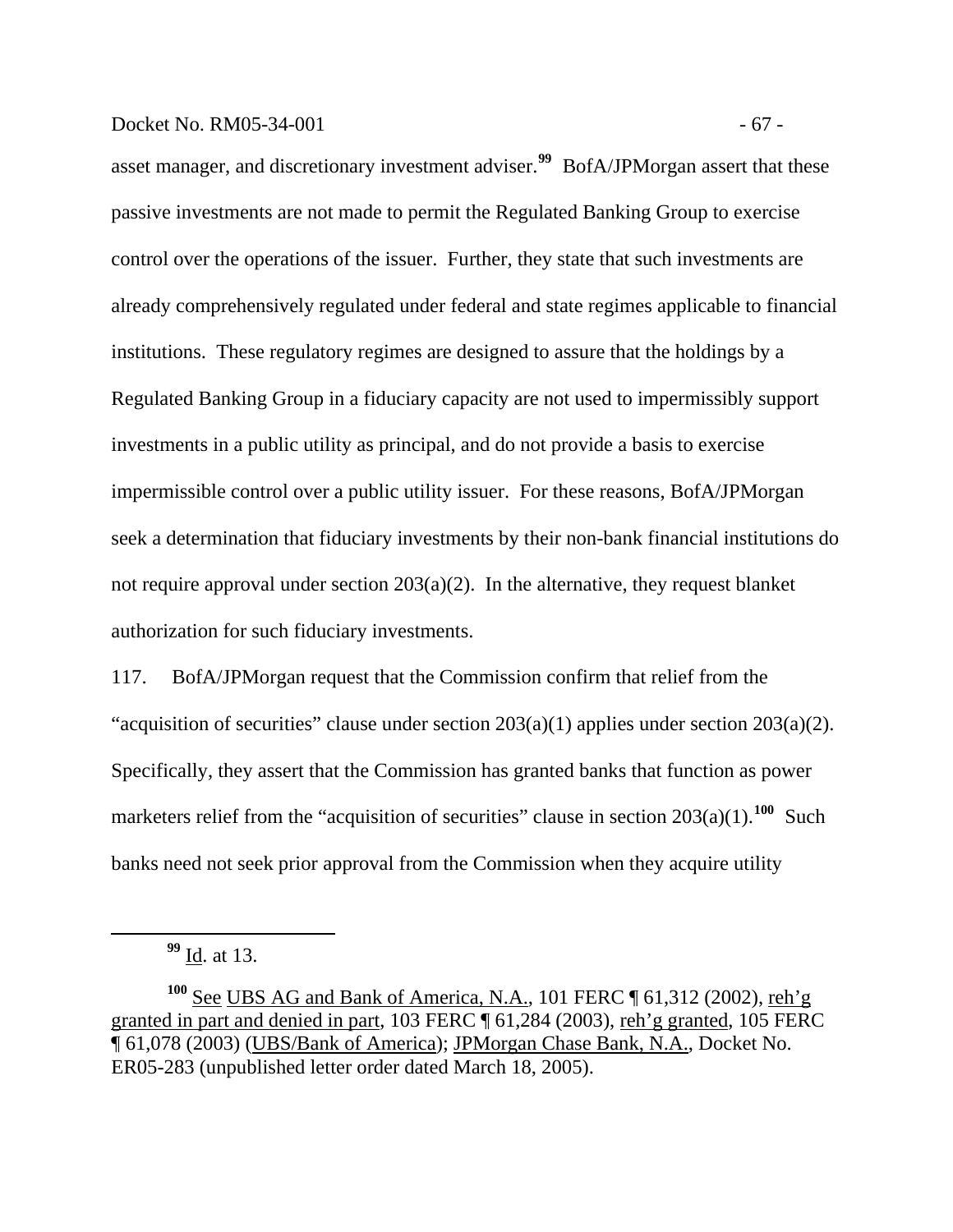asset manager, and discretionary investment adviser.[99] BofA/JPMorgan assert that these passive investments are not made to permit the Regulated Banking Group to exercise control over the operations of the issuer. Further, they state that such investments are already comprehensively regulated under federal and state regimes applicable to financial institutions. These regulatory regimes are designed to assure that the holdings by a Regulated Banking Group in a fiduciary capacity are not used to impermissibly support investments in a public utility as principal, and do not provide a basis to exercise impermissible control over a public utility issuer. For these reasons, BofA/JPMorgan seek a determination that fiduciary investments by their non-bank financial institutions do not require approval under section 203(a)(2). In the alternative, they request blanket authorization for such fiduciary investments.

117. BofA/JPMorgan request that the Commission confirm that relief from the "acquisition of securities" clause under section 203(a)(1) applies under section 203(a)(2). Specifically, they assert that the Commission has granted banks that function as power marketers relief from the "acquisition of securities" clause in section 203(a)(1).[100] Such banks need not seek prior approval from the Commission when they acquire utility

---

[99] Id. at 13.

[100] See UBS AG and Bank of America, N.A., 101 FERC ¶ 61,312 (2002), reh'g granted in part and denied in part, 103 FERC ¶ 61,284 (2003), reh'g granted, 105 FERC ¶ 61,078 (2003) (UBS/Bank of America); JPMorgan Chase Bank, N.A., Docket No. ER05-283 (unpublished letter order dated March 18, 2005).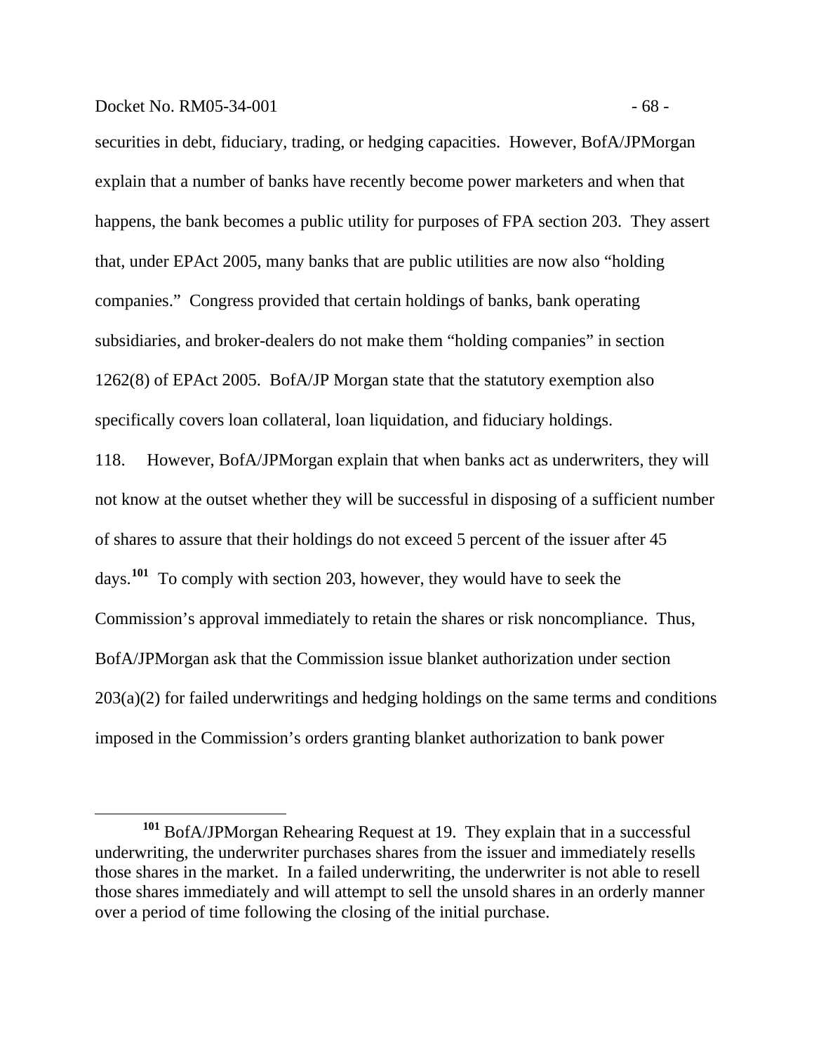securities in debt, fiduciary, trading, or hedging capacities. However, BofA/JPMorgan explain that a number of banks have recently become power marketers and when that happens, the bank becomes a public utility for purposes of FPA section 203. They assert that, under EPAct 2005, many banks that are public utilities are now also "holding companies." Congress provided that certain holdings of banks, bank operating subsidiaries, and broker-dealers do not make them "holding companies" in section 1262(8) of EPAct 2005. BofA/JP Morgan state that the statutory exemption also specifically covers loan collateral, loan liquidation, and fiduciary holdings.

118. However, BofA/JPMorgan explain that when banks act as underwriters, they will not know at the outset whether they will be successful in disposing of a sufficient number of shares to assure that their holdings do not exceed 5 percent of the issuer after 45 days.[101] To comply with section 203, however, they would have to seek the Commission's approval immediately to retain the shares or risk noncompliance. Thus, BofA/JPMorgan ask that the Commission issue blanket authorization under section 203(a)(2) for failed underwritings and hedging holdings on the same terms and conditions imposed in the Commission's orders granting blanket authorization to bank power

[101] BofA/JPMorgan Rehearing Request at 19. They explain that in a successful underwriting, the underwriter purchases shares from the issuer and immediately resells those shares in the market. In a failed underwriting, the underwriter is not able to resell those shares immediately and will attempt to sell the unsold shares in an orderly manner over a period of time following the closing of the initial purchase.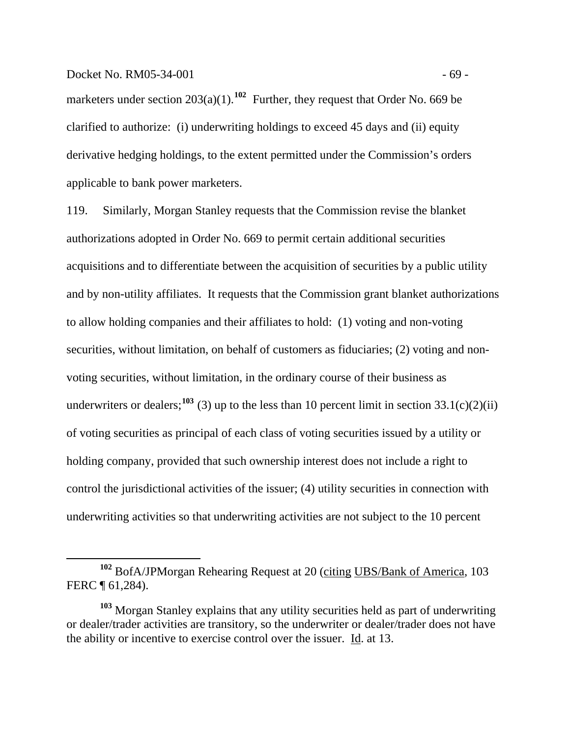marketers under section 203(a)(1).[102] Further, they request that Order No. 669 be clarified to authorize: (i) underwriting holdings to exceed 45 days and (ii) equity derivative hedging holdings, to the extent permitted under the Commission's orders applicable to bank power marketers.

119. Similarly, Morgan Stanley requests that the Commission revise the blanket authorizations adopted in Order No. 669 to permit certain additional securities acquisitions and to differentiate between the acquisition of securities by a public utility and by non-utility affiliates. It requests that the Commission grant blanket authorizations to allow holding companies and their affiliates to hold: (1) voting and non-voting securities, without limitation, on behalf of customers as fiduciaries; (2) voting and non-voting securities, without limitation, in the ordinary course of their business as underwriters or dealers;[103] (3) up to the less than 10 percent limit in section 33.1(c)(2)(ii) of voting securities as principal of each class of voting securities issued by a utility or holding company, provided that such ownership interest does not include a right to control the jurisdictional activities of the issuer; (4) utility securities in connection with underwriting activities so that underwriting activities are not subject to the 10 percent

---

[102] BofA/JPMorgan Rehearing Request at 20 (citing UBS/Bank of America, 103 FERC ¶ 61,284).

[103] Morgan Stanley explains that any utility securities held as part of underwriting or dealer/trader activities are transitory, so the underwriter or dealer/trader does not have the ability or incentive to exercise control over the issuer. Id. at 13.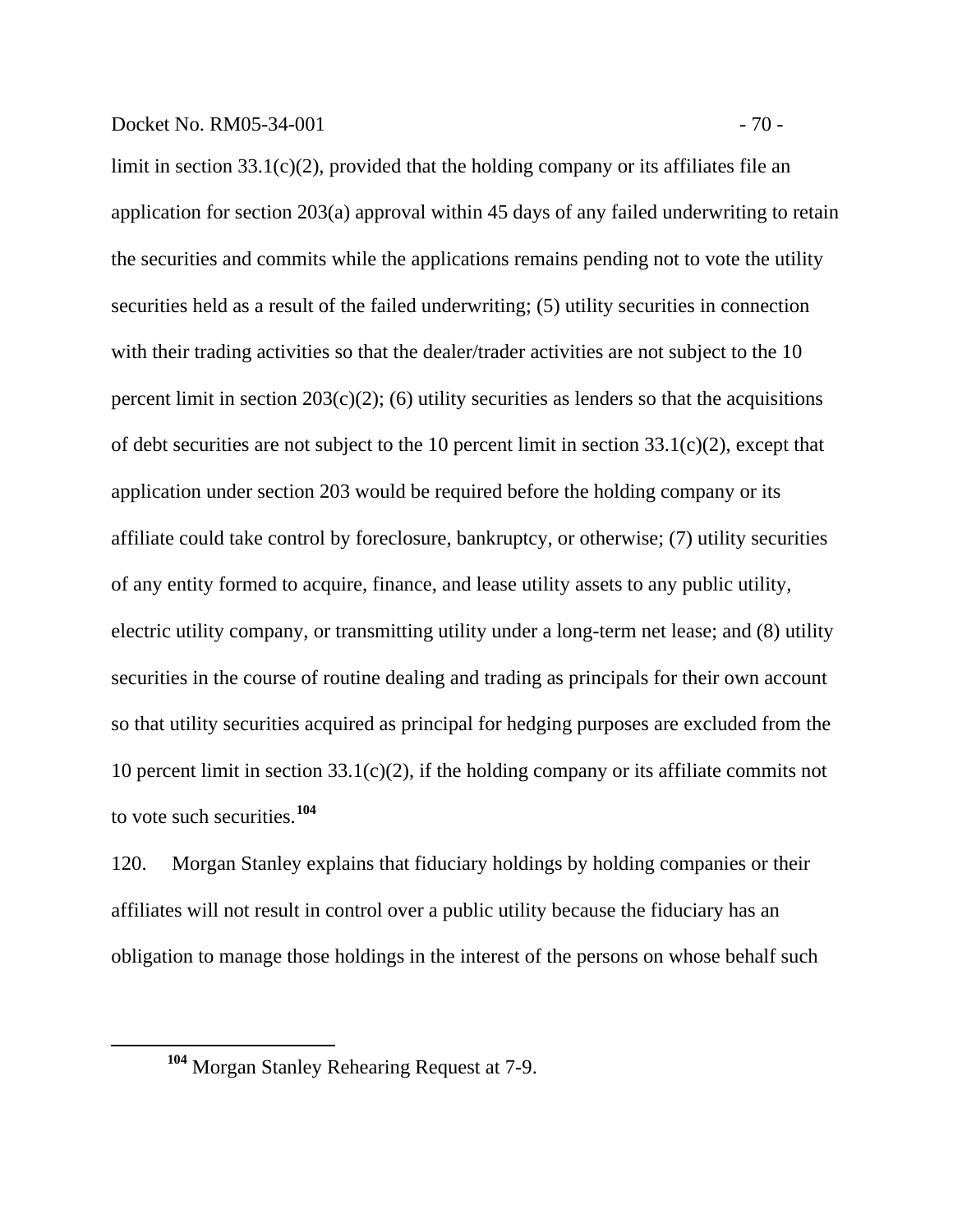limit in section 33.1(c)(2), provided that the holding company or its affiliates file an application for section 203(a) approval within 45 days of any failed underwriting to retain the securities and commits while the applications remains pending not to vote the utility securities held as a result of the failed underwriting; (5) utility securities in connection with their trading activities so that the dealer/trader activities are not subject to the 10 percent limit in section 203(c)(2); (6) utility securities as lenders so that the acquisitions of debt securities are not subject to the 10 percent limit in section 33.1(c)(2), except that application under section 203 would be required before the holding company or its affiliate could take control by foreclosure, bankruptcy, or otherwise; (7) utility securities of any entity formed to acquire, finance, and lease utility assets to any public utility, electric utility company, or transmitting utility under a long-term net lease; and (8) utility securities in the course of routine dealing and trading as principals for their own account so that utility securities acquired as principal for hedging purposes are excluded from the 10 percent limit in section 33.1(c)(2), if the holding company or its affiliate commits not to vote such securities.[104]

120. Morgan Stanley explains that fiduciary holdings by holding companies or their affiliates will not result in control over a public utility because the fiduciary has an obligation to manage those holdings in the interest of the persons on whose behalf such

[104] Morgan Stanley Rehearing Request at 7-9.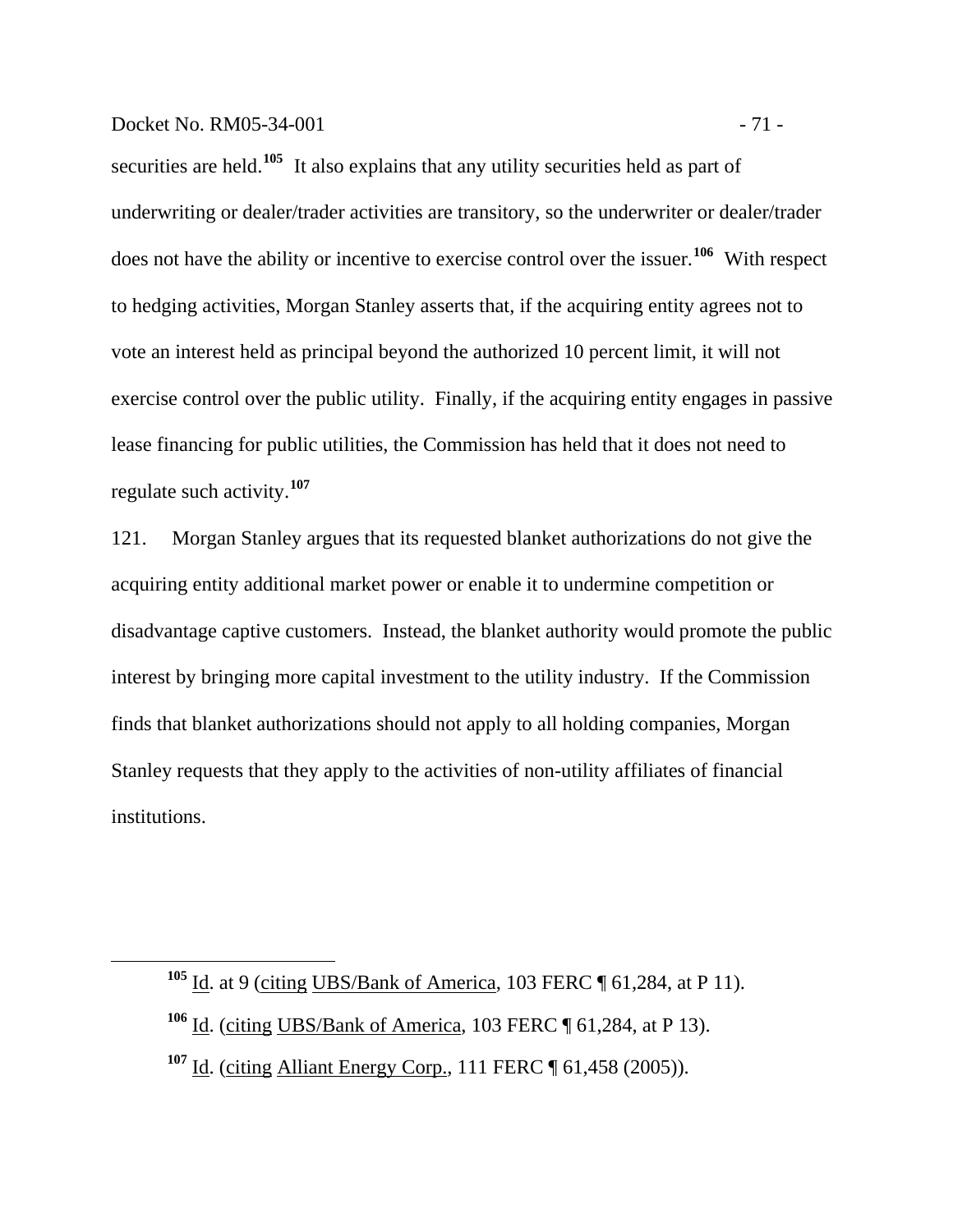securities are held.[105] It also explains that any utility securities held as part of underwriting or dealer/trader activities are transitory, so the underwriter or dealer/trader does not have the ability or incentive to exercise control over the issuer.[106] With respect to hedging activities, Morgan Stanley asserts that, if the acquiring entity agrees not to vote an interest held as principal beyond the authorized 10 percent limit, it will not exercise control over the public utility. Finally, if the acquiring entity engages in passive lease financing for public utilities, the Commission has held that it does not need to regulate such activity.[107]

121. Morgan Stanley argues that its requested blanket authorizations do not give the acquiring entity additional market power or enable it to undermine competition or disadvantage captive customers. Instead, the blanket authority would promote the public interest by bringing more capital investment to the utility industry. If the Commission finds that blanket authorizations should not apply to all holding companies, Morgan Stanley requests that they apply to the activities of non-utility affiliates of financial institutions.

---

[105] Id. at 9 (citing UBS/Bank of America, 103 FERC ¶ 61,284, at P 11).

[106] Id. (citing UBS/Bank of America, 103 FERC ¶ 61,284, at P 13).

[107] Id. (citing Alliant Energy Corp., 111 FERC ¶ 61,458 (2005)).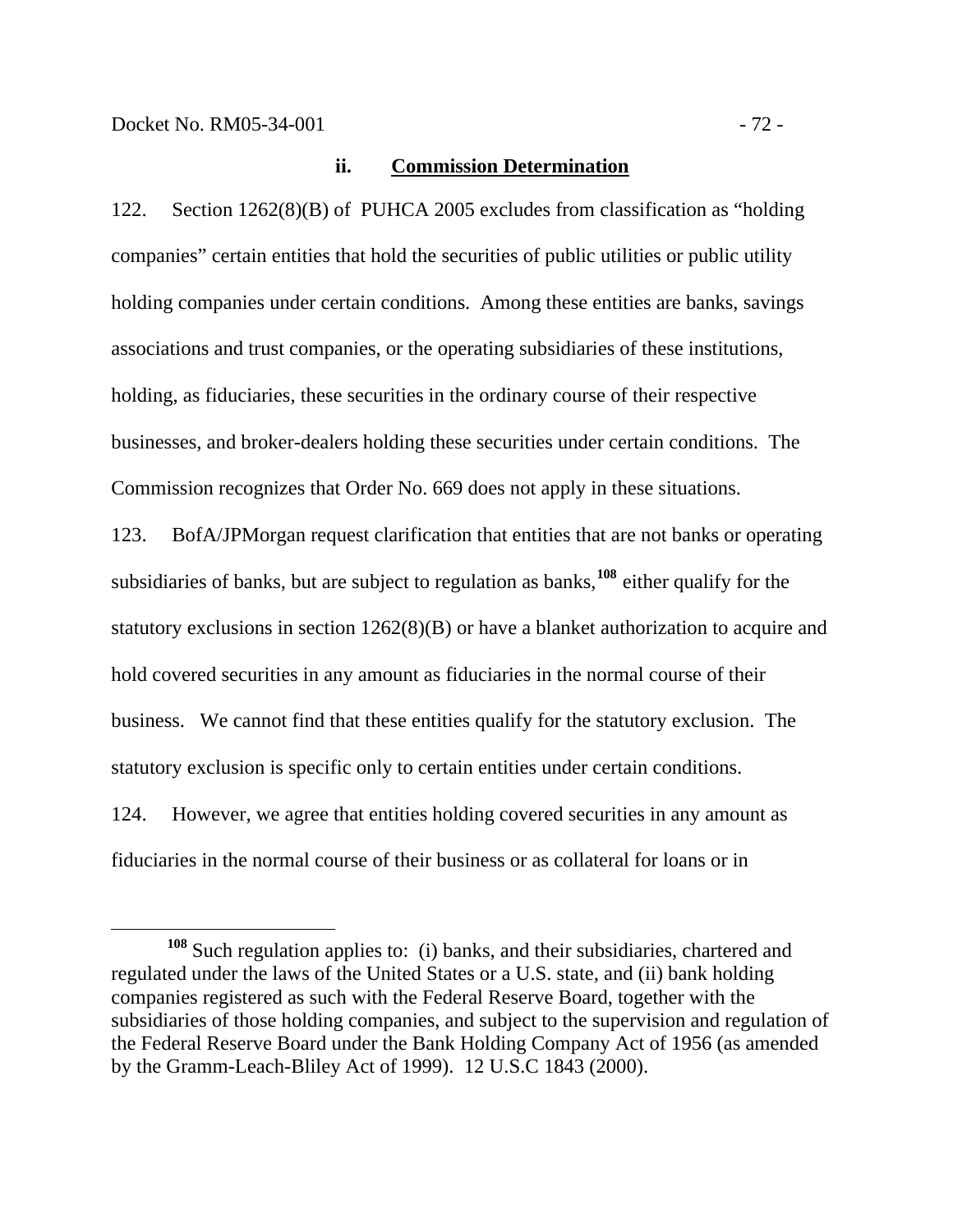#### ii. **Commission Determination**

122. Section 1262(8)(B) of PUHCA 2005 excludes from classification as "holding companies" certain entities that hold the securities of public utilities or public utility holding companies under certain conditions. Among these entities are banks, savings associations and trust companies, or the operating subsidiaries of these institutions, holding, as fiduciaries, these securities in the ordinary course of their respective businesses, and broker-dealers holding these securities under certain conditions. The Commission recognizes that Order No. 669 does not apply in these situations.

123. BofA/JPMorgan request clarification that entities that are not banks or operating subsidiaries of banks, but are subject to regulation as banks,[108] either qualify for the statutory exclusions in section 1262(8)(B) or have a blanket authorization to acquire and hold covered securities in any amount as fiduciaries in the normal course of their business. We cannot find that these entities qualify for the statutory exclusion. The statutory exclusion is specific only to certain entities under certain conditions.

124. However, we agree that entities holding covered securities in any amount as fiduciaries in the normal course of their business or as collateral for loans or in

---

[108] Such regulation applies to: (i) banks, and their subsidiaries, chartered and regulated under the laws of the United States or a U.S. state, and (ii) bank holding companies registered as such with the Federal Reserve Board, together with the subsidiaries of those holding companies, and subject to the supervision and regulation of the Federal Reserve Board under the Bank Holding Company Act of 1956 (as amended by the Gramm-Leach-Bliley Act of 1999). 12 U.S.C 1843 (2000).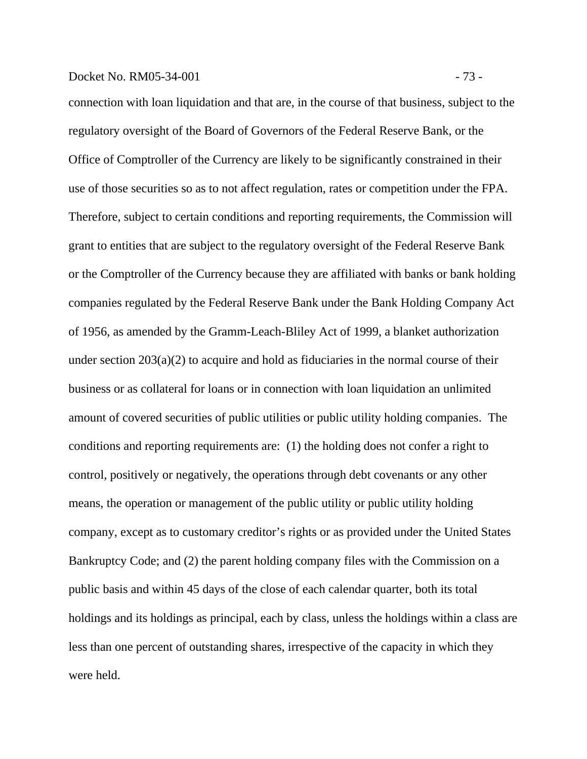connection with loan liquidation and that are, in the course of that business, subject to the regulatory oversight of the Board of Governors of the Federal Reserve Bank, or the Office of Comptroller of the Currency are likely to be significantly constrained in their use of those securities so as to not affect regulation, rates or competition under the FPA. Therefore, subject to certain conditions and reporting requirements, the Commission will grant to entities that are subject to the regulatory oversight of the Federal Reserve Bank or the Comptroller of the Currency because they are affiliated with banks or bank holding companies regulated by the Federal Reserve Bank under the Bank Holding Company Act of 1956, as amended by the Gramm-Leach-Bliley Act of 1999, a blanket authorization under section 203(a)(2) to acquire and hold as fiduciaries in the normal course of their business or as collateral for loans or in connection with loan liquidation an unlimited amount of covered securities of public utilities or public utility holding companies. The conditions and reporting requirements are: (1) the holding does not confer a right to control, positively or negatively, the operations through debt covenants or any other means, the operation or management of the public utility or public utility holding company, except as to customary creditor's rights or as provided under the United States Bankruptcy Code; and (2) the parent holding company files with the Commission on a public basis and within 45 days of the close of each calendar quarter, both its total holdings and its holdings as principal, each by class, unless the holdings within a class are less than one percent of outstanding shares, irrespective of the capacity in which they were held.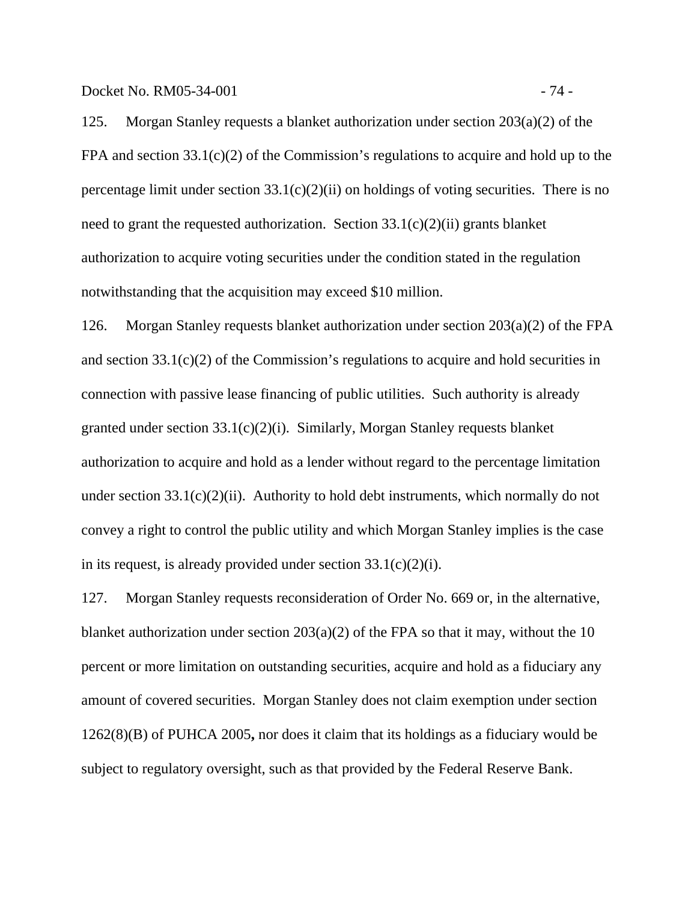125. Morgan Stanley requests a blanket authorization under section 203(a)(2) of the FPA and section 33.1(c)(2) of the Commission's regulations to acquire and hold up to the percentage limit under section 33.1(c)(2)(ii) on holdings of voting securities. There is no need to grant the requested authorization. Section 33.1(c)(2)(ii) grants blanket authorization to acquire voting securities under the condition stated in the regulation notwithstanding that the acquisition may exceed $10 million.

126. Morgan Stanley requests blanket authorization under section 203(a)(2) of the FPA and section 33.1(c)(2) of the Commission's regulations to acquire and hold securities in connection with passive lease financing of public utilities. Such authority is already granted under section 33.1(c)(2)(i). Similarly, Morgan Stanley requests blanket authorization to acquire and hold as a lender without regard to the percentage limitation under section 33.1(c)(2)(ii). Authority to hold debt instruments, which normally do not convey a right to control the public utility and which Morgan Stanley implies is the case in its request, is already provided under section 33.1(c)(2)(i).

127. Morgan Stanley requests reconsideration of Order No. 669 or, in the alternative, blanket authorization under section 203(a)(2) of the FPA so that it may, without the 10 percent or more limitation on outstanding securities, acquire and hold as a fiduciary any amount of covered securities. Morgan Stanley does not claim exemption under section 1262(8)(B) of PUHCA 2005**,** nor does it claim that its holdings as a fiduciary would be subject to regulatory oversight, such as that provided by the Federal Reserve Bank.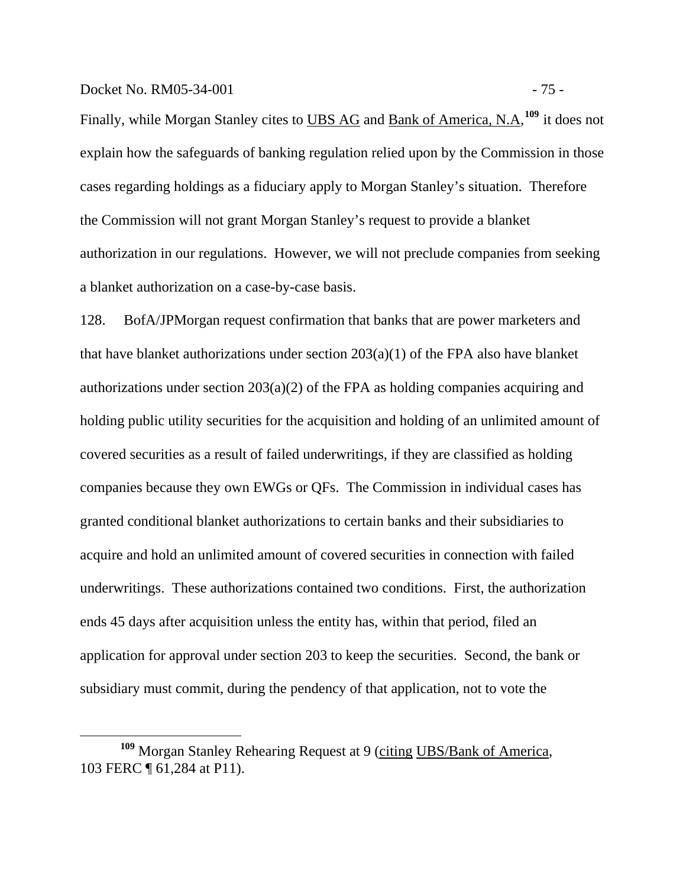Finally, while Morgan Stanley cites to UBS AG and Bank of America, N.A,[109] it does not explain how the safeguards of banking regulation relied upon by the Commission in those cases regarding holdings as a fiduciary apply to Morgan Stanley's situation. Therefore the Commission will not grant Morgan Stanley's request to provide a blanket authorization in our regulations. However, we will not preclude companies from seeking a blanket authorization on a case-by-case basis.

128. BofA/JPMorgan request confirmation that banks that are power marketers and that have blanket authorizations under section 203(a)(1) of the FPA also have blanket authorizations under section 203(a)(2) of the FPA as holding companies acquiring and holding public utility securities for the acquisition and holding of an unlimited amount of covered securities as a result of failed underwritings, if they are classified as holding companies because they own EWGs or QFs. The Commission in individual cases has granted conditional blanket authorizations to certain banks and their subsidiaries to acquire and hold an unlimited amount of covered securities in connection with failed underwritings. These authorizations contained two conditions. First, the authorization ends 45 days after acquisition unless the entity has, within that period, filed an application for approval under section 203 to keep the securities. Second, the bank or subsidiary must commit, during the pendency of that application, not to vote the

[109] Morgan Stanley Rehearing Request at 9 (citing UBS/Bank of America, 103 FERC ¶ 61,284 at P11).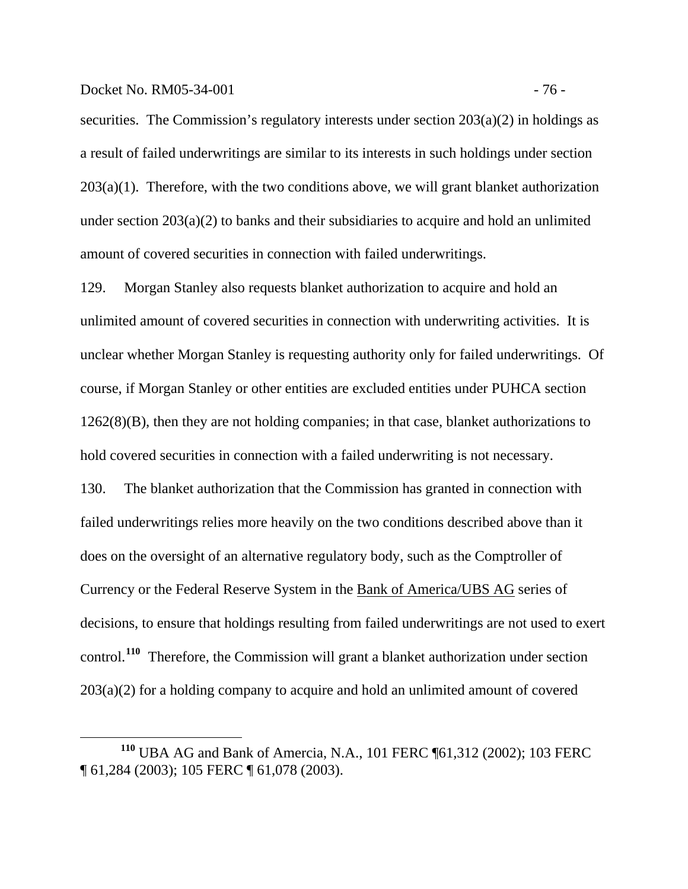securities. The Commission's regulatory interests under section 203(a)(2) in holdings as a result of failed underwritings are similar to its interests in such holdings under section 203(a)(1). Therefore, with the two conditions above, we will grant blanket authorization under section 203(a)(2) to banks and their subsidiaries to acquire and hold an unlimited amount of covered securities in connection with failed underwritings.

129. Morgan Stanley also requests blanket authorization to acquire and hold an unlimited amount of covered securities in connection with underwriting activities. It is unclear whether Morgan Stanley is requesting authority only for failed underwritings. Of course, if Morgan Stanley or other entities are excluded entities under PUHCA section 1262(8)(B), then they are not holding companies; in that case, blanket authorizations to hold covered securities in connection with a failed underwriting is not necessary.

130. The blanket authorization that the Commission has granted in connection with failed underwritings relies more heavily on the two conditions described above than it does on the oversight of an alternative regulatory body, such as the Comptroller of Currency or the Federal Reserve System in the Bank of America/UBS AG series of decisions, to ensure that holdings resulting from failed underwritings are not used to exert control.[110] Therefore, the Commission will grant a blanket authorization under section 203(a)(2) for a holding company to acquire and hold an unlimited amount of covered

[110] UBA AG and Bank of Amercia, N.A., 101 FERC ¶61,312 (2002); 103 FERC ¶ 61,284 (2003); 105 FERC ¶ 61,078 (2003).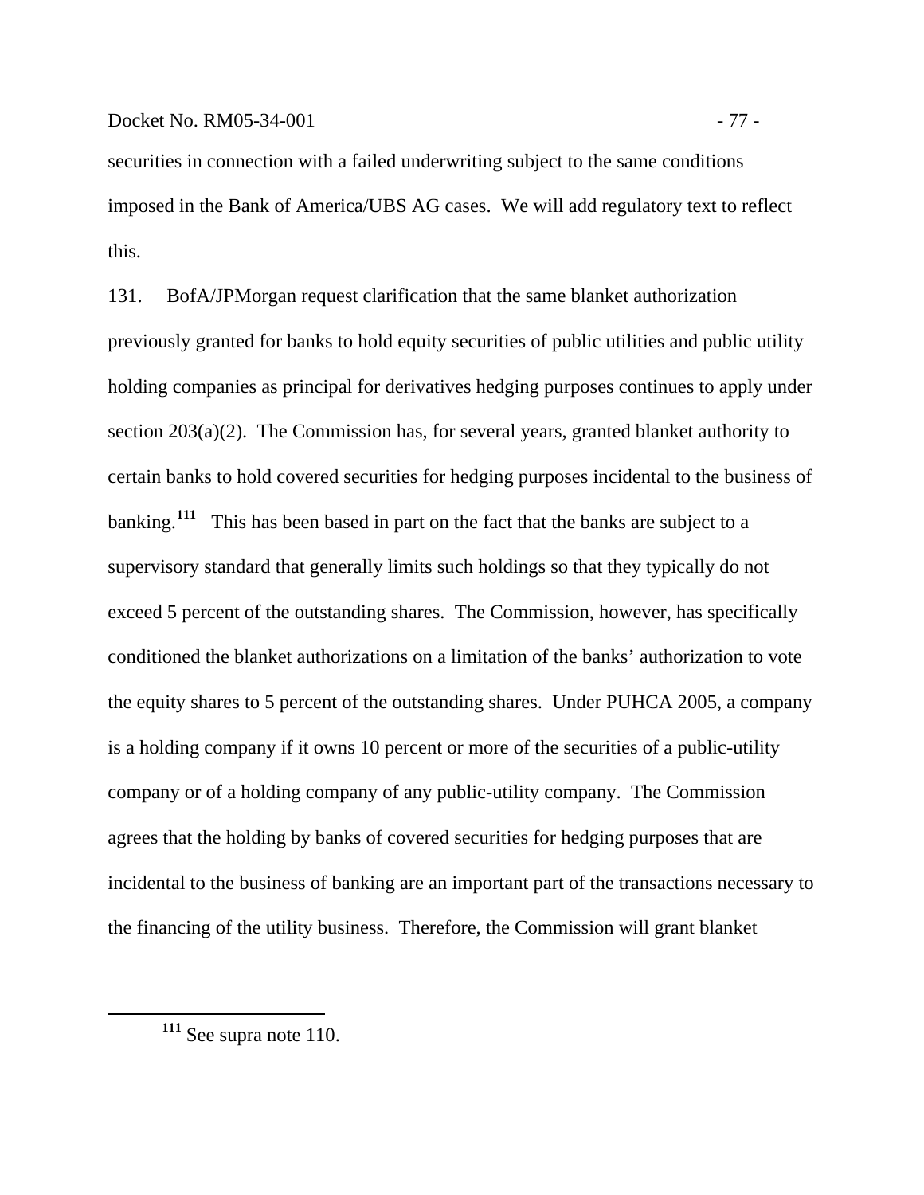securities in connection with a failed underwriting subject to the same conditions imposed in the Bank of America/UBS AG cases. We will add regulatory text to reflect this.

131. BofA/JPMorgan request clarification that the same blanket authorization previously granted for banks to hold equity securities of public utilities and public utility holding companies as principal for derivatives hedging purposes continues to apply under section 203(a)(2). The Commission has, for several years, granted blanket authority to certain banks to hold covered securities for hedging purposes incidental to the business of banking.[111] This has been based in part on the fact that the banks are subject to a supervisory standard that generally limits such holdings so that they typically do not exceed 5 percent of the outstanding shares. The Commission, however, has specifically conditioned the blanket authorizations on a limitation of the banks' authorization to vote the equity shares to 5 percent of the outstanding shares. Under PUHCA 2005, a company is a holding company if it owns 10 percent or more of the securities of a public-utility company or of a holding company of any public-utility company. The Commission agrees that the holding by banks of covered securities for hedging purposes that are incidental to the business of banking are an important part of the transactions necessary to the financing of the utility business. Therefore, the Commission will grant blanket

[111] See supra note 110.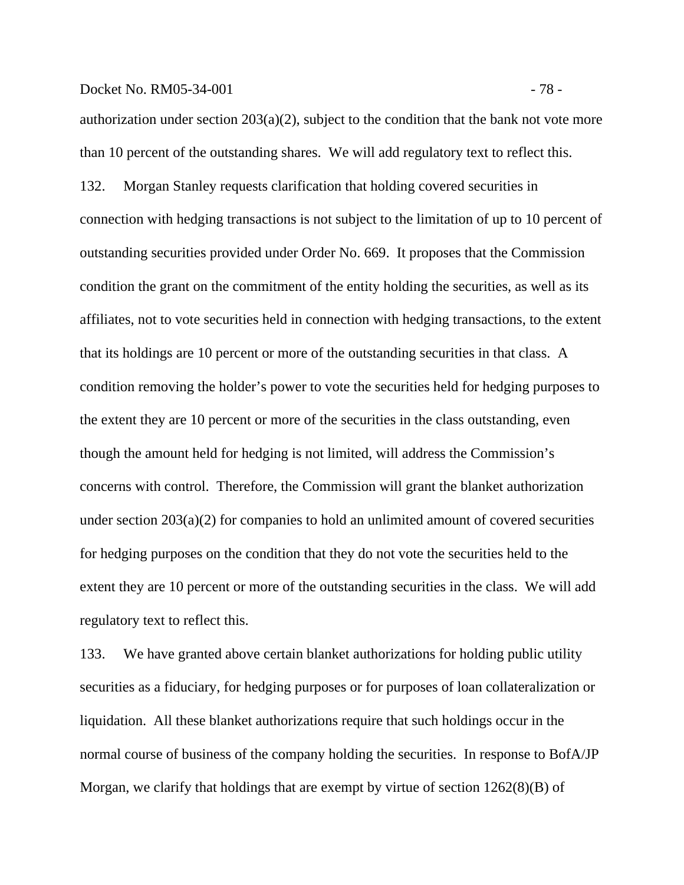authorization under section 203(a)(2), subject to the condition that the bank not vote more than 10 percent of the outstanding shares. We will add regulatory text to reflect this.

132. Morgan Stanley requests clarification that holding covered securities in connection with hedging transactions is not subject to the limitation of up to 10 percent of outstanding securities provided under Order No. 669. It proposes that the Commission condition the grant on the commitment of the entity holding the securities, as well as its affiliates, not to vote securities held in connection with hedging transactions, to the extent that its holdings are 10 percent or more of the outstanding securities in that class. A condition removing the holder's power to vote the securities held for hedging purposes to the extent they are 10 percent or more of the securities in the class outstanding, even though the amount held for hedging is not limited, will address the Commission's concerns with control. Therefore, the Commission will grant the blanket authorization under section 203(a)(2) for companies to hold an unlimited amount of covered securities for hedging purposes on the condition that they do not vote the securities held to the extent they are 10 percent or more of the outstanding securities in the class. We will add regulatory text to reflect this.

133. We have granted above certain blanket authorizations for holding public utility securities as a fiduciary, for hedging purposes or for purposes of loan collateralization or liquidation. All these blanket authorizations require that such holdings occur in the normal course of business of the company holding the securities. In response to BofA/JP Morgan, we clarify that holdings that are exempt by virtue of section 1262(8)(B) of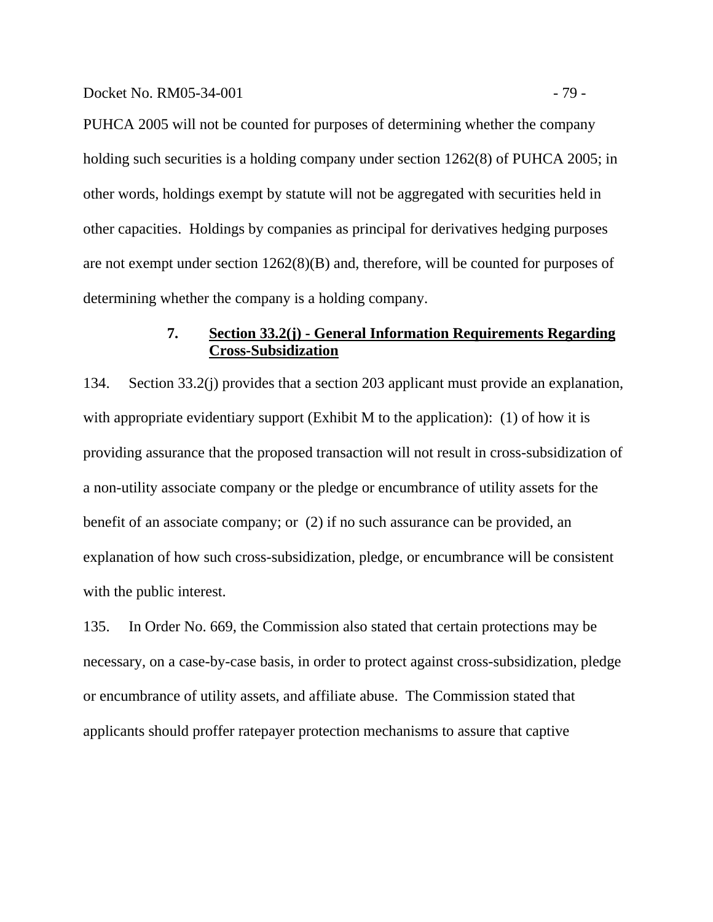PUHCA 2005 will not be counted for purposes of determining whether the company holding such securities is a holding company under section 1262(8) of PUHCA 2005; in other words, holdings exempt by statute will not be aggregated with securities held in other capacities. Holdings by companies as principal for derivatives hedging purposes are not exempt under section 1262(8)(B) and, therefore, will be counted for purposes of determining whether the company is a holding company.

### 7. Section 33.2(j) - General Information Requirements Regarding Cross-Subsidization

134. Section 33.2(j) provides that a section 203 applicant must provide an explanation, with appropriate evidentiary support (Exhibit M to the application): (1) of how it is providing assurance that the proposed transaction will not result in cross-subsidization of a non-utility associate company or the pledge or encumbrance of utility assets for the benefit of an associate company; or (2) if no such assurance can be provided, an explanation of how such cross-subsidization, pledge, or encumbrance will be consistent with the public interest.

135. In Order No. 669, the Commission also stated that certain protections may be necessary, on a case-by-case basis, in order to protect against cross-subsidization, pledge or encumbrance of utility assets, and affiliate abuse. The Commission stated that applicants should proffer ratepayer protection mechanisms to assure that captive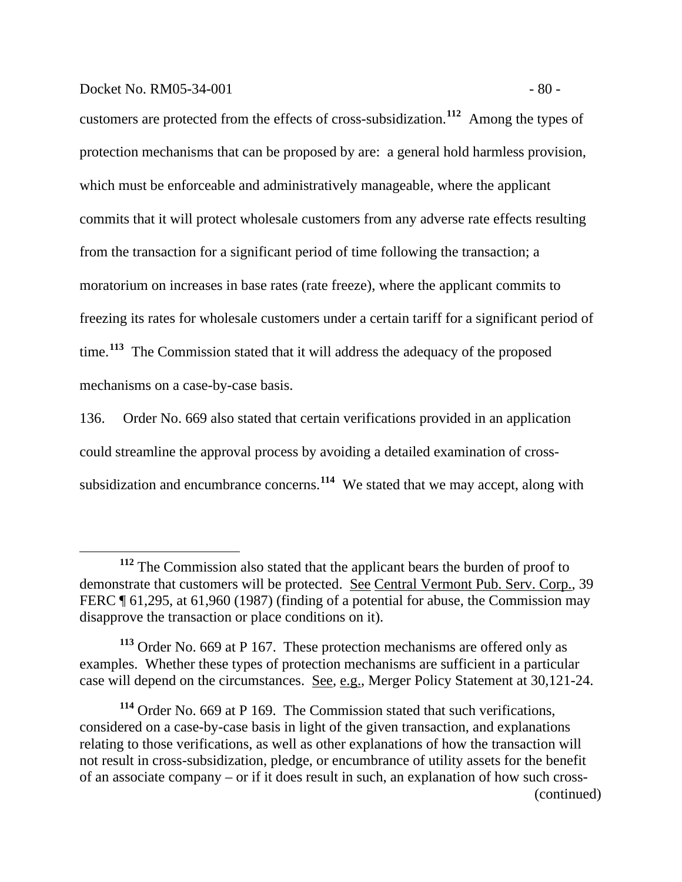customers are protected from the effects of cross-subsidization.[112] Among the types of protection mechanisms that can be proposed by are: a general hold harmless provision, which must be enforceable and administratively manageable, where the applicant commits that it will protect wholesale customers from any adverse rate effects resulting from the transaction for a significant period of time following the transaction; a moratorium on increases in base rates (rate freeze), where the applicant commits to freezing its rates for wholesale customers under a certain tariff for a significant period of time.[113] The Commission stated that it will address the adequacy of the proposed mechanisms on a case-by-case basis.

136. Order No. 669 also stated that certain verifications provided in an application could streamline the approval process by avoiding a detailed examination of cross-subsidization and encumbrance concerns.[114] We stated that we may accept, along with

---

[112] The Commission also stated that the applicant bears the burden of proof to demonstrate that customers will be protected. See Central Vermont Pub. Serv. Corp., 39 FERC ¶ 61,295, at 61,960 (1987) (finding of a potential for abuse, the Commission may disapprove the transaction or place conditions on it).

[113] Order No. 669 at P 167. These protection mechanisms are offered only as examples. Whether these types of protection mechanisms are sufficient in a particular case will depend on the circumstances. See, e.g., Merger Policy Statement at 30,121-24.

[114] Order No. 669 at P 169. The Commission stated that such verifications, considered on a case-by-case basis in light of the given transaction, and explanations relating to those verifications, as well as other explanations of how the transaction will not result in cross-subsidization, pledge, or encumbrance of utility assets for the benefit of an associate company – or if it does result in such, an explanation of how such cross- (continued)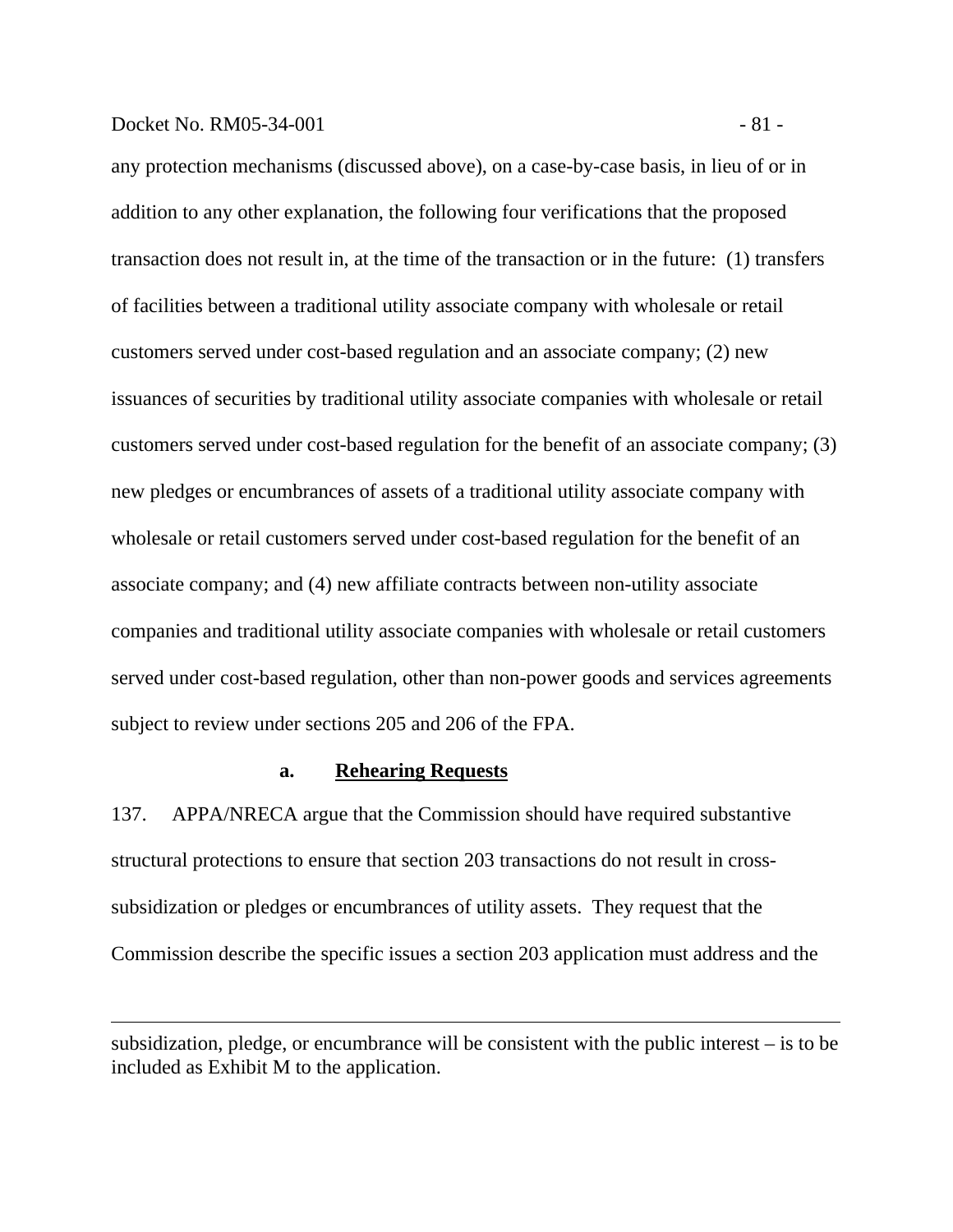any protection mechanisms (discussed above), on a case-by-case basis, in lieu of or in addition to any other explanation, the following four verifications that the proposed transaction does not result in, at the time of the transaction or in the future: (1) transfers of facilities between a traditional utility associate company with wholesale or retail customers served under cost-based regulation and an associate company; (2) new issuances of securities by traditional utility associate companies with wholesale or retail customers served under cost-based regulation for the benefit of an associate company; (3) new pledges or encumbrances of assets of a traditional utility associate company with wholesale or retail customers served under cost-based regulation for the benefit of an associate company; and (4) new affiliate contracts between non-utility associate companies and traditional utility associate companies with wholesale or retail customers served under cost-based regulation, other than non-power goods and services agreements subject to review under sections 205 and 206 of the FPA.

#### a. **Rehearing Requests**

137. APPA/NRECA argue that the Commission should have required substantive structural protections to ensure that section 203 transactions do not result in cross-subsidization or pledges or encumbrances of utility assets. They request that the Commission describe the specific issues a section 203 application must address and the

---

subsidization, pledge, or encumbrance will be consistent with the public interest – is to be included as Exhibit M to the application.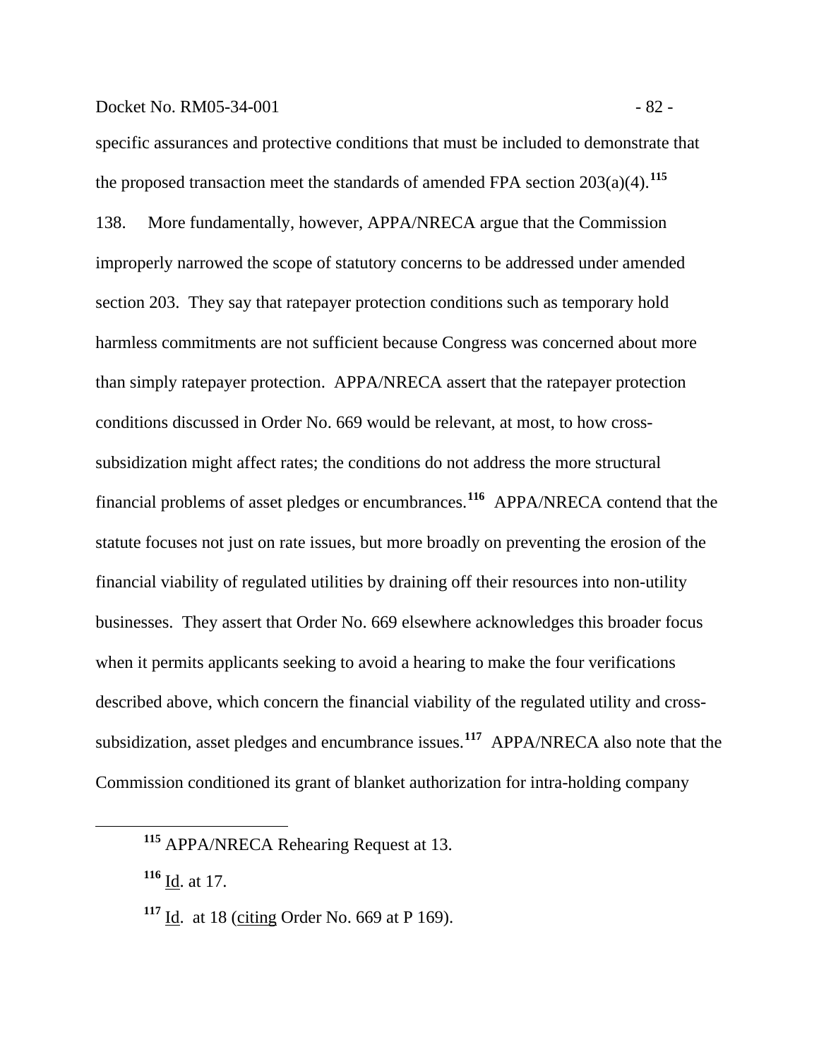specific assurances and protective conditions that must be included to demonstrate that the proposed transaction meet the standards of amended FPA section 203(a)(4).[115]

138. More fundamentally, however, APPA/NRECA argue that the Commission improperly narrowed the scope of statutory concerns to be addressed under amended section 203. They say that ratepayer protection conditions such as temporary hold harmless commitments are not sufficient because Congress was concerned about more than simply ratepayer protection. APPA/NRECA assert that the ratepayer protection conditions discussed in Order No. 669 would be relevant, at most, to how cross-subsidization might affect rates; the conditions do not address the more structural financial problems of asset pledges or encumbrances.[116] APPA/NRECA contend that the statute focuses not just on rate issues, but more broadly on preventing the erosion of the financial viability of regulated utilities by draining off their resources into non-utility businesses. They assert that Order No. 669 elsewhere acknowledges this broader focus when it permits applicants seeking to avoid a hearing to make the four verifications described above, which concern the financial viability of the regulated utility and cross-subsidization, asset pledges and encumbrance issues.[117] APPA/NRECA also note that the Commission conditioned its grant of blanket authorization for intra-holding company

---

[115] APPA/NRECA Rehearing Request at 13.

[116] Id. at 17.

[117] Id. at 18 (citing Order No. 669 at P 169).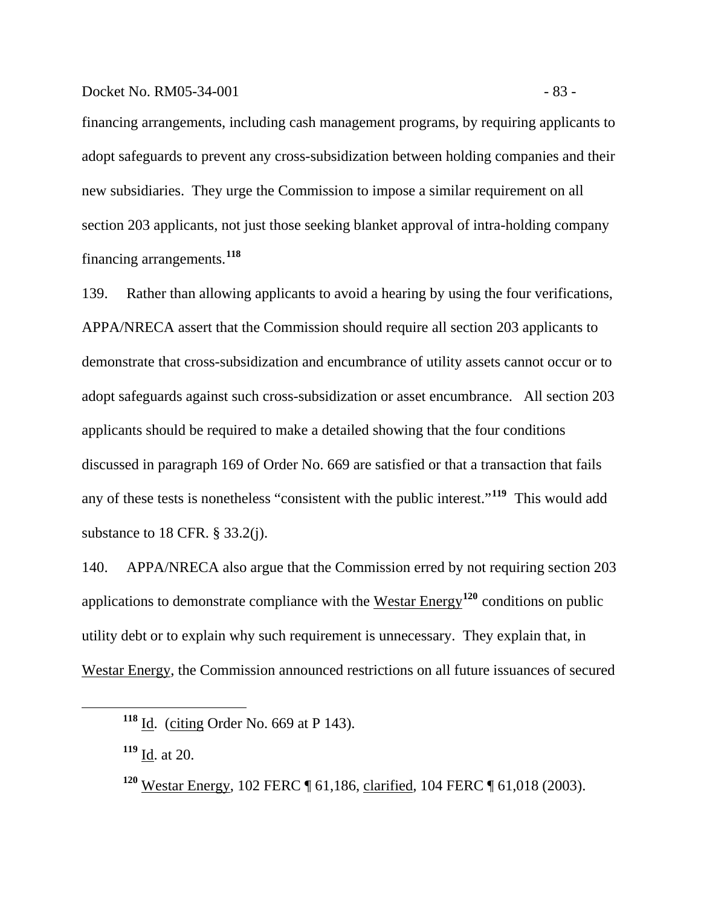financing arrangements, including cash management programs, by requiring applicants to adopt safeguards to prevent any cross-subsidization between holding companies and their new subsidiaries. They urge the Commission to impose a similar requirement on all section 203 applicants, not just those seeking blanket approval of intra-holding company financing arrangements.[118]

139. Rather than allowing applicants to avoid a hearing by using the four verifications, APPA/NRECA assert that the Commission should require all section 203 applicants to demonstrate that cross-subsidization and encumbrance of utility assets cannot occur or to adopt safeguards against such cross-subsidization or asset encumbrance. All section 203 applicants should be required to make a detailed showing that the four conditions discussed in paragraph 169 of Order No. 669 are satisfied or that a transaction that fails any of these tests is nonetheless "consistent with the public interest."[119] This would add substance to 18 CFR. § 33.2(j).

140. APPA/NRECA also argue that the Commission erred by not requiring section 203 applications to demonstrate compliance with the Westar Energy[120] conditions on public utility debt or to explain why such requirement is unnecessary. They explain that, in Westar Energy, the Commission announced restrictions on all future issuances of secured

---

[118] Id. (citing Order No. 669 at P 143).

[119] Id. at 20.

[120] Westar Energy, 102 FERC ¶ 61,186, clarified, 104 FERC ¶ 61,018 (2003).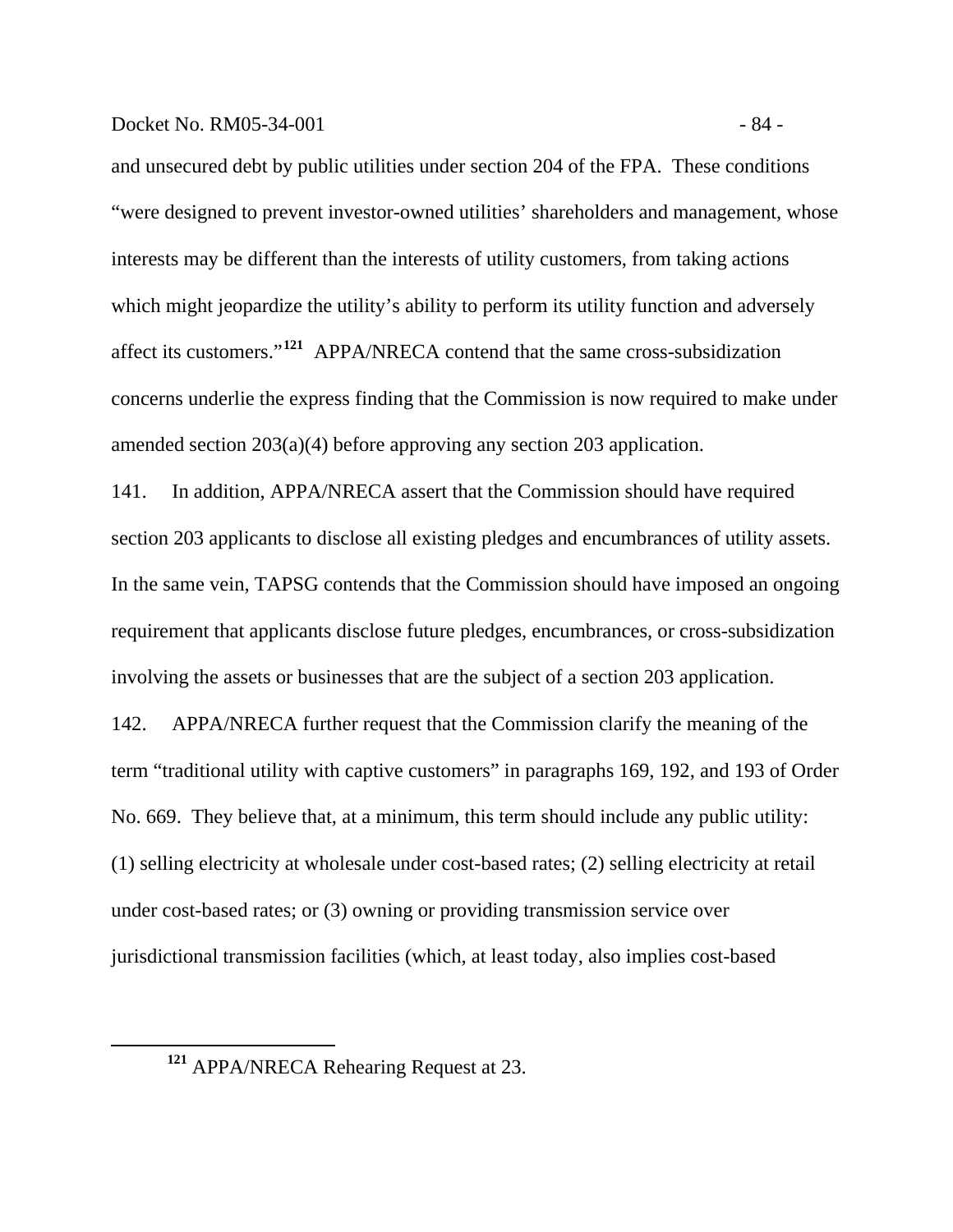and unsecured debt by public utilities under section 204 of the FPA. These conditions "were designed to prevent investor-owned utilities' shareholders and management, whose interests may be different than the interests of utility customers, from taking actions which might jeopardize the utility's ability to perform its utility function and adversely affect its customers."[121] APPA/NRECA contend that the same cross-subsidization concerns underlie the express finding that the Commission is now required to make under amended section 203(a)(4) before approving any section 203 application.

141. In addition, APPA/NRECA assert that the Commission should have required section 203 applicants to disclose all existing pledges and encumbrances of utility assets. In the same vein, TAPSG contends that the Commission should have imposed an ongoing requirement that applicants disclose future pledges, encumbrances, or cross-subsidization involving the assets or businesses that are the subject of a section 203 application.

142. APPA/NRECA further request that the Commission clarify the meaning of the term "traditional utility with captive customers" in paragraphs 169, 192, and 193 of Order No. 669. They believe that, at a minimum, this term should include any public utility: (1) selling electricity at wholesale under cost-based rates; (2) selling electricity at retail under cost-based rates; or (3) owning or providing transmission service over jurisdictional transmission facilities (which, at least today, also implies cost-based

[121] APPA/NRECA Rehearing Request at 23.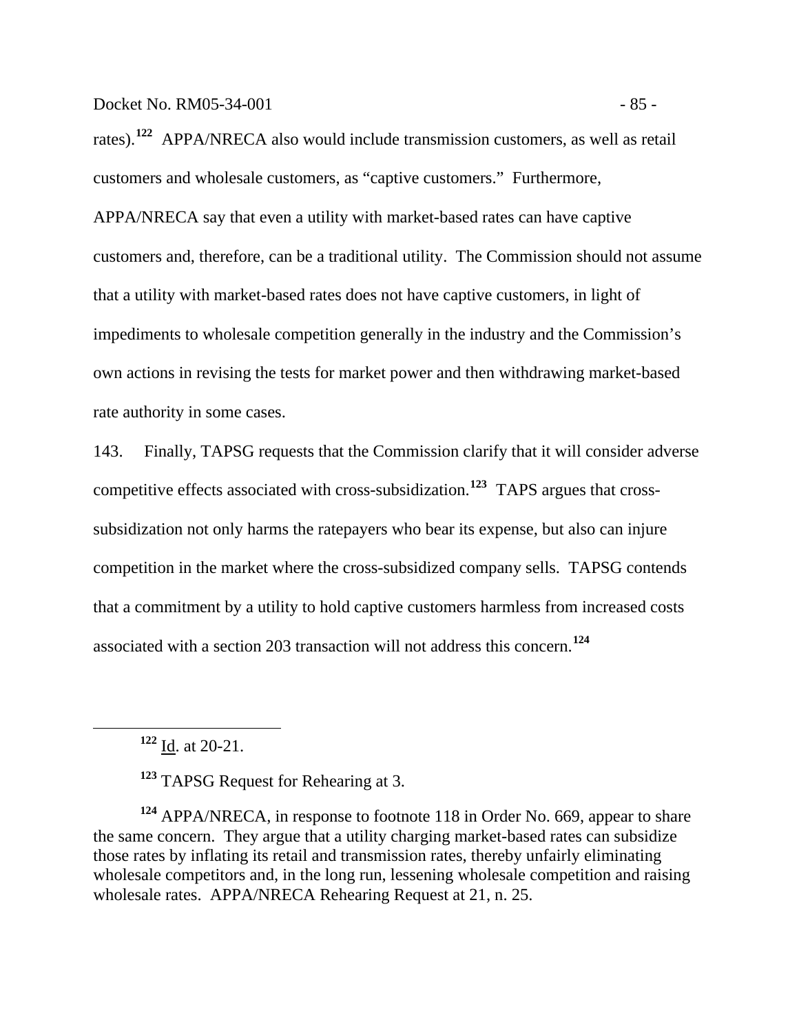rates).[122] APPA/NRECA also would include transmission customers, as well as retail customers and wholesale customers, as "captive customers." Furthermore, APPA/NRECA say that even a utility with market-based rates can have captive customers and, therefore, can be a traditional utility. The Commission should not assume that a utility with market-based rates does not have captive customers, in light of impediments to wholesale competition generally in the industry and the Commission's own actions in revising the tests for market power and then withdrawing market-based rate authority in some cases.

143. Finally, TAPSG requests that the Commission clarify that it will consider adverse competitive effects associated with cross-subsidization.[123] TAPS argues that cross-subsidization not only harms the ratepayers who bear its expense, but also can injure competition in the market where the cross-subsidized company sells. TAPSG contends that a commitment by a utility to hold captive customers harmless from increased costs associated with a section 203 transaction will not address this concern.[124]

---

[122] Id. at 20-21.

[123] TAPSG Request for Rehearing at 3.

[124] APPA/NRECA, in response to footnote 118 in Order No. 669, appear to share the same concern. They argue that a utility charging market-based rates can subsidize those rates by inflating its retail and transmission rates, thereby unfairly eliminating wholesale competitors and, in the long run, lessening wholesale competition and raising wholesale rates. APPA/NRECA Rehearing Request at 21, n. 25.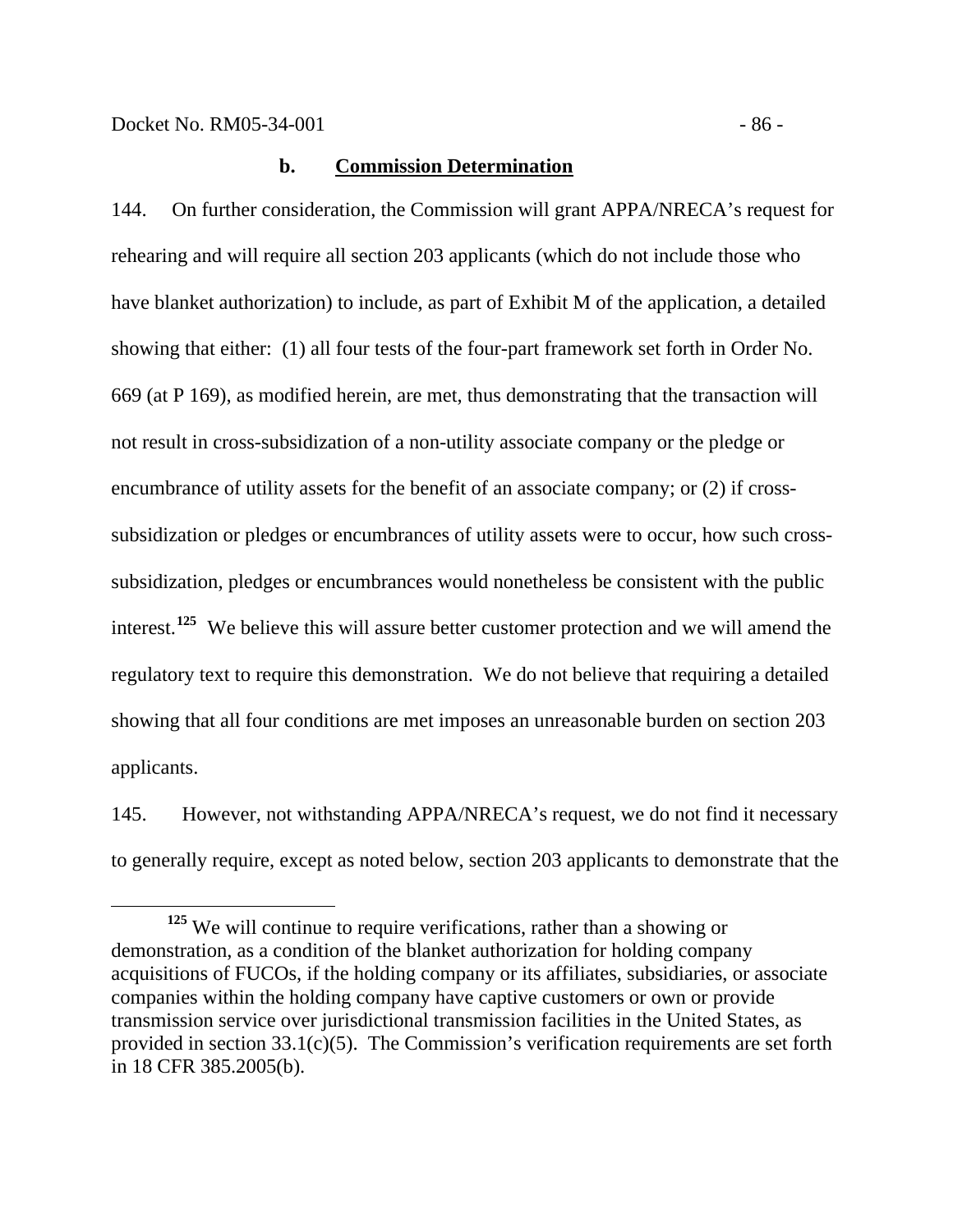### b. Commission Determination

144. On further consideration, the Commission will grant APPA/NRECA's request for rehearing and will require all section 203 applicants (which do not include those who have blanket authorization) to include, as part of Exhibit M of the application, a detailed showing that either: (1) all four tests of the four-part framework set forth in Order No. 669 (at P 169), as modified herein, are met, thus demonstrating that the transaction will not result in cross-subsidization of a non-utility associate company or the pledge or encumbrance of utility assets for the benefit of an associate company; or (2) if cross-subsidization or pledges or encumbrances of utility assets were to occur, how such cross-subsidization, pledges or encumbrances would nonetheless be consistent with the public interest.[125] We believe this will assure better customer protection and we will amend the regulatory text to require this demonstration. We do not believe that requiring a detailed showing that all four conditions are met imposes an unreasonable burden on section 203 applicants.

145. However, not withstanding APPA/NRECA's request, we do not find it necessary to generally require, except as noted below, section 203 applicants to demonstrate that the

[125] We will continue to require verifications, rather than a showing or demonstration, as a condition of the blanket authorization for holding company acquisitions of FUCOs, if the holding company or its affiliates, subsidiaries, or associate companies within the holding company have captive customers or own or provide transmission service over jurisdictional transmission facilities in the United States, as provided in section 33.1(c)(5). The Commission's verification requirements are set forth in 18 CFR 385.2005(b).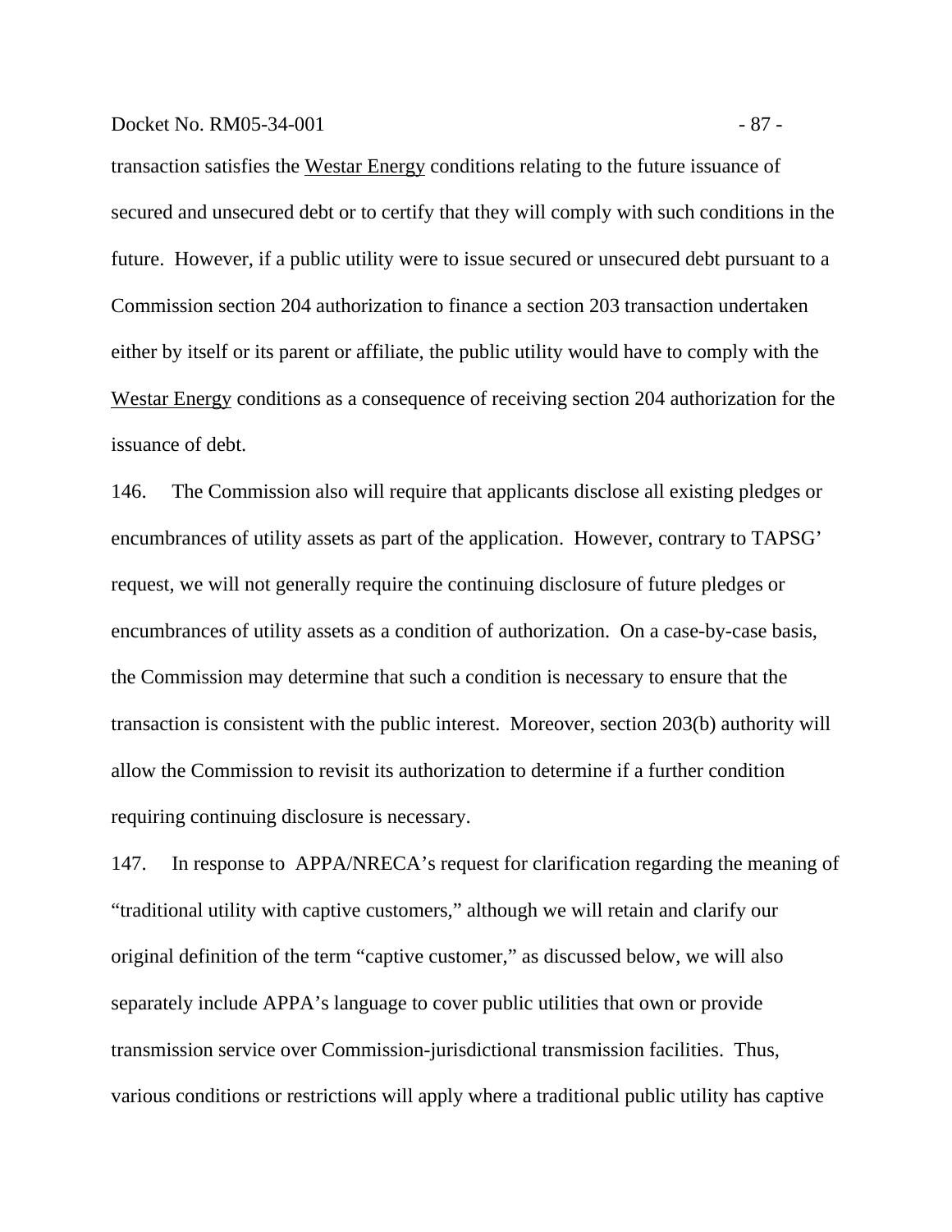transaction satisfies the Westar Energy conditions relating to the future issuance of secured and unsecured debt or to certify that they will comply with such conditions in the future. However, if a public utility were to issue secured or unsecured debt pursuant to a Commission section 204 authorization to finance a section 203 transaction undertaken either by itself or its parent or affiliate, the public utility would have to comply with the Westar Energy conditions as a consequence of receiving section 204 authorization for the issuance of debt.

146. The Commission also will require that applicants disclose all existing pledges or encumbrances of utility assets as part of the application. However, contrary to TAPSG' request, we will not generally require the continuing disclosure of future pledges or encumbrances of utility assets as a condition of authorization. On a case-by-case basis, the Commission may determine that such a condition is necessary to ensure that the transaction is consistent with the public interest. Moreover, section 203(b) authority will allow the Commission to revisit its authorization to determine if a further condition requiring continuing disclosure is necessary.

147. In response to APPA/NRECA's request for clarification regarding the meaning of "traditional utility with captive customers," although we will retain and clarify our original definition of the term "captive customer," as discussed below, we will also separately include APPA's language to cover public utilities that own or provide transmission service over Commission-jurisdictional transmission facilities. Thus, various conditions or restrictions will apply where a traditional public utility has captive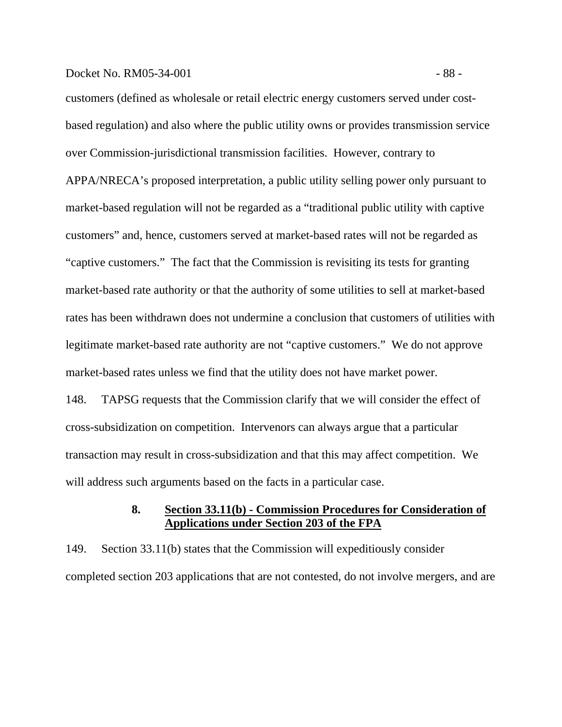customers (defined as wholesale or retail electric energy customers served under cost-based regulation) and also where the public utility owns or provides transmission service over Commission-jurisdictional transmission facilities. However, contrary to APPA/NRECA's proposed interpretation, a public utility selling power only pursuant to market-based regulation will not be regarded as a "traditional public utility with captive customers" and, hence, customers served at market-based rates will not be regarded as "captive customers." The fact that the Commission is revisiting its tests for granting market-based rate authority or that the authority of some utilities to sell at market-based rates has been withdrawn does not undermine a conclusion that customers of utilities with legitimate market-based rate authority are not "captive customers." We do not approve market-based rates unless we find that the utility does not have market power.

148. TAPSG requests that the Commission clarify that we will consider the effect of cross-subsidization on competition. Intervenors can always argue that a particular transaction may result in cross-subsidization and that this may affect competition. We will address such arguments based on the facts in a particular case.

### 8. Section 33.11(b) - Commission Procedures for Consideration of Applications under Section 203 of the FPA

149. Section 33.11(b) states that the Commission will expeditiously consider completed section 203 applications that are not contested, do not involve mergers, and are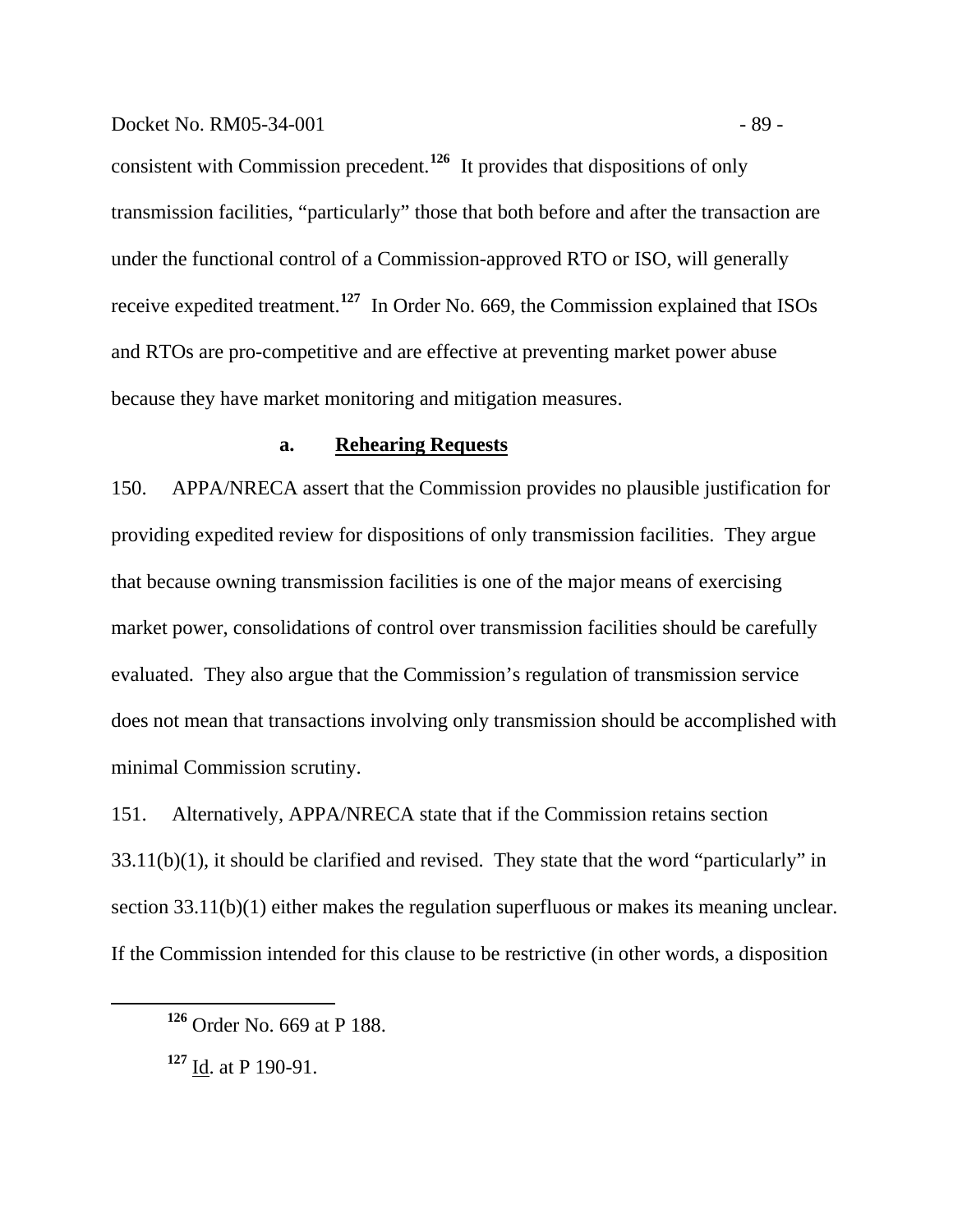consistent with Commission precedent.[126] It provides that dispositions of only transmission facilities, "particularly" those that both before and after the transaction are under the functional control of a Commission-approved RTO or ISO, will generally receive expedited treatment.[127] In Order No. 669, the Commission explained that ISOs and RTOs are pro-competitive and are effective at preventing market power abuse because they have market monitoring and mitigation measures.

### a. Rehearing Requests

150. APPA/NRECA assert that the Commission provides no plausible justification for providing expedited review for dispositions of only transmission facilities. They argue that because owning transmission facilities is one of the major means of exercising market power, consolidations of control over transmission facilities should be carefully evaluated. They also argue that the Commission's regulation of transmission service does not mean that transactions involving only transmission should be accomplished with minimal Commission scrutiny.

151. Alternatively, APPA/NRECA state that if the Commission retains section 33.11(b)(1), it should be clarified and revised. They state that the word "particularly" in section 33.11(b)(1) either makes the regulation superfluous or makes its meaning unclear. If the Commission intended for this clause to be restrictive (in other words, a disposition

---

[126] Order No. 669 at P 188.

[127] Id. at P 190-91.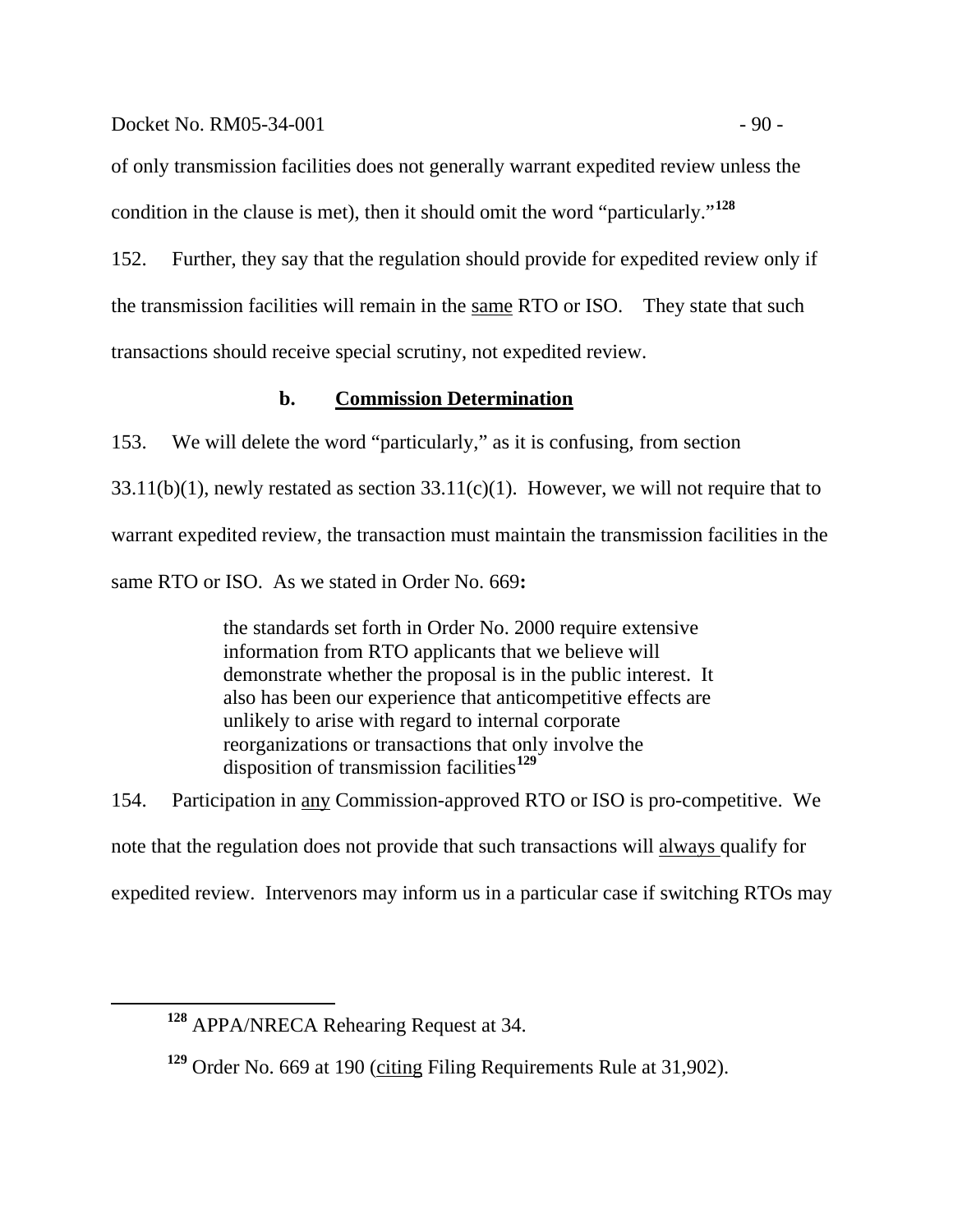of only transmission facilities does not generally warrant expedited review unless the condition in the clause is met), then it should omit the word "particularly."[128]

152. Further, they say that the regulation should provide for expedited review only if the transmission facilities will remain in the same RTO or ISO. They state that such transactions should receive special scrutiny, not expedited review.

### b. Commission Determination

153. We will delete the word "particularly," as it is confusing, from section 33.11(b)(1), newly restated as section 33.11(c)(1). However, we will not require that to warrant expedited review, the transaction must maintain the transmission facilities in the same RTO or ISO. As we stated in Order No. 669**:**

> the standards set forth in Order No. 2000 require extensive information from RTO applicants that we believe will demonstrate whether the proposal is in the public interest. It also has been our experience that anticompetitive effects are unlikely to arise with regard to internal corporate reorganizations or transactions that only involve the disposition of transmission facilities[129]

154. Participation in any Commission-approved RTO or ISO is pro-competitive. We note that the regulation does not provide that such transactions will always qualify for expedited review. Intervenors may inform us in a particular case if switching RTOs may

---

[128] APPA/NRECA Rehearing Request at 34.

[129] Order No. 669 at 190 (citing Filing Requirements Rule at 31,902).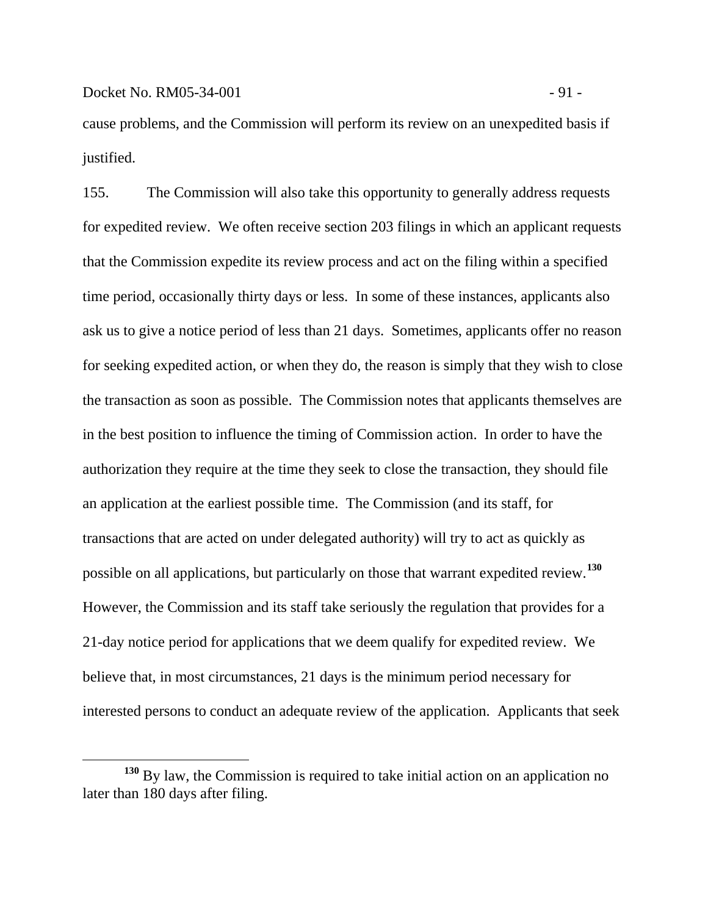cause problems, and the Commission will perform its review on an unexpedited basis if justified.

155. The Commission will also take this opportunity to generally address requests for expedited review. We often receive section 203 filings in which an applicant requests that the Commission expedite its review process and act on the filing within a specified time period, occasionally thirty days or less. In some of these instances, applicants also ask us to give a notice period of less than 21 days. Sometimes, applicants offer no reason for seeking expedited action, or when they do, the reason is simply that they wish to close the transaction as soon as possible. The Commission notes that applicants themselves are in the best position to influence the timing of Commission action. In order to have the authorization they require at the time they seek to close the transaction, they should file an application at the earliest possible time. The Commission (and its staff, for transactions that are acted on under delegated authority) will try to act as quickly as possible on all applications, but particularly on those that warrant expedited review.[130] However, the Commission and its staff take seriously the regulation that provides for a 21-day notice period for applications that we deem qualify for expedited review. We believe that, in most circumstances, 21 days is the minimum period necessary for interested persons to conduct an adequate review of the application. Applicants that seek

[130] By law, the Commission is required to take initial action on an application no later than 180 days after filing.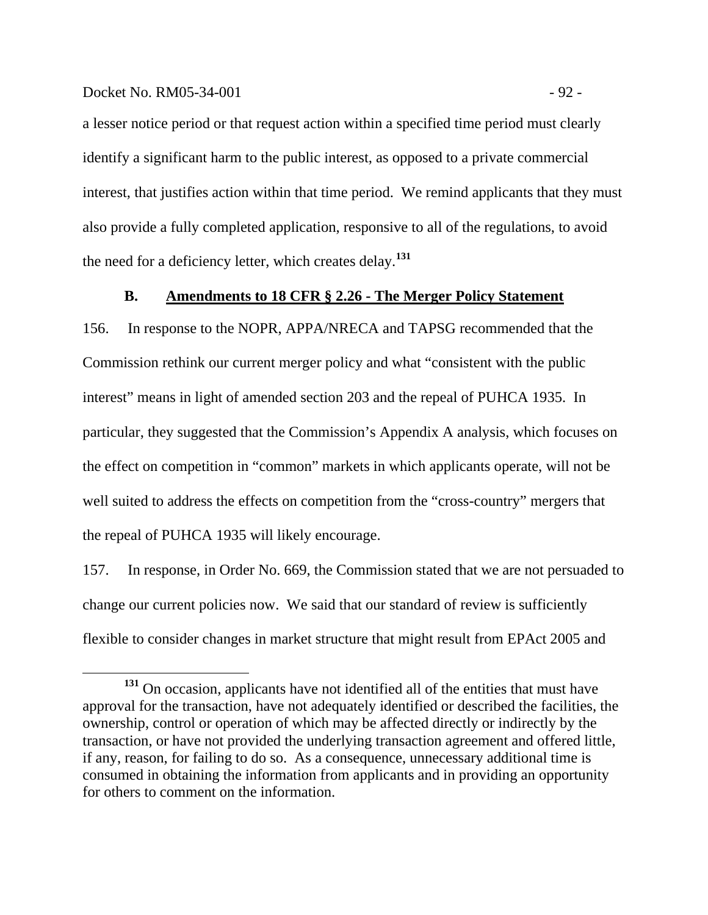a lesser notice period or that request action within a specified time period must clearly identify a significant harm to the public interest, as opposed to a private commercial interest, that justifies action within that time period. We remind applicants that they must also provide a fully completed application, responsive to all of the regulations, to avoid the need for a deficiency letter, which creates delay.[131]

### B. Amendments to 18 CFR § 2.26 - The Merger Policy Statement

156. In response to the NOPR, APPA/NRECA and TAPSG recommended that the Commission rethink our current merger policy and what "consistent with the public interest" means in light of amended section 203 and the repeal of PUHCA 1935. In particular, they suggested that the Commission's Appendix A analysis, which focuses on the effect on competition in "common" markets in which applicants operate, will not be well suited to address the effects on competition from the "cross-country" mergers that the repeal of PUHCA 1935 will likely encourage.

157. In response, in Order No. 669, the Commission stated that we are not persuaded to change our current policies now. We said that our standard of review is sufficiently flexible to consider changes in market structure that might result from EPAct 2005 and

[131] On occasion, applicants have not identified all of the entities that must have approval for the transaction, have not adequately identified or described the facilities, the ownership, control or operation of which may be affected directly or indirectly by the transaction, or have not provided the underlying transaction agreement and offered little, if any, reason, for failing to do so. As a consequence, unnecessary additional time is consumed in obtaining the information from applicants and in providing an opportunity for others to comment on the information.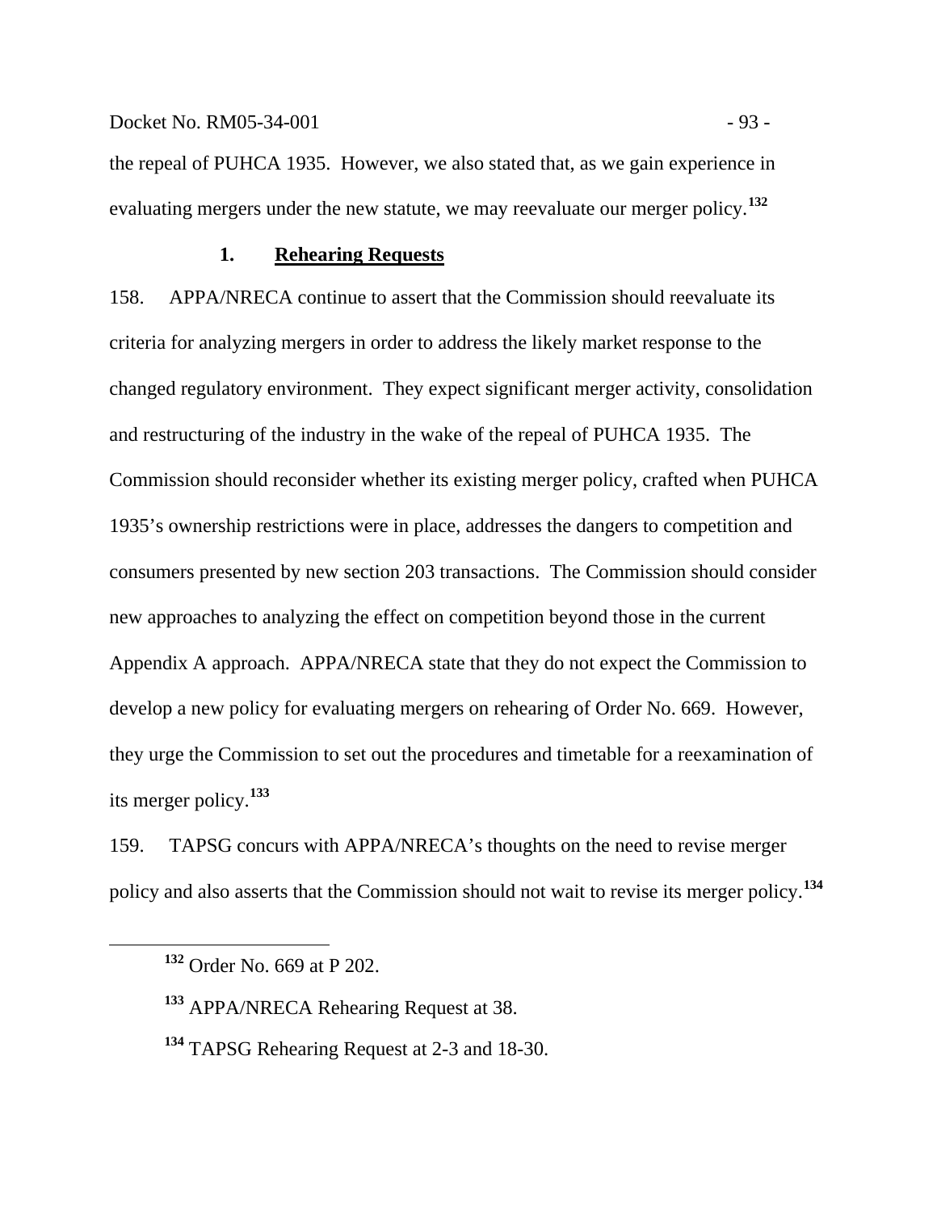the repeal of PUHCA 1935. However, we also stated that, as we gain experience in evaluating mergers under the new statute, we may reevaluate our merger policy.[132]

### 1. Rehearing Requests

158. APPA/NRECA continue to assert that the Commission should reevaluate its criteria for analyzing mergers in order to address the likely market response to the changed regulatory environment. They expect significant merger activity, consolidation and restructuring of the industry in the wake of the repeal of PUHCA 1935. The Commission should reconsider whether its existing merger policy, crafted when PUHCA 1935's ownership restrictions were in place, addresses the dangers to competition and consumers presented by new section 203 transactions. The Commission should consider new approaches to analyzing the effect on competition beyond those in the current Appendix A approach. APPA/NRECA state that they do not expect the Commission to develop a new policy for evaluating mergers on rehearing of Order No. 669. However, they urge the Commission to set out the procedures and timetable for a reexamination of its merger policy.[133]

159. TAPSG concurs with APPA/NRECA's thoughts on the need to revise merger policy and also asserts that the Commission should not wait to revise its merger policy.[134]

---

[132] Order No. 669 at P 202.

[133] APPA/NRECA Rehearing Request at 38.

[134] TAPSG Rehearing Request at 2-3 and 18-30.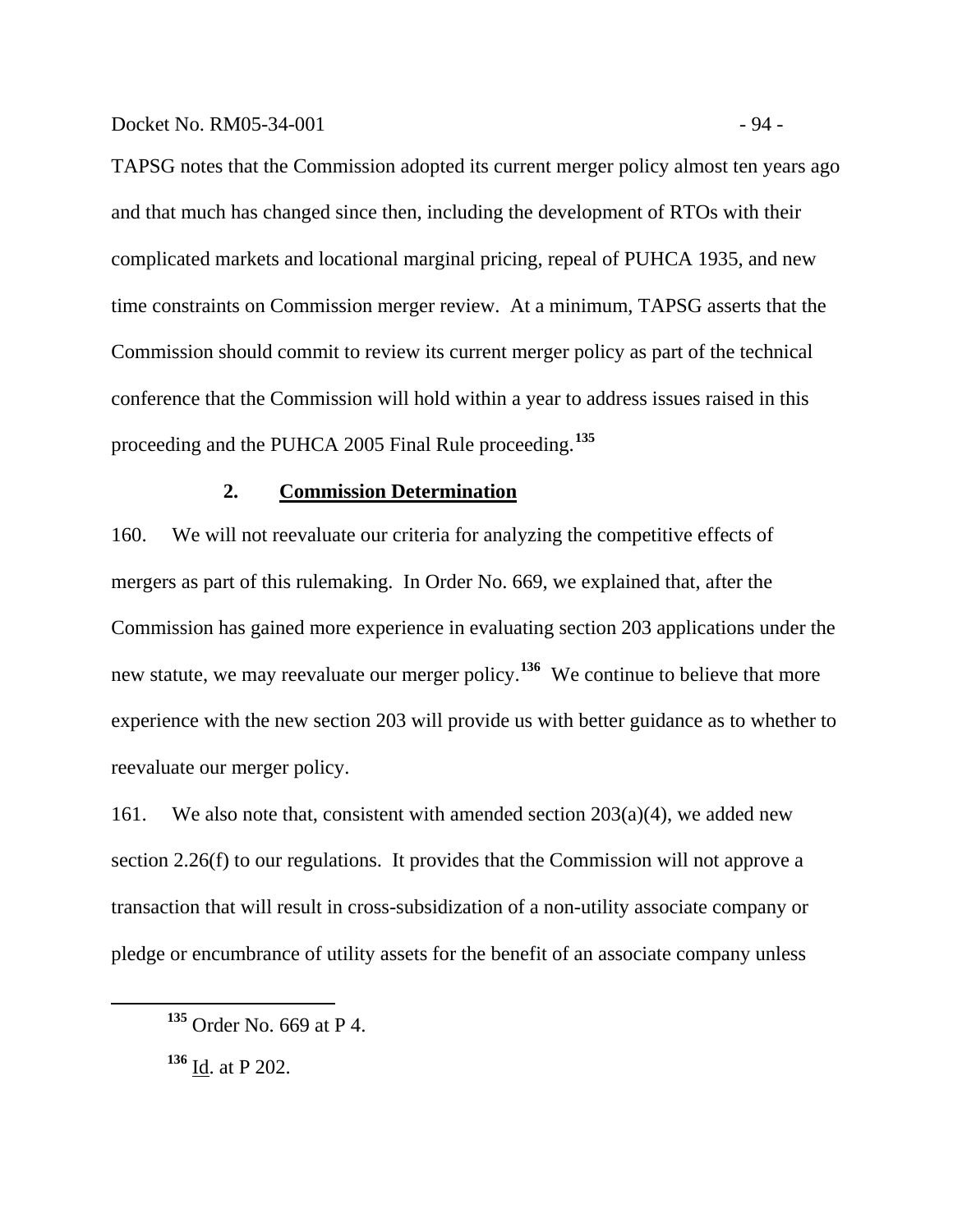TAPSG notes that the Commission adopted its current merger policy almost ten years ago and that much has changed since then, including the development of RTOs with their complicated markets and locational marginal pricing, repeal of PUHCA 1935, and new time constraints on Commission merger review. At a minimum, TAPSG asserts that the Commission should commit to review its current merger policy as part of the technical conference that the Commission will hold within a year to address issues raised in this proceeding and the PUHCA 2005 Final Rule proceeding.[135]

### 2. Commission Determination

160. We will not reevaluate our criteria for analyzing the competitive effects of mergers as part of this rulemaking. In Order No. 669, we explained that, after the Commission has gained more experience in evaluating section 203 applications under the new statute, we may reevaluate our merger policy.[136] We continue to believe that more experience with the new section 203 will provide us with better guidance as to whether to reevaluate our merger policy.

161. We also note that, consistent with amended section 203(a)(4), we added new section 2.26(f) to our regulations. It provides that the Commission will not approve a transaction that will result in cross-subsidization of a non-utility associate company or pledge or encumbrance of utility assets for the benefit of an associate company unless

---

[135] Order No. 669 at P 4.

[136] Id. at P 202.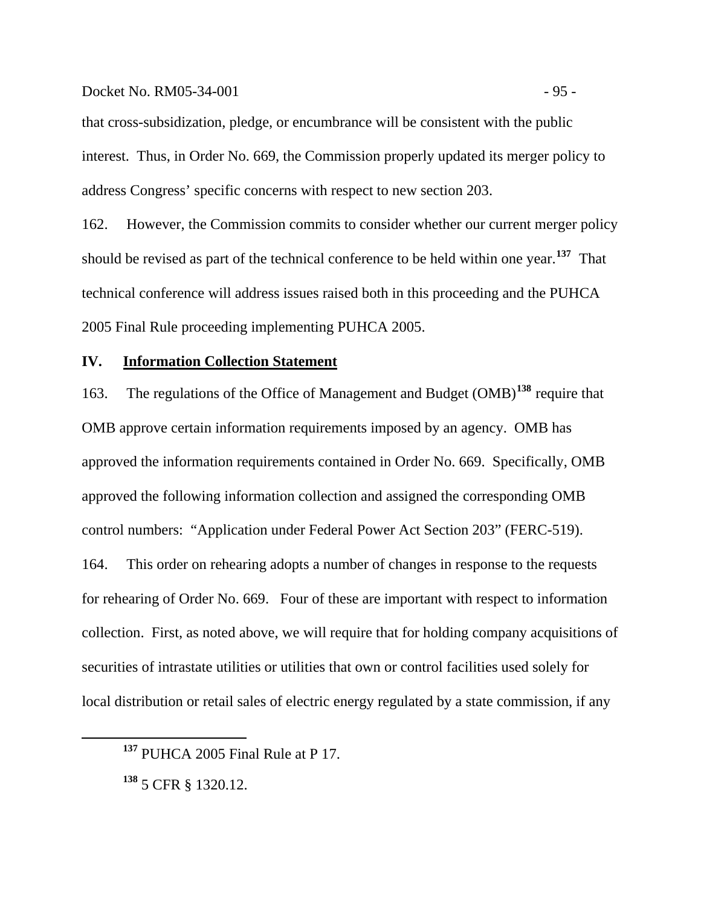that cross-subsidization, pledge, or encumbrance will be consistent with the public interest. Thus, in Order No. 669, the Commission properly updated its merger policy to address Congress' specific concerns with respect to new section 203.

162. However, the Commission commits to consider whether our current merger policy should be revised as part of the technical conference to be held within one year.[137] That technical conference will address issues raised both in this proceeding and the PUHCA 2005 Final Rule proceeding implementing PUHCA 2005.

## IV. Information Collection Statement

163. The regulations of the Office of Management and Budget (OMB)[138] require that OMB approve certain information requirements imposed by an agency. OMB has approved the information requirements contained in Order No. 669. Specifically, OMB approved the following information collection and assigned the corresponding OMB control numbers: "Application under Federal Power Act Section 203" (FERC-519).

164. This order on rehearing adopts a number of changes in response to the requests for rehearing of Order No. 669. Four of these are important with respect to information collection. First, as noted above, we will require that for holding company acquisitions of securities of intrastate utilities or utilities that own or control facilities used solely for local distribution or retail sales of electric energy regulated by a state commission, if any

---

[137] PUHCA 2005 Final Rule at P 17.

[138] 5 CFR § 1320.12.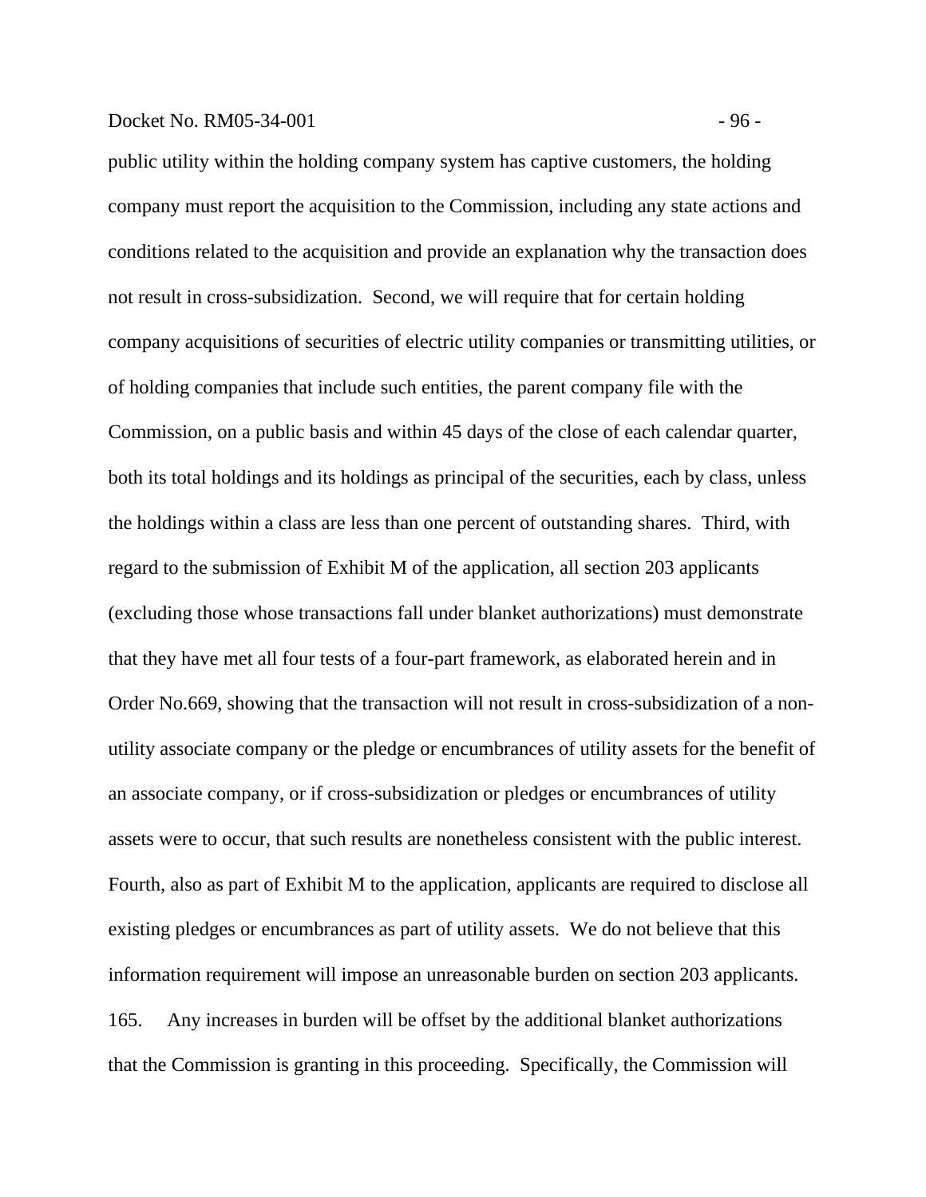public utility within the holding company system has captive customers, the holding company must report the acquisition to the Commission, including any state actions and conditions related to the acquisition and provide an explanation why the transaction does not result in cross-subsidization. Second, we will require that for certain holding company acquisitions of securities of electric utility companies or transmitting utilities, or of holding companies that include such entities, the parent company file with the Commission, on a public basis and within 45 days of the close of each calendar quarter, both its total holdings and its holdings as principal of the securities, each by class, unless the holdings within a class are less than one percent of outstanding shares. Third, with regard to the submission of Exhibit M of the application, all section 203 applicants (excluding those whose transactions fall under blanket authorizations) must demonstrate that they have met all four tests of a four-part framework, as elaborated herein and in Order No.669, showing that the transaction will not result in cross-subsidization of a non-utility associate company or the pledge or encumbrances of utility assets for the benefit of an associate company, or if cross-subsidization or pledges or encumbrances of utility assets were to occur, that such results are nonetheless consistent with the public interest. Fourth, also as part of Exhibit M to the application, applicants are required to disclose all existing pledges or encumbrances as part of utility assets. We do not believe that this information requirement will impose an unreasonable burden on section 203 applicants.

165. Any increases in burden will be offset by the additional blanket authorizations that the Commission is granting in this proceeding. Specifically, the Commission will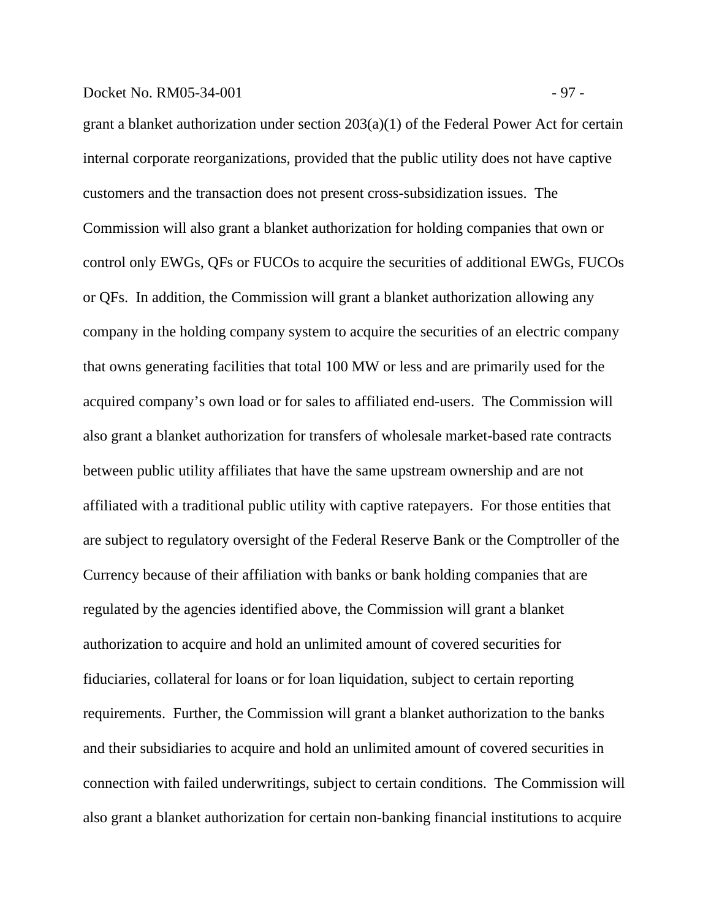grant a blanket authorization under section 203(a)(1) of the Federal Power Act for certain internal corporate reorganizations, provided that the public utility does not have captive customers and the transaction does not present cross-subsidization issues. The Commission will also grant a blanket authorization for holding companies that own or control only EWGs, QFs or FUCOs to acquire the securities of additional EWGs, FUCOs or QFs. In addition, the Commission will grant a blanket authorization allowing any company in the holding company system to acquire the securities of an electric company that owns generating facilities that total 100 MW or less and are primarily used for the acquired company's own load or for sales to affiliated end-users. The Commission will also grant a blanket authorization for transfers of wholesale market-based rate contracts between public utility affiliates that have the same upstream ownership and are not affiliated with a traditional public utility with captive ratepayers. For those entities that are subject to regulatory oversight of the Federal Reserve Bank or the Comptroller of the Currency because of their affiliation with banks or bank holding companies that are regulated by the agencies identified above, the Commission will grant a blanket authorization to acquire and hold an unlimited amount of covered securities for fiduciaries, collateral for loans or for loan liquidation, subject to certain reporting requirements. Further, the Commission will grant a blanket authorization to the banks and their subsidiaries to acquire and hold an unlimited amount of covered securities in connection with failed underwritings, subject to certain conditions. The Commission will also grant a blanket authorization for certain non-banking financial institutions to acquire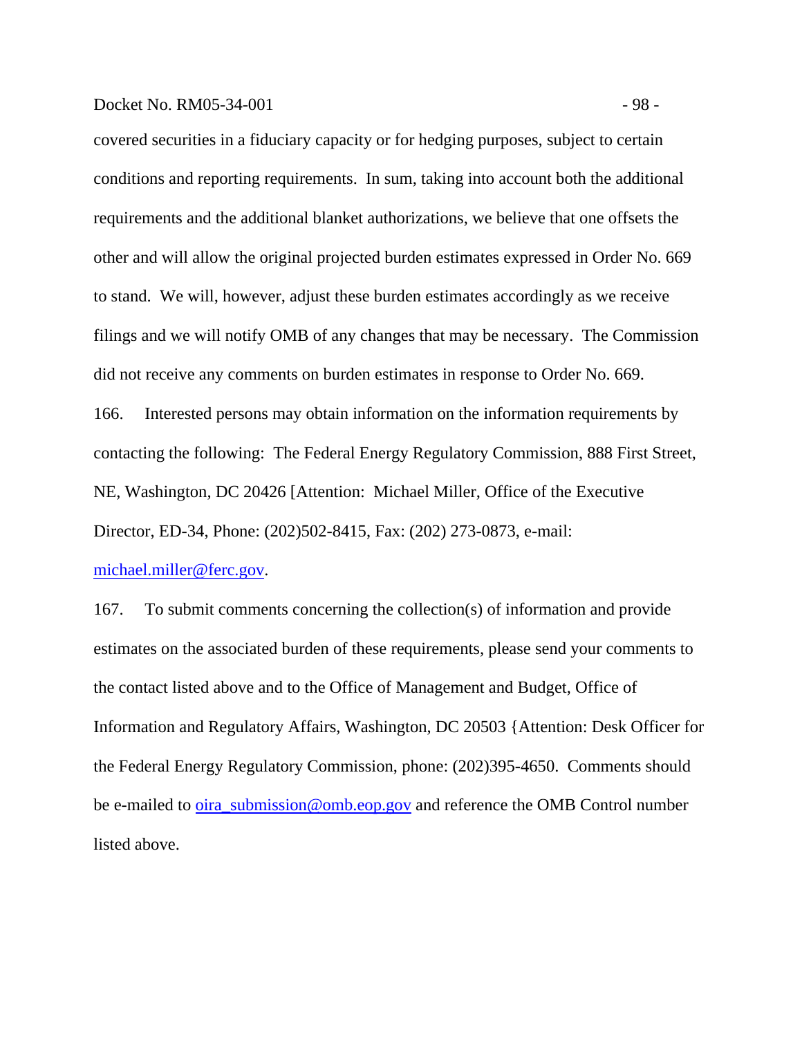covered securities in a fiduciary capacity or for hedging purposes, subject to certain conditions and reporting requirements. In sum, taking into account both the additional requirements and the additional blanket authorizations, we believe that one offsets the other and will allow the original projected burden estimates expressed in Order No. 669 to stand. We will, however, adjust these burden estimates accordingly as we receive filings and we will notify OMB of any changes that may be necessary. The Commission did not receive any comments on burden estimates in response to Order No. 669.

166. Interested persons may obtain information on the information requirements by contacting the following: The Federal Energy Regulatory Commission, 888 First Street, NE, Washington, DC 20426 [Attention: Michael Miller, Office of the Executive Director, ED-34, Phone: (202)502-8415, Fax: (202) 273-0873, e-mail: michael.miller@ferc.gov.

167. To submit comments concerning the collection(s) of information and provide estimates on the associated burden of these requirements, please send your comments to the contact listed above and to the Office of Management and Budget, Office of Information and Regulatory Affairs, Washington, DC 20503 {Attention: Desk Officer for the Federal Energy Regulatory Commission, phone: (202)395-4650. Comments should be e-mailed to oira_submission@omb.eop.gov and reference the OMB Control number listed above.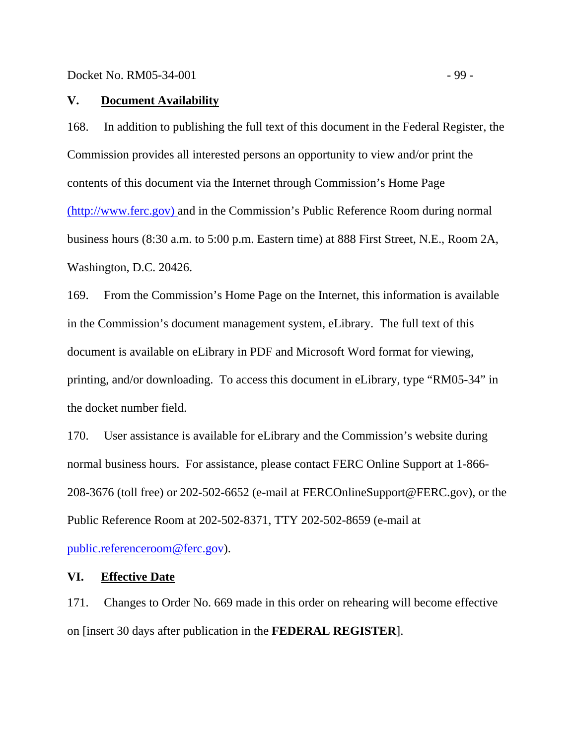## V. Document Availability

168. In addition to publishing the full text of this document in the Federal Register, the Commission provides all interested persons an opportunity to view and/or print the contents of this document via the Internet through Commission's Home Page (http://www.ferc.gov) and in the Commission's Public Reference Room during normal business hours (8:30 a.m. to 5:00 p.m. Eastern time) at 888 First Street, N.E., Room 2A, Washington, D.C. 20426.

169. From the Commission's Home Page on the Internet, this information is available in the Commission's document management system, eLibrary. The full text of this document is available on eLibrary in PDF and Microsoft Word format for viewing, printing, and/or downloading. To access this document in eLibrary, type "RM05-34" in the docket number field.

170. User assistance is available for eLibrary and the Commission's website during normal business hours. For assistance, please contact FERC Online Support at 1-866-208-3676 (toll free) or 202-502-6652 (e-mail at FERCOnlineSupport@FERC.gov), or the Public Reference Room at 202-502-8371, TTY 202-502-8659 (e-mail at public.referenceroom@ferc.gov).

## VI. Effective Date

171. Changes to Order No. 669 made in this order on rehearing will become effective on [insert 30 days after publication in the **FEDERAL REGISTER**].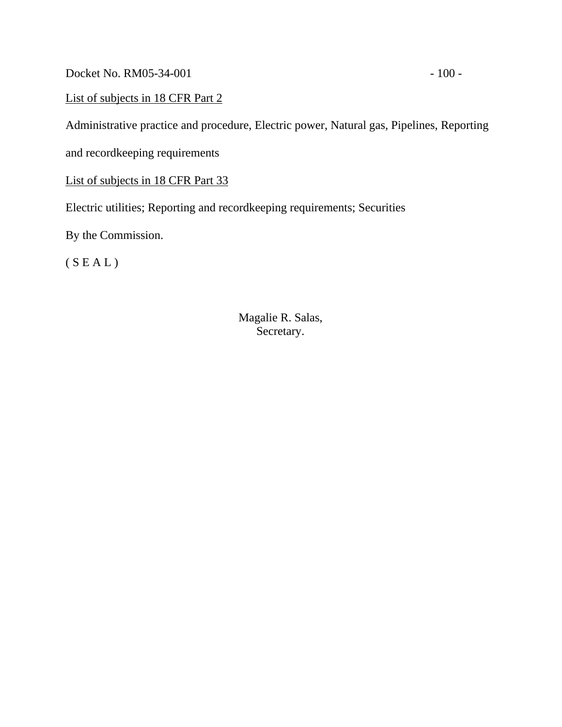<u>List of subjects in 18 CFR Part 2</u>

Administrative practice and procedure, Electric power, Natural gas, Pipelines, Reporting and recordkeeping requirements

<u>List of subjects in 18 CFR Part 33</u>

Electric utilities; Reporting and recordkeeping requirements; Securities

By the Commission.

( S E A L )

Magalie R. Salas,
Secretary.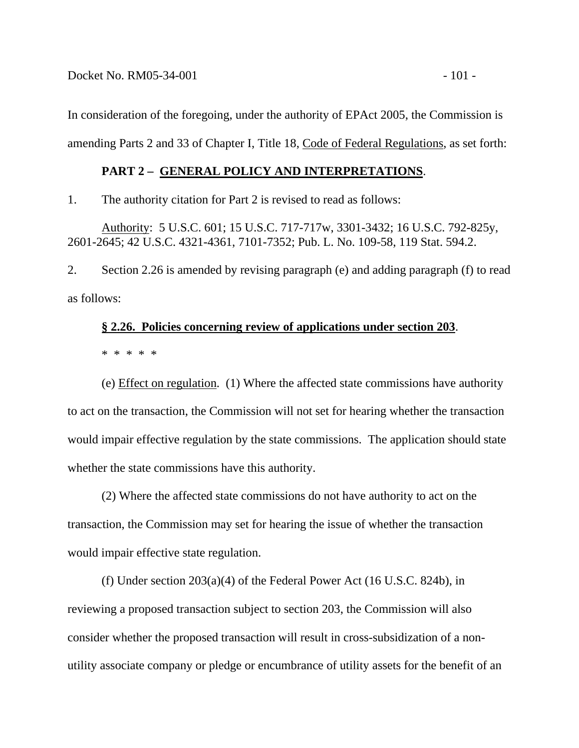In consideration of the foregoing, under the authority of EPAct 2005, the Commission is amending Parts 2 and 33 of Chapter I, Title 18, Code of Federal Regulations, as set forth:

**PART 2 – GENERAL POLICY AND INTERPRETATIONS**.

1. The authority citation for Part 2 is revised to read as follows:

Authority: 5 U.S.C. 601; 15 U.S.C. 717-717w, 3301-3432; 16 U.S.C. 792-825y, 2601-2645; 42 U.S.C. 4321-4361, 7101-7352; Pub. L. No. 109-58, 119 Stat. 594.2.

2. Section 2.26 is amended by revising paragraph (e) and adding paragraph (f) to read as follows:

**§ 2.26. Policies concerning review of applications under section 203**.

\* \* \* \* \*

(e) Effect on regulation. (1) Where the affected state commissions have authority to act on the transaction, the Commission will not set for hearing whether the transaction would impair effective regulation by the state commissions. The application should state whether the state commissions have this authority.

(2) Where the affected state commissions do not have authority to act on the transaction, the Commission may set for hearing the issue of whether the transaction would impair effective state regulation.

(f) Under section 203(a)(4) of the Federal Power Act (16 U.S.C. 824b), in reviewing a proposed transaction subject to section 203, the Commission will also consider whether the proposed transaction will result in cross-subsidization of a non-utility associate company or pledge or encumbrance of utility assets for the benefit of an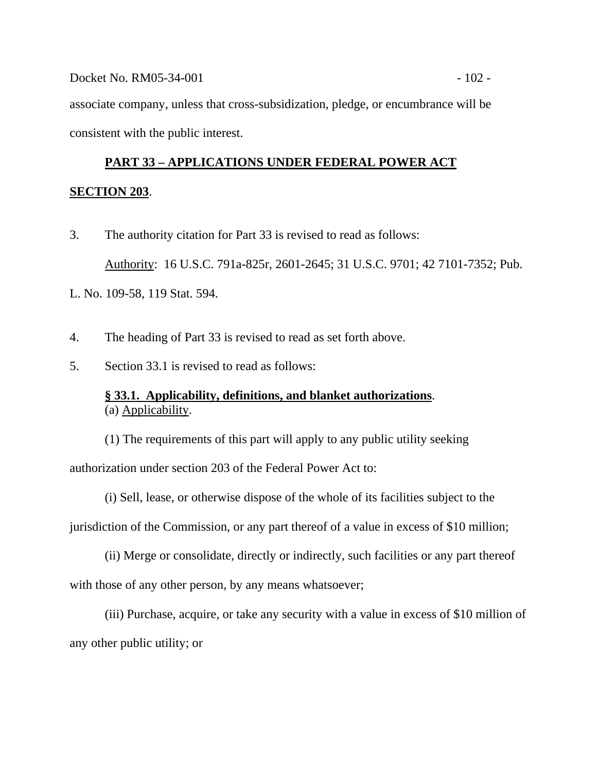associate company, unless that cross-subsidization, pledge, or encumbrance will be consistent with the public interest.

## PART 33 – APPLICATIONS UNDER FEDERAL POWER ACT SECTION 203.

3. The authority citation for Part 33 is revised to read as follows:

Authority: 16 U.S.C. 791a-825r, 2601-2645; 31 U.S.C. 9701; 42 7101-7352; Pub. L. No. 109-58, 119 Stat. 594.

4. The heading of Part 33 is revised to read as set forth above.

5. Section 33.1 is revised to read as follows:

**§ 33.1. Applicability, definitions, and blanket authorizations.**

(a) Applicability.

(1) The requirements of this part will apply to any public utility seeking authorization under section 203 of the Federal Power Act to:

(i) Sell, lease, or otherwise dispose of the whole of its facilities subject to the jurisdiction of the Commission, or any part thereof of a value in excess of $10 million;

(ii) Merge or consolidate, directly or indirectly, such facilities or any part thereof with those of any other person, by any means whatsoever;

(iii) Purchase, acquire, or take any security with a value in excess of $10 million of any other public utility; or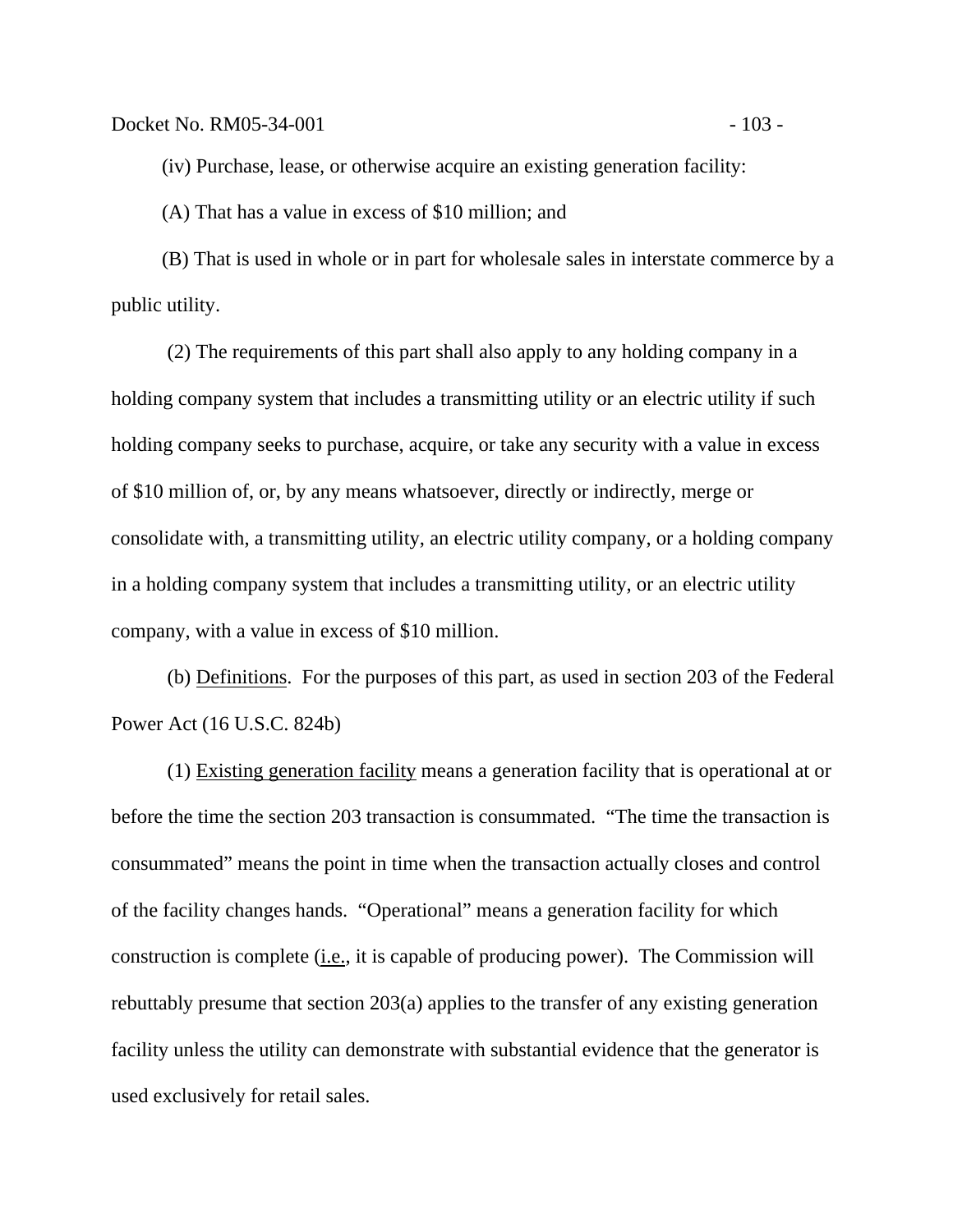(iv) Purchase, lease, or otherwise acquire an existing generation facility:

(A) That has a value in excess of $10 million; and

(B) That is used in whole or in part for wholesale sales in interstate commerce by a public utility.

(2) The requirements of this part shall also apply to any holding company in a holding company system that includes a transmitting utility or an electric utility if such holding company seeks to purchase, acquire, or take any security with a value in excess of $10 million of, or, by any means whatsoever, directly or indirectly, merge or consolidate with, a transmitting utility, an electric utility company, or a holding company in a holding company system that includes a transmitting utility, or an electric utility company, with a value in excess of $10 million.

(b) Definitions. For the purposes of this part, as used in section 203 of the Federal Power Act (16 U.S.C. 824b)

(1) Existing generation facility means a generation facility that is operational at or before the time the section 203 transaction is consummated. "The time the transaction is consummated" means the point in time when the transaction actually closes and control of the facility changes hands. "Operational" means a generation facility for which construction is complete (i.e., it is capable of producing power). The Commission will rebuttably presume that section 203(a) applies to the transfer of any existing generation facility unless the utility can demonstrate with substantial evidence that the generator is used exclusively for retail sales.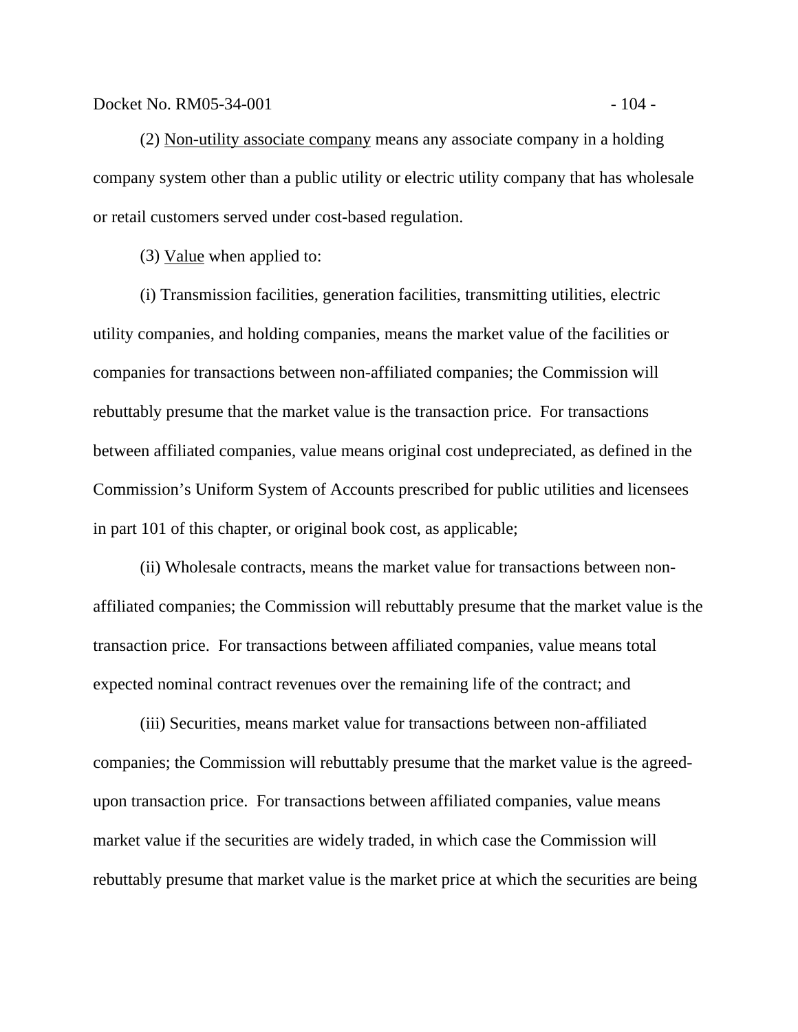(2) <u>Non-utility associate company</u> means any associate company in a holding company system other than a public utility or electric utility company that has wholesale or retail customers served under cost-based regulation.

(3) <u>Value</u> when applied to:

(i) Transmission facilities, generation facilities, transmitting utilities, electric utility companies, and holding companies, means the market value of the facilities or companies for transactions between non-affiliated companies; the Commission will rebuttably presume that the market value is the transaction price. For transactions between affiliated companies, value means original cost undepreciated, as defined in the Commission's Uniform System of Accounts prescribed for public utilities and licensees in part 101 of this chapter, or original book cost, as applicable;

(ii) Wholesale contracts, means the market value for transactions between non-affiliated companies; the Commission will rebuttably presume that the market value is the transaction price. For transactions between affiliated companies, value means total expected nominal contract revenues over the remaining life of the contract; and

(iii) Securities, means market value for transactions between non-affiliated companies; the Commission will rebuttably presume that the market value is the agreed-upon transaction price. For transactions between affiliated companies, value means market value if the securities are widely traded, in which case the Commission will rebuttably presume that market value is the market price at which the securities are being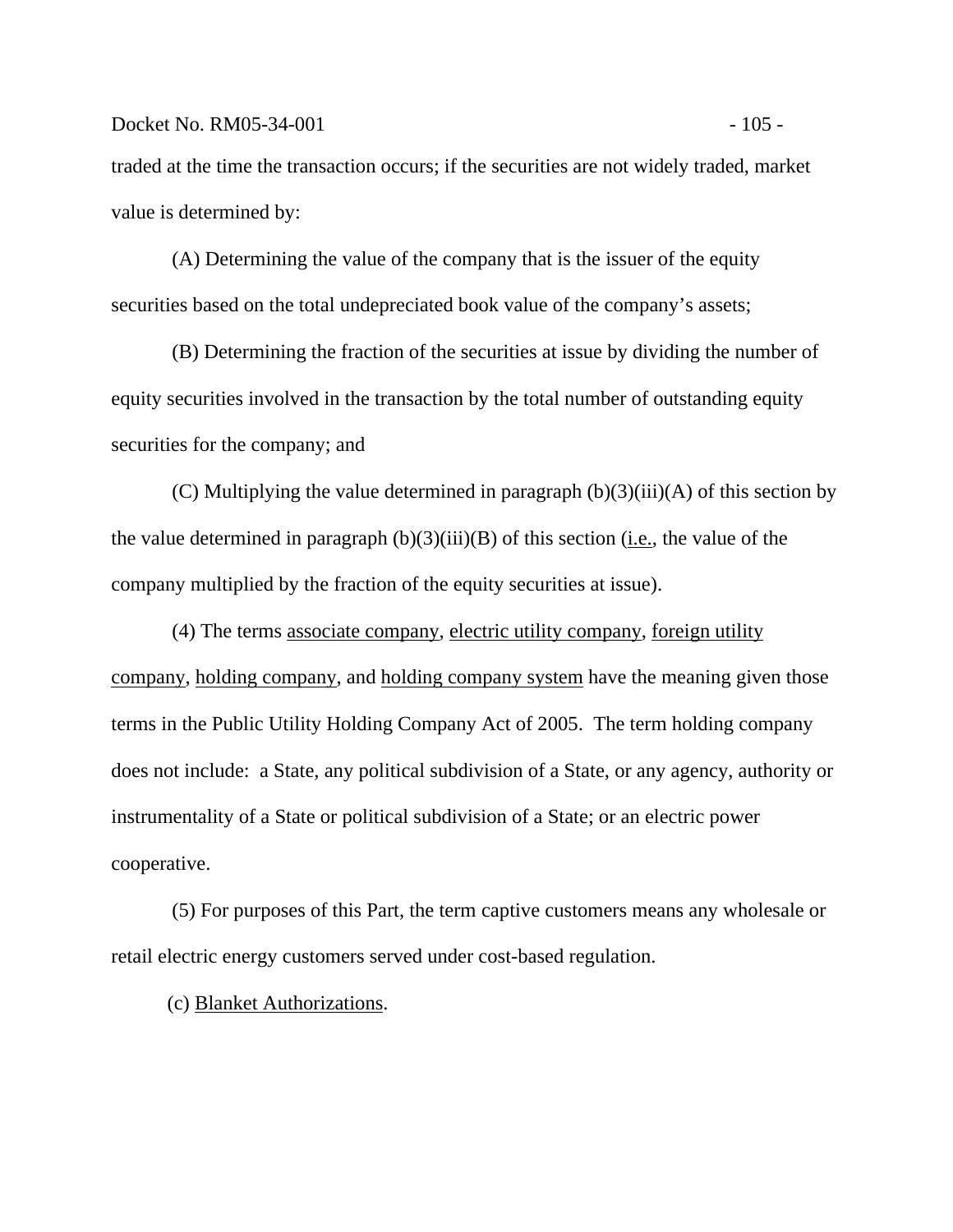traded at the time the transaction occurs; if the securities are not widely traded, market value is determined by:

(A) Determining the value of the company that is the issuer of the equity securities based on the total undepreciated book value of the company's assets;

(B) Determining the fraction of the securities at issue by dividing the number of equity securities involved in the transaction by the total number of outstanding equity securities for the company; and

(C) Multiplying the value determined in paragraph (b)(3)(iii)(A) of this section by the value determined in paragraph (b)(3)(iii)(B) of this section (i.e., the value of the company multiplied by the fraction of the equity securities at issue).

(4) The terms associate company, electric utility company, foreign utility company, holding company, and holding company system have the meaning given those terms in the Public Utility Holding Company Act of 2005. The term holding company does not include: a State, any political subdivision of a State, or any agency, authority or instrumentality of a State or political subdivision of a State; or an electric power cooperative.

(5) For purposes of this Part, the term captive customers means any wholesale or retail electric energy customers served under cost-based regulation.

(c) Blanket Authorizations.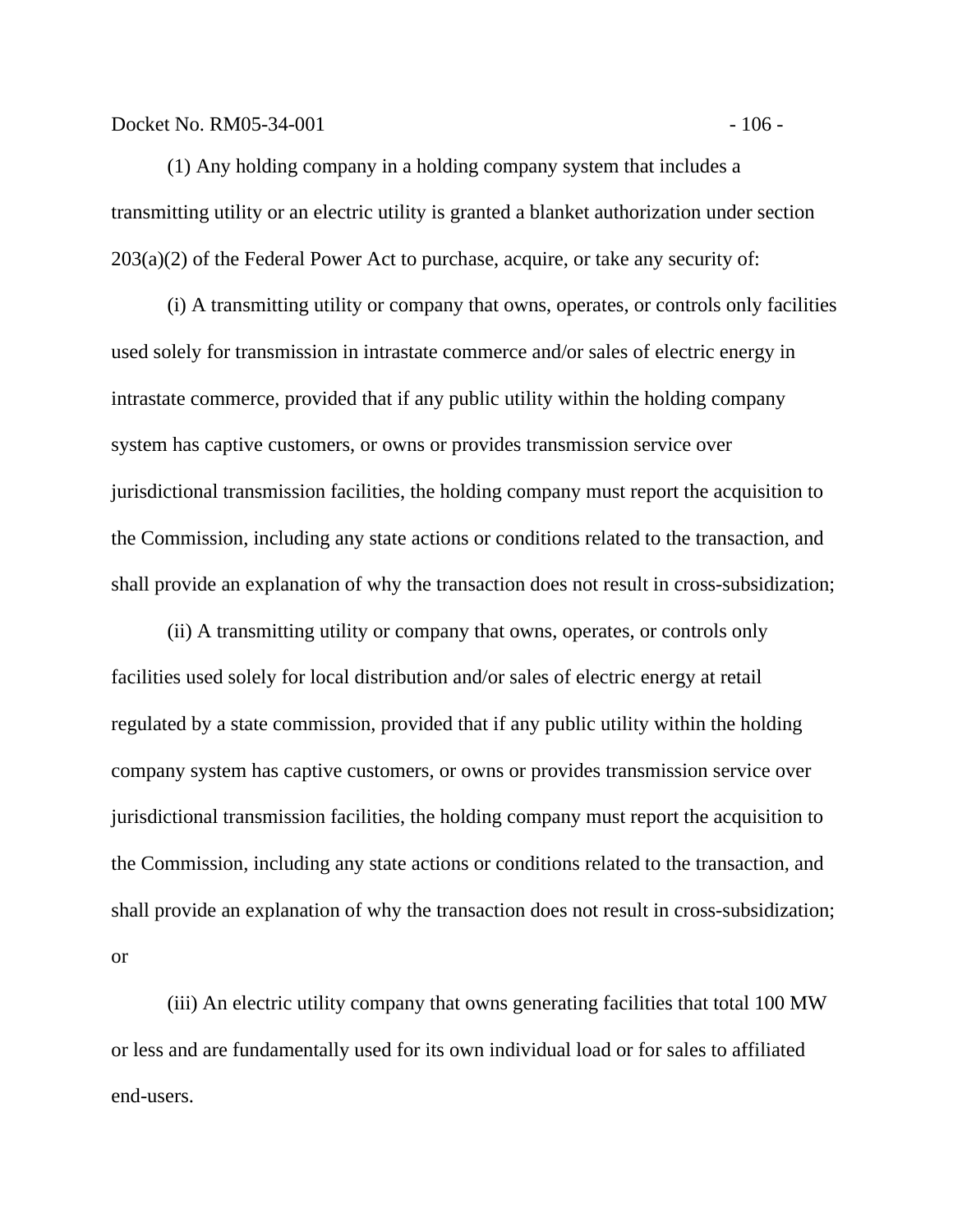(1) Any holding company in a holding company system that includes a transmitting utility or an electric utility is granted a blanket authorization under section 203(a)(2) of the Federal Power Act to purchase, acquire, or take any security of:

(i) A transmitting utility or company that owns, operates, or controls only facilities used solely for transmission in intrastate commerce and/or sales of electric energy in intrastate commerce, provided that if any public utility within the holding company system has captive customers, or owns or provides transmission service over jurisdictional transmission facilities, the holding company must report the acquisition to the Commission, including any state actions or conditions related to the transaction, and shall provide an explanation of why the transaction does not result in cross-subsidization;

(ii) A transmitting utility or company that owns, operates, or controls only facilities used solely for local distribution and/or sales of electric energy at retail regulated by a state commission, provided that if any public utility within the holding company system has captive customers, or owns or provides transmission service over jurisdictional transmission facilities, the holding company must report the acquisition to the Commission, including any state actions or conditions related to the transaction, and shall provide an explanation of why the transaction does not result in cross-subsidization; or

(iii) An electric utility company that owns generating facilities that total 100 MW or less and are fundamentally used for its own individual load or for sales to affiliated end-users.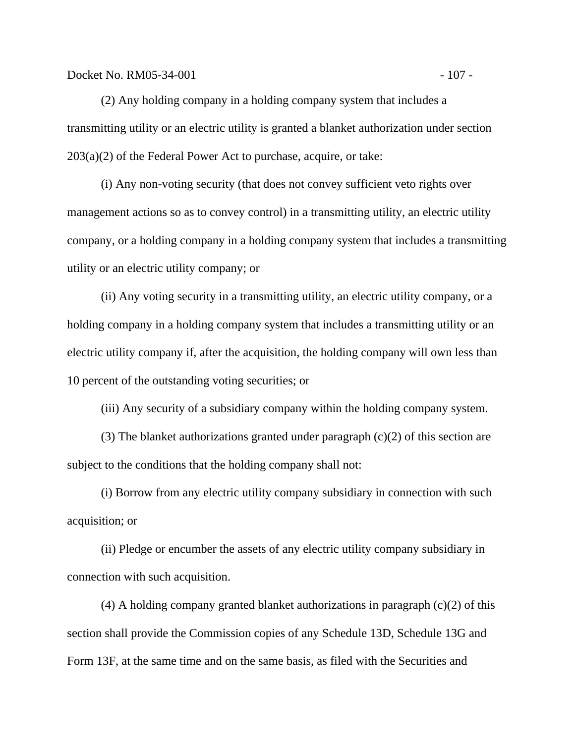(2) Any holding company in a holding company system that includes a transmitting utility or an electric utility is granted a blanket authorization under section 203(a)(2) of the Federal Power Act to purchase, acquire, or take:

(i) Any non-voting security (that does not convey sufficient veto rights over management actions so as to convey control) in a transmitting utility, an electric utility company, or a holding company in a holding company system that includes a transmitting utility or an electric utility company; or

(ii) Any voting security in a transmitting utility, an electric utility company, or a holding company in a holding company system that includes a transmitting utility or an electric utility company if, after the acquisition, the holding company will own less than 10 percent of the outstanding voting securities; or

(iii) Any security of a subsidiary company within the holding company system.

(3) The blanket authorizations granted under paragraph (c)(2) of this section are subject to the conditions that the holding company shall not:

(i) Borrow from any electric utility company subsidiary in connection with such acquisition; or

(ii) Pledge or encumber the assets of any electric utility company subsidiary in connection with such acquisition.

(4) A holding company granted blanket authorizations in paragraph (c)(2) of this section shall provide the Commission copies of any Schedule 13D, Schedule 13G and Form 13F, at the same time and on the same basis, as filed with the Securities and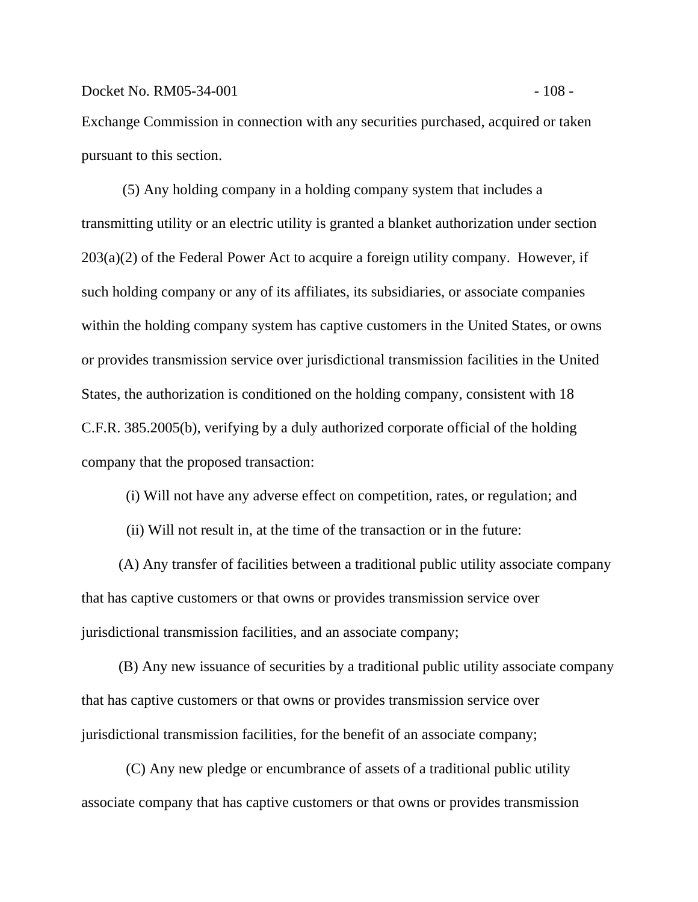Exchange Commission in connection with any securities purchased, acquired or taken pursuant to this section.

(5) Any holding company in a holding company system that includes a transmitting utility or an electric utility is granted a blanket authorization under section 203(a)(2) of the Federal Power Act to acquire a foreign utility company. However, if such holding company or any of its affiliates, its subsidiaries, or associate companies within the holding company system has captive customers in the United States, or owns or provides transmission service over jurisdictional transmission facilities in the United States, the authorization is conditioned on the holding company, consistent with 18 C.F.R. 385.2005(b), verifying by a duly authorized corporate official of the holding company that the proposed transaction:

(i) Will not have any adverse effect on competition, rates, or regulation; and

(ii) Will not result in, at the time of the transaction or in the future:

(A) Any transfer of facilities between a traditional public utility associate company that has captive customers or that owns or provides transmission service over jurisdictional transmission facilities, and an associate company;

(B) Any new issuance of securities by a traditional public utility associate company that has captive customers or that owns or provides transmission service over jurisdictional transmission facilities, for the benefit of an associate company;

(C) Any new pledge or encumbrance of assets of a traditional public utility associate company that has captive customers or that owns or provides transmission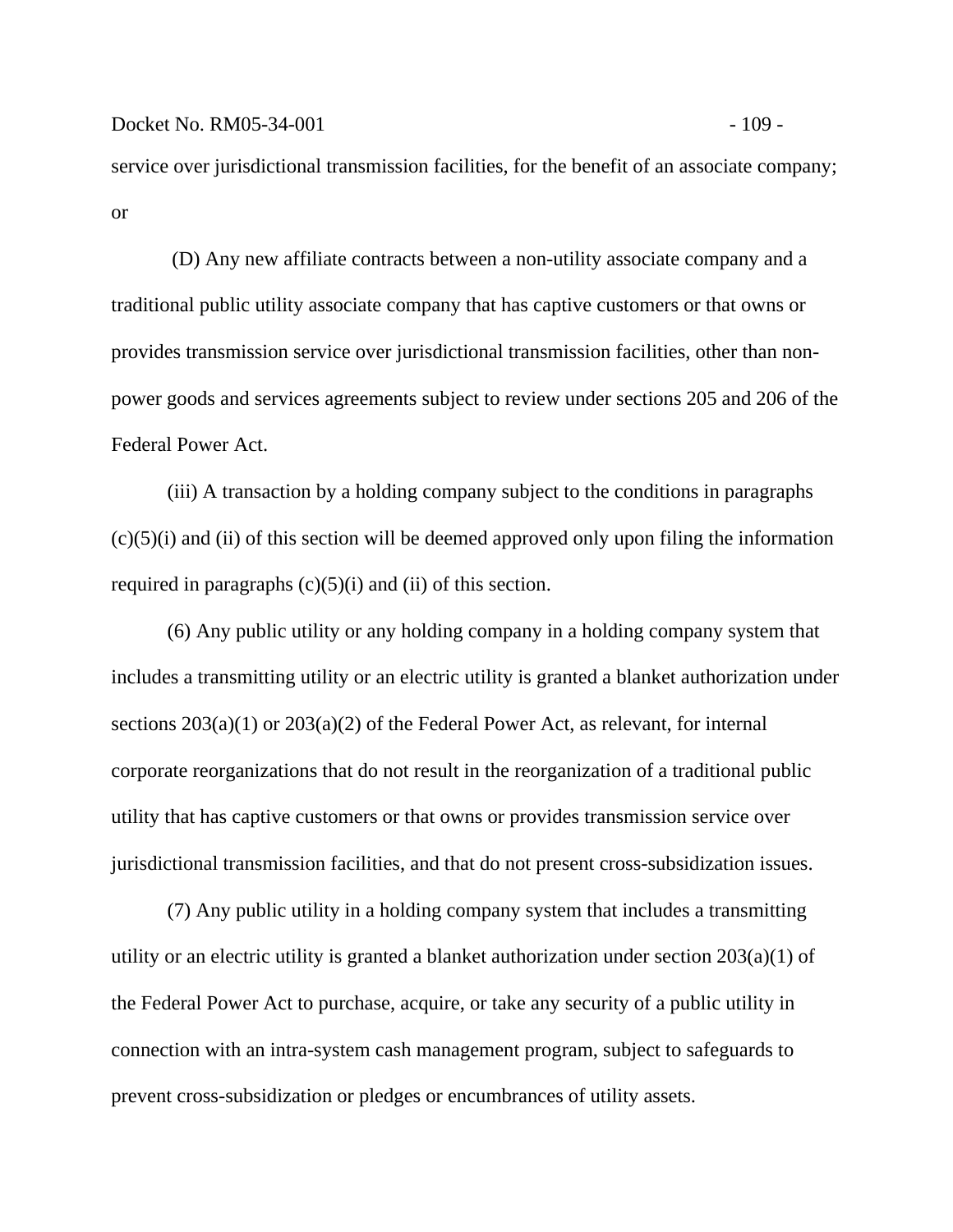service over jurisdictional transmission facilities, for the benefit of an associate company; or

(D) Any new affiliate contracts between a non-utility associate company and a traditional public utility associate company that has captive customers or that owns or provides transmission service over jurisdictional transmission facilities, other than non-power goods and services agreements subject to review under sections 205 and 206 of the Federal Power Act.

(iii) A transaction by a holding company subject to the conditions in paragraphs (c)(5)(i) and (ii) of this section will be deemed approved only upon filing the information required in paragraphs (c)(5)(i) and (ii) of this section.

(6) Any public utility or any holding company in a holding company system that includes a transmitting utility or an electric utility is granted a blanket authorization under sections 203(a)(1) or 203(a)(2) of the Federal Power Act, as relevant, for internal corporate reorganizations that do not result in the reorganization of a traditional public utility that has captive customers or that owns or provides transmission service over jurisdictional transmission facilities, and that do not present cross-subsidization issues.

(7) Any public utility in a holding company system that includes a transmitting utility or an electric utility is granted a blanket authorization under section 203(a)(1) of the Federal Power Act to purchase, acquire, or take any security of a public utility in connection with an intra-system cash management program, subject to safeguards to prevent cross-subsidization or pledges or encumbrances of utility assets.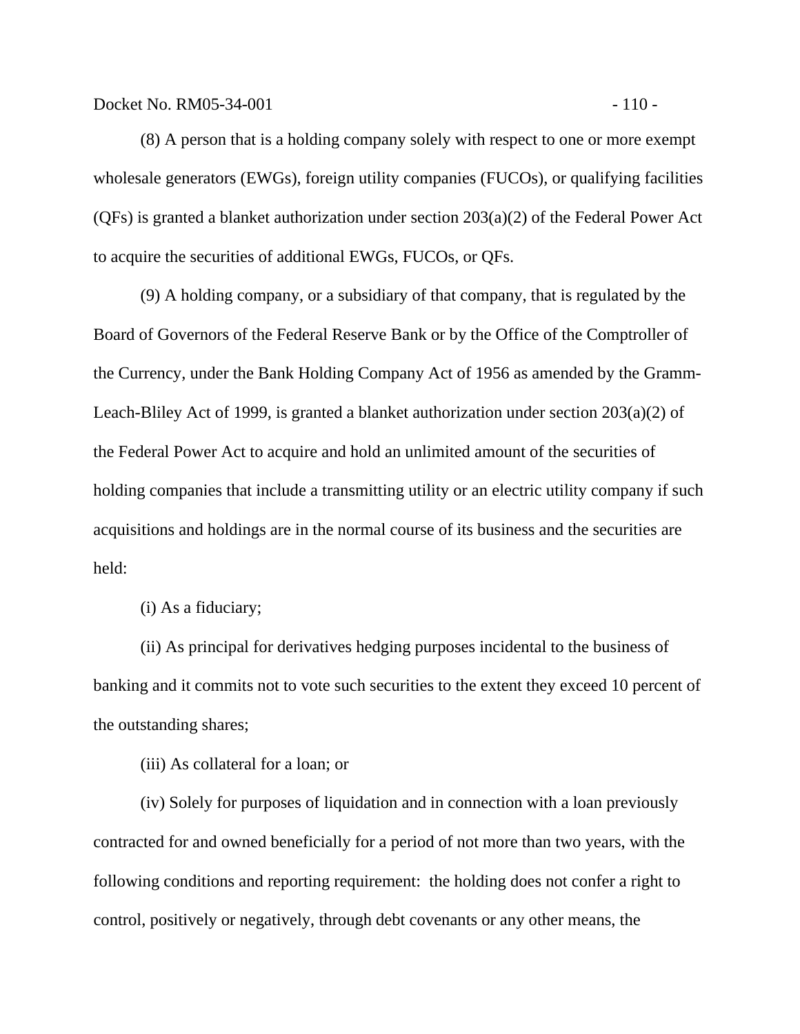(8) A person that is a holding company solely with respect to one or more exempt wholesale generators (EWGs), foreign utility companies (FUCOs), or qualifying facilities (QFs) is granted a blanket authorization under section 203(a)(2) of the Federal Power Act to acquire the securities of additional EWGs, FUCOs, or QFs.

(9) A holding company, or a subsidiary of that company, that is regulated by the Board of Governors of the Federal Reserve Bank or by the Office of the Comptroller of the Currency, under the Bank Holding Company Act of 1956 as amended by the Gramm-Leach-Bliley Act of 1999, is granted a blanket authorization under section 203(a)(2) of the Federal Power Act to acquire and hold an unlimited amount of the securities of holding companies that include a transmitting utility or an electric utility company if such acquisitions and holdings are in the normal course of its business and the securities are held:

(i) As a fiduciary;

(ii) As principal for derivatives hedging purposes incidental to the business of banking and it commits not to vote such securities to the extent they exceed 10 percent of the outstanding shares;

(iii) As collateral for a loan; or

(iv) Solely for purposes of liquidation and in connection with a loan previously contracted for and owned beneficially for a period of not more than two years, with the following conditions and reporting requirement: the holding does not confer a right to control, positively or negatively, through debt covenants or any other means, the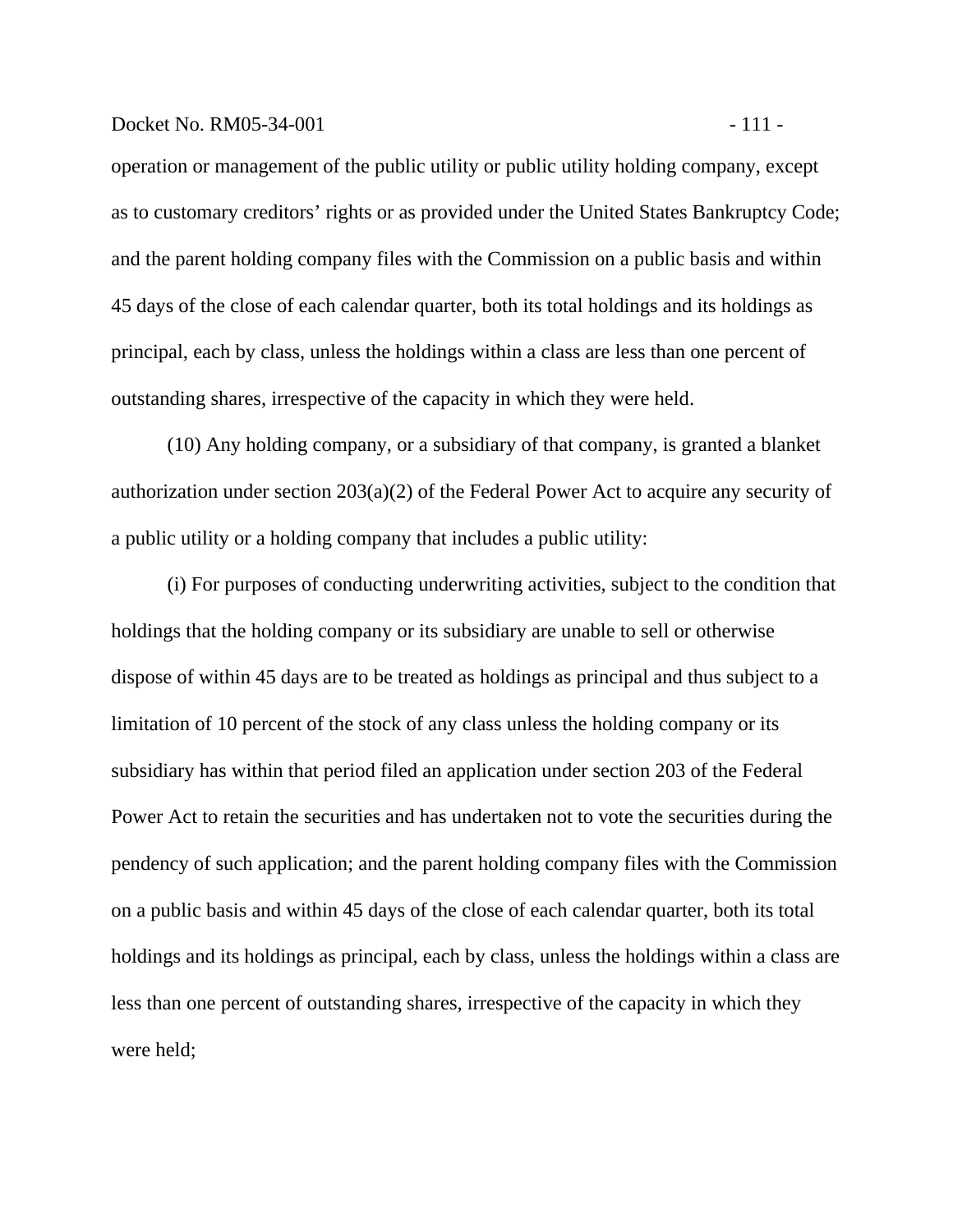operation or management of the public utility or public utility holding company, except as to customary creditors' rights or as provided under the United States Bankruptcy Code; and the parent holding company files with the Commission on a public basis and within 45 days of the close of each calendar quarter, both its total holdings and its holdings as principal, each by class, unless the holdings within a class are less than one percent of outstanding shares, irrespective of the capacity in which they were held.

(10) Any holding company, or a subsidiary of that company, is granted a blanket authorization under section 203(a)(2) of the Federal Power Act to acquire any security of a public utility or a holding company that includes a public utility:

(i) For purposes of conducting underwriting activities, subject to the condition that holdings that the holding company or its subsidiary are unable to sell or otherwise dispose of within 45 days are to be treated as holdings as principal and thus subject to a limitation of 10 percent of the stock of any class unless the holding company or its subsidiary has within that period filed an application under section 203 of the Federal Power Act to retain the securities and has undertaken not to vote the securities during the pendency of such application; and the parent holding company files with the Commission on a public basis and within 45 days of the close of each calendar quarter, both its total holdings and its holdings as principal, each by class, unless the holdings within a class are less than one percent of outstanding shares, irrespective of the capacity in which they were held;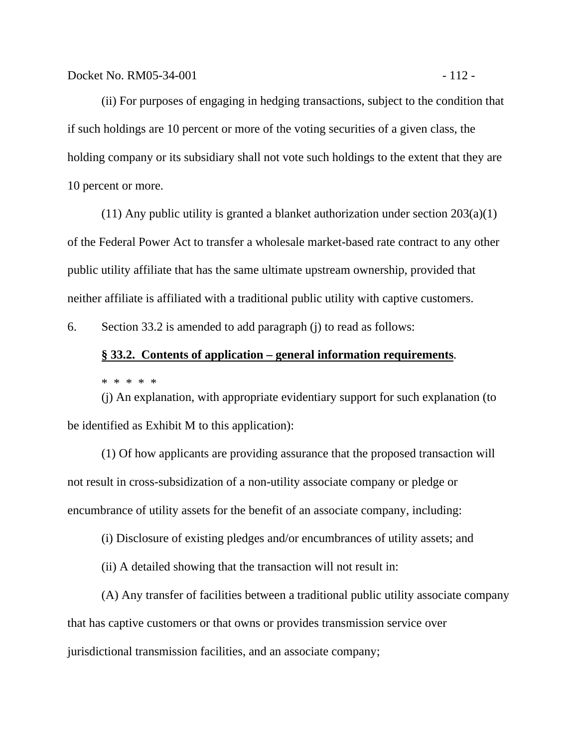(ii) For purposes of engaging in hedging transactions, subject to the condition that if such holdings are 10 percent or more of the voting securities of a given class, the holding company or its subsidiary shall not vote such holdings to the extent that they are 10 percent or more.

(11) Any public utility is granted a blanket authorization under section 203(a)(1) of the Federal Power Act to transfer a wholesale market-based rate contract to any other public utility affiliate that has the same ultimate upstream ownership, provided that neither affiliate is affiliated with a traditional public utility with captive customers.

6. Section 33.2 is amended to add paragraph (j) to read as follows:

**§ 33.2. Contents of application – general information requirements**.

* * * * *

(j) An explanation, with appropriate evidentiary support for such explanation (to be identified as Exhibit M to this application):

(1) Of how applicants are providing assurance that the proposed transaction will not result in cross-subsidization of a non-utility associate company or pledge or encumbrance of utility assets for the benefit of an associate company, including:

(i) Disclosure of existing pledges and/or encumbrances of utility assets; and

(ii) A detailed showing that the transaction will not result in:

(A) Any transfer of facilities between a traditional public utility associate company that has captive customers or that owns or provides transmission service over jurisdictional transmission facilities, and an associate company;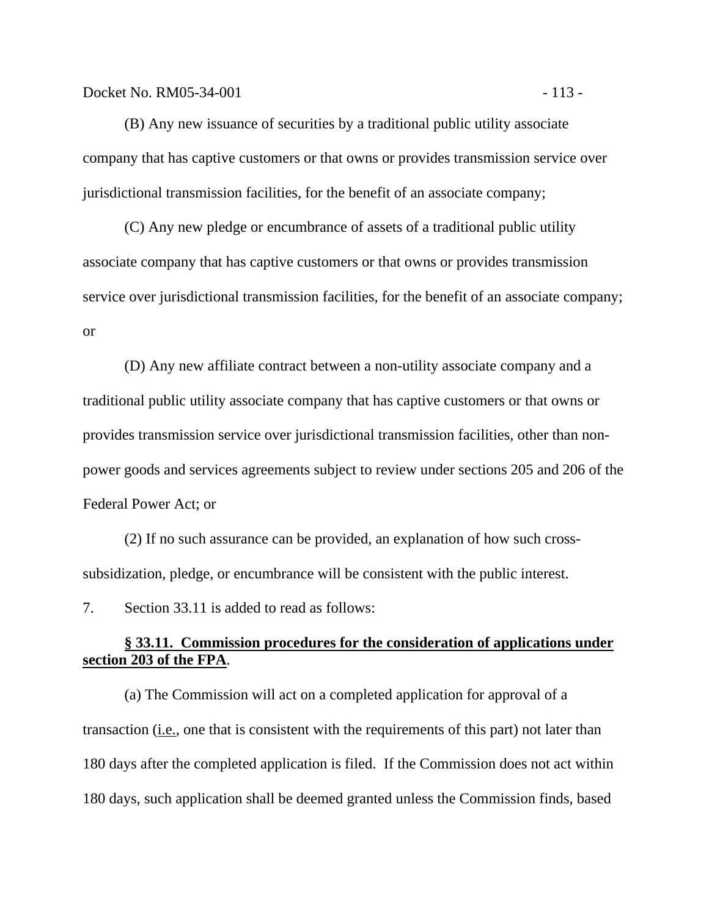(B) Any new issuance of securities by a traditional public utility associate company that has captive customers or that owns or provides transmission service over jurisdictional transmission facilities, for the benefit of an associate company;

(C) Any new pledge or encumbrance of assets of a traditional public utility associate company that has captive customers or that owns or provides transmission service over jurisdictional transmission facilities, for the benefit of an associate company; or

(D) Any new affiliate contract between a non-utility associate company and a traditional public utility associate company that has captive customers or that owns or provides transmission service over jurisdictional transmission facilities, other than non-power goods and services agreements subject to review under sections 205 and 206 of the Federal Power Act; or

(2) If no such assurance can be provided, an explanation of how such cross-subsidization, pledge, or encumbrance will be consistent with the public interest.

7. Section 33.11 is added to read as follows:

**<u>§ 33.11. Commission procedures for the consideration of applications under section 203 of the FPA</u>**.

(a) The Commission will act on a completed application for approval of a transaction (<u>i.e.</u>, one that is consistent with the requirements of this part) not later than 180 days after the completed application is filed. If the Commission does not act within 180 days, such application shall be deemed granted unless the Commission finds, based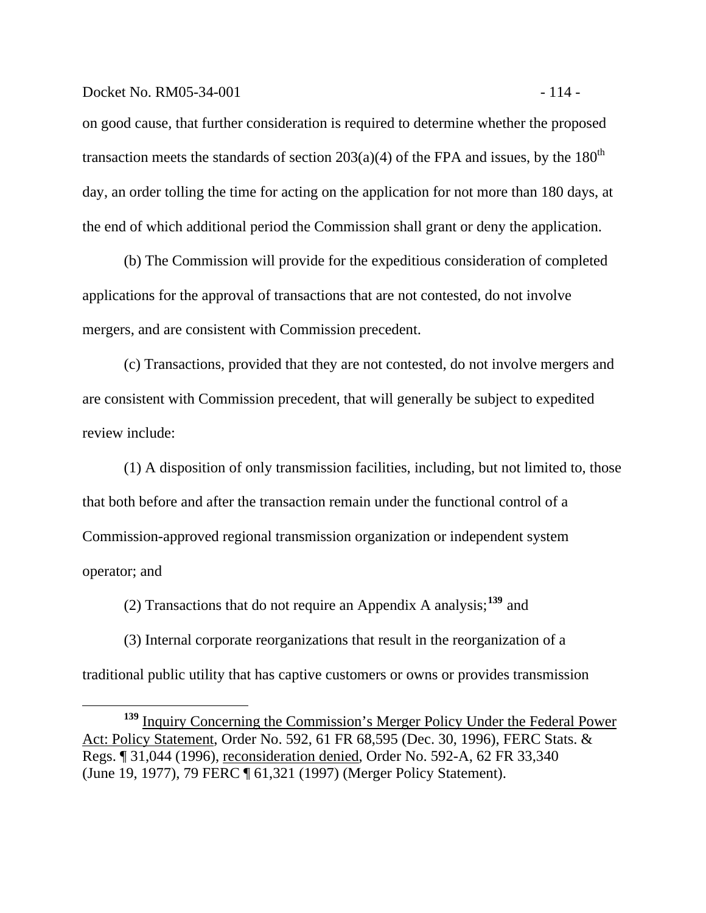on good cause, that further consideration is required to determine whether the proposed transaction meets the standards of section 203(a)(4) of the FPA and issues, by the $180^{th}$ day, an order tolling the time for acting on the application for not more than 180 days, at the end of which additional period the Commission shall grant or deny the application.

(b) The Commission will provide for the expeditious consideration of completed applications for the approval of transactions that are not contested, do not involve mergers, and are consistent with Commission precedent.

(c) Transactions, provided that they are not contested, do not involve mergers and are consistent with Commission precedent, that will generally be subject to expedited review include:

(1) A disposition of only transmission facilities, including, but not limited to, those that both before and after the transaction remain under the functional control of a Commission-approved regional transmission organization or independent system operator; and

(2) Transactions that do not require an Appendix A analysis;[139] and

(3) Internal corporate reorganizations that result in the reorganization of a traditional public utility that has captive customers or owns or provides transmission

---

[139] Inquiry Concerning the Commission's Merger Policy Under the Federal Power Act: Policy Statement, Order No. 592, 61 FR 68,595 (Dec. 30, 1996), FERC Stats. & Regs. ¶ 31,044 (1996), reconsideration denied, Order No. 592-A, 62 FR 33,340 (June 19, 1977), 79 FERC ¶ 61,321 (1997) (Merger Policy Statement).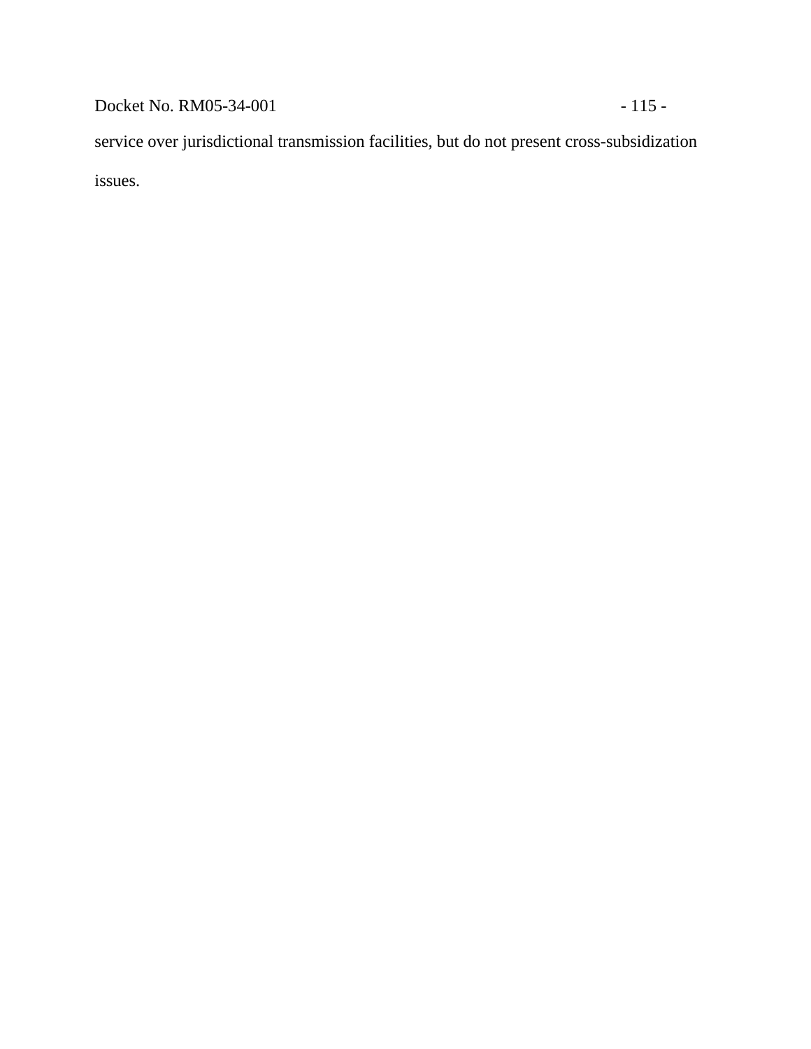service over jurisdictional transmission facilities, but do not present cross-subsidization issues.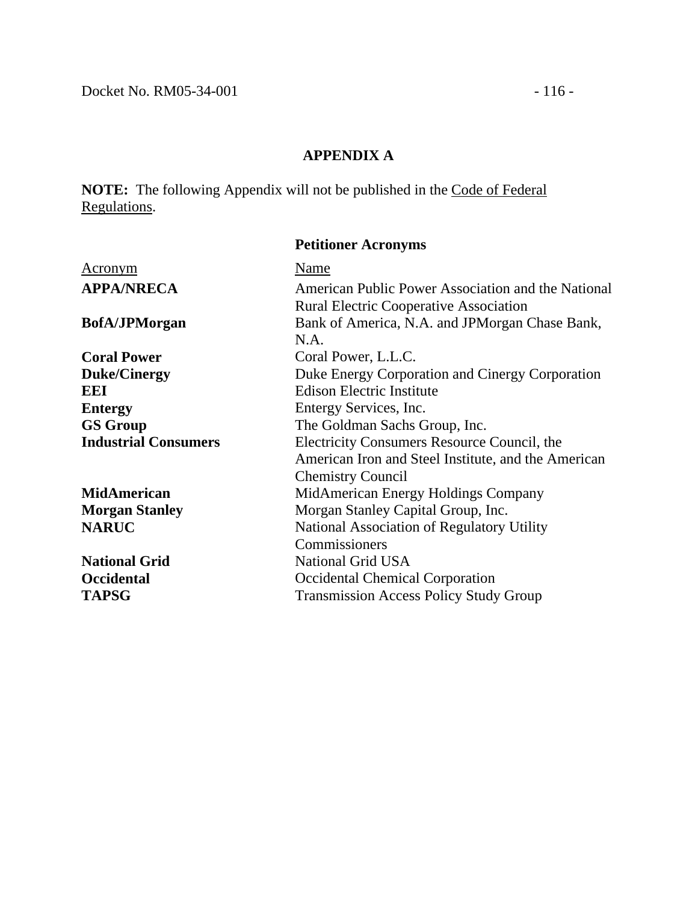# APPENDIX A

**NOTE:** The following Appendix will not be published in the Code of Federal Regulations.

## Petitioner Acronyms

| Acronym | Name |
|---|---|
| **APPA/NRECA** | American Public Power Association and the National Rural Electric Cooperative Association |
| **BofA/JPMorgan** | Bank of America, N.A. and JPMorgan Chase Bank, N.A. |
| **Coral Power** | Coral Power, L.L.C. |
| **Duke/Cinergy** | Duke Energy Corporation and Cinergy Corporation |
| **EEI** | Edison Electric Institute |
| **Entergy** | Entergy Services, Inc. |
| **GS Group** | The Goldman Sachs Group, Inc. |
| **Industrial Consumers** | Electricity Consumers Resource Council, the American Iron and Steel Institute, and the American Chemistry Council |
| **MidAmerican** | MidAmerican Energy Holdings Company |
| **Morgan Stanley** | Morgan Stanley Capital Group, Inc. |
| **NARUC** | National Association of Regulatory Utility Commissioners |
| **National Grid** | National Grid USA |
| **Occidental** | Occidental Chemical Corporation |
| **TAPSG** | Transmission Access Policy Study Group |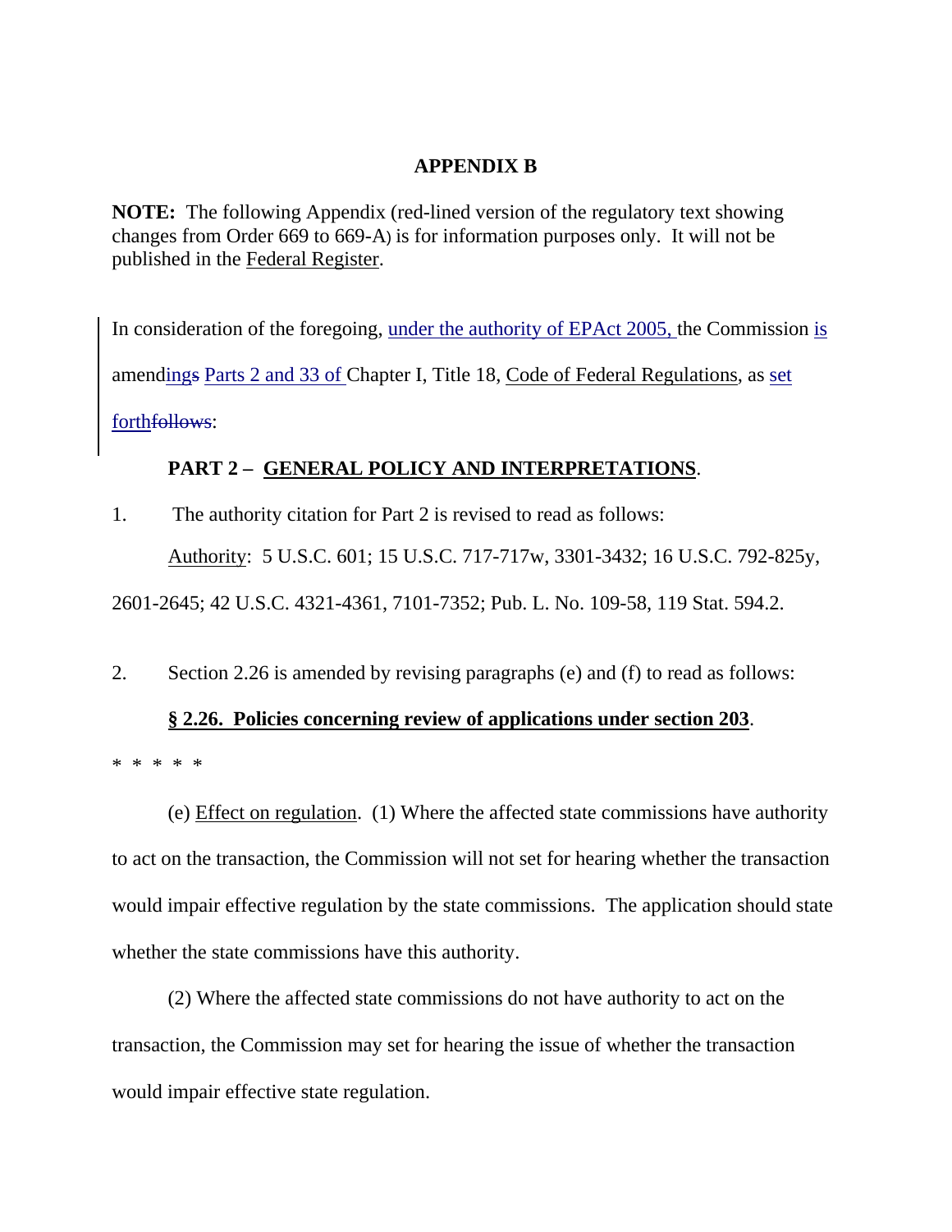**APPENDIX B**

**NOTE:** The following Appendix (red-lined version of the regulatory text showing changes from Order 669 to 669-A) is for information purposes only. It will not be published in the Federal Register.

In consideration of the foregoing, under the authority of EPAct 2005, the Commission is amendings Parts 2 and 33 of Chapter I, Title 18, Code of Federal Regulations, as set forthfollows:

**PART 2 – GENERAL POLICY AND INTERPRETATIONS.**

1. The authority citation for Part 2 is revised to read as follows:

Authority: 5 U.S.C. 601; 15 U.S.C. 717-717w, 3301-3432; 16 U.S.C. 792-825y, 2601-2645; 42 U.S.C. 4321-4361, 7101-7352; Pub. L. No. 109-58, 119 Stat. 594.2.

2. Section 2.26 is amended by revising paragraphs (e) and (f) to read as follows:

**§ 2.26. Policies concerning review of applications under section 203.**

* * * * *

(e) Effect on regulation. (1) Where the affected state commissions have authority to act on the transaction, the Commission will not set for hearing whether the transaction would impair effective regulation by the state commissions. The application should state whether the state commissions have this authority.

(2) Where the affected state commissions do not have authority to act on the transaction, the Commission may set for hearing the issue of whether the transaction would impair effective state regulation.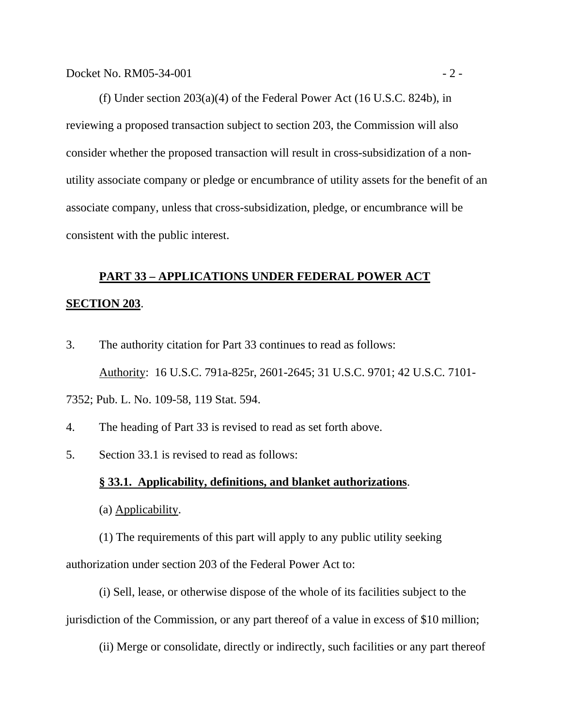(f) Under section 203(a)(4) of the Federal Power Act (16 U.S.C. 824b), in reviewing a proposed transaction subject to section 203, the Commission will also consider whether the proposed transaction will result in cross-subsidization of a non-utility associate company or pledge or encumbrance of utility assets for the benefit of an associate company, unless that cross-subsidization, pledge, or encumbrance will be consistent with the public interest.

**PART 33 – APPLICATIONS UNDER FEDERAL POWER ACT SECTION 203**.

3. The authority citation for Part 33 continues to read as follows:

Authority: 16 U.S.C. 791a-825r, 2601-2645; 31 U.S.C. 9701; 42 U.S.C. 7101-7352; Pub. L. No. 109-58, 119 Stat. 594.

4. The heading of Part 33 is revised to read as set forth above.

5. Section 33.1 is revised to read as follows:

**§ 33.1. Applicability, definitions, and blanket authorizations**.

(a) Applicability.

(1) The requirements of this part will apply to any public utility seeking authorization under section 203 of the Federal Power Act to:

(i) Sell, lease, or otherwise dispose of the whole of its facilities subject to the jurisdiction of the Commission, or any part thereof of a value in excess of $10 million;

(ii) Merge or consolidate, directly or indirectly, such facilities or any part thereof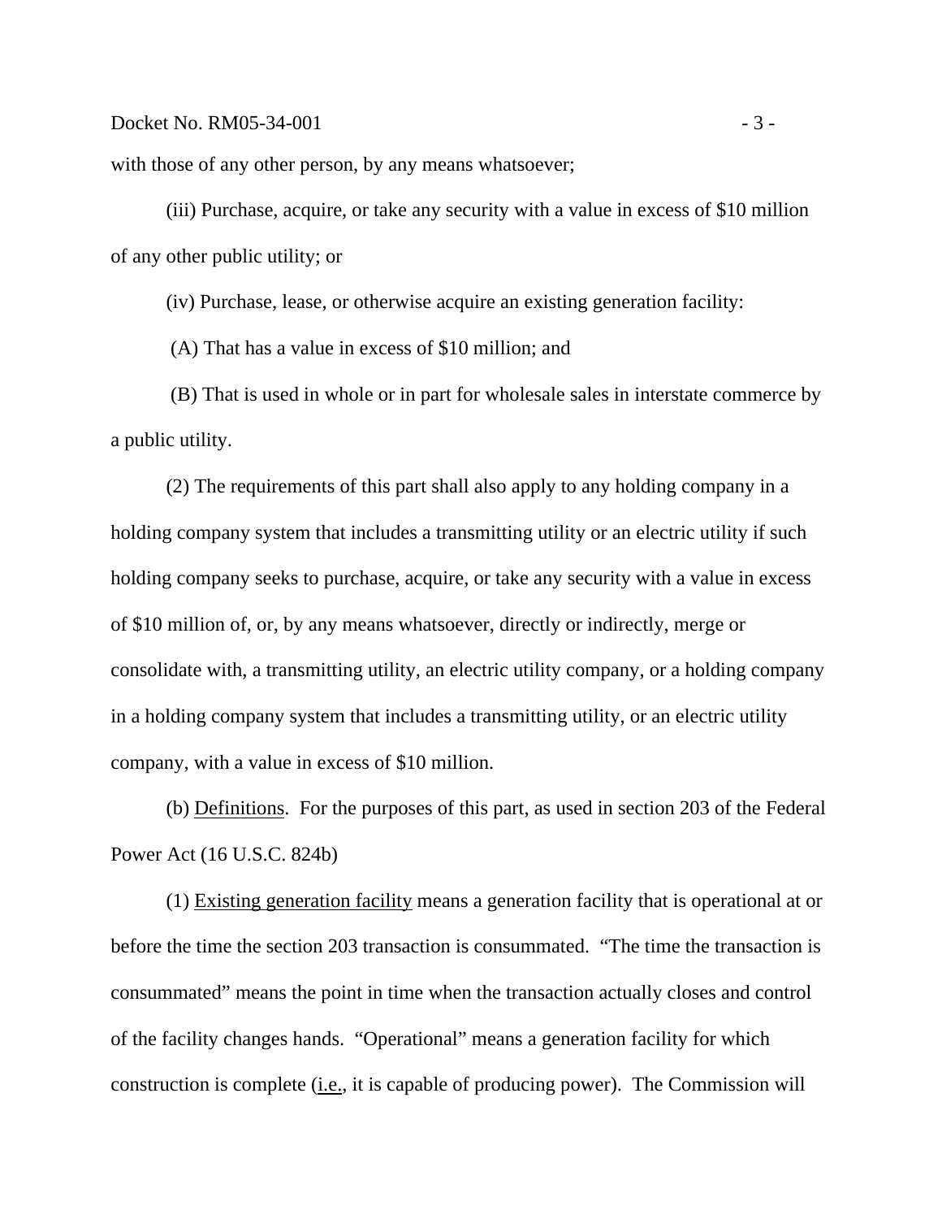with those of any other person, by any means whatsoever;

(iii) Purchase, acquire, or take any security with a value in excess of $10 million of any other public utility; or

(iv) Purchase, lease, or otherwise acquire an existing generation facility:

(A) That has a value in excess of $10 million; and

(B) That is used in whole or in part for wholesale sales in interstate commerce by a public utility.

(2) The requirements of this part shall also apply to any holding company in a holding company system that includes a transmitting utility or an electric utility if such holding company seeks to purchase, acquire, or take any security with a value in excess of $10 million of, or, by any means whatsoever, directly or indirectly, merge or consolidate with, a transmitting utility, an electric utility company, or a holding company in a holding company system that includes a transmitting utility, or an electric utility company, with a value in excess of $10 million.

(b) Definitions. For the purposes of this part, as used in section 203 of the Federal Power Act (16 U.S.C. 824b)

(1) Existing generation facility means a generation facility that is operational at or before the time the section 203 transaction is consummated. "The time the transaction is consummated" means the point in time when the transaction actually closes and control of the facility changes hands. "Operational" means a generation facility for which construction is complete (i.e., it is capable of producing power). The Commission will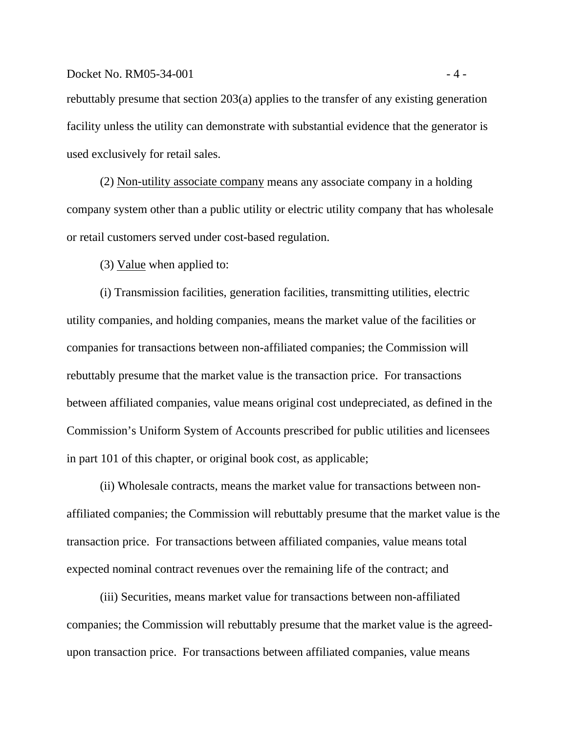rebuttably presume that section 203(a) applies to the transfer of any existing generation facility unless the utility can demonstrate with substantial evidence that the generator is used exclusively for retail sales.

(2) Non-utility associate company means any associate company in a holding company system other than a public utility or electric utility company that has wholesale or retail customers served under cost-based regulation.

(3) Value when applied to:

(i) Transmission facilities, generation facilities, transmitting utilities, electric utility companies, and holding companies, means the market value of the facilities or companies for transactions between non-affiliated companies; the Commission will rebuttably presume that the market value is the transaction price. For transactions between affiliated companies, value means original cost undepreciated, as defined in the Commission's Uniform System of Accounts prescribed for public utilities and licensees in part 101 of this chapter, or original book cost, as applicable;

(ii) Wholesale contracts, means the market value for transactions between non-affiliated companies; the Commission will rebuttably presume that the market value is the transaction price. For transactions between affiliated companies, value means total expected nominal contract revenues over the remaining life of the contract; and

(iii) Securities, means market value for transactions between non-affiliated companies; the Commission will rebuttably presume that the market value is the agreed-upon transaction price. For transactions between affiliated companies, value means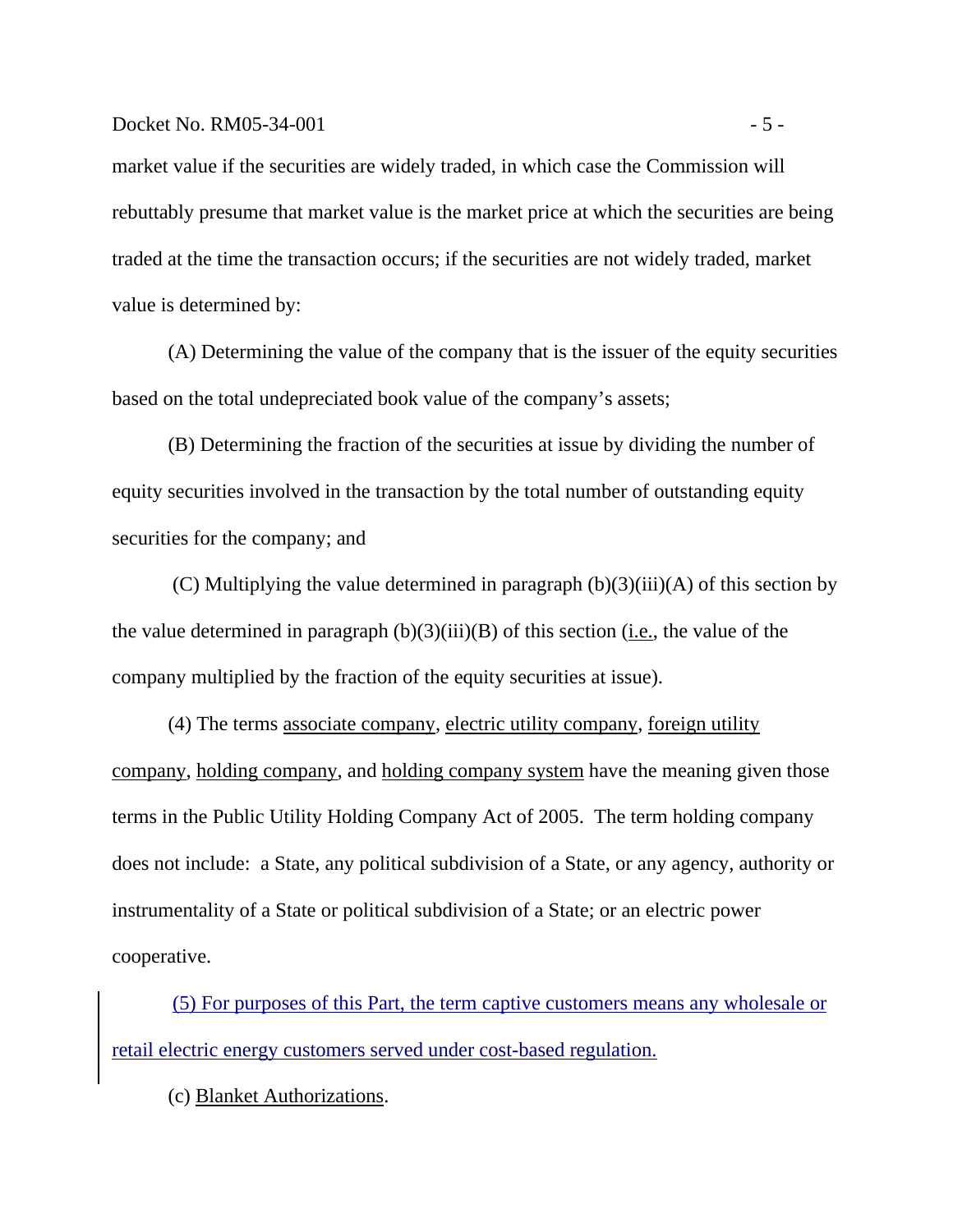market value if the securities are widely traded, in which case the Commission will rebuttably presume that market value is the market price at which the securities are being traded at the time the transaction occurs; if the securities are not widely traded, market value is determined by:

(A) Determining the value of the company that is the issuer of the equity securities based on the total undepreciated book value of the company's assets;

(B) Determining the fraction of the securities at issue by dividing the number of equity securities involved in the transaction by the total number of outstanding equity securities for the company; and

(C) Multiplying the value determined in paragraph (b)(3)(iii)(A) of this section by the value determined in paragraph (b)(3)(iii)(B) of this section (i.e., the value of the company multiplied by the fraction of the equity securities at issue).

(4) The terms associate company, electric utility company, foreign utility company, holding company, and holding company system have the meaning given those terms in the Public Utility Holding Company Act of 2005. The term holding company does not include: a State, any political subdivision of a State, or any agency, authority or instrumentality of a State or political subdivision of a State; or an electric power cooperative.

(5) For purposes of this Part, the term captive customers means any wholesale or retail electric energy customers served under cost-based regulation.

(c) Blanket Authorizations.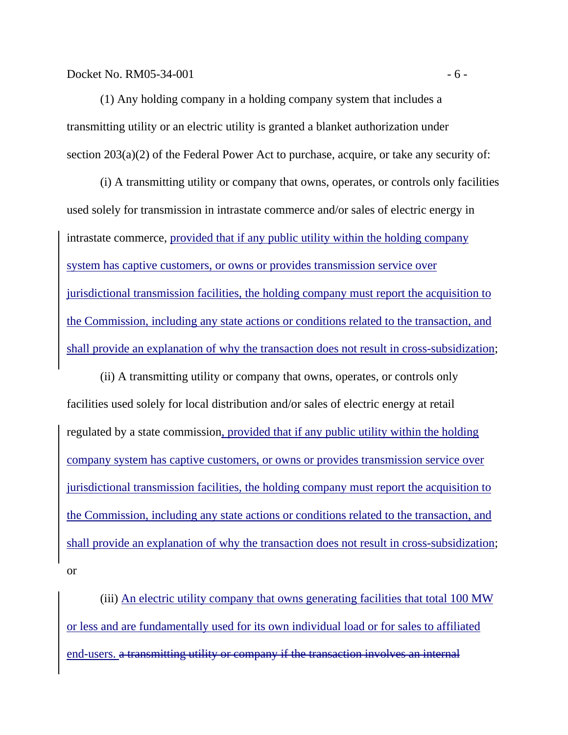(1) Any holding company in a holding company system that includes a transmitting utility or an electric utility is granted a blanket authorization under section 203(a)(2) of the Federal Power Act to purchase, acquire, or take any security of:

(i) A transmitting utility or company that owns, operates, or controls only facilities used solely for transmission in intrastate commerce and/or sales of electric energy in intrastate commerce, provided that if any public utility within the holding company system has captive customers, or owns or provides transmission service over jurisdictional transmission facilities, the holding company must report the acquisition to the Commission, including any state actions or conditions related to the transaction, and shall provide an explanation of why the transaction does not result in cross-subsidization;

(ii) A transmitting utility or company that owns, operates, or controls only facilities used solely for local distribution and/or sales of electric energy at retail regulated by a state commission, provided that if any public utility within the holding company system has captive customers, or owns or provides transmission service over jurisdictional transmission facilities, the holding company must report the acquisition to the Commission, including any state actions or conditions related to the transaction, and shall provide an explanation of why the transaction does not result in cross-subsidization; or

(iii) An electric utility company that owns generating facilities that total 100 MW or less and are fundamentally used for its own individual load or for sales to affiliated end-users. ~~a transmitting utility or company if the transaction involves an internal~~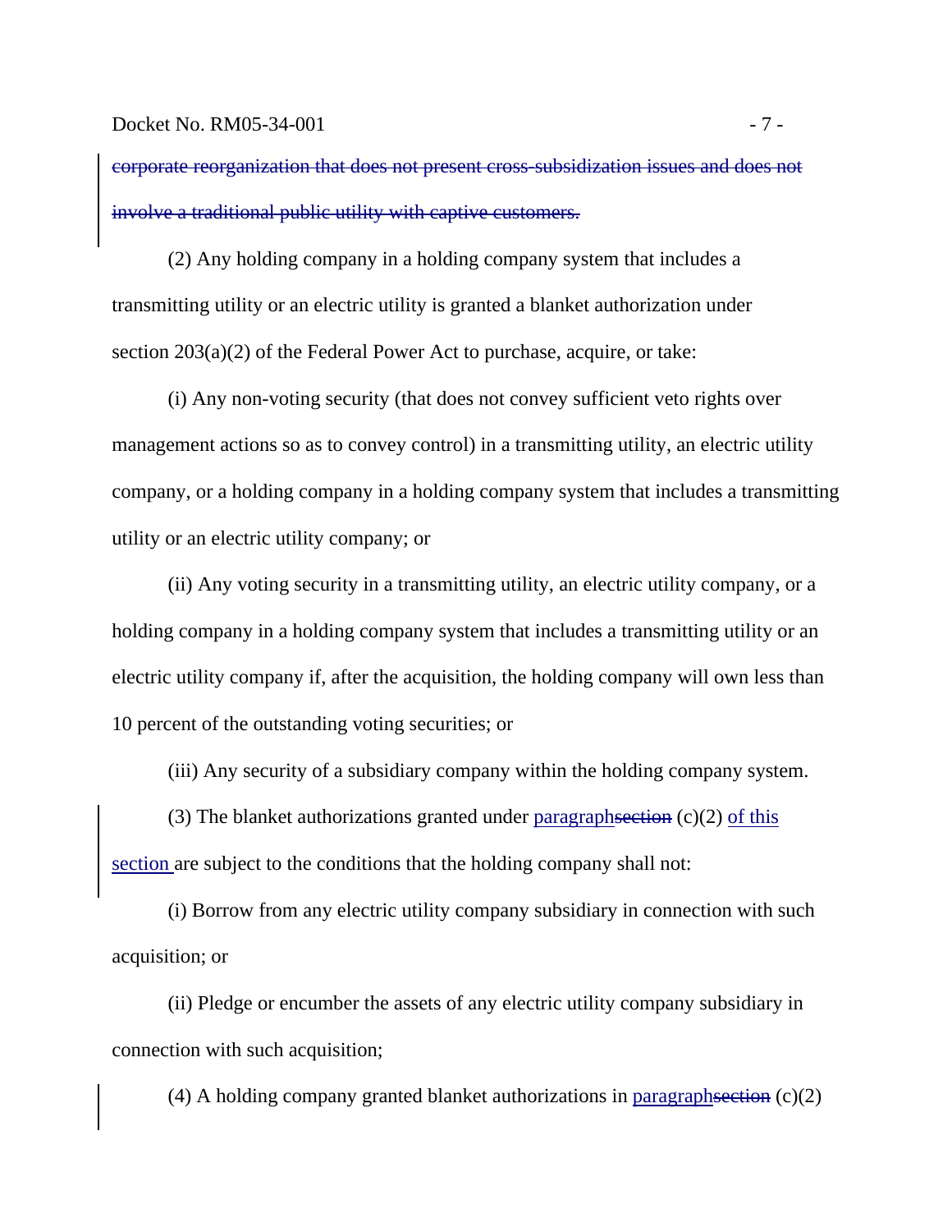~~corporate reorganization that does not present cross-subsidization issues and does not involve a traditional public utility with captive customers.~~

(2) Any holding company in a holding company system that includes a transmitting utility or an electric utility is granted a blanket authorization under section 203(a)(2) of the Federal Power Act to purchase, acquire, or take:

(i) Any non-voting security (that does not convey sufficient veto rights over management actions so as to convey control) in a transmitting utility, an electric utility company, or a holding company in a holding company system that includes a transmitting utility or an electric utility company; or

(ii) Any voting security in a transmitting utility, an electric utility company, or a holding company in a holding company system that includes a transmitting utility or an electric utility company if, after the acquisition, the holding company will own less than 10 percent of the outstanding voting securities; or

(iii) Any security of a subsidiary company within the holding company system.

(3) The blanket authorizations granted under paragraph~~section~~ (c)(2) of this section are subject to the conditions that the holding company shall not:

(i) Borrow from any electric utility company subsidiary in connection with such acquisition; or

(ii) Pledge or encumber the assets of any electric utility company subsidiary in connection with such acquisition;

(4) A holding company granted blanket authorizations in paragraph~~section~~ (c)(2)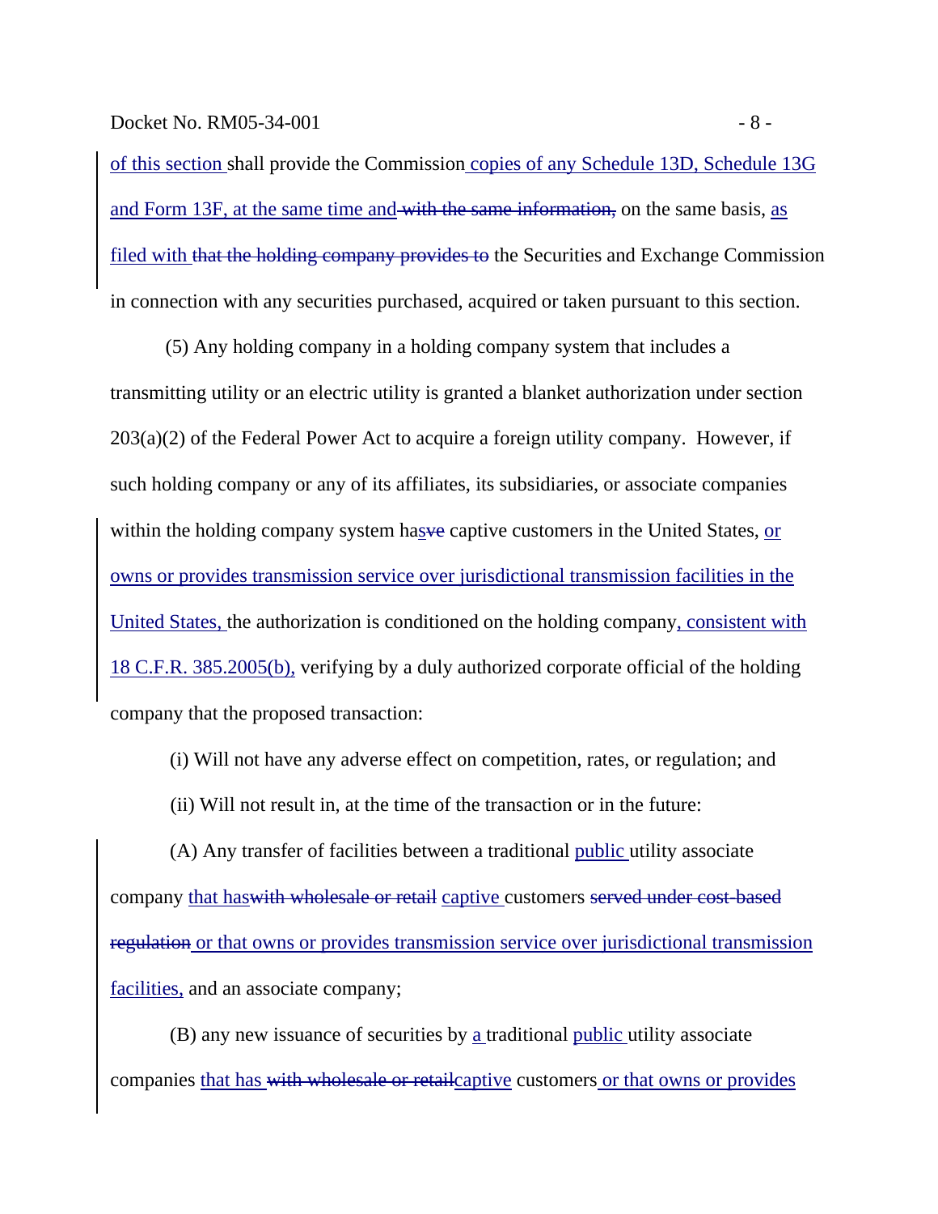of this section shall provide the Commission copies of any Schedule 13D, Schedule 13G and Form 13F, at the same time and ~~with the same information,~~ on the same basis, as filed with ~~that the holding company provides to~~ the Securities and Exchange Commission in connection with any securities purchased, acquired or taken pursuant to this section.

(5) Any holding company in a holding company system that includes a transmitting utility or an electric utility is granted a blanket authorization under section 203(a)(2) of the Federal Power Act to acquire a foreign utility company. However, if such holding company or any of its affiliates, its subsidiaries, or associate companies within the holding company system has~~ve~~ captive customers in the United States, or owns or provides transmission service over jurisdictional transmission facilities in the United States, the authorization is conditioned on the holding company, consistent with 18 C.F.R. 385.2005(b), verifying by a duly authorized corporate official of the holding company that the proposed transaction:

(i) Will not have any adverse effect on competition, rates, or regulation; and

(ii) Will not result in, at the time of the transaction or in the future:

(A) Any transfer of facilities between a traditional public utility associate company that has~~with wholesale or retail~~ captive customers ~~served under cost-based regulation~~ or that owns or provides transmission service over jurisdictional transmission facilities, and an associate company;

(B) any new issuance of securities by a traditional public utility associate companies that has ~~with wholesale or retail~~captive customers or that owns or provides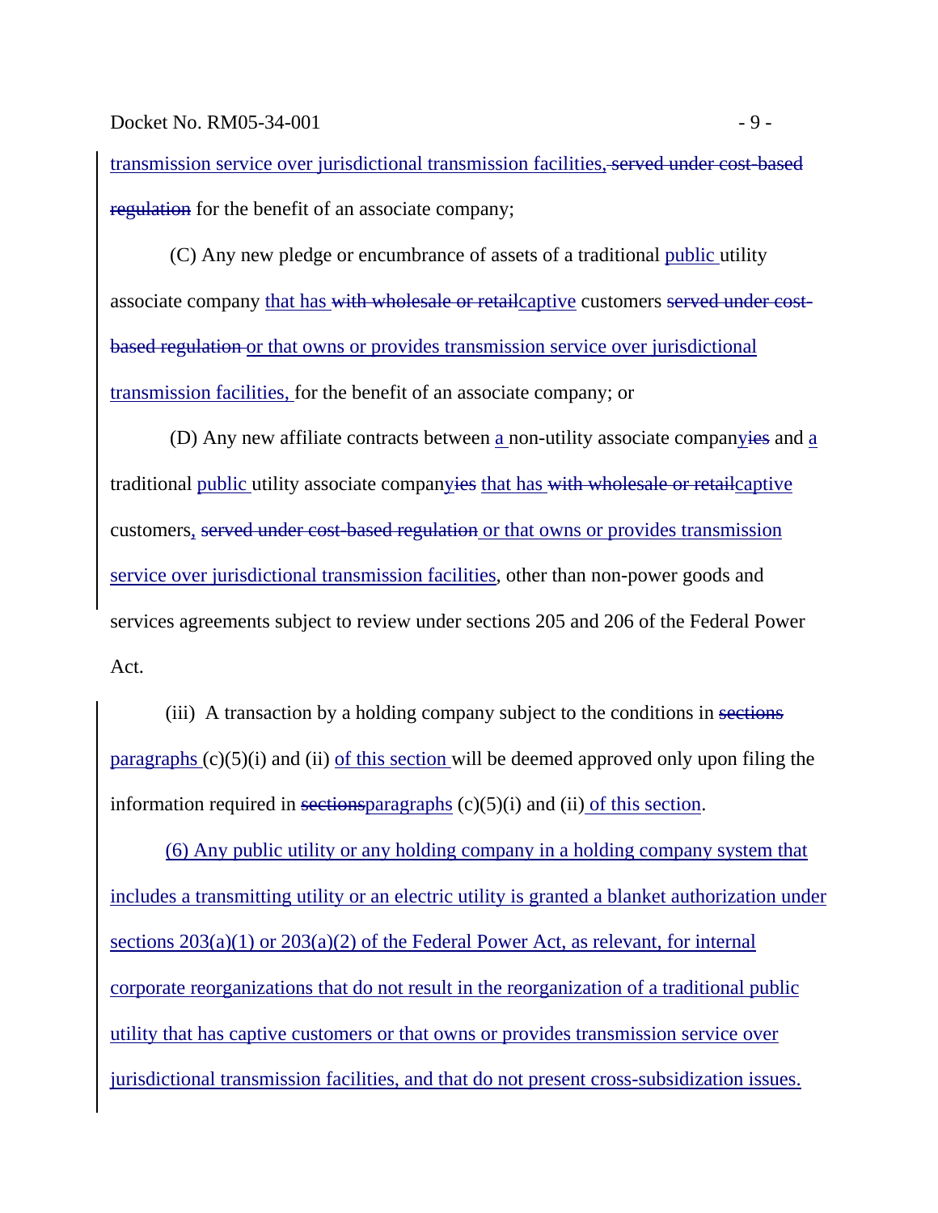<u>transmission service over jurisdictional transmission facilities,</u> ~~served under cost-based regulation~~ for the benefit of an associate company;

(C) Any new pledge or encumbrance of assets of a traditional <u>public</u> utility associate company <u>that has</u> ~~with wholesale or retail~~<u>captive</u> customers ~~served under cost-based regulation~~ <u>or that owns or provides transmission service over jurisdictional transmission facilities,</u> for the benefit of an associate company; or

(D) Any new affiliate contracts between <u>a</u> non-utility associate compan<u>y</u>~~ies~~ and <u>a</u> traditional <u>public</u> utility associate compan<u>y</u>~~ies~~ <u>that has</u> ~~with wholesale or retail~~<u>captive</u> customers<u>,</u> ~~served under cost-based regulation~~ <u>or that owns or provides transmission service over jurisdictional transmission facilities</u>, other than non-power goods and services agreements subject to review under sections 205 and 206 of the Federal Power Act.

(iii) A transaction by a holding company subject to the conditions in ~~sections~~ <u>paragraphs</u> (c)(5)(i) and (ii) <u>of this section</u> will be deemed approved only upon filing the information required in ~~sections~~<u>paragraphs</u> (c)(5)(i) and (ii) <u>of this section</u>.

<u>(6) Any public utility or any holding company in a holding company system that includes a transmitting utility or an electric utility is granted a blanket authorization under sections 203(a)(1) or 203(a)(2) of the Federal Power Act, as relevant, for internal corporate reorganizations that do not result in the reorganization of a traditional public utility that has captive customers or that owns or provides transmission service over jurisdictional transmission facilities, and that do not present cross-subsidization issues.</u>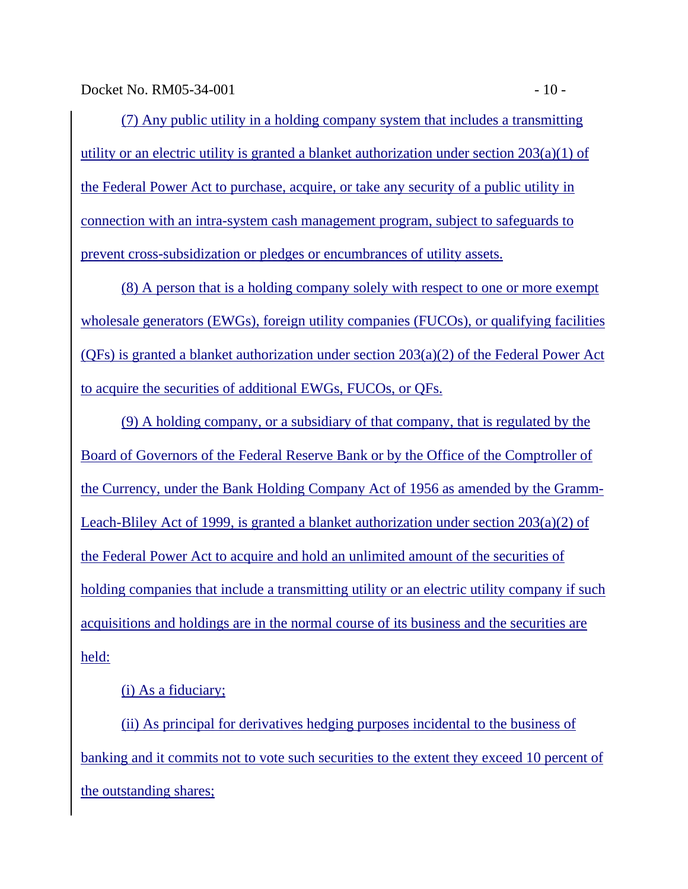(7) Any public utility in a holding company system that includes a transmitting utility or an electric utility is granted a blanket authorization under section 203(a)(1) of the Federal Power Act to purchase, acquire, or take any security of a public utility in connection with an intra-system cash management program, subject to safeguards to prevent cross-subsidization or pledges or encumbrances of utility assets.

(8) A person that is a holding company solely with respect to one or more exempt wholesale generators (EWGs), foreign utility companies (FUCOs), or qualifying facilities (QFs) is granted a blanket authorization under section 203(a)(2) of the Federal Power Act to acquire the securities of additional EWGs, FUCOs, or QFs.

(9) A holding company, or a subsidiary of that company, that is regulated by the Board of Governors of the Federal Reserve Bank or by the Office of the Comptroller of the Currency, under the Bank Holding Company Act of 1956 as amended by the Gramm-Leach-Bliley Act of 1999, is granted a blanket authorization under section 203(a)(2) of the Federal Power Act to acquire and hold an unlimited amount of the securities of holding companies that include a transmitting utility or an electric utility company if such acquisitions and holdings are in the normal course of its business and the securities are held:

(i) As a fiduciary;

(ii) As principal for derivatives hedging purposes incidental to the business of banking and it commits not to vote such securities to the extent they exceed 10 percent of the outstanding shares;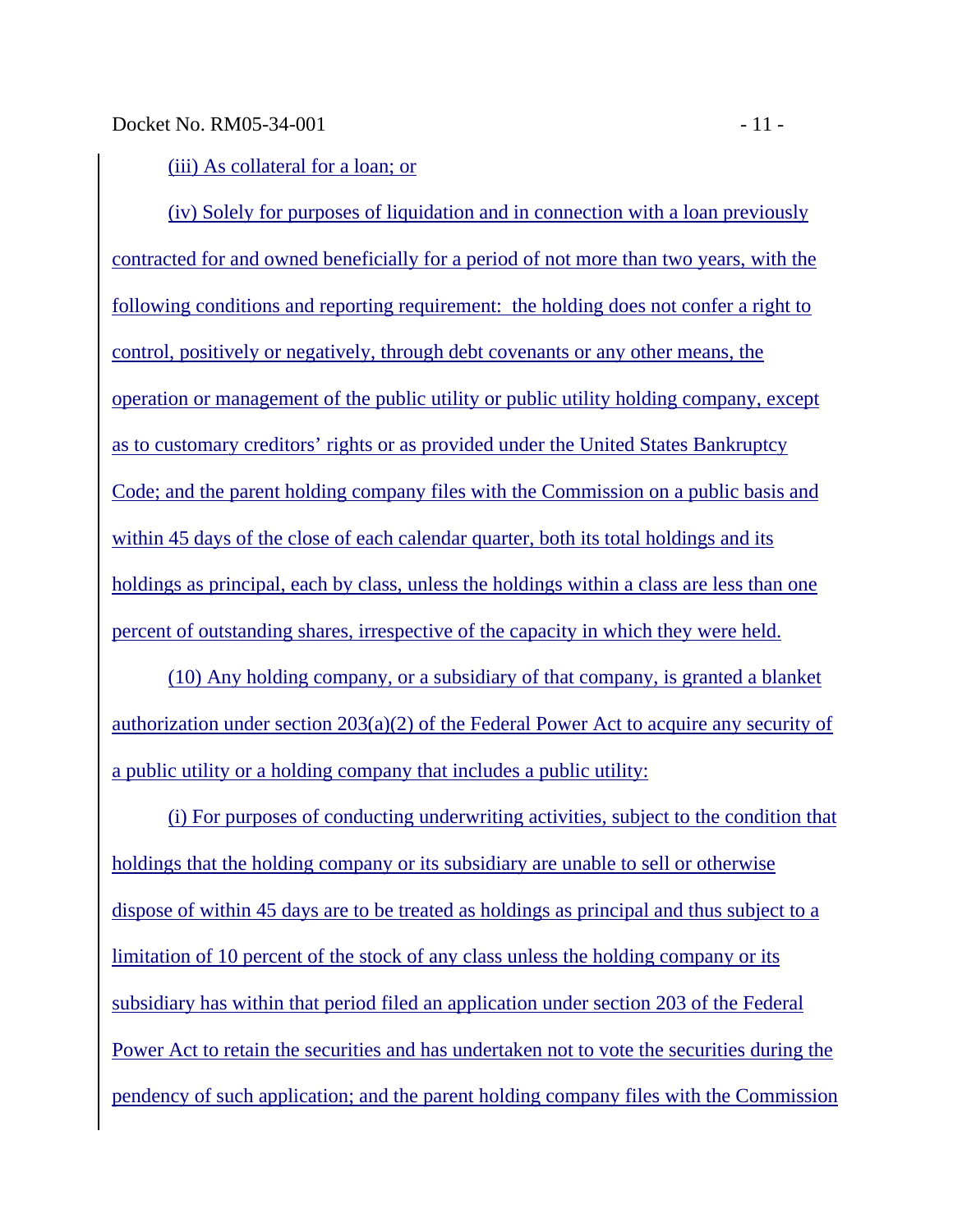(iii) As collateral for a loan; or

(iv) Solely for purposes of liquidation and in connection with a loan previously contracted for and owned beneficially for a period of not more than two years, with the following conditions and reporting requirement: the holding does not confer a right to control, positively or negatively, through debt covenants or any other means, the operation or management of the public utility or public utility holding company, except as to customary creditors' rights or as provided under the United States Bankruptcy Code; and the parent holding company files with the Commission on a public basis and within 45 days of the close of each calendar quarter, both its total holdings and its holdings as principal, each by class, unless the holdings within a class are less than one percent of outstanding shares, irrespective of the capacity in which they were held.

(10) Any holding company, or a subsidiary of that company, is granted a blanket authorization under section 203(a)(2) of the Federal Power Act to acquire any security of a public utility or a holding company that includes a public utility:

(i) For purposes of conducting underwriting activities, subject to the condition that holdings that the holding company or its subsidiary are unable to sell or otherwise dispose of within 45 days are to be treated as holdings as principal and thus subject to a limitation of 10 percent of the stock of any class unless the holding company or its subsidiary has within that period filed an application under section 203 of the Federal Power Act to retain the securities and has undertaken not to vote the securities during the pendency of such application; and the parent holding company files with the Commission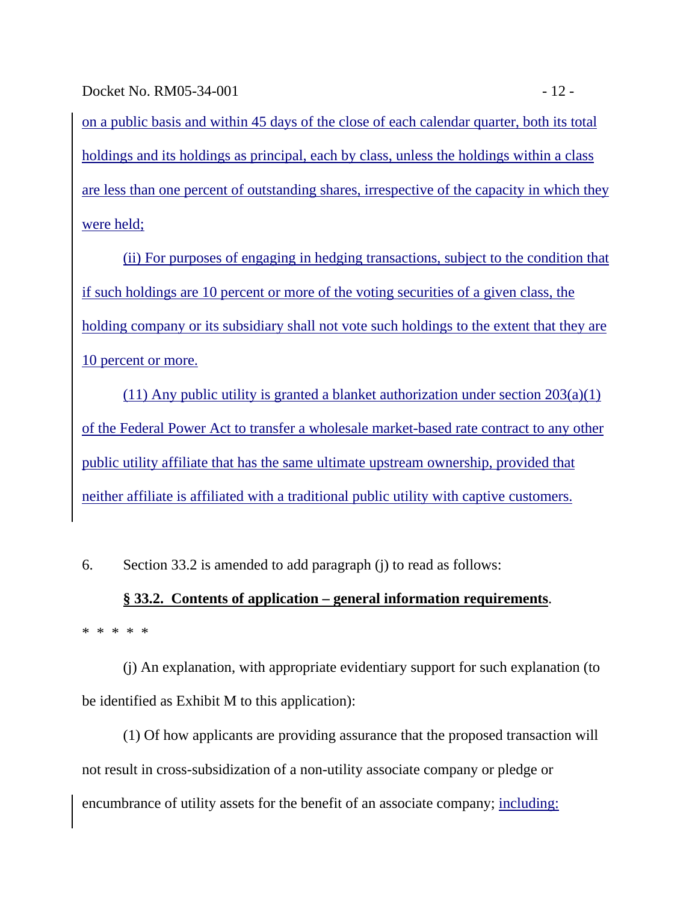on a public basis and within 45 days of the close of each calendar quarter, both its total holdings and its holdings as principal, each by class, unless the holdings within a class are less than one percent of outstanding shares, irrespective of the capacity in which they were held;

(ii) For purposes of engaging in hedging transactions, subject to the condition that if such holdings are 10 percent or more of the voting securities of a given class, the holding company or its subsidiary shall not vote such holdings to the extent that they are 10 percent or more.

(11) Any public utility is granted a blanket authorization under section 203(a)(1) of the Federal Power Act to transfer a wholesale market-based rate contract to any other public utility affiliate that has the same ultimate upstream ownership, provided that neither affiliate is affiliated with a traditional public utility with captive customers.

6. Section 33.2 is amended to add paragraph (j) to read as follows:

**§ 33.2. Contents of application – general information requirements**.

\* \* \* \* \*

(j) An explanation, with appropriate evidentiary support for such explanation (to be identified as Exhibit M to this application):

(1) Of how applicants are providing assurance that the proposed transaction will not result in cross-subsidization of a non-utility associate company or pledge or encumbrance of utility assets for the benefit of an associate company; including: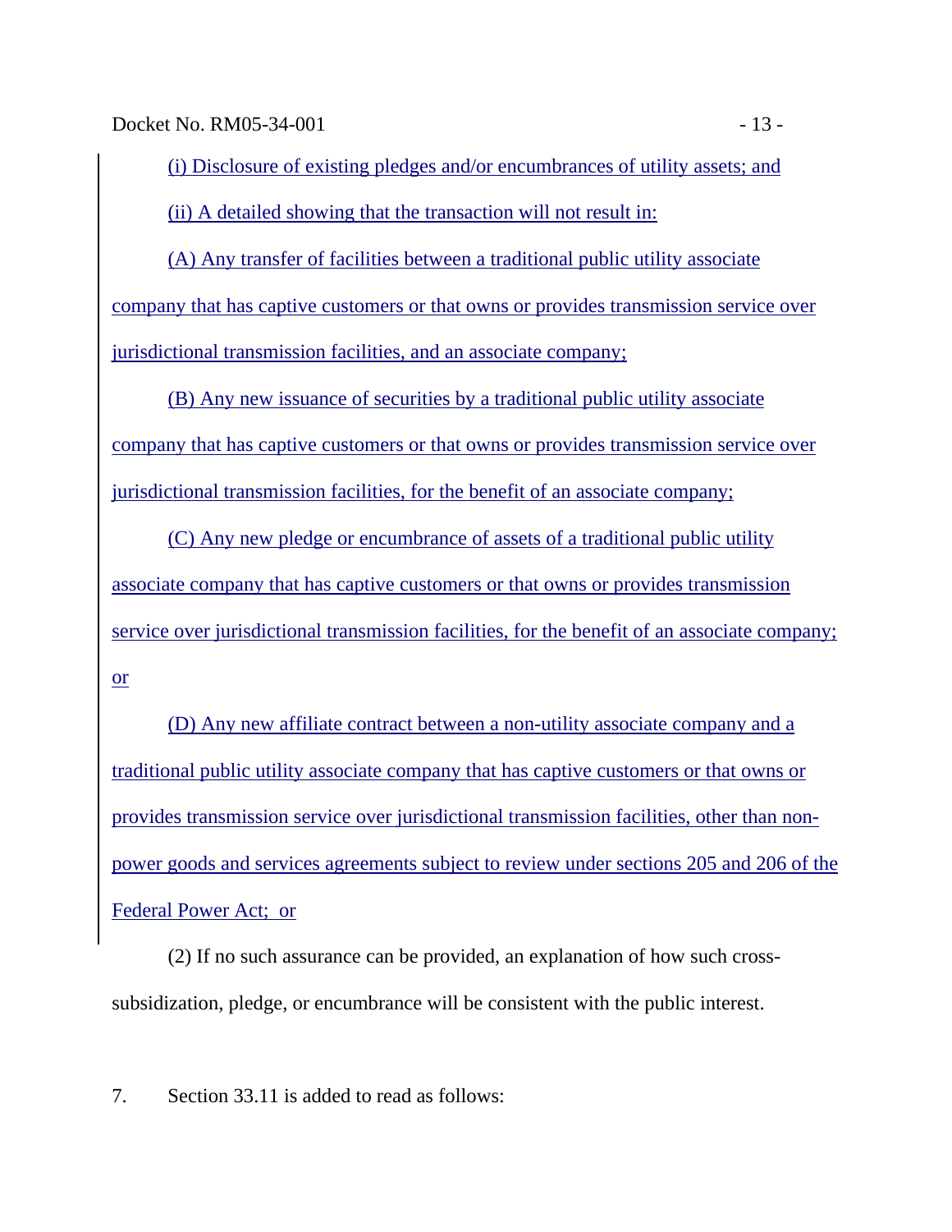(i) Disclosure of existing pledges and/or encumbrances of utility assets; and

(ii) A detailed showing that the transaction will not result in:

(A) Any transfer of facilities between a traditional public utility associate company that has captive customers or that owns or provides transmission service over jurisdictional transmission facilities, and an associate company;

(B) Any new issuance of securities by a traditional public utility associate company that has captive customers or that owns or provides transmission service over jurisdictional transmission facilities, for the benefit of an associate company;

(C) Any new pledge or encumbrance of assets of a traditional public utility associate company that has captive customers or that owns or provides transmission service over jurisdictional transmission facilities, for the benefit of an associate company; or

(D) Any new affiliate contract between a non-utility associate company and a traditional public utility associate company that has captive customers or that owns or provides transmission service over jurisdictional transmission facilities, other than non-power goods and services agreements subject to review under sections 205 and 206 of the Federal Power Act; or

(2) If no such assurance can be provided, an explanation of how such cross-subsidization, pledge, or encumbrance will be consistent with the public interest.

7. Section 33.11 is added to read as follows: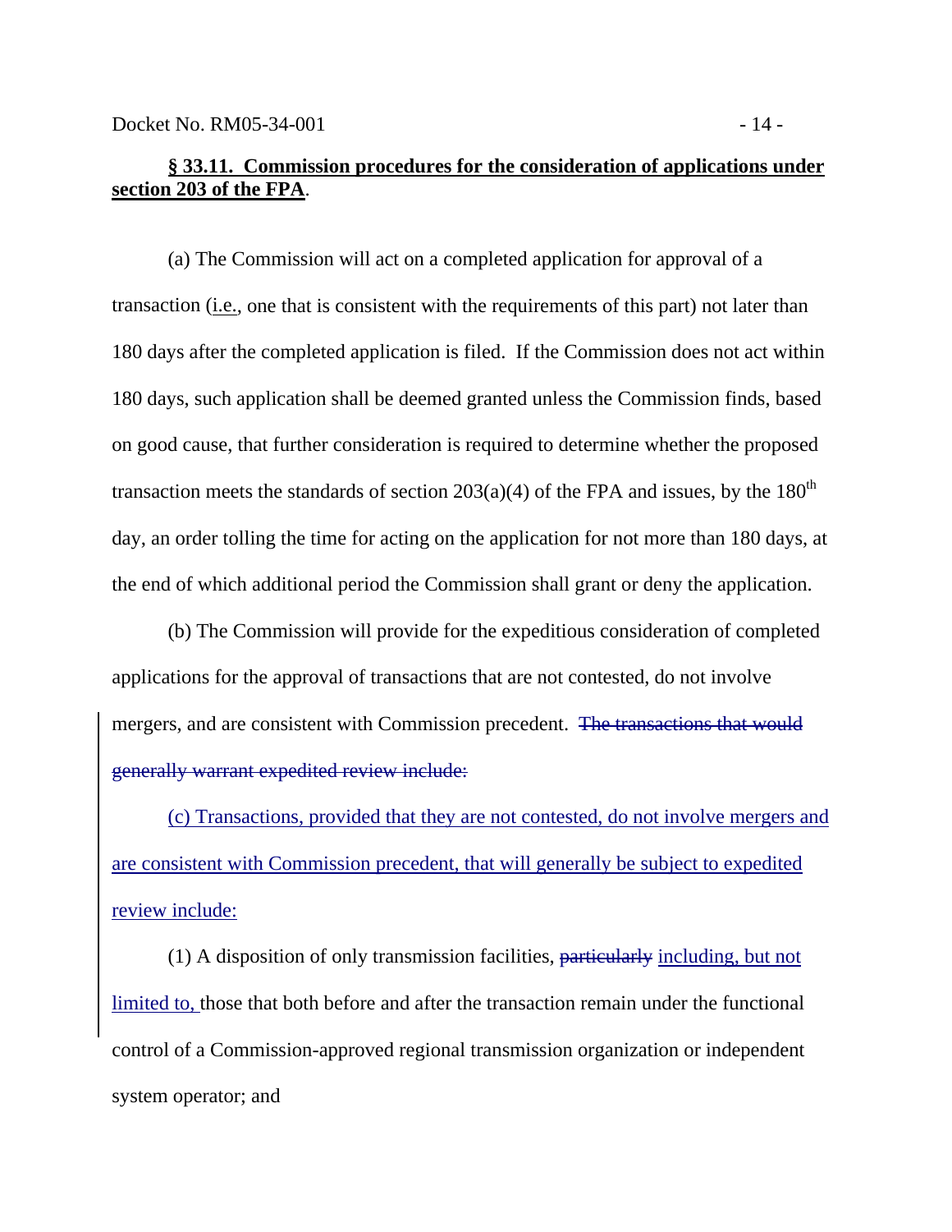**§ 33.11. Commission procedures for the consideration of applications under section 203 of the FPA.**

(a) The Commission will act on a completed application for approval of a transaction (i.e., one that is consistent with the requirements of this part) not later than 180 days after the completed application is filed. If the Commission does not act within 180 days, such application shall be deemed granted unless the Commission finds, based on good cause, that further consideration is required to determine whether the proposed transaction meets the standards of section 203(a)(4) of the FPA and issues, by the 180th day, an order tolling the time for acting on the application for not more than 180 days, at the end of which additional period the Commission shall grant or deny the application.

(b) The Commission will provide for the expeditious consideration of completed applications for the approval of transactions that are not contested, do not involve mergers, and are consistent with Commission precedent. ~~The transactions that would generally warrant expedited review include:~~

<u>(c) Transactions, provided that they are not contested, do not involve mergers and are consistent with Commission precedent, that will generally be subject to expedited review include:</u>

(1) A disposition of only transmission facilities, ~~particularly~~ <u>including, but not limited to,</u> those that both before and after the transaction remain under the functional control of a Commission-approved regional transmission organization or independent system operator; and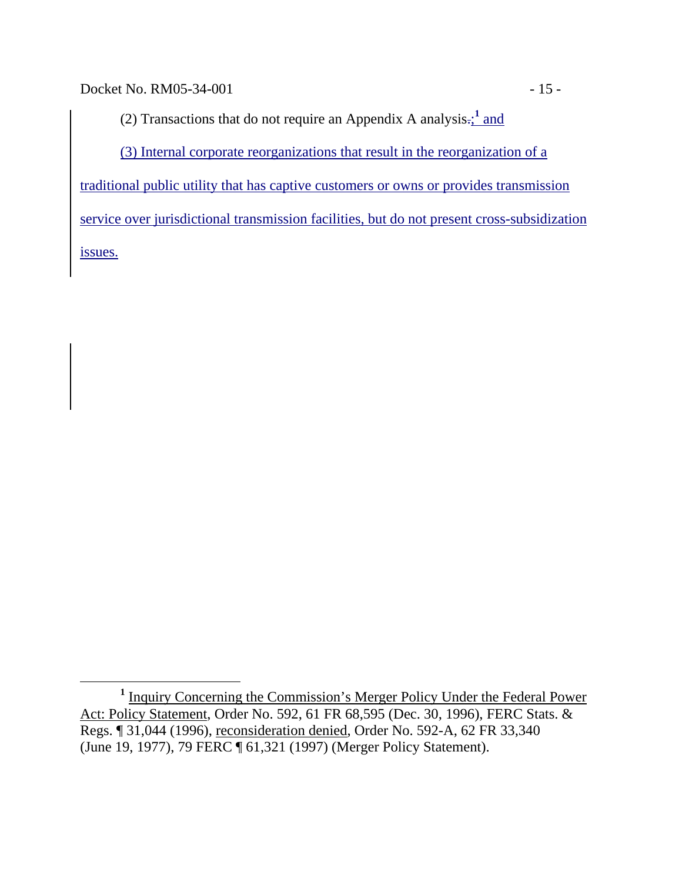(2) Transactions that do not require an Appendix A analysis.;[1] and

(3) Internal corporate reorganizations that result in the reorganization of a traditional public utility that has captive customers or owns or provides transmission service over jurisdictional transmission facilities, but do not present cross-subsidization issues.

---

[1] Inquiry Concerning the Commission's Merger Policy Under the Federal Power Act: Policy Statement, Order No. 592, 61 FR 68,595 (Dec. 30, 1996), FERC Stats. & Regs. ¶ 31,044 (1996), reconsideration denied, Order No. 592-A, 62 FR 33,340 (June 19, 1977), 79 FERC ¶ 61,321 (1997) (Merger Policy Statement).